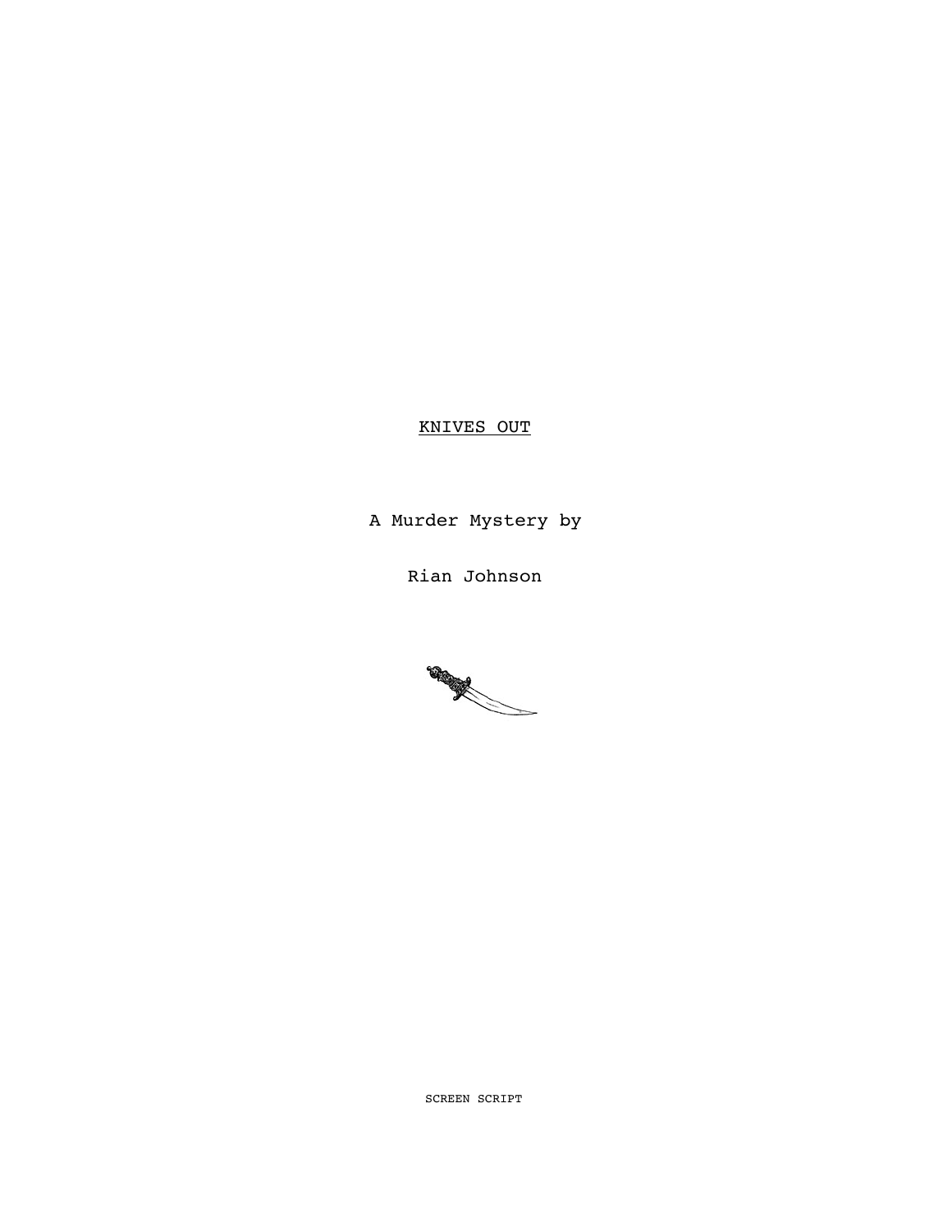# KNIVES OUT

A Murder Mystery by

Rian Johnson

SCREEN SCRIPT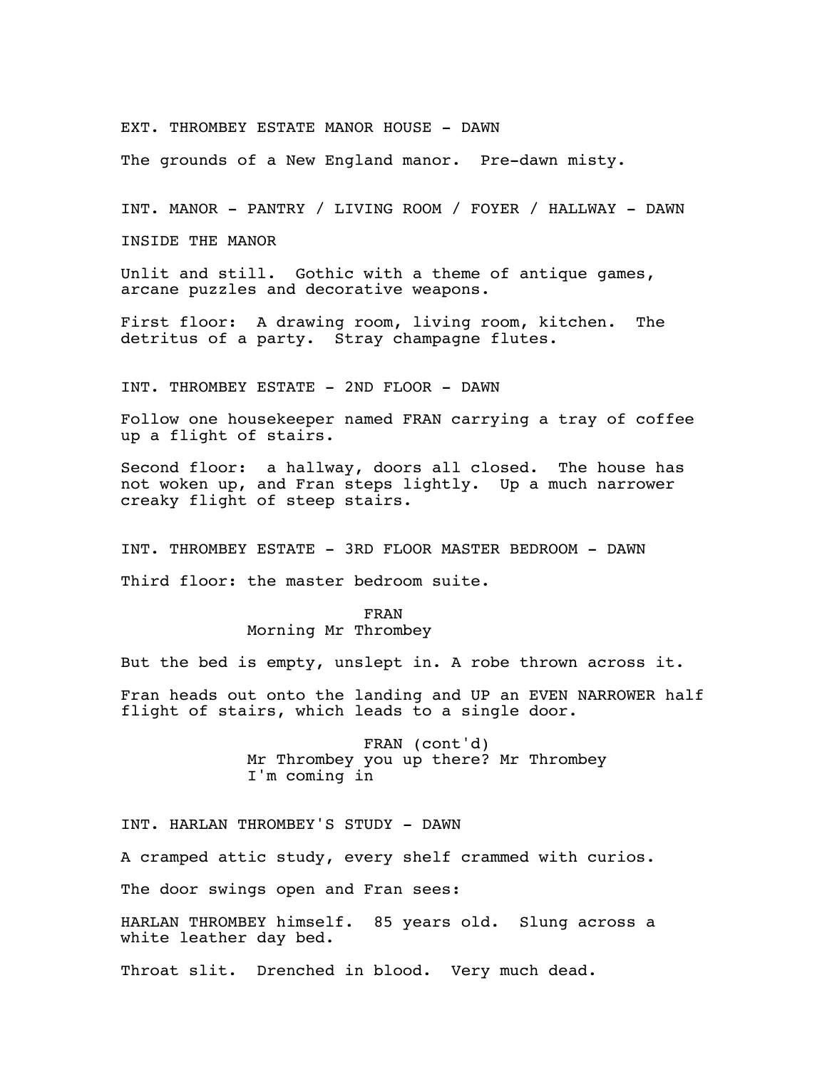EXT. THROMBEY ESTATE MANOR HOUSE - DAWN

The grounds of a New England manor. Pre-dawn misty.

INT. MANOR - PANTRY / LIVING ROOM / FOYER / HALLWAY - DAWN

INSIDE THE MANOR

Unlit and still. Gothic with a theme of antique games, arcane puzzles and decorative weapons.

First floor: A drawing room, living room, kitchen. The detritus of a party. Stray champagne flutes.

INT. THROMBEY ESTATE - 2ND FLOOR - DAWN

Follow one housekeeper named FRAN carrying a tray of coffee up a flight of stairs.

Second floor: a hallway, doors all closed. The house has not woken up, and Fran steps lightly. Up a much narrower creaky flight of steep stairs.

INT. THROMBEY ESTATE - 3RD FLOOR MASTER BEDROOM - DAWN

Third floor: the master bedroom suite.

FRAN
Morning Mr Thrombey

But the bed is empty, unslept in. A robe thrown across it.

Fran heads out onto the landing and UP an EVEN NARROWER half flight of stairs, which leads to a single door.

FRAN (cont'd)
Mr Thrombey you up there? Mr Thrombey I'm coming in

INT. HARLAN THROMBEY'S STUDY - DAWN

A cramped attic study, every shelf crammed with curios.

The door swings open and Fran sees:

HARLAN THROMBEY himself. 85 years old. Slung across a white leather day bed.

Throat slit. Drenched in blood. Very much dead.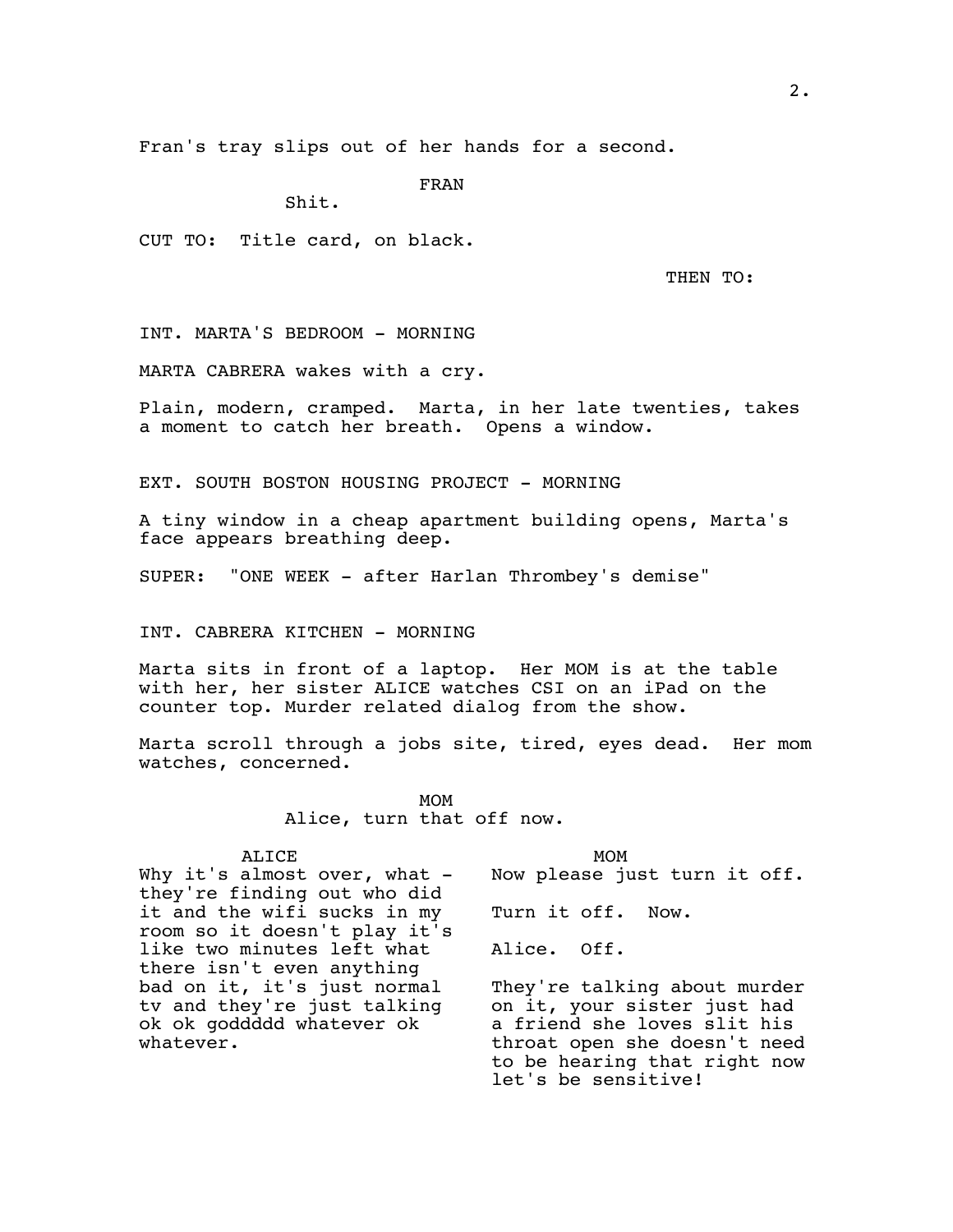Fran's tray slips out of her hands for a second.

FRAN
Shit.

CUT TO: Title card, on black.

THEN TO:

INT. MARTA'S BEDROOM - MORNING

MARTA CABRERA wakes with a cry.

Plain, modern, cramped. Marta, in her late twenties, takes a moment to catch her breath. Opens a window.

EXT. SOUTH BOSTON HOUSING PROJECT - MORNING

A tiny window in a cheap apartment building opens, Marta's face appears breathing deep.

SUPER: "ONE WEEK - after Harlan Thrombey's demise"

INT. CABRERA KITCHEN - MORNING

Marta sits in front of a laptop. Her MOM is at the table with her, her sister ALICE watches CSI on an iPad on the counter top. Murder related dialog from the show.

Marta scroll through a jobs site, tired, eyes dead. Her mom watches, concerned.

MOM
Alice, turn that off now.

| ALICE | MOM |
|---|---|
| Why it's almost over, what - they're finding out who did it and the wifi sucks in my room so it doesn't play it's like two minutes left what there isn't even anything bad on it, it's just normal tv and they're just talking ok ok goddddd whatever ok whatever. | Now please just turn it off. Turn it off. Now. Alice. Off. They're talking about murder on it, your sister just had a friend she loves slit his throat open she doesn't need to be hearing that right now let's be sensitive! |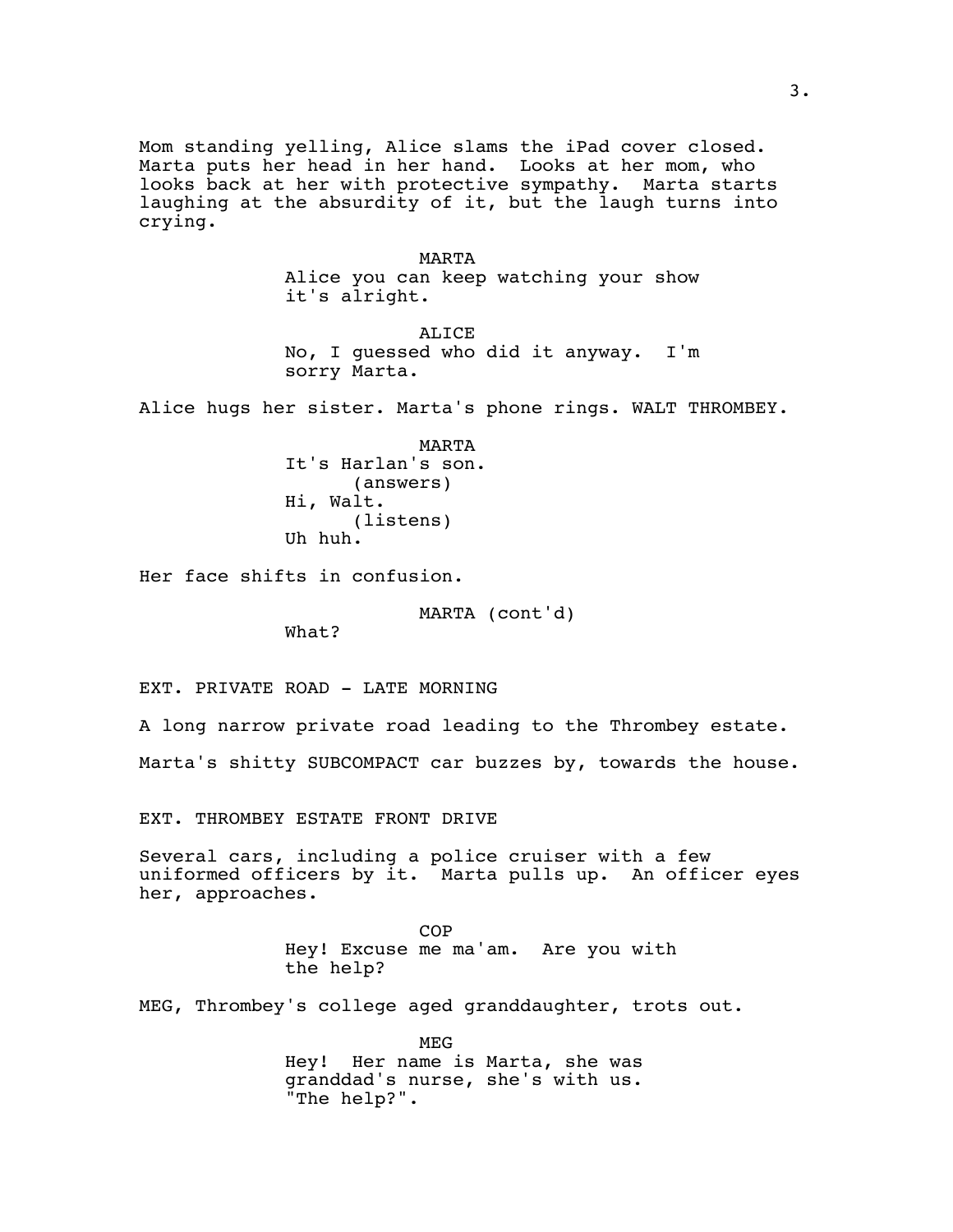Mom standing yelling, Alice slams the iPad cover closed. Marta puts her head in her hand. Looks at her mom, who looks back at her with protective sympathy. Marta starts laughing at the absurdity of it, but the laugh turns into crying.

MARTA
Alice you can keep watching your show it's alright.

ALICE
No, I guessed who did it anyway. I'm sorry Marta.

Alice hugs her sister. Marta's phone rings. WALT THROMBEY.

MARTA
It's Harlan's son.
(answers)
Hi, Walt.
(listens)
Uh huh.

Her face shifts in confusion.

MARTA (cont'd)
What?

EXT. PRIVATE ROAD - LATE MORNING

A long narrow private road leading to the Thrombey estate.

Marta's shitty SUBCOMPACT car buzzes by, towards the house.

EXT. THROMBEY ESTATE FRONT DRIVE

Several cars, including a police cruiser with a few uniformed officers by it. Marta pulls up. An officer eyes her, approaches.

COP
Hey! Excuse me ma'am. Are you with the help?

MEG, Thrombey's college aged granddaughter, trots out.

MEG
Hey! Her name is Marta, she was granddad's nurse, she's with us. "The help?".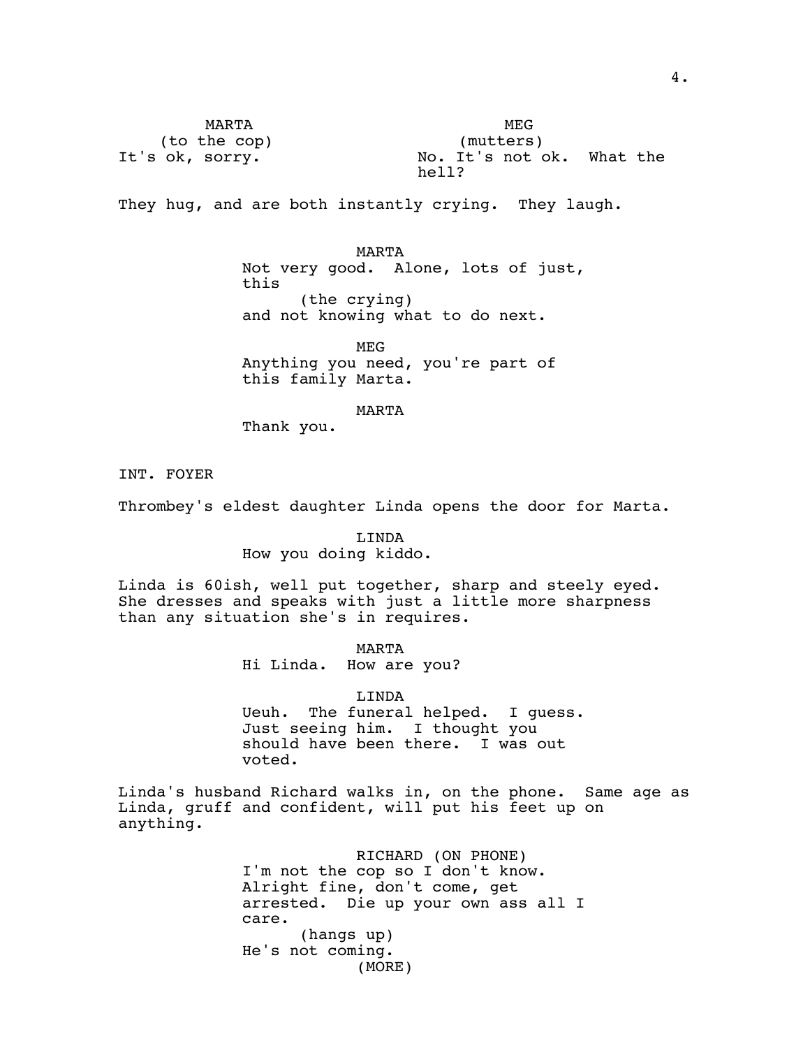MARTA
(to the cop)
It's ok, sorry.

MEG
(mutters)
No. It's not ok. What the hell?

They hug, and are both instantly crying. They laugh.

MARTA
Not very good. Alone, lots of just, this
(the crying)
and not knowing what to do next.

MEG
Anything you need, you're part of this family Marta.

MARTA
Thank you.

INT. FOYER

Thrombey's eldest daughter Linda opens the door for Marta.

LINDA
How you doing kiddo.

Linda is 60ish, well put together, sharp and steely eyed. She dresses and speaks with just a little more sharpness than any situation she's in requires.

MARTA
Hi Linda. How are you?

LINDA
Ueuh. The funeral helped. I guess. Just seeing him. I thought you should have been there. I was out voted.

Linda's husband Richard walks in, on the phone. Same age as Linda, gruff and confident, will put his feet up on anything.

RICHARD (ON PHONE)
I'm not the cop so I don't know. Alright fine, don't come, get arrested. Die up your own ass all I care.
(hangs up)
He's not coming.
(MORE)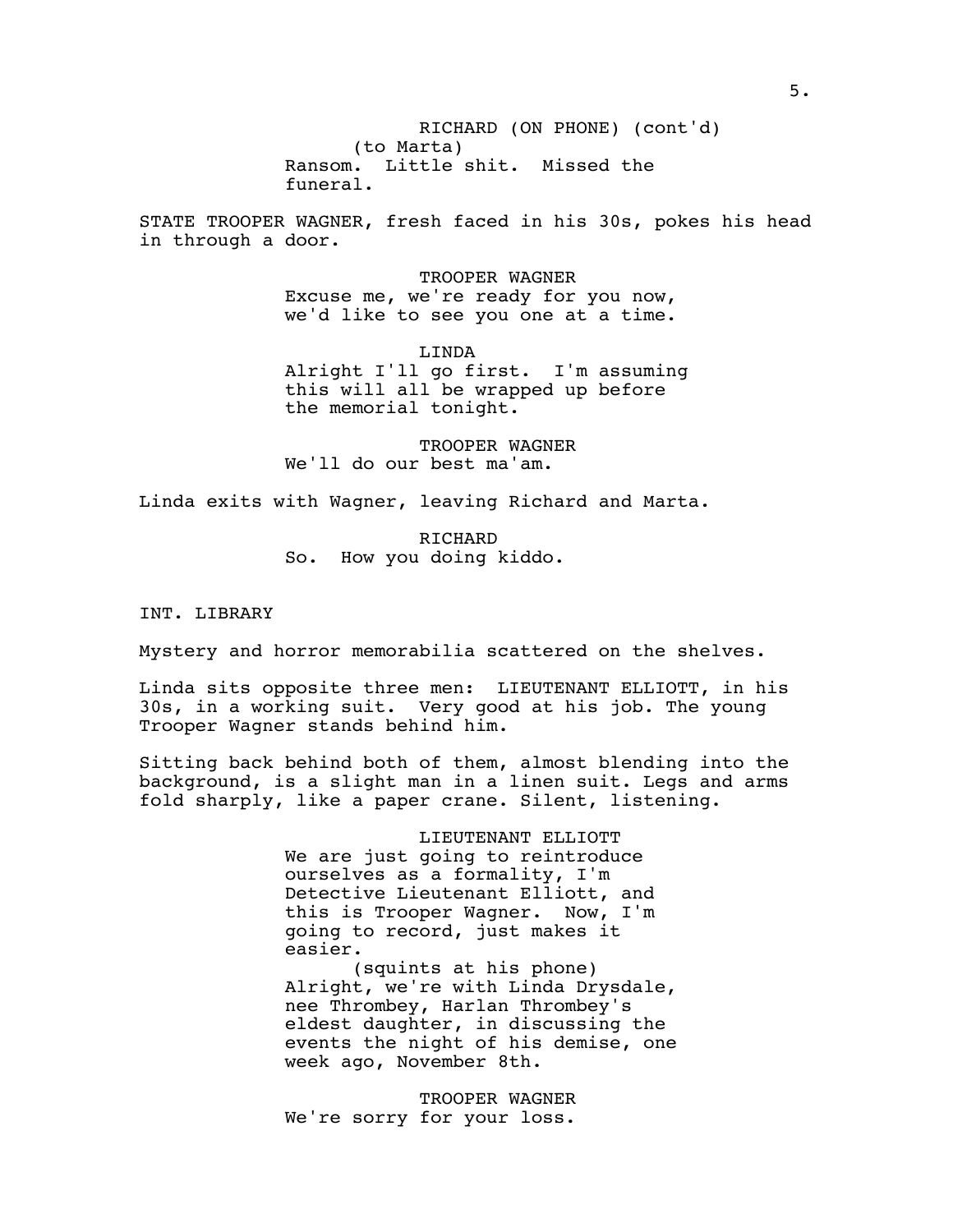RICHARD (ON PHONE) (cont'd)
(to Marta)
Ransom. Little shit. Missed the funeral.

STATE TROOPER WAGNER, fresh faced in his 30s, pokes his head in through a door.

TROOPER WAGNER
Excuse me, we're ready for you now, we'd like to see you one at a time.

LINDA
Alright I'll go first. I'm assuming this will all be wrapped up before the memorial tonight.

TROOPER WAGNER
We'll do our best ma'am.

Linda exits with Wagner, leaving Richard and Marta.

RICHARD
So. How you doing kiddo.

INT. LIBRARY

Mystery and horror memorabilia scattered on the shelves.

Linda sits opposite three men: LIEUTENANT ELLIOTT, in his 30s, in a working suit. Very good at his job. The young Trooper Wagner stands behind him.

Sitting back behind both of them, almost blending into the background, is a slight man in a linen suit. Legs and arms fold sharply, like a paper crane. Silent, listening.

LIEUTENANT ELLIOTT
We are just going to reintroduce ourselves as a formality, I'm Detective Lieutenant Elliott, and this is Trooper Wagner. Now, I'm going to record, just makes it easier.
(squints at his phone)
Alright, we're with Linda Drysdale, nee Thrombey, Harlan Thrombey's eldest daughter, in discussing the events the night of his demise, one week ago, November 8th.

TROOPER WAGNER
We're sorry for your loss.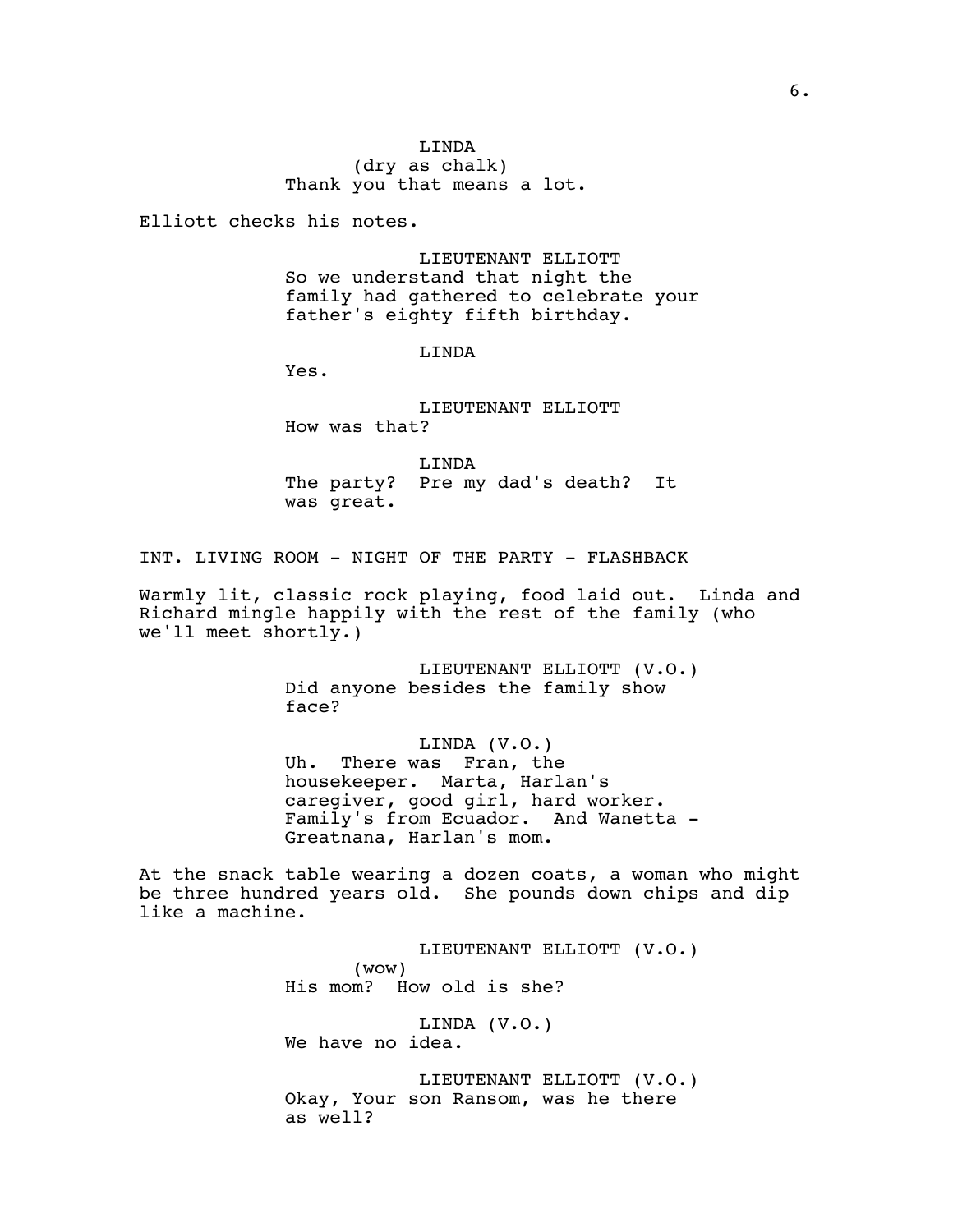LINDA
(dry as chalk)
Thank you that means a lot.

Elliott checks his notes.

LIEUTENANT ELLIOTT
So we understand that night the family had gathered to celebrate your father's eighty fifth birthday.

LINDA
Yes.

LIEUTENANT ELLIOTT
How was that?

LINDA
The party? Pre my dad's death? It was great.

INT. LIVING ROOM - NIGHT OF THE PARTY - FLASHBACK

Warmly lit, classic rock playing, food laid out. Linda and Richard mingle happily with the rest of the family (who we'll meet shortly.)

LIEUTENANT ELLIOTT (V.O.)
Did anyone besides the family show face?

LINDA (V.O.)
Uh. There was Fran, the housekeeper. Marta, Harlan's caregiver, good girl, hard worker. Family's from Ecuador. And Wanetta - Greatnana, Harlan's mom.

At the snack table wearing a dozen coats, a woman who might be three hundred years old. She pounds down chips and dip like a machine.

LIEUTENANT ELLIOTT (V.O.)
(wow)
His mom? How old is she?

LINDA (V.O.)
We have no idea.

LIEUTENANT ELLIOTT (V.O.)
Okay, Your son Ransom, was he there as well?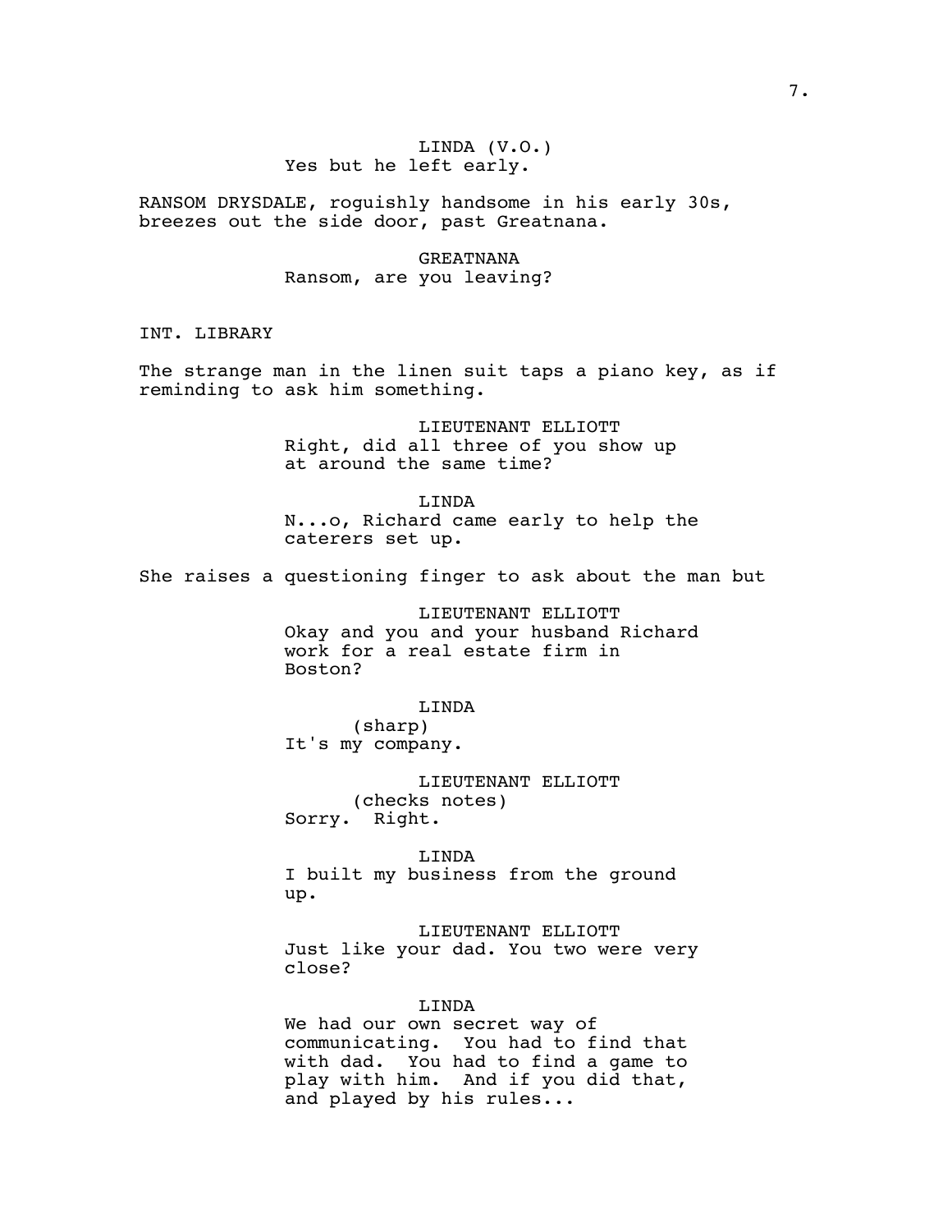LINDA (V.O.)
Yes but he left early.

RANSOM DRYSDALE, roguishly handsome in his early 30s, breezes out the side door, past Greatnana.

GREATNANA
Ransom, are you leaving?

INT. LIBRARY

The strange man in the linen suit taps a piano key, as if reminding to ask him something.

LIEUTENANT ELLIOTT
Right, did all three of you show up at around the same time?

LINDA
N...o, Richard came early to help the caterers set up.

She raises a questioning finger to ask about the man but

LIEUTENANT ELLIOTT
Okay and you and your husband Richard work for a real estate firm in Boston?

LINDA
(sharp)
It's my company.

LIEUTENANT ELLIOTT
(checks notes)
Sorry. Right.

LINDA
I built my business from the ground up.

LIEUTENANT ELLIOTT
Just like your dad. You two were very close?

LINDA
We had our own secret way of communicating. You had to find that with dad. You had to find a game to play with him. And if you did that, and played by his rules...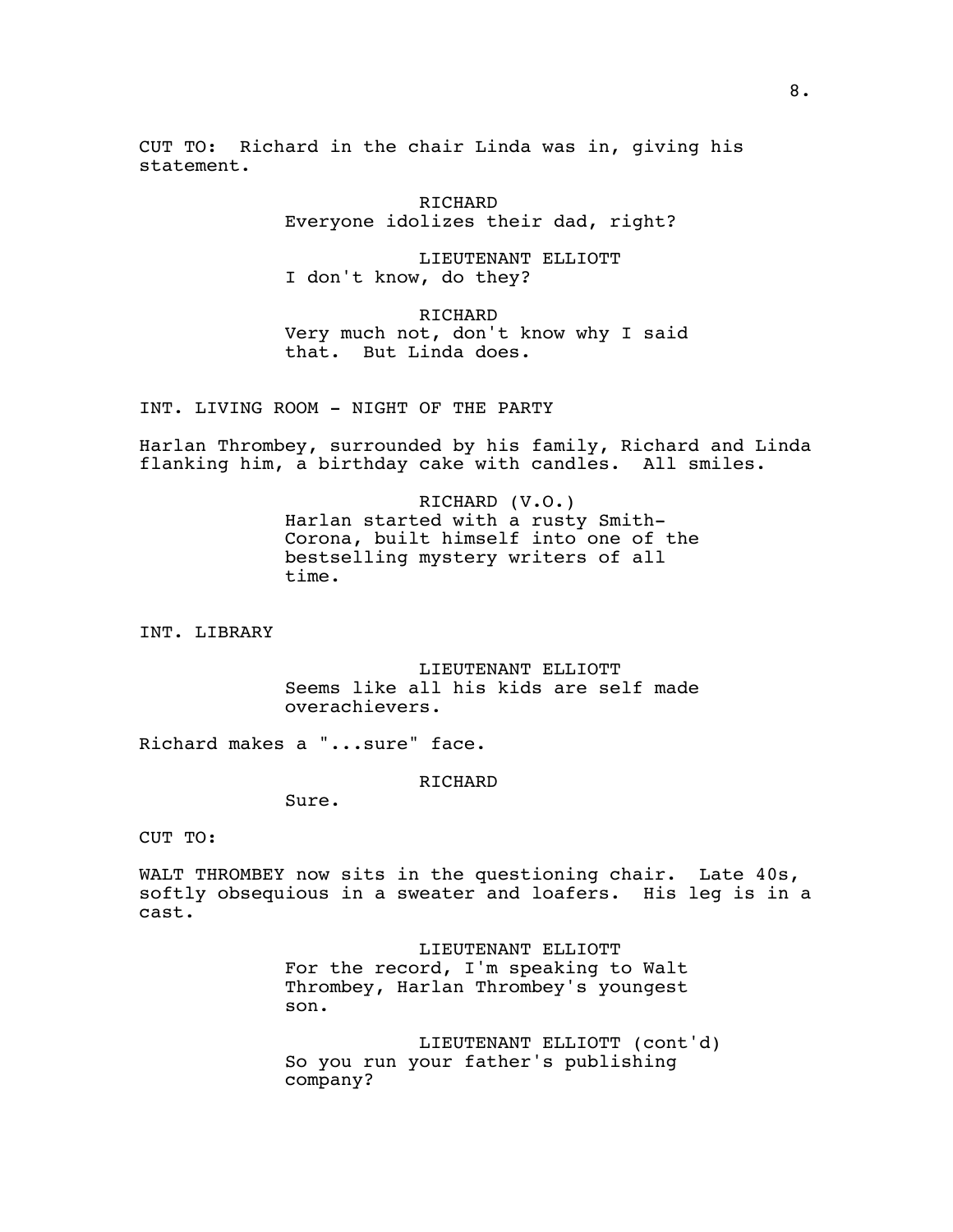CUT TO: Richard in the chair Linda was in, giving his statement.

RICHARD
Everyone idolizes their dad, right?

LIEUTENANT ELLIOTT
I don't know, do they?

RICHARD
Very much not, don't know why I said that. But Linda does.

INT. LIVING ROOM - NIGHT OF THE PARTY

Harlan Thrombey, surrounded by his family, Richard and Linda flanking him, a birthday cake with candles. All smiles.

RICHARD (V.O.)
Harlan started with a rusty Smith-Corona, built himself into one of the bestselling mystery writers of all time.

INT. LIBRARY

LIEUTENANT ELLIOTT
Seems like all his kids are self made overachievers.

Richard makes a "...sure" face.

RICHARD
Sure.

CUT TO:

WALT THROMBEY now sits in the questioning chair. Late 40s, softly obsequious in a sweater and loafers. His leg is in a cast.

LIEUTENANT ELLIOTT
For the record, I'm speaking to Walt Thrombey, Harlan Thrombey's youngest son.

LIEUTENANT ELLIOTT (cont'd)
So you run your father's publishing company?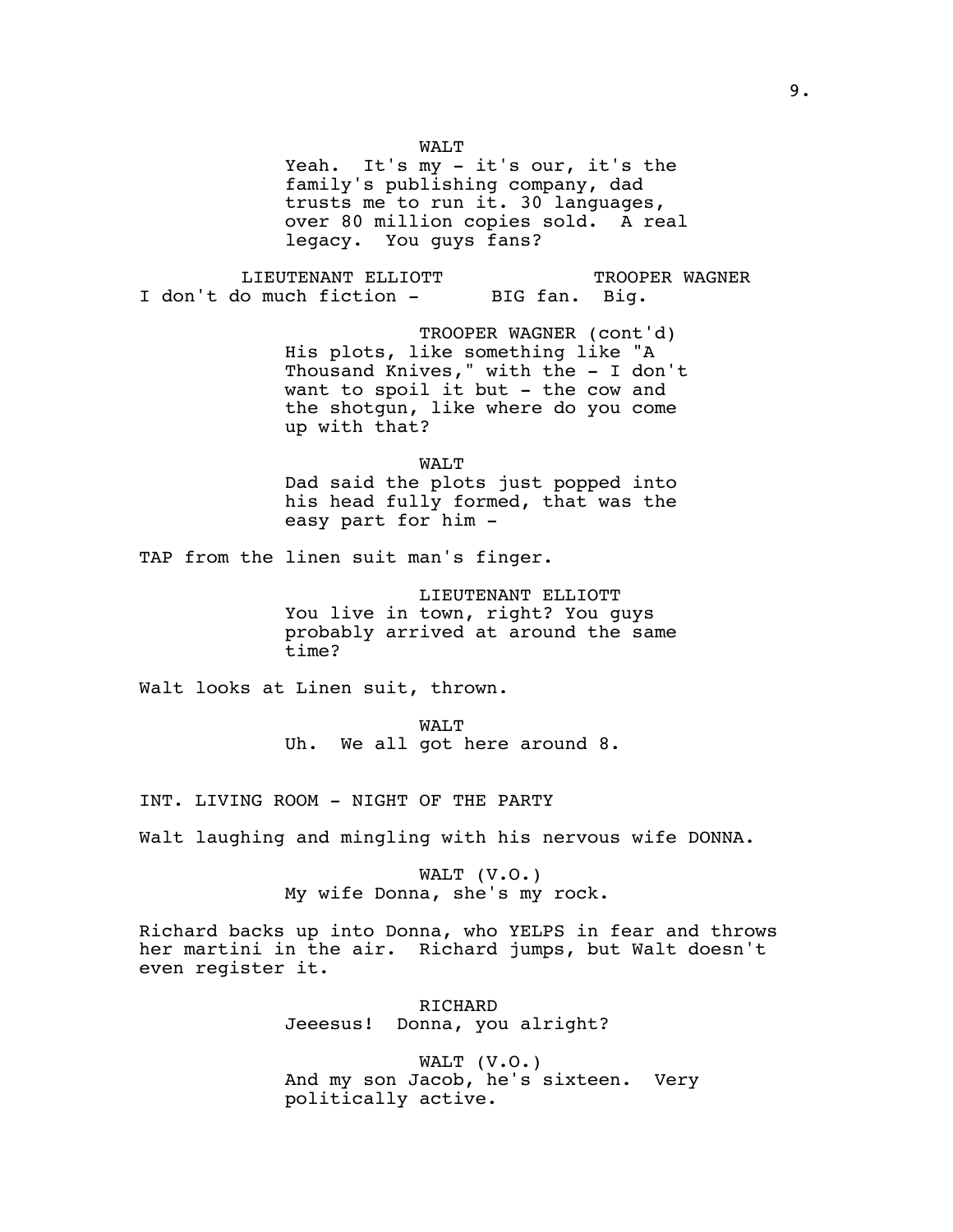WALT

Yeah. It's my - it's our, it's the family's publishing company, dad trusts me to run it. 30 languages, over 80 million copies sold. A real legacy. You guys fans?

LIEUTENANT ELLIOTT

I don't do much fiction -

TROOPER WAGNER

BIG fan. Big.

TROOPER WAGNER (cont'd)

His plots, like something like "A Thousand Knives," with the - I don't want to spoil it but - the cow and the shotgun, like where do you come up with that?

WALT

Dad said the plots just popped into his head fully formed, that was the easy part for him -

TAP from the linen suit man's finger.

LIEUTENANT ELLIOTT

You live in town, right? You guys probably arrived at around the same time?

Walt looks at Linen suit, thrown.

WALT

Uh. We all got here around 8.

INT. LIVING ROOM - NIGHT OF THE PARTY

Walt laughing and mingling with his nervous wife DONNA.

WALT (V.O.)

My wife Donna, she's my rock.

Richard backs up into Donna, who YELPS in fear and throws her martini in the air. Richard jumps, but Walt doesn't even register it.

RICHARD

Jeeesus! Donna, you alright?

WALT (V.O.)

And my son Jacob, he's sixteen. Very politically active.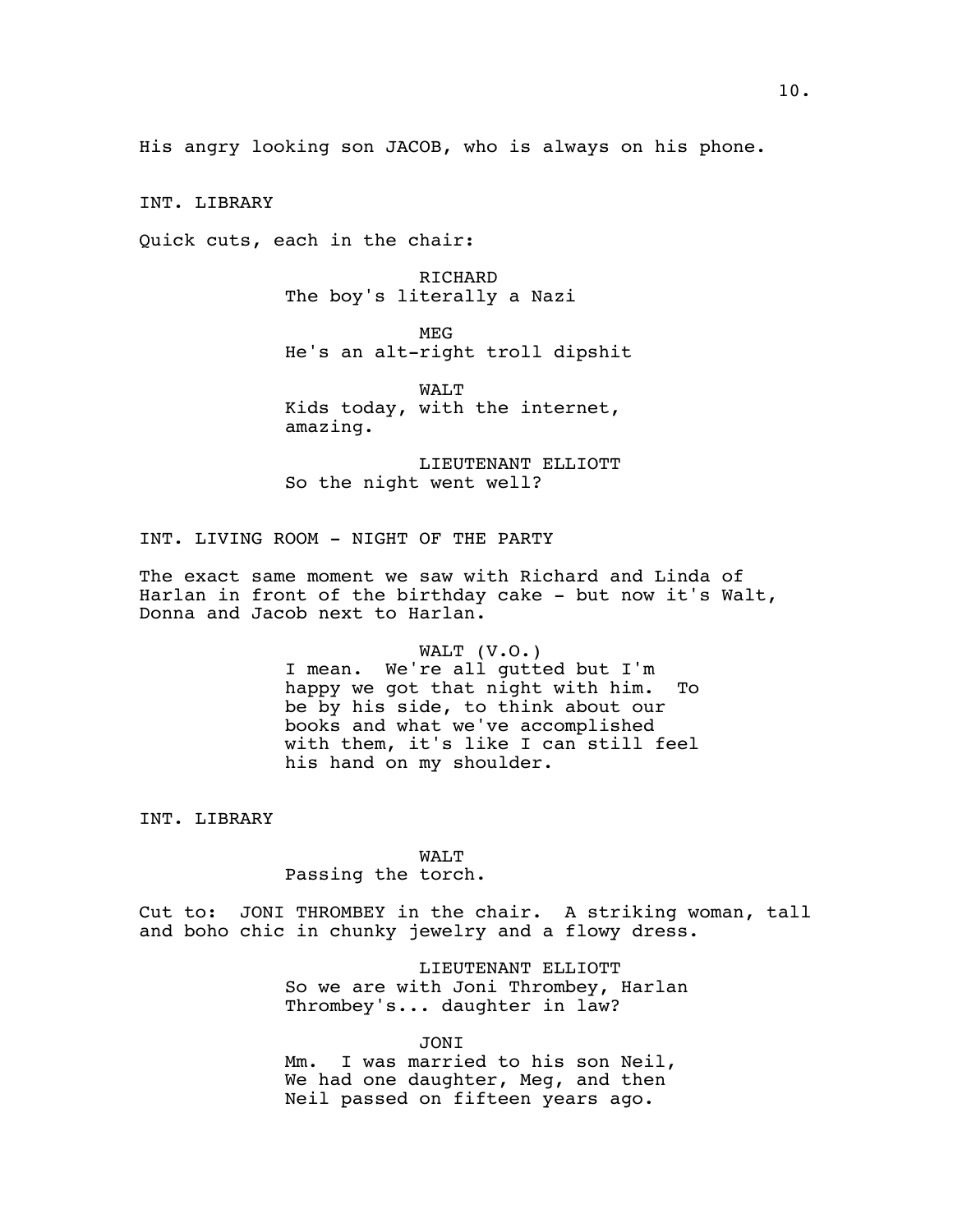His angry looking son JACOB, who is always on his phone.

INT. LIBRARY

Quick cuts, each in the chair:

RICHARD
The boy's literally a Nazi

MEG
He's an alt-right troll dipshit

WALT
Kids today, with the internet, amazing.

LIEUTENANT ELLIOTT
So the night went well?

INT. LIVING ROOM - NIGHT OF THE PARTY

The exact same moment we saw with Richard and Linda of Harlan in front of the birthday cake - but now it's Walt, Donna and Jacob next to Harlan.

WALT (V.O.)
I mean. We're all gutted but I'm happy we got that night with him. To be by his side, to think about our books and what we've accomplished with them, it's like I can still feel his hand on my shoulder.

INT. LIBRARY

WALT
Passing the torch.

Cut to: JONI THROMBEY in the chair. A striking woman, tall and boho chic in chunky jewelry and a flowy dress.

LIEUTENANT ELLIOTT
So we are with Joni Thrombey, Harlan Thrombey's... daughter in law?

JONI
Mm. I was married to his son Neil, We had one daughter, Meg, and then Neil passed on fifteen years ago.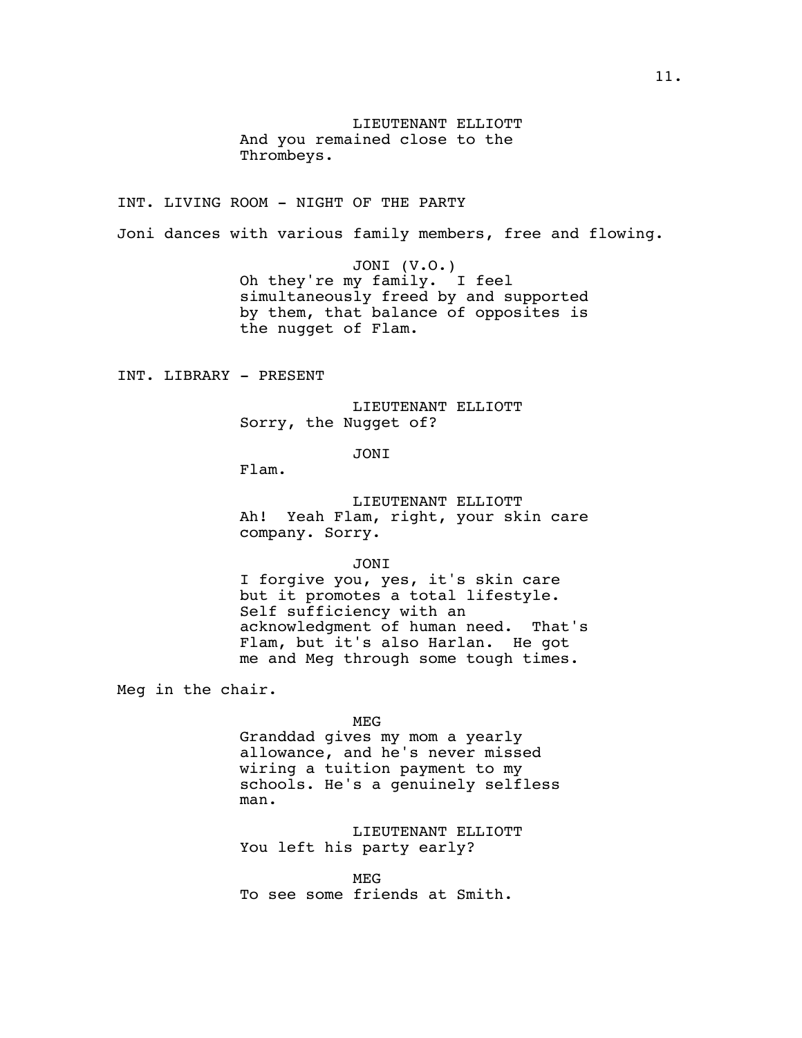LIEUTENANT ELLIOTT
And you remained close to the Thrombeys.

INT. LIVING ROOM - NIGHT OF THE PARTY

Joni dances with various family members, free and flowing.

JONI (V.O.)
Oh they're my family. I feel simultaneously freed by and supported by them, that balance of opposites is the nugget of Flam.

INT. LIBRARY - PRESENT

LIEUTENANT ELLIOTT
Sorry, the Nugget of?

JONI
Flam.

LIEUTENANT ELLIOTT
Ah! Yeah Flam, right, your skin care company. Sorry.

JONI
I forgive you, yes, it's skin care but it promotes a total lifestyle. Self sufficiency with an acknowledgment of human need. That's Flam, but it's also Harlan. He got me and Meg through some tough times.

Meg in the chair.

MEG
Granddad gives my mom a yearly allowance, and he's never missed wiring a tuition payment to my schools. He's a genuinely selfless man.

LIEUTENANT ELLIOTT
You left his party early?

MEG
To see some friends at Smith.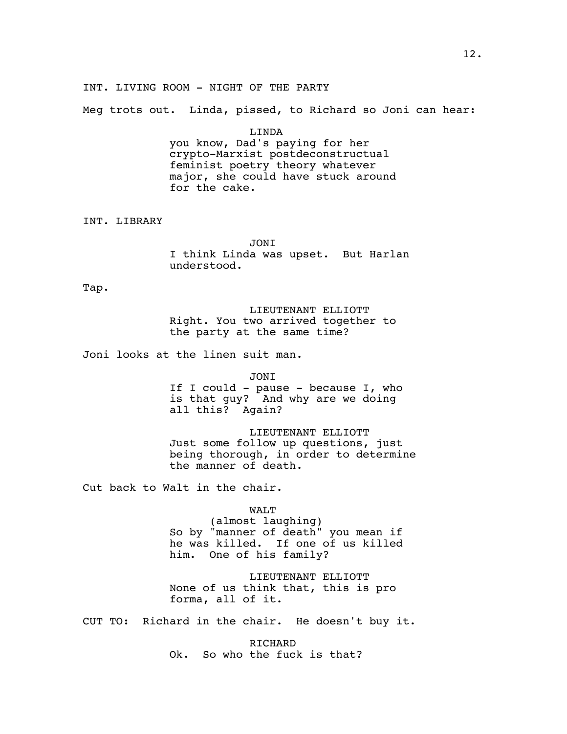INT. LIVING ROOM - NIGHT OF THE PARTY

Meg trots out. Linda, pissed, to Richard so Joni can hear:

LINDA
you know, Dad's paying for her crypto-Marxist postdeconstructual feminist poetry theory whatever major, she could have stuck around for the cake.

INT. LIBRARY

JONI
I think Linda was upset. But Harlan understood.

Tap.

LIEUTENANT ELLIOTT
Right. You two arrived together to the party at the same time?

Joni looks at the linen suit man.

JONI
If I could - pause - because I, who is that guy? And why are we doing all this? Again?

LIEUTENANT ELLIOTT
Just some follow up questions, just being thorough, in order to determine the manner of death.

Cut back to Walt in the chair.

WALT
(almost laughing)
So by "manner of death" you mean if he was killed. If one of us killed him. One of his family?

LIEUTENANT ELLIOTT
None of us think that, this is pro forma, all of it.

CUT TO: Richard in the chair. He doesn't buy it.

RICHARD
Ok. So who the fuck is that?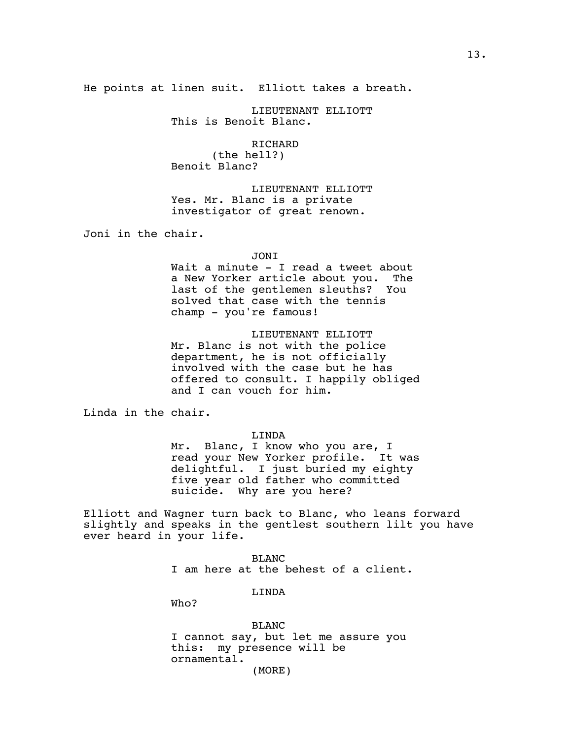He points at linen suit. Elliott takes a breath.

LIEUTENANT ELLIOTT
This is Benoit Blanc.

RICHARD
(the hell?)
Benoit Blanc?

LIEUTENANT ELLIOTT
Yes. Mr. Blanc is a private investigator of great renown.

Joni in the chair.

JONI
Wait a minute - I read a tweet about a New Yorker article about you. The last of the gentlemen sleuths? You solved that case with the tennis champ - you're famous!

LIEUTENANT ELLIOTT
Mr. Blanc is not with the police department, he is not officially involved with the case but he has offered to consult. I happily obliged and I can vouch for him.

Linda in the chair.

LINDA
Mr. Blanc, I know who you are, I read your New Yorker profile. It was delightful. I just buried my eighty five year old father who committed suicide. Why are you here?

Elliott and Wagner turn back to Blanc, who leans forward slightly and speaks in the gentlest southern lilt you have ever heard in your life.

BLANC
I am here at the behest of a client.

LINDA
Who?

BLANC
I cannot say, but let me assure you this: my presence will be ornamental.
(MORE)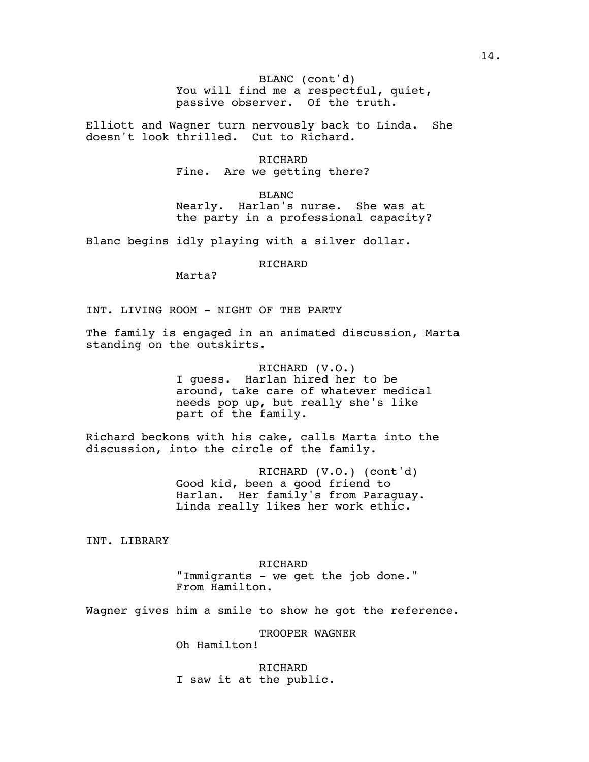BLANC (cont'd)
You will find me a respectful, quiet, passive observer. Of the truth.

Elliott and Wagner turn nervously back to Linda. She doesn't look thrilled. Cut to Richard.

RICHARD
Fine. Are we getting there?

BLANC
Nearly. Harlan's nurse. She was at the party in a professional capacity?

Blanc begins idly playing with a silver dollar.

RICHARD
Marta?

INT. LIVING ROOM - NIGHT OF THE PARTY

The family is engaged in an animated discussion, Marta standing on the outskirts.

RICHARD (V.O.)
I guess. Harlan hired her to be around, take care of whatever medical needs pop up, but really she's like part of the family.

Richard beckons with his cake, calls Marta into the discussion, into the circle of the family.

RICHARD (V.O.) (cont'd)
Good kid, been a good friend to Harlan. Her family's from Paraguay. Linda really likes her work ethic.

INT. LIBRARY

RICHARD
"Immigrants - we get the job done." From Hamilton.

Wagner gives him a smile to show he got the reference.

TROOPER WAGNER
Oh Hamilton!

RICHARD
I saw it at the public.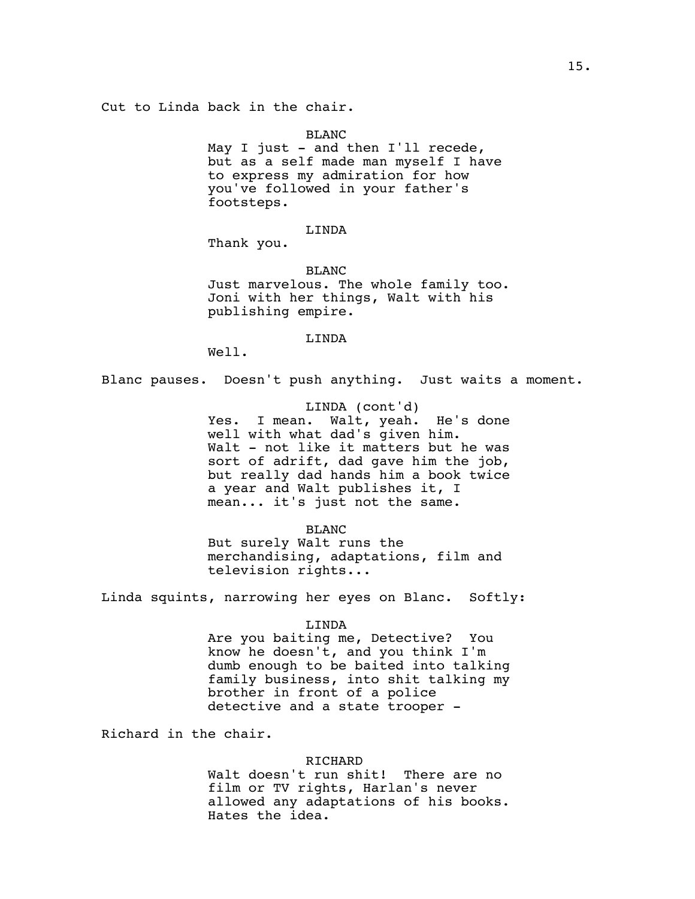Cut to Linda back in the chair.

BLANC

May I just - and then I'll recede, but as a self made man myself I have to express my admiration for how you've followed in your father's footsteps.

LINDA

Thank you.

BLANC

Just marvelous. The whole family too. Joni with her things, Walt with his publishing empire.

LINDA

Well.

Blanc pauses. Doesn't push anything. Just waits a moment.

LINDA (cont'd)

Yes. I mean. Walt, yeah. He's done well with what dad's given him. Walt - not like it matters but he was sort of adrift, dad gave him the job, but really dad hands him a book twice a year and Walt publishes it, I mean... it's just not the same.

BLANC

But surely Walt runs the merchandising, adaptations, film and television rights...

Linda squints, narrowing her eyes on Blanc. Softly:

LINDA

Are you baiting me, Detective? You know he doesn't, and you think I'm dumb enough to be baited into talking family business, into shit talking my brother in front of a police detective and a state trooper -

Richard in the chair.

RICHARD

Walt doesn't run shit! There are no film or TV rights, Harlan's never allowed any adaptations of his books. Hates the idea.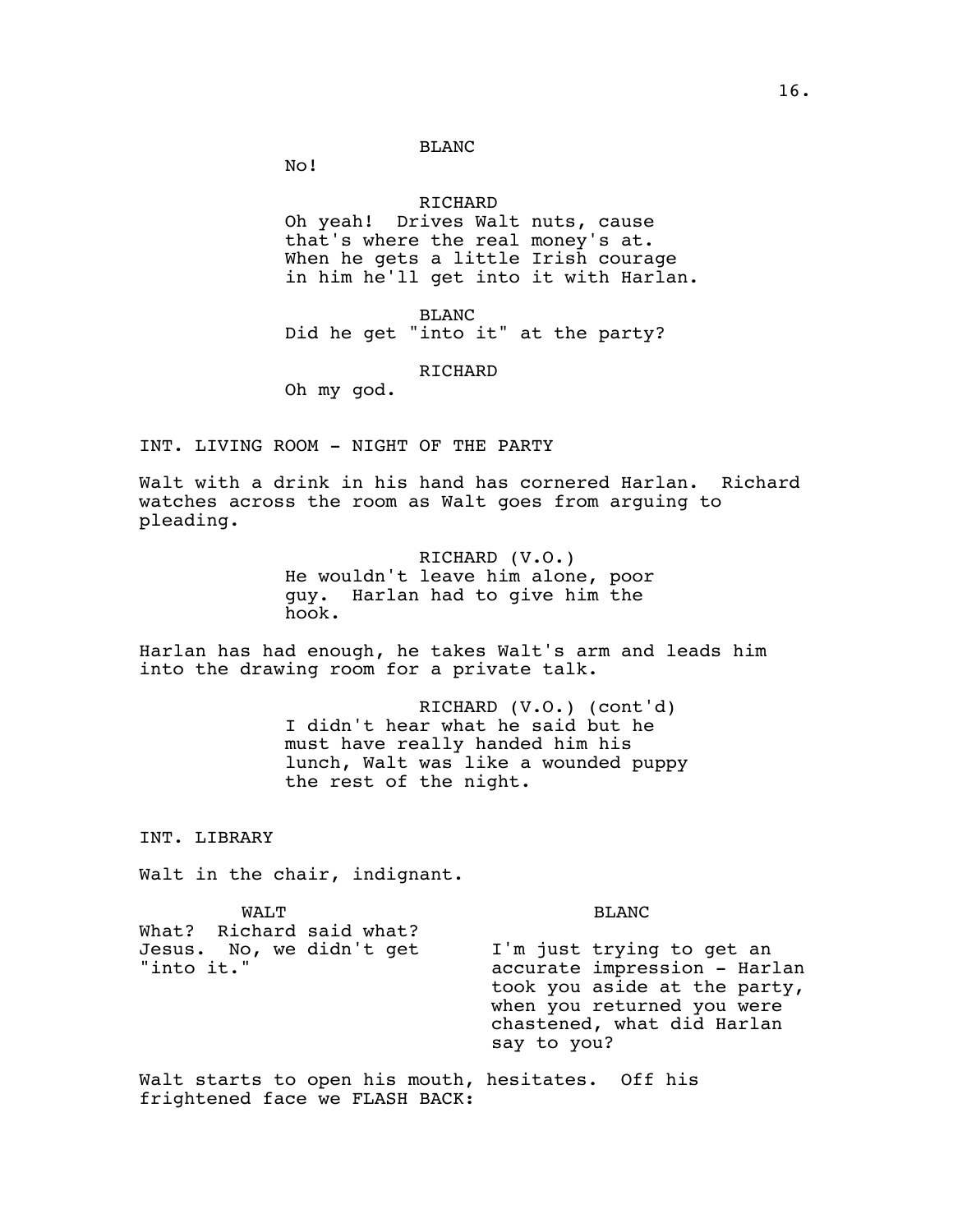BLANC

No!

RICHARD

Oh yeah! Drives Walt nuts, cause that's where the real money's at. When he gets a little Irish courage in him he'll get into it with Harlan.

BLANC

Did he get "into it" at the party?

RICHARD

Oh my god.

INT. LIVING ROOM - NIGHT OF THE PARTY

Walt with a drink in his hand has cornered Harlan. Richard watches across the room as Walt goes from arguing to pleading.

RICHARD (V.O.)

He wouldn't leave him alone, poor guy. Harlan had to give him the hook.

Harlan has had enough, he takes Walt's arm and leads him into the drawing room for a private talk.

RICHARD (V.O.) (cont'd)

I didn't hear what he said but he must have really handed him his lunch, Walt was like a wounded puppy the rest of the night.

INT. LIBRARY

Walt in the chair, indignant.

WALT

What? Richard said what? Jesus. No, we didn't get "into it."

BLANC

I'm just trying to get an accurate impression - Harlan took you aside at the party, when you returned you were chastened, what did Harlan say to you?

Walt starts to open his mouth, hesitates. Off his frightened face we FLASH BACK: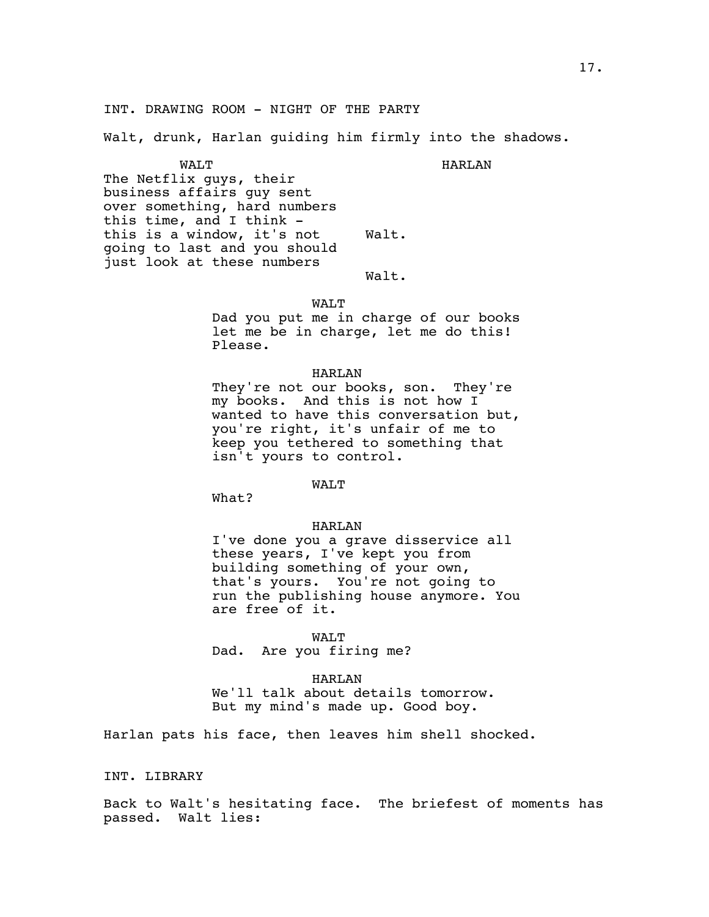INT. DRAWING ROOM - NIGHT OF THE PARTY

Walt, drunk, Harlan guiding him firmly into the shadows.

| WALT | HARLAN |
| --- | --- |
| The Netflix guys, their business affairs guy sent over something, hard numbers this time, and I think - this is a window, it's not going to last and you should just look at these numbers | Walt. |
| | Walt. |

WALT
Dad you put me in charge of our books let me be in charge, let me do this! Please.

HARLAN
They're not our books, son. They're my books. And this is not how I wanted to have this conversation but, you're right, it's unfair of me to keep you tethered to something that isn't yours to control.

WALT
What?

HARLAN
I've done you a grave disservice all these years, I've kept you from building something of your own, that's yours. You're not going to run the publishing house anymore. You are free of it.

WALT
Dad. Are you firing me?

HARLAN
We'll talk about details tomorrow. But my mind's made up. Good boy.

Harlan pats his face, then leaves him shell shocked.

INT. LIBRARY

Back to Walt's hesitating face. The briefest of moments has passed. Walt lies: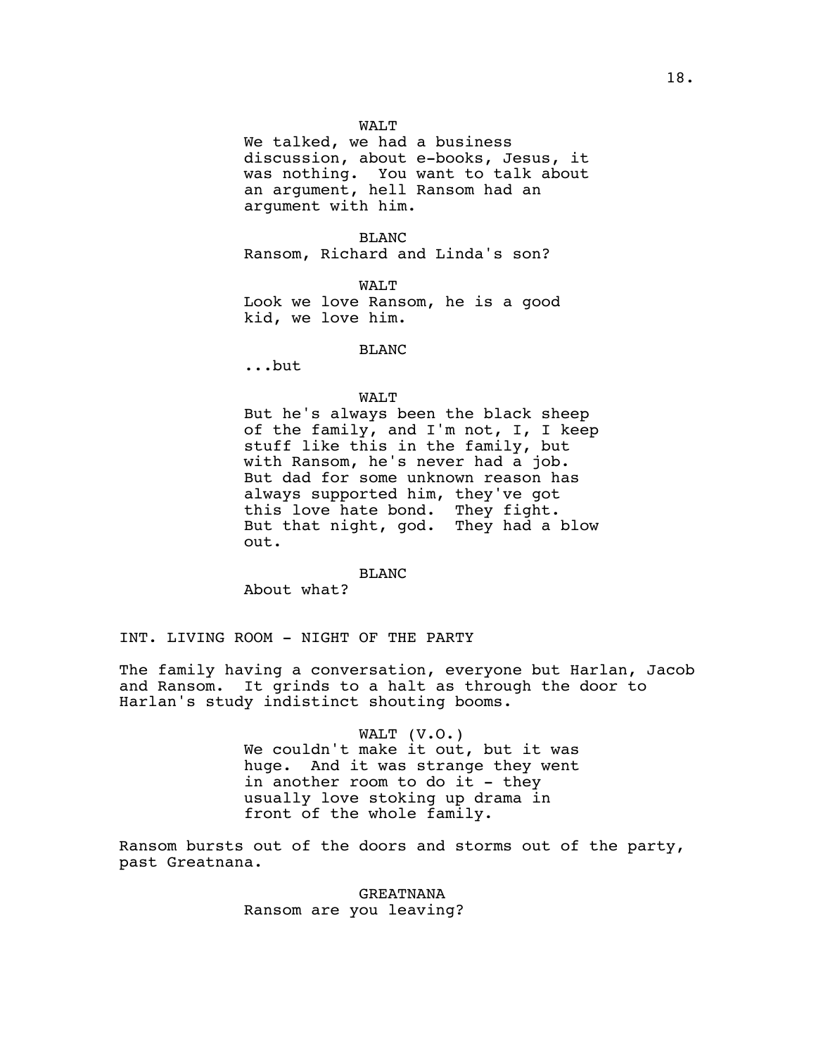WALT

We talked, we had a business discussion, about e-books, Jesus, it was nothing. You want to talk about an argument, hell Ransom had an argument with him.

BLANC

Ransom, Richard and Linda's son?

WALT

Look we love Ransom, he is a good kid, we love him.

BLANC

...but

WALT

But he's always been the black sheep of the family, and I'm not, I, I keep stuff like this in the family, but with Ransom, he's never had a job. But dad for some unknown reason has always supported him, they've got this love hate bond. They fight. But that night, god. They had a blow out.

BLANC

About what?

INT. LIVING ROOM - NIGHT OF THE PARTY

The family having a conversation, everyone but Harlan, Jacob and Ransom. It grinds to a halt as through the door to Harlan's study indistinct shouting booms.

WALT (V.O.)

We couldn't make it out, but it was huge. And it was strange they went in another room to do it - they usually love stoking up drama in front of the whole family.

Ransom bursts out of the doors and storms out of the party, past Greatnana.

GREATNANA

Ransom are you leaving?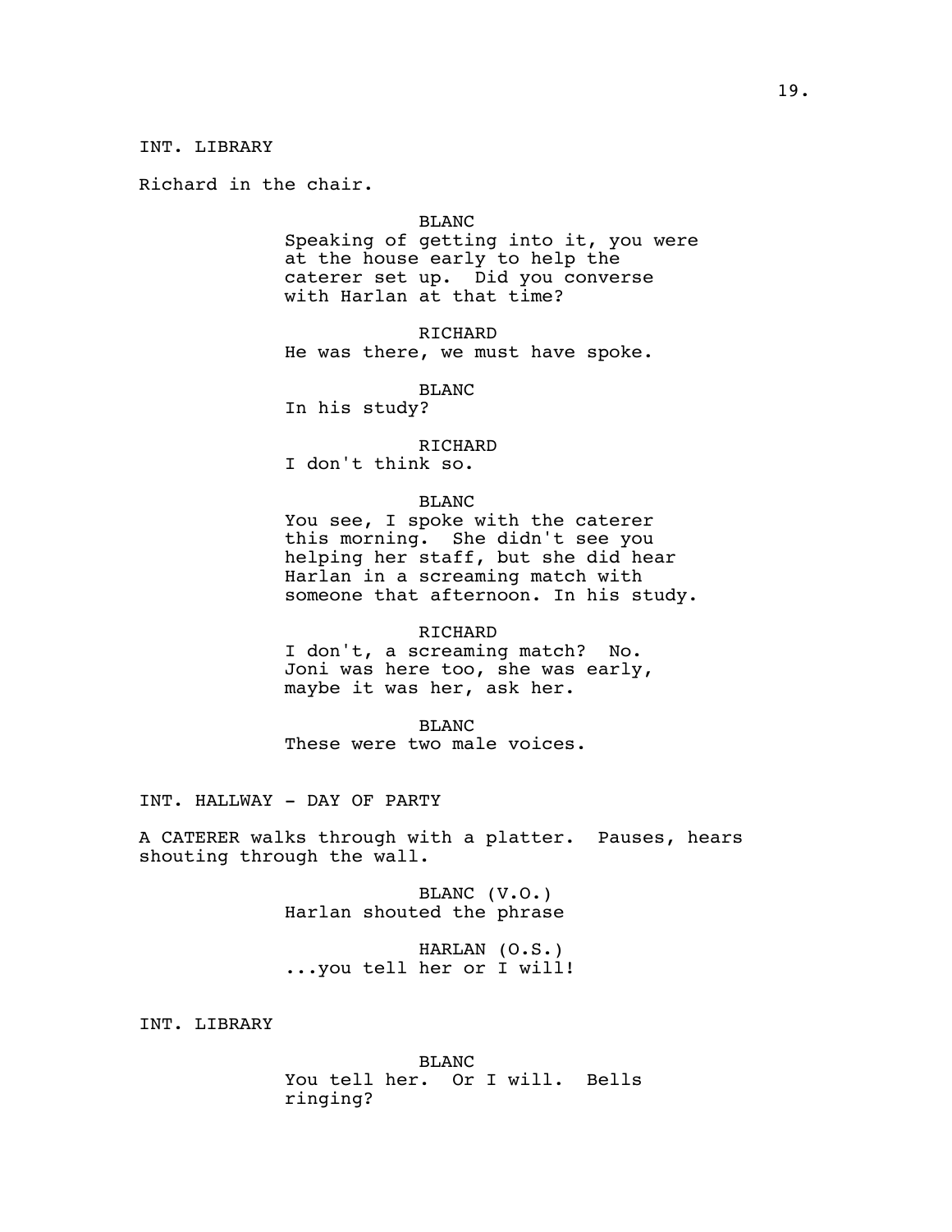INT. LIBRARY

Richard in the chair.

BLANC
Speaking of getting into it, you were at the house early to help the caterer set up. Did you converse with Harlan at that time?

RICHARD
He was there, we must have spoke.

BLANC
In his study?

RICHARD
I don't think so.

BLANC
You see, I spoke with the caterer this morning. She didn't see you helping her staff, but she did hear Harlan in a screaming match with someone that afternoon. In his study.

RICHARD
I don't, a screaming match? No. Joni was here too, she was early, maybe it was her, ask her.

BLANC
These were two male voices.

INT. HALLWAY - DAY OF PARTY

A CATERER walks through with a platter. Pauses, hears shouting through the wall.

BLANC (V.O.)
Harlan shouted the phrase

HARLAN (O.S.)
...you tell her or I will!

INT. LIBRARY

BLANC
You tell her. Or I will. Bells ringing?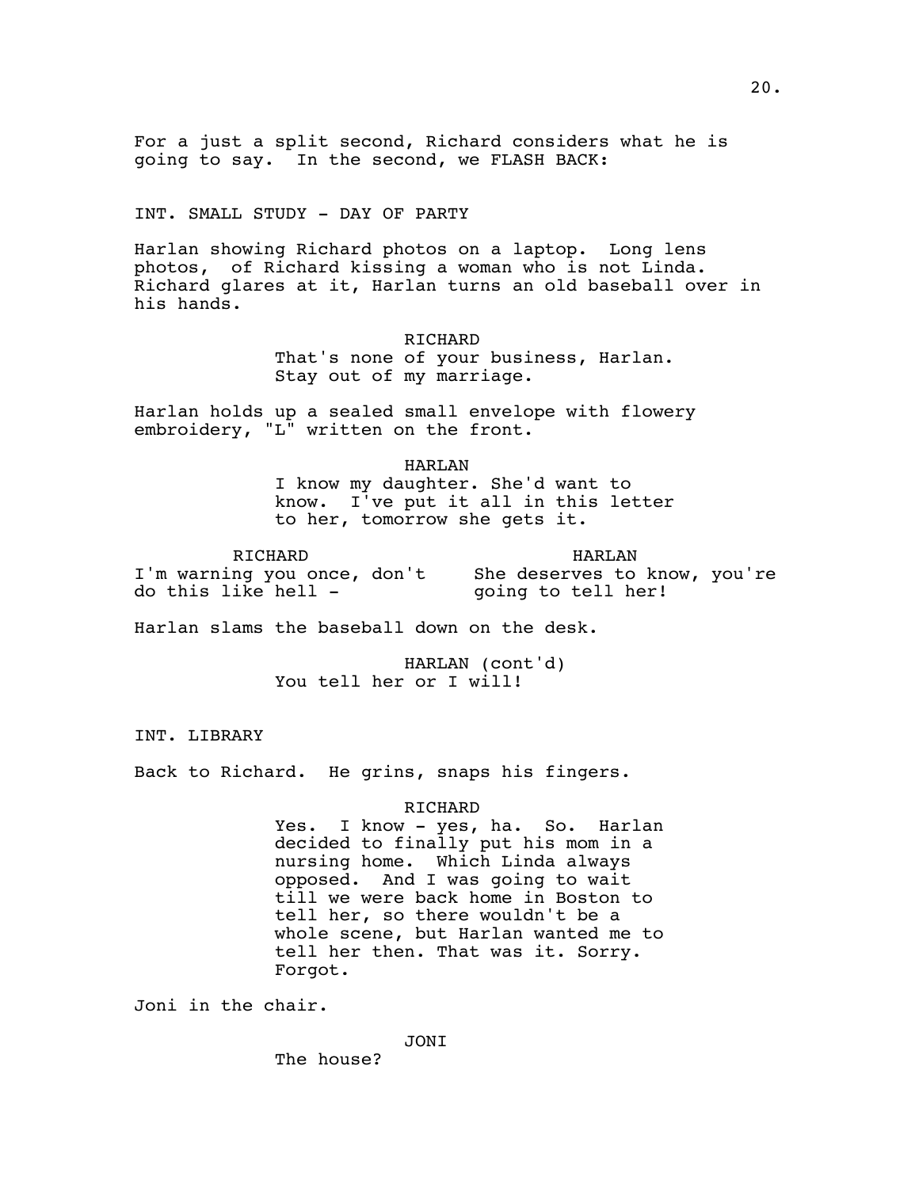For a just a split second, Richard considers what he is going to say. In the second, we FLASH BACK:

INT. SMALL STUDY - DAY OF PARTY

Harlan showing Richard photos on a laptop. Long lens photos, of Richard kissing a woman who is not Linda. Richard glares at it, Harlan turns an old baseball over in his hands.

RICHARD
That's none of your business, Harlan. Stay out of my marriage.

Harlan holds up a sealed small envelope with flowery embroidery, "L" written on the front.

HARLAN
I know my daughter. She'd want to know. I've put it all in this letter to her, tomorrow she gets it.

RICHARD
I'm warning you once, don't do this like hell -

HARLAN
She deserves to know, you're going to tell her!

Harlan slams the baseball down on the desk.

HARLAN (cont'd)
You tell her or I will!

INT. LIBRARY

Back to Richard. He grins, snaps his fingers.

RICHARD
Yes. I know - yes, ha. So. Harlan decided to finally put his mom in a nursing home. Which Linda always opposed. And I was going to wait till we were back home in Boston to tell her, so there wouldn't be a whole scene, but Harlan wanted me to tell her then. That was it. Sorry. Forgot.

Joni in the chair.

JONI
The house?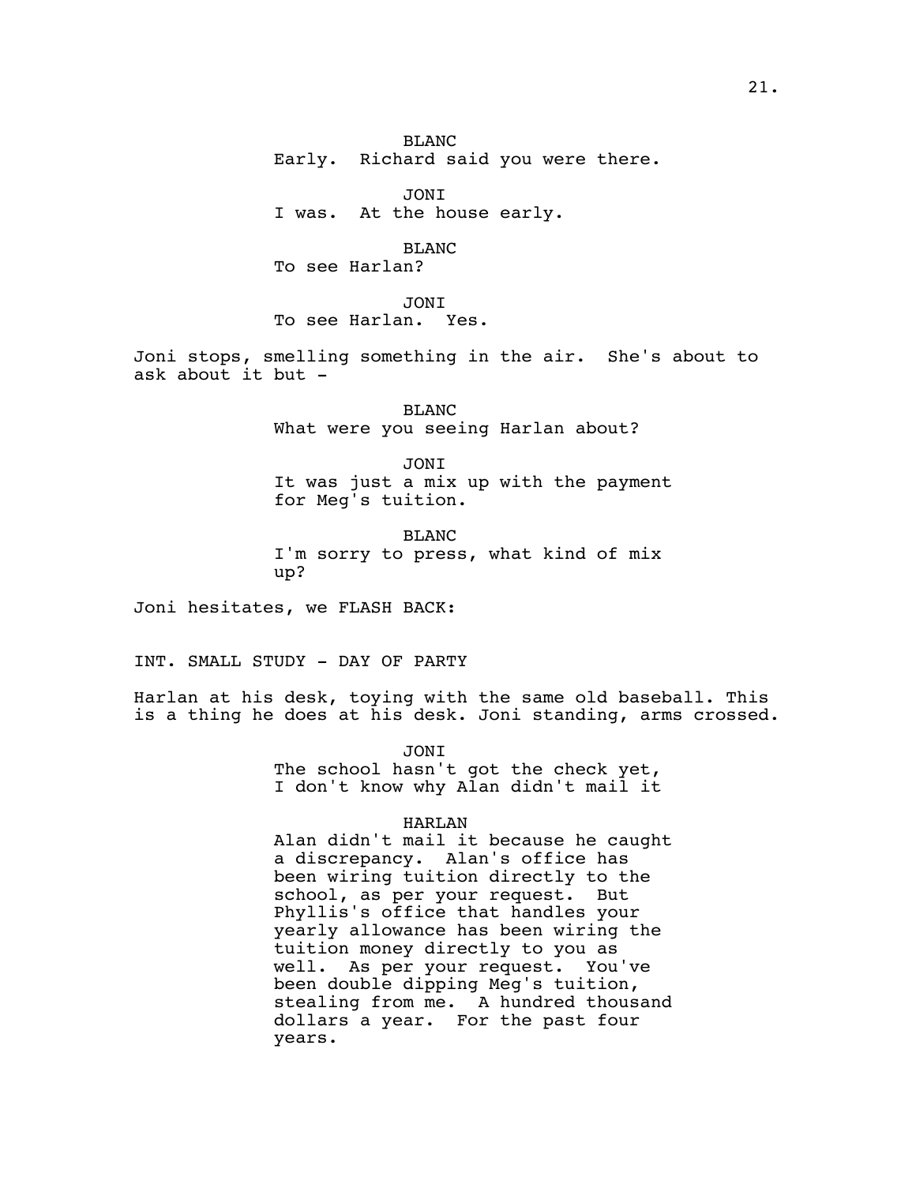BLANC
Early. Richard said you were there.

JONI
I was. At the house early.

BLANC
To see Harlan?

JONI
To see Harlan. Yes.

Joni stops, smelling something in the air. She's about to ask about it but -

BLANC
What were you seeing Harlan about?

JONI
It was just a mix up with the payment for Meg's tuition.

BLANC
I'm sorry to press, what kind of mix up?

Joni hesitates, we FLASH BACK:

INT. SMALL STUDY - DAY OF PARTY

Harlan at his desk, toying with the same old baseball. This is a thing he does at his desk. Joni standing, arms crossed.

JONI
The school hasn't got the check yet, I don't know why Alan didn't mail it

HARLAN
Alan didn't mail it because he caught a discrepancy. Alan's office has been wiring tuition directly to the school, as per your request. But Phyllis's office that handles your yearly allowance has been wiring the tuition money directly to you as well. As per your request. You've been double dipping Meg's tuition, stealing from me. A hundred thousand dollars a year. For the past four years.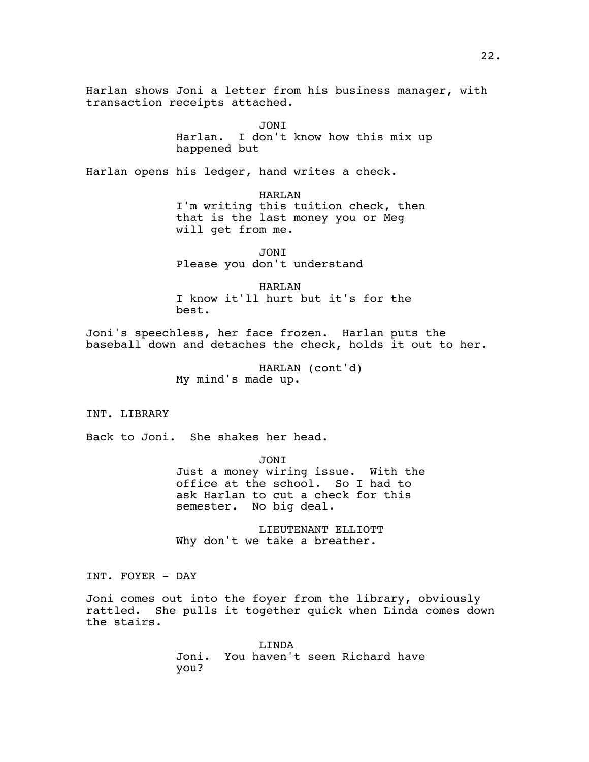Harlan shows Joni a letter from his business manager, with transaction receipts attached.

JONI
Harlan. I don't know how this mix up happened but

Harlan opens his ledger, hand writes a check.

HARLAN
I'm writing this tuition check, then that is the last money you or Meg will get from me.

JONI
Please you don't understand

HARLAN
I know it'll hurt but it's for the best.

Joni's speechless, her face frozen. Harlan puts the baseball down and detaches the check, holds it out to her.

HARLAN (cont'd)
My mind's made up.

INT. LIBRARY

Back to Joni. She shakes her head.

JONI
Just a money wiring issue. With the office at the school. So I had to ask Harlan to cut a check for this semester. No big deal.

LIEUTENANT ELLIOTT
Why don't we take a breather.

INT. FOYER - DAY

Joni comes out into the foyer from the library, obviously rattled. She pulls it together quick when Linda comes down the stairs.

LINDA
Joni. You haven't seen Richard have you?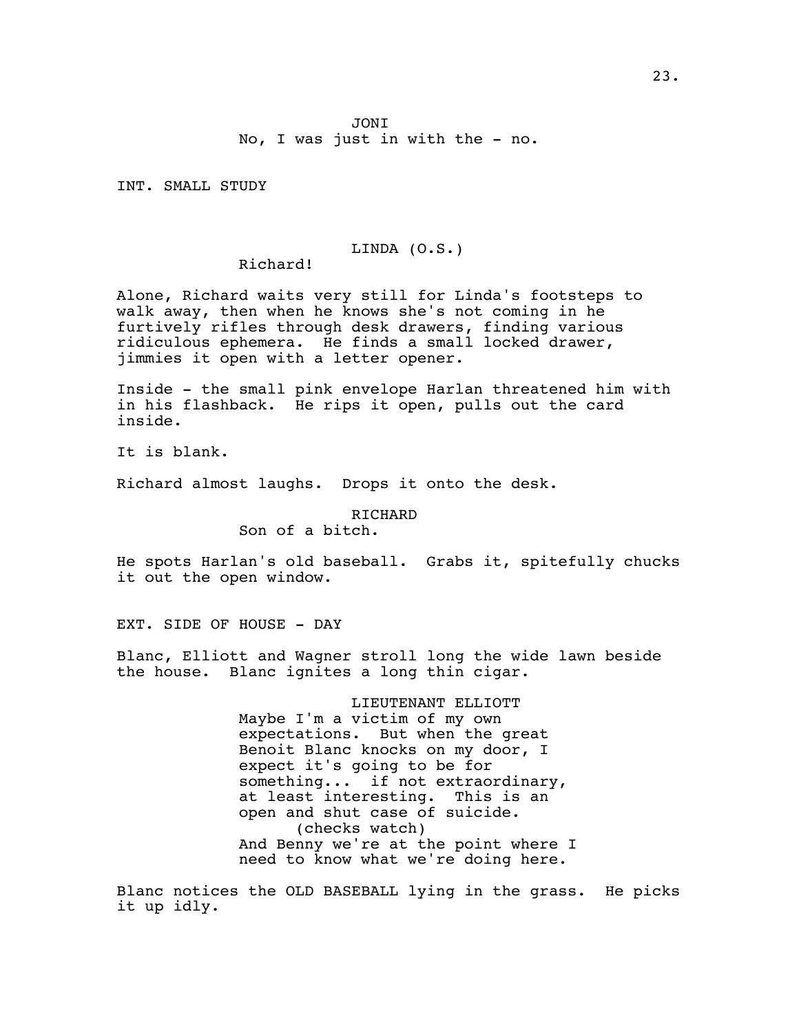JONI
No, I was just in with the - no.

INT. SMALL STUDY

LINDA (O.S.)
Richard!

Alone, Richard waits very still for Linda's footsteps to walk away, then when he knows she's not coming in he furtively rifles through desk drawers, finding various ridiculous ephemera. He finds a small locked drawer, jimmies it open with a letter opener.

Inside - the small pink envelope Harlan threatened him with in his flashback. He rips it open, pulls out the card inside.

It is blank.

Richard almost laughs. Drops it onto the desk.

RICHARD
Son of a bitch.

He spots Harlan's old baseball. Grabs it, spitefully chucks it out the open window.

EXT. SIDE OF HOUSE - DAY

Blanc, Elliott and Wagner stroll long the wide lawn beside the house. Blanc ignites a long thin cigar.

LIEUTENANT ELLIOTT
Maybe I'm a victim of my own expectations. But when the great Benoit Blanc knocks on my door, I expect it's going to be for something... if not extraordinary, at least interesting. This is an open and shut case of suicide.
(checks watch)
And Benny we're at the point where I need to know what we're doing here.

Blanc notices the OLD BASEBALL lying in the grass. He picks it up idly.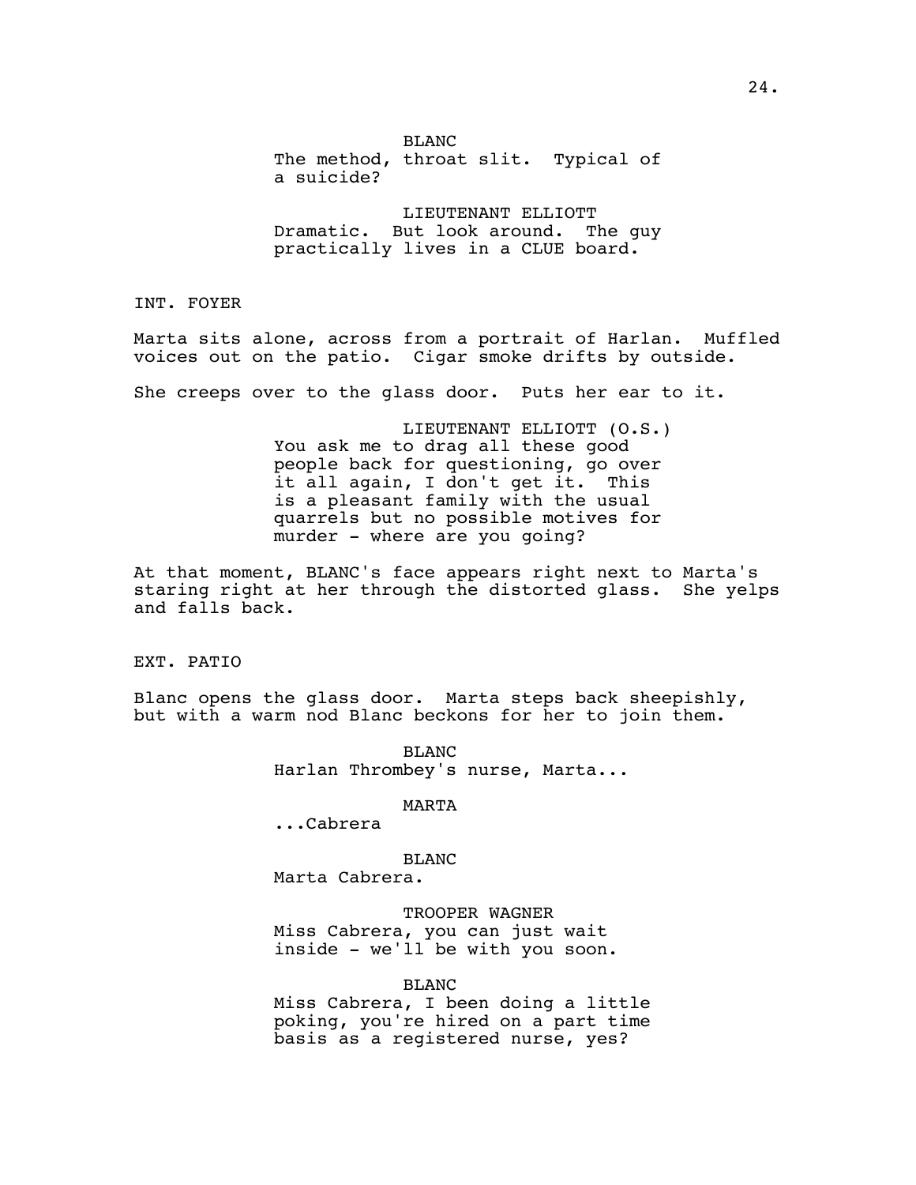BLANC
The method, throat slit. Typical of a suicide?

LIEUTENANT ELLIOTT
Dramatic. But look around. The guy practically lives in a CLUE board.

INT. FOYER

Marta sits alone, across from a portrait of Harlan. Muffled voices out on the patio. Cigar smoke drifts by outside.

She creeps over to the glass door. Puts her ear to it.

LIEUTENANT ELLIOTT (O.S.)
You ask me to drag all these good people back for questioning, go over it all again, I don't get it. This is a pleasant family with the usual quarrels but no possible motives for murder - where are you going?

At that moment, BLANC's face appears right next to Marta's staring right at her through the distorted glass. She yelps and falls back.

EXT. PATIO

Blanc opens the glass door. Marta steps back sheepishly, but with a warm nod Blanc beckons for her to join them.

BLANC
Harlan Thrombey's nurse, Marta...

MARTA
...Cabrera

BLANC
Marta Cabrera.

TROOPER WAGNER
Miss Cabrera, you can just wait inside - we'll be with you soon.

BLANC
Miss Cabrera, I been doing a little poking, you're hired on a part time basis as a registered nurse, yes?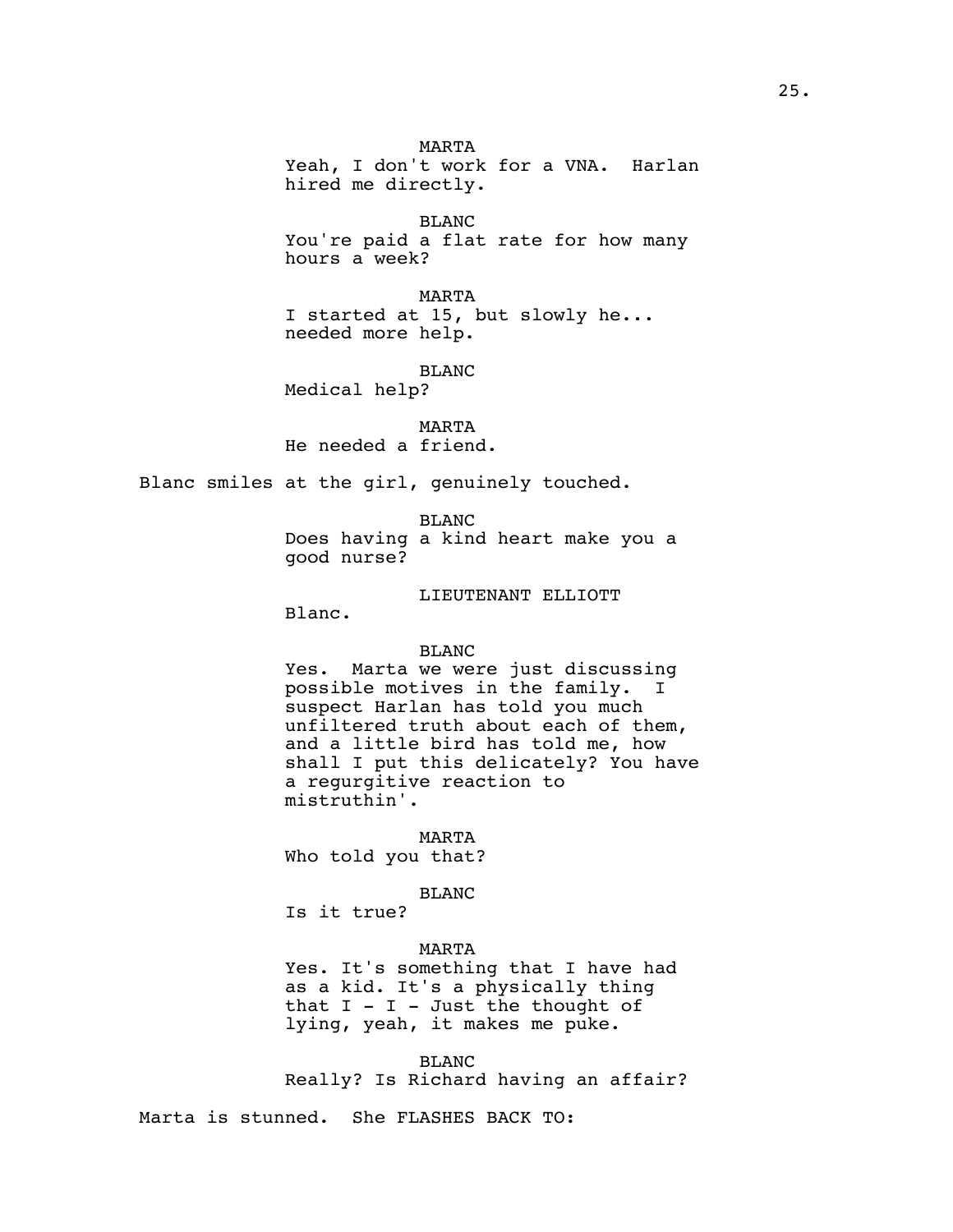MARTA
Yeah, I don't work for a VNA. Harlan hired me directly.

BLANC
You're paid a flat rate for how many hours a week?

MARTA
I started at 15, but slowly he... needed more help.

BLANC
Medical help?

MARTA
He needed a friend.

Blanc smiles at the girl, genuinely touched.

BLANC
Does having a kind heart make you a good nurse?

LIEUTENANT ELLIOTT
Blanc.

BLANC
Yes. Marta we were just discussing possible motives in the family. I suspect Harlan has told you much unfiltered truth about each of them, and a little bird has told me, how shall I put this delicately? You have a regurgitive reaction to mistruthin'.

MARTA
Who told you that?

BLANC
Is it true?

MARTA
Yes. It's something that I have had as a kid. It's a physically thing that I - I - Just the thought of lying, yeah, it makes me puke.

BLANC
Really? Is Richard having an affair?

Marta is stunned. She FLASHES BACK TO: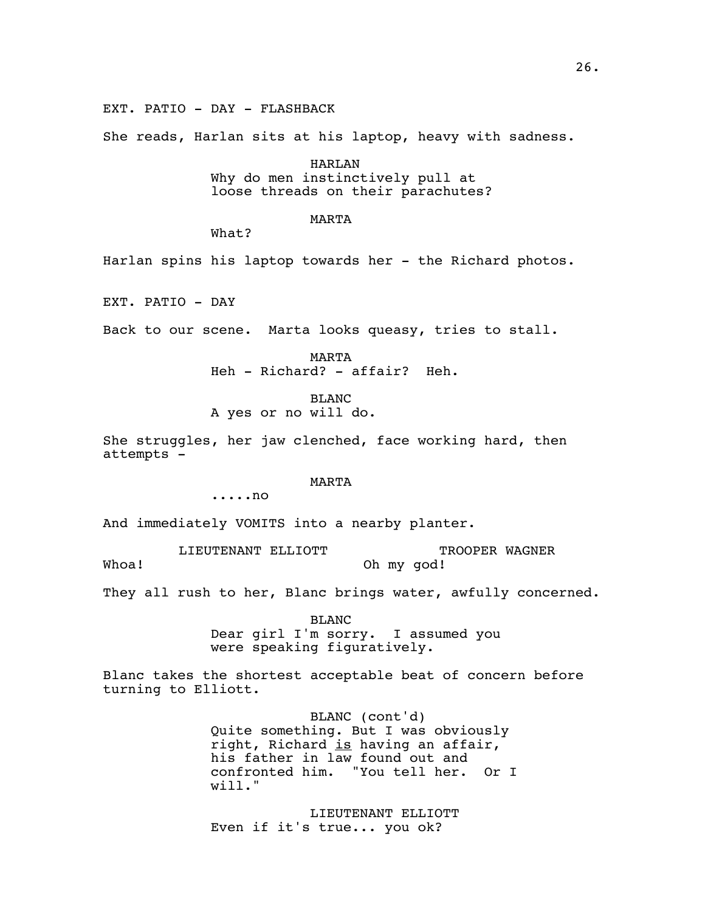EXT. PATIO - DAY - FLASHBACK

She reads, Harlan sits at his laptop, heavy with sadness.

HARLAN
Why do men instinctively pull at loose threads on their parachutes?

MARTA
What?

Harlan spins his laptop towards her - the Richard photos.

EXT. PATIO - DAY

Back to our scene. Marta looks queasy, tries to stall.

MARTA
Heh - Richard? - affair? Heh.

BLANC
A yes or no will do.

She struggles, her jaw clenched, face working hard, then attempts -

MARTA
.....no

And immediately VOMITS into a nearby planter.

LIEUTENANT ELLIOTT
Whoa!

TROOPER WAGNER
Oh my god!

They all rush to her, Blanc brings water, awfully concerned.

BLANC
Dear girl I'm sorry. I assumed you were speaking figuratively.

Blanc takes the shortest acceptable beat of concern before turning to Elliott.

BLANC (cont'd)
Quite something. But I was obviously right, Richard _is_ having an affair, his father in law found out and confronted him. "You tell her. Or I will."

LIEUTENANT ELLIOTT
Even if it's true... you ok?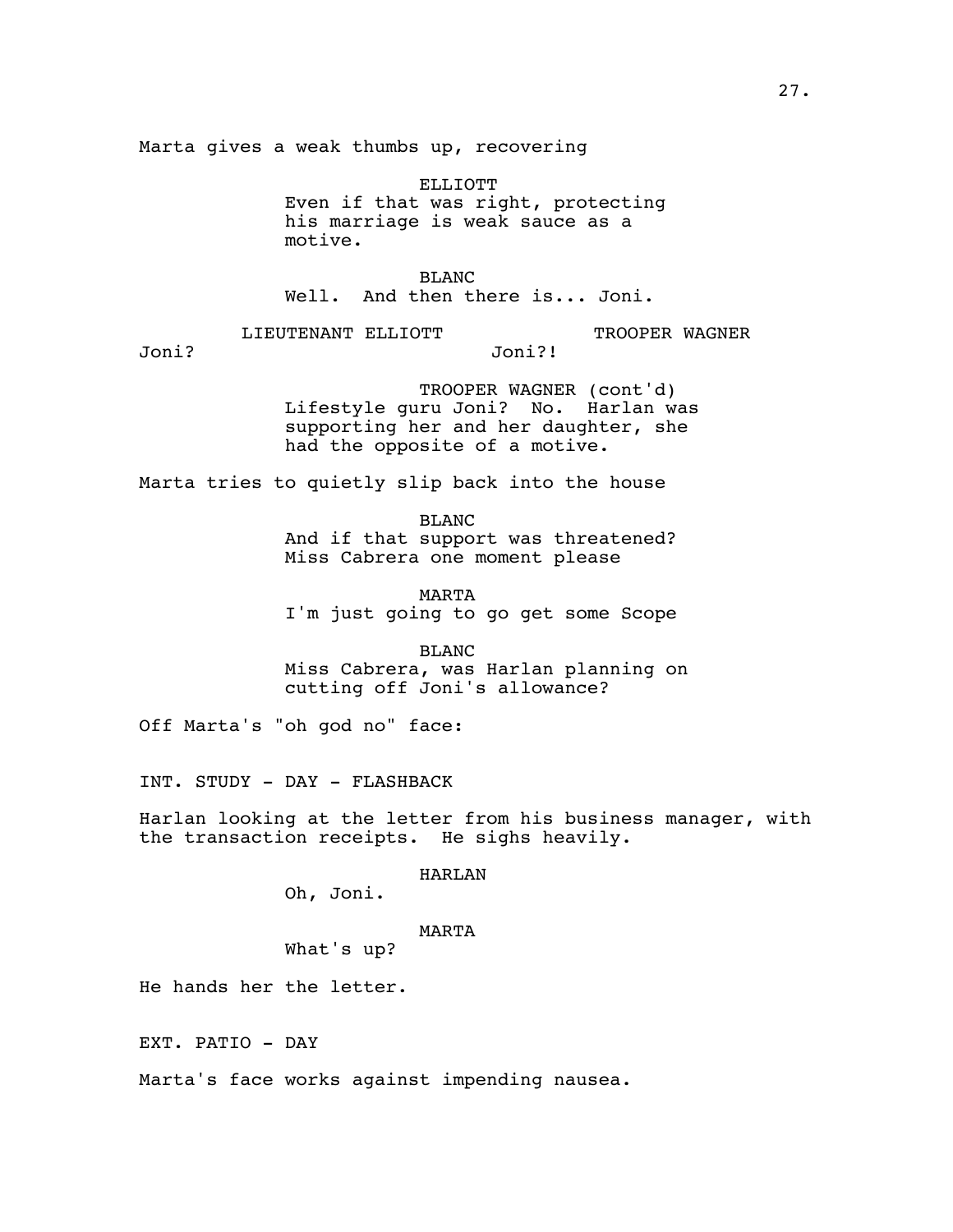Marta gives a weak thumbs up, recovering

ELLIOTT
Even if that was right, protecting his marriage is weak sauce as a motive.

BLANC
Well. And then there is... Joni.

LIEUTENANT ELLIOTT
Joni?

TROOPER WAGNER
Joni?!

TROOPER WAGNER (cont'd)
Lifestyle guru Joni? No. Harlan was supporting her and her daughter, she had the opposite of a motive.

Marta tries to quietly slip back into the house

BLANC
And if that support was threatened? Miss Cabrera one moment please

MARTA
I'm just going to go get some Scope

BLANC
Miss Cabrera, was Harlan planning on cutting off Joni's allowance?

Off Marta's "oh god no" face:

INT. STUDY - DAY - FLASHBACK

Harlan looking at the letter from his business manager, with the transaction receipts. He sighs heavily.

HARLAN
Oh, Joni.

MARTA
What's up?

He hands her the letter.

EXT. PATIO - DAY

Marta's face works against impending nausea.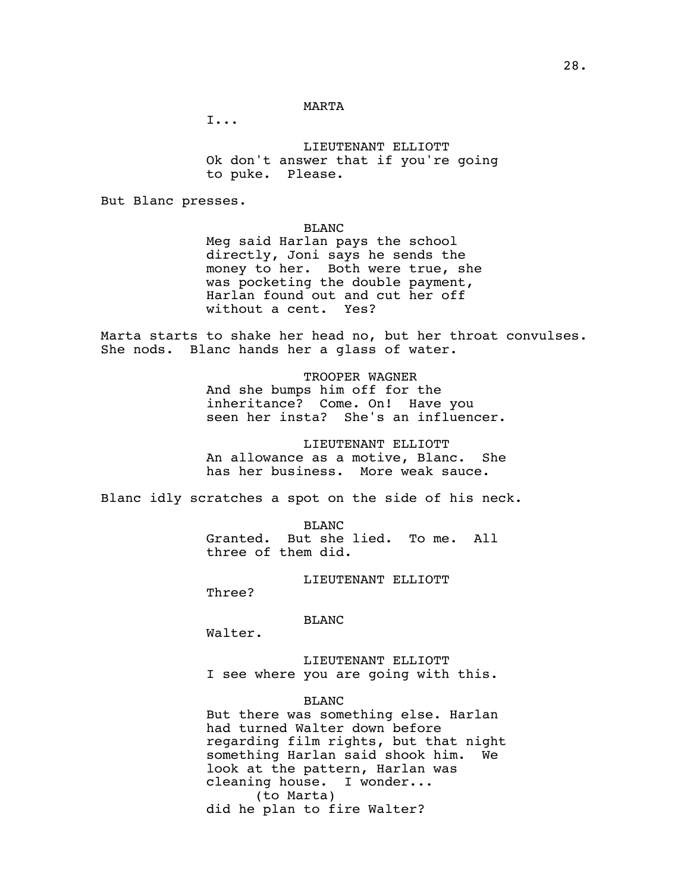MARTA

I...

LIEUTENANT ELLIOTT

Ok don't answer that if you're going to puke. Please.

But Blanc presses.

BLANC

Meg said Harlan pays the school directly, Joni says he sends the money to her. Both were true, she was pocketing the double payment, Harlan found out and cut her off without a cent. Yes?

Marta starts to shake her head no, but her throat convulses. She nods. Blanc hands her a glass of water.

TROOPER WAGNER

And she bumps him off for the inheritance? Come. On! Have you seen her insta? She's an influencer.

LIEUTENANT ELLIOTT

An allowance as a motive, Blanc. She has her business. More weak sauce.

Blanc idly scratches a spot on the side of his neck.

BLANC

Granted. But she lied. To me. All three of them did.

LIEUTENANT ELLIOTT

Three?

BLANC

Walter.

LIEUTENANT ELLIOTT

I see where you are going with this.

BLANC

But there was something else. Harlan had turned Walter down before regarding film rights, but that night something Harlan said shook him. We look at the pattern, Harlan was cleaning house. I wonder...

(to Marta)

did he plan to fire Walter?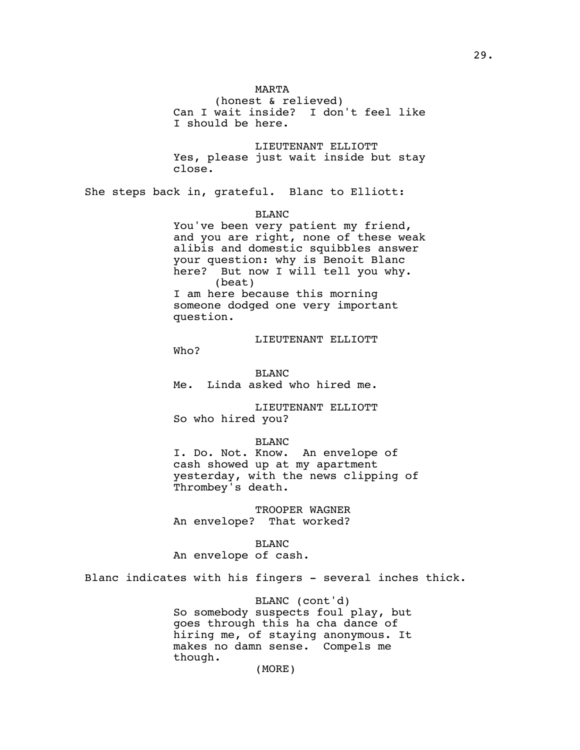MARTA
(honest & relieved)
Can I wait inside? I don't feel like I should be here.

LIEUTENANT ELLIOTT
Yes, please just wait inside but stay close.

She steps back in, grateful. Blanc to Elliott:

BLANC
You've been very patient my friend, and you are right, none of these weak alibis and domestic squibbles answer your question: why is Benoit Blanc here? But now I will tell you why.
(beat)
I am here because this morning someone dodged one very important question.

LIEUTENANT ELLIOTT
Who?

BLANC
Me. Linda asked who hired me.

LIEUTENANT ELLIOTT
So who hired you?

BLANC
I. Do. Not. Know. An envelope of cash showed up at my apartment yesterday, with the news clipping of Thrombey's death.

TROOPER WAGNER
An envelope? That worked?

BLANC
An envelope of cash.

Blanc indicates with his fingers - several inches thick.

BLANC (cont'd)
So somebody suspects foul play, but goes through this ha cha dance of hiring me, of staying anonymous. It makes no damn sense. Compels me though.
(MORE)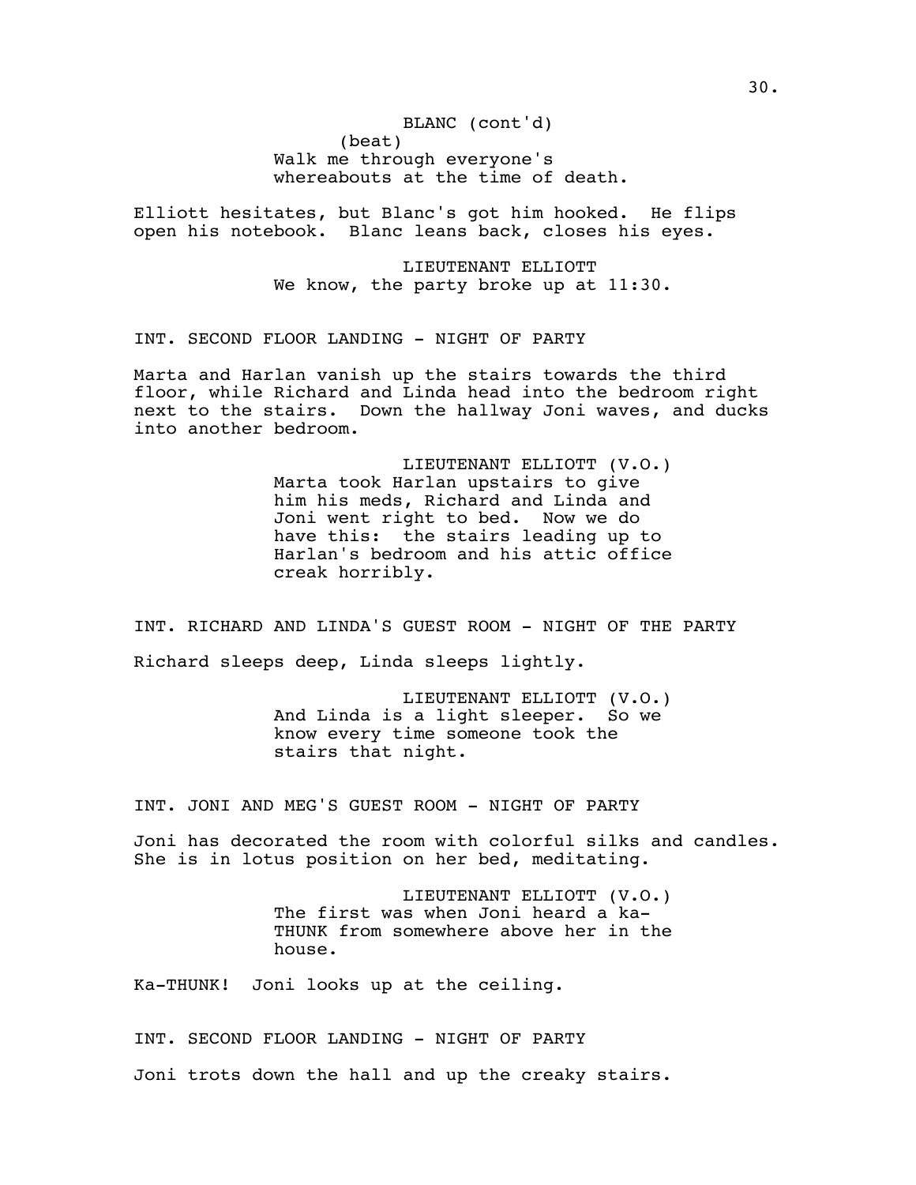BLANC (cont'd)
(beat)
Walk me through everyone's whereabouts at the time of death.

Elliott hesitates, but Blanc's got him hooked. He flips open his notebook. Blanc leans back, closes his eyes.

LIEUTENANT ELLIOTT
We know, the party broke up at 11:30.

INT. SECOND FLOOR LANDING - NIGHT OF PARTY

Marta and Harlan vanish up the stairs towards the third floor, while Richard and Linda head into the bedroom right next to the stairs. Down the hallway Joni waves, and ducks into another bedroom.

LIEUTENANT ELLIOTT (V.O.)
Marta took Harlan upstairs to give him his meds, Richard and Linda and Joni went right to bed. Now we do have this: the stairs leading up to Harlan's bedroom and his attic office creak horribly.

INT. RICHARD AND LINDA'S GUEST ROOM - NIGHT OF THE PARTY

Richard sleeps deep, Linda sleeps lightly.

LIEUTENANT ELLIOTT (V.O.)
And Linda is a light sleeper. So we know every time someone took the stairs that night.

INT. JONI AND MEG'S GUEST ROOM - NIGHT OF PARTY

Joni has decorated the room with colorful silks and candles. She is in lotus position on her bed, meditating.

LIEUTENANT ELLIOTT (V.O.)
The first was when Joni heard a ka-THUNK from somewhere above her in the house.

Ka-THUNK! Joni looks up at the ceiling.

INT. SECOND FLOOR LANDING - NIGHT OF PARTY

Joni trots down the hall and up the creaky stairs.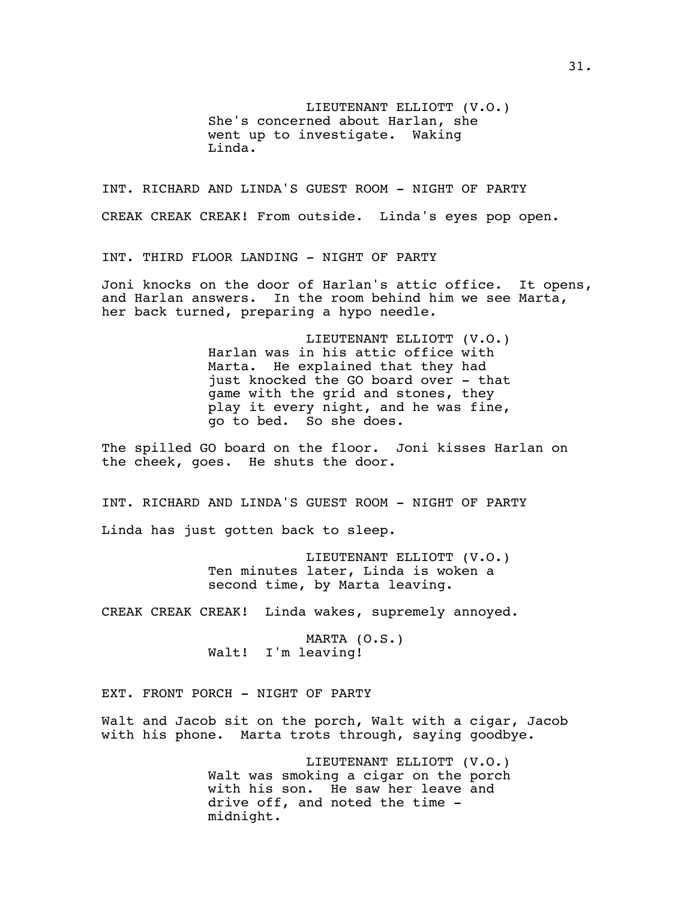LIEUTENANT ELLIOTT (V.O.)
She's concerned about Harlan, she went up to investigate. Waking Linda.

INT. RICHARD AND LINDA'S GUEST ROOM - NIGHT OF PARTY

CREAK CREAK CREAK! From outside. Linda's eyes pop open.

INT. THIRD FLOOR LANDING - NIGHT OF PARTY

Joni knocks on the door of Harlan's attic office. It opens, and Harlan answers. In the room behind him we see Marta, her back turned, preparing a hypo needle.

LIEUTENANT ELLIOTT (V.O.)
Harlan was in his attic office with Marta. He explained that they had just knocked the GO board over - that game with the grid and stones, they play it every night, and he was fine, go to bed. So she does.

The spilled GO board on the floor. Joni kisses Harlan on the cheek, goes. He shuts the door.

INT. RICHARD AND LINDA'S GUEST ROOM - NIGHT OF PARTY

Linda has just gotten back to sleep.

LIEUTENANT ELLIOTT (V.O.)
Ten minutes later, Linda is woken a second time, by Marta leaving.

CREAK CREAK CREAK! Linda wakes, supremely annoyed.

MARTA (O.S.)
Walt! I'm leaving!

EXT. FRONT PORCH - NIGHT OF PARTY

Walt and Jacob sit on the porch, Walt with a cigar, Jacob with his phone. Marta trots through, saying goodbye.

LIEUTENANT ELLIOTT (V.O.)
Walt was smoking a cigar on the porch with his son. He saw her leave and drive off, and noted the time - midnight.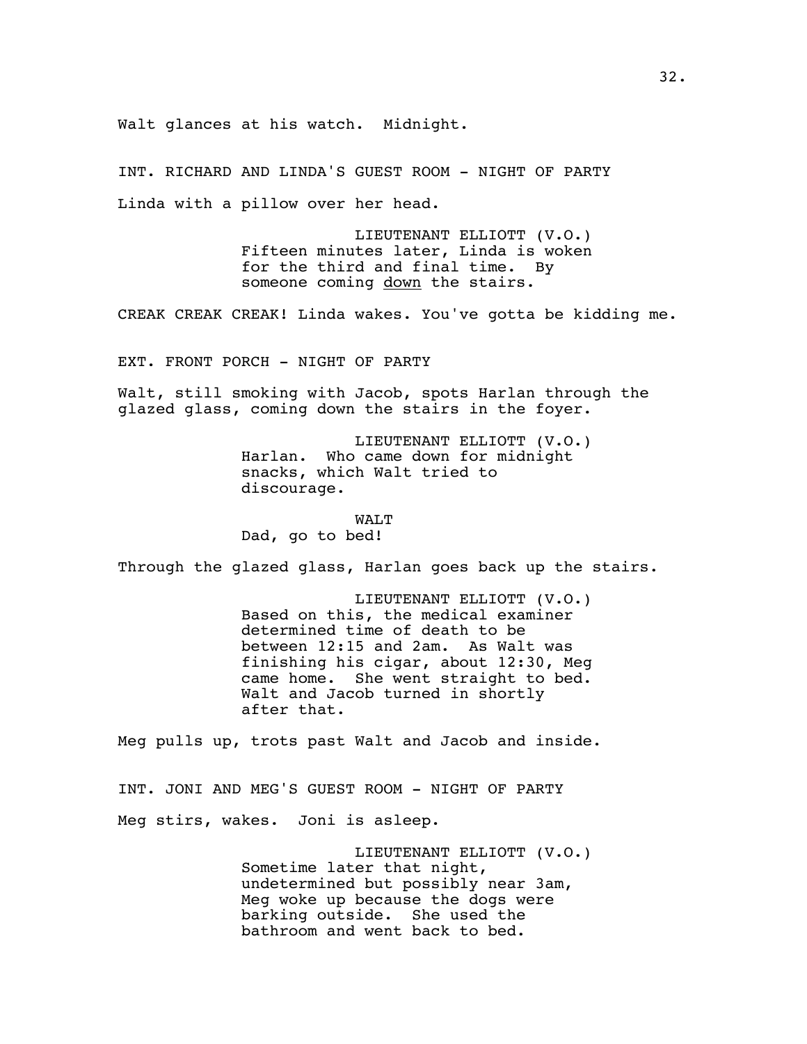Walt glances at his watch. Midnight.

INT. RICHARD AND LINDA'S GUEST ROOM - NIGHT OF PARTY

Linda with a pillow over her head.

LIEUTENANT ELLIOTT (V.O.)
Fifteen minutes later, Linda is woken for the third and final time. By someone coming <u>down</u> the stairs.

CREAK CREAK CREAK! Linda wakes. You've gotta be kidding me.

EXT. FRONT PORCH - NIGHT OF PARTY

Walt, still smoking with Jacob, spots Harlan through the glazed glass, coming down the stairs in the foyer.

LIEUTENANT ELLIOTT (V.O.)
Harlan. Who came down for midnight snacks, which Walt tried to discourage.

WALT
Dad, go to bed!

Through the glazed glass, Harlan goes back up the stairs.

LIEUTENANT ELLIOTT (V.O.)
Based on this, the medical examiner determined time of death to be between 12:15 and 2am. As Walt was finishing his cigar, about 12:30, Meg came home. She went straight to bed. Walt and Jacob turned in shortly after that.

Meg pulls up, trots past Walt and Jacob and inside.

INT. JONI AND MEG'S GUEST ROOM - NIGHT OF PARTY

Meg stirs, wakes. Joni is asleep.

LIEUTENANT ELLIOTT (V.O.)
Sometime later that night, undetermined but possibly near 3am, Meg woke up because the dogs were barking outside. She used the bathroom and went back to bed.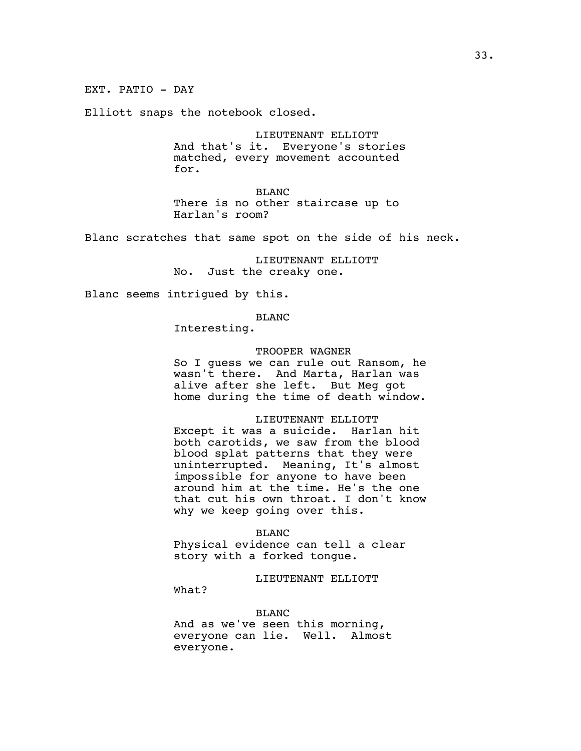EXT. PATIO - DAY

Elliott snaps the notebook closed.

LIEUTENANT ELLIOTT
And that's it. Everyone's stories matched, every movement accounted for.

BLANC
There is no other staircase up to Harlan's room?

Blanc scratches that same spot on the side of his neck.

LIEUTENANT ELLIOTT
No. Just the creaky one.

Blanc seems intrigued by this.

BLANC
Interesting.

TROOPER WAGNER
So I guess we can rule out Ransom, he wasn't there. And Marta, Harlan was alive after she left. But Meg got home during the time of death window.

LIEUTENANT ELLIOTT
Except it was a suicide. Harlan hit both carotids, we saw from the blood blood splat patterns that they were uninterrupted. Meaning, It's almost impossible for anyone to have been around him at the time. He's the one that cut his own throat. I don't know why we keep going over this.

BLANC
Physical evidence can tell a clear story with a forked tongue.

LIEUTENANT ELLIOTT
What?

BLANC
And as we've seen this morning, everyone can lie. Well. Almost everyone.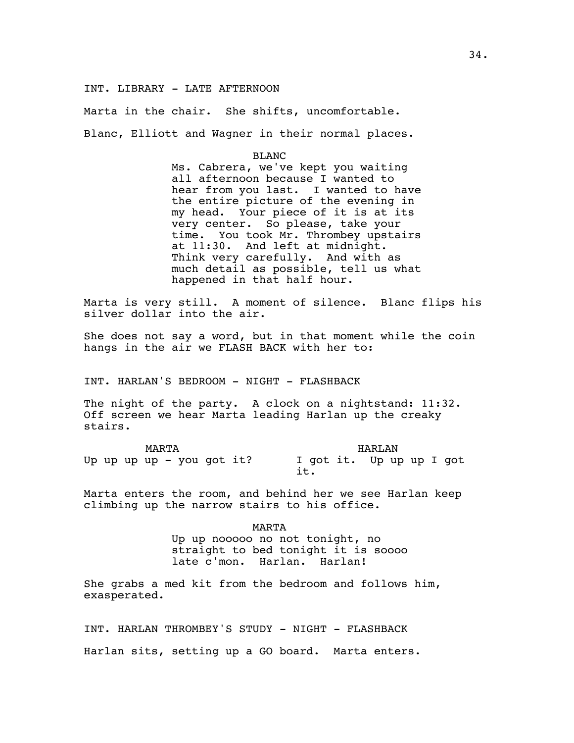INT. LIBRARY - LATE AFTERNOON

Marta in the chair. She shifts, uncomfortable.

Blanc, Elliott and Wagner in their normal places.

BLANC

Ms. Cabrera, we've kept you waiting all afternoon because I wanted to hear from you last. I wanted to have the entire picture of the evening in my head. Your piece of it is at its very center. So please, take your time. You took Mr. Thrombey upstairs at 11:30. And left at midnight. Think very carefully. And with as much detail as possible, tell us what happened in that half hour.

Marta is very still. A moment of silence. Blanc flips his silver dollar into the air.

She does not say a word, but in that moment while the coin hangs in the air we FLASH BACK with her to:

INT. HARLAN'S BEDROOM - NIGHT - FLASHBACK

The night of the party. A clock on a nightstand: 11:32. Off screen we hear Marta leading Harlan up the creaky stairs.

MARTA

Up up up up - you got it?

HARLAN

I got it. Up up up I got it.

Marta enters the room, and behind her we see Harlan keep climbing up the narrow stairs to his office.

MARTA

Up up nooooo no not tonight, no straight to bed tonight it is soooo late c'mon. Harlan. Harlan!

She grabs a med kit from the bedroom and follows him, exasperated.

INT. HARLAN THROMBEY'S STUDY - NIGHT - FLASHBACK

Harlan sits, setting up a GO board. Marta enters.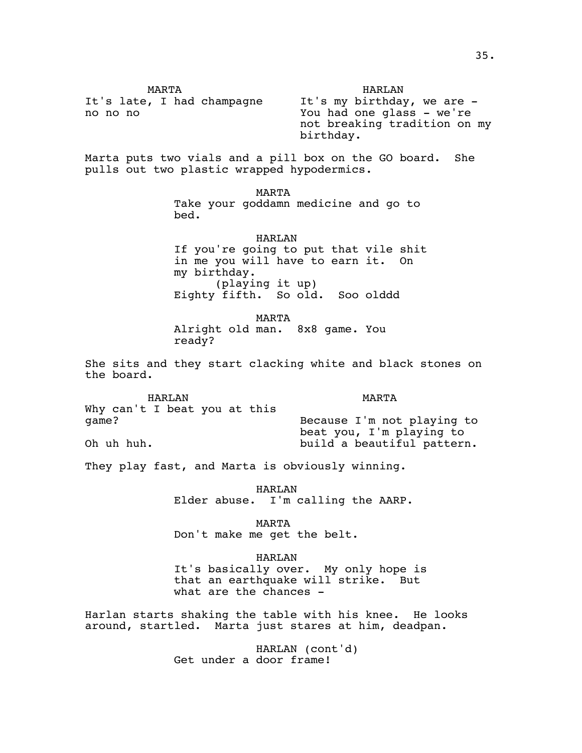**MARTA**
It's late, I had champagne no no no

**HARLAN**
It's my birthday, we are - You had one glass - we're not breaking tradition on my birthday.

Marta puts two vials and a pill box on the GO board. She pulls out two plastic wrapped hypodermics.

**MARTA**
Take your goddamn medicine and go to bed.

**HARLAN**
If you're going to put that vile shit in me you will have to earn it. On my birthday.
(playing it up)
Eighty fifth. So old. Soo olddd

**MARTA**
Alright old man. 8x8 game. You ready?

She sits and they start clacking white and black stones on the board.

**HARLAN**
Why can't I beat you at this game?

**MARTA**
Because I'm not playing to beat you, I'm playing to build a beautiful pattern.

**HARLAN**
Oh uh huh.

They play fast, and Marta is obviously winning.

**HARLAN**
Elder abuse. I'm calling the AARP.

**MARTA**
Don't make me get the belt.

**HARLAN**
It's basically over. My only hope is that an earthquake will strike. But what are the chances -

Harlan starts shaking the table with his knee. He looks around, startled. Marta just stares at him, deadpan.

**HARLAN (cont'd)**
Get under a door frame!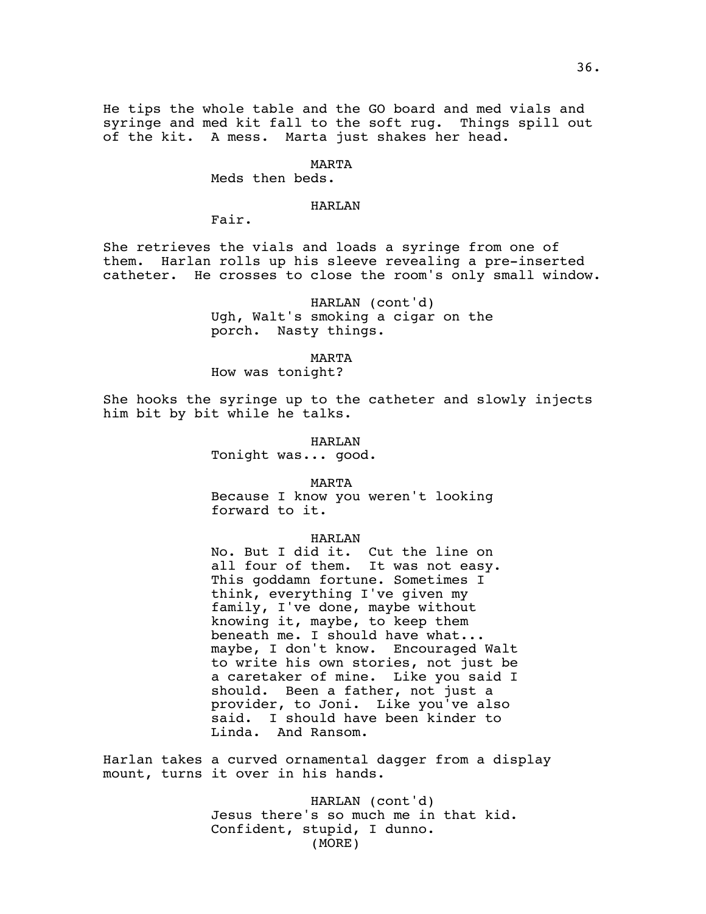He tips the whole table and the GO board and med vials and syringe and med kit fall to the soft rug. Things spill out of the kit. A mess. Marta just shakes her head.

MARTA
Meds then beds.

HARLAN
Fair.

She retrieves the vials and loads a syringe from one of them. Harlan rolls up his sleeve revealing a pre-inserted catheter. He crosses to close the room's only small window.

HARLAN (cont'd)
Ugh, Walt's smoking a cigar on the porch. Nasty things.

MARTA
How was tonight?

She hooks the syringe up to the catheter and slowly injects him bit by bit while he talks.

HARLAN
Tonight was... good.

MARTA
Because I know you weren't looking forward to it.

HARLAN
No. But I did it. Cut the line on all four of them. It was not easy. This goddamn fortune. Sometimes I think, everything I've given my family, I've done, maybe without knowing it, maybe, to keep them beneath me. I should have what... maybe, I don't know. Encouraged Walt to write his own stories, not just be a caretaker of mine. Like you said I should. Been a father, not just a provider, to Joni. Like you've also said. I should have been kinder to Linda. And Ransom.

Harlan takes a curved ornamental dagger from a display mount, turns it over in his hands.

HARLAN (cont'd)
Jesus there's so much me in that kid. Confident, stupid, I dunno.
(MORE)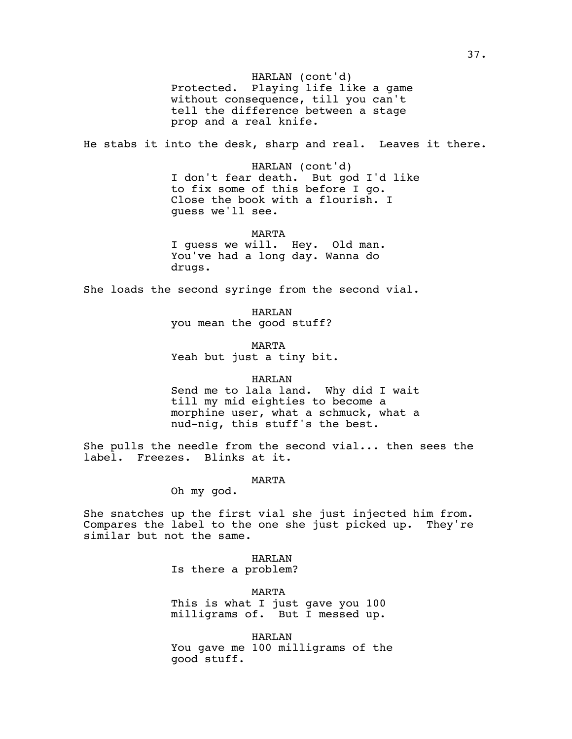HARLAN (cont'd)
Protected. Playing life like a game without consequence, till you can't tell the difference between a stage prop and a real knife.

He stabs it into the desk, sharp and real. Leaves it there.

HARLAN (cont'd)
I don't fear death. But god I'd like to fix some of this before I go. Close the book with a flourish. I guess we'll see.

MARTA
I guess we will. Hey. Old man. You've had a long day. Wanna do drugs.

She loads the second syringe from the second vial.

HARLAN
you mean the good stuff?

MARTA
Yeah but just a tiny bit.

HARLAN
Send me to lala land. Why did I wait till my mid eighties to become a morphine user, what a schmuck, what a nud-nig, this stuff's the best.

She pulls the needle from the second vial... then sees the label. Freezes. Blinks at it.

MARTA
Oh my god.

She snatches up the first vial she just injected him from. Compares the label to the one she just picked up. They're similar but not the same.

HARLAN
Is there a problem?

MARTA
This is what I just gave you 100 milligrams of. But I messed up.

HARLAN
You gave me 100 milligrams of the good stuff.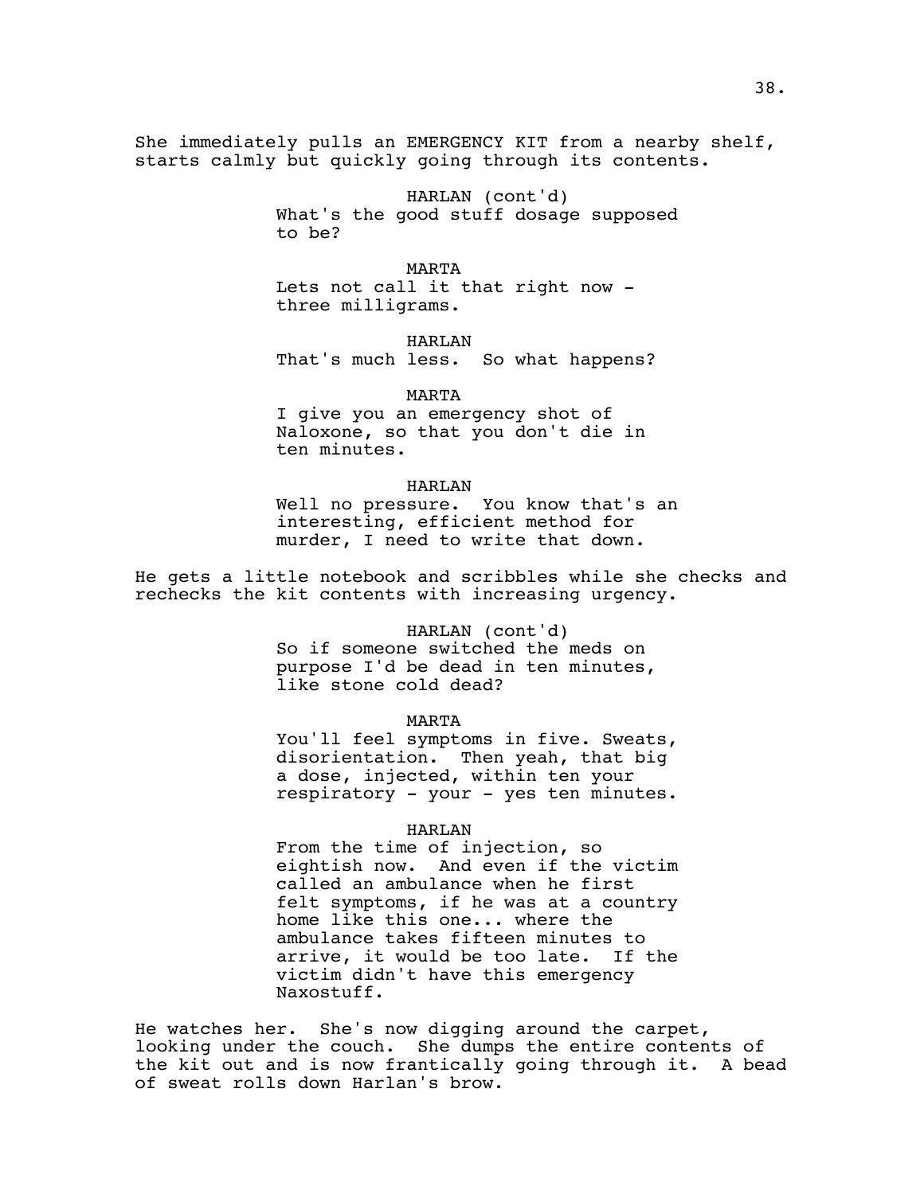She immediately pulls an EMERGENCY KIT from a nearby shelf, starts calmly but quickly going through its contents.

HARLAN (cont'd)
What's the good stuff dosage supposed to be?

MARTA
Lets not call it that right now - three milligrams.

HARLAN
That's much less. So what happens?

MARTA
I give you an emergency shot of Naloxone, so that you don't die in ten minutes.

HARLAN
Well no pressure. You know that's an interesting, efficient method for murder, I need to write that down.

He gets a little notebook and scribbles while she checks and rechecks the kit contents with increasing urgency.

HARLAN (cont'd)
So if someone switched the meds on purpose I'd be dead in ten minutes, like stone cold dead?

MARTA
You'll feel symptoms in five. Sweats, disorientation. Then yeah, that big a dose, injected, within ten your respiratory - your - yes ten minutes.

HARLAN
From the time of injection, so eightish now. And even if the victim called an ambulance when he first felt symptoms, if he was at a country home like this one... where the ambulance takes fifteen minutes to arrive, it would be too late. If the victim didn't have this emergency Naxostuff.

He watches her. She's now digging around the carpet, looking under the couch. She dumps the entire contents of the kit out and is now frantically going through it. A bead of sweat rolls down Harlan's brow.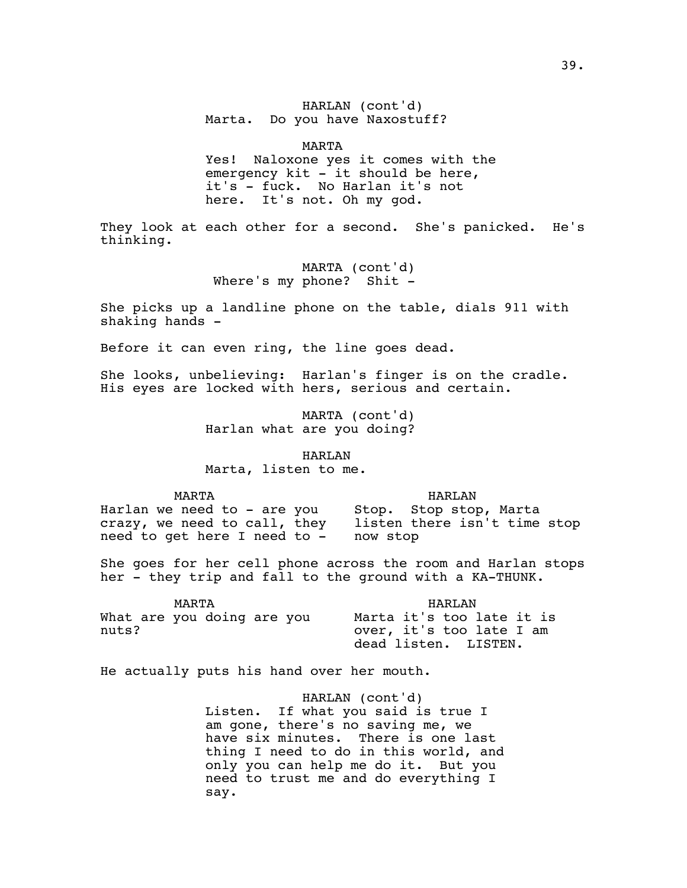HARLAN (cont'd)
Marta. Do you have Naxostuff?

MARTA
Yes! Naloxone yes it comes with the emergency kit - it should be here, it's - fuck. No Harlan it's not here. It's not. Oh my god.

They look at each other for a second. She's panicked. He's thinking.

MARTA (cont'd)
Where's my phone? Shit -

She picks up a landline phone on the table, dials 911 with shaking hands -

Before it can even ring, the line goes dead.

She looks, unbelieving: Harlan's finger is on the cradle. His eyes are locked with hers, serious and certain.

MARTA (cont'd)
Harlan what are you doing?

HARLAN
Marta, listen to me.

MARTA
Harlan we need to - are you crazy, we need to call, they need to get here I need to -

HARLAN
Stop. Stop stop, Marta listen there isn't time stop now stop

She goes for her cell phone across the room and Harlan stops her - they trip and fall to the ground with a KA-THUNK.

MARTA
What are you doing are you nuts?

HARLAN
Marta it's too late it is over, it's too late I am dead listen. LISTEN.

He actually puts his hand over her mouth.

HARLAN (cont'd)
Listen. If what you said is true I am gone, there's no saving me, we have six minutes. There is one last thing I need to do in this world, and only you can help me do it. But you need to trust me and do everything I say.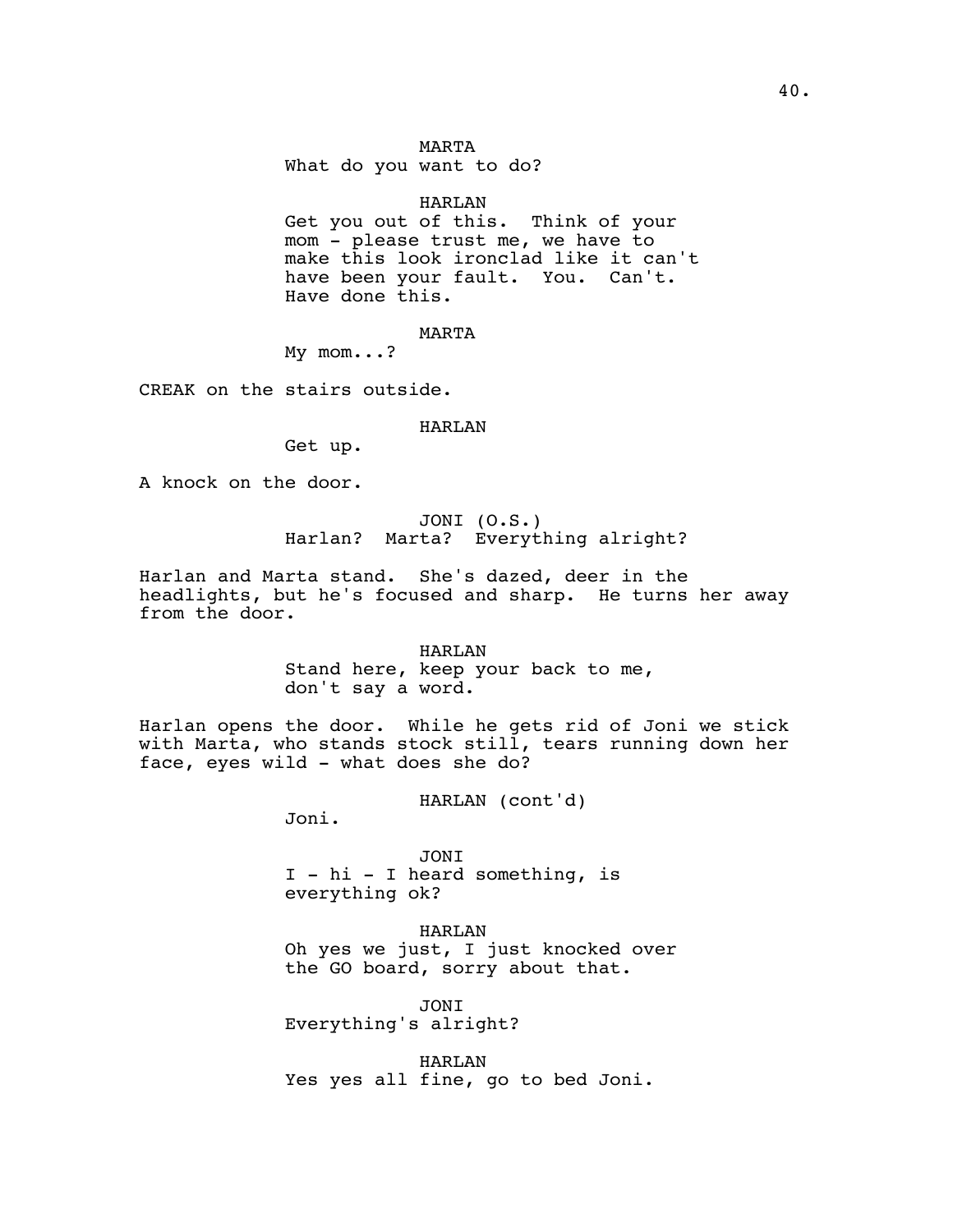MARTA

What do you want to do?

HARLAN

Get you out of this. Think of your mom - please trust me, we have to make this look ironclad like it can't have been your fault. You. Can't. Have done this.

MARTA

My mom...?

CREAK on the stairs outside.

HARLAN

Get up.

A knock on the door.

JONI (O.S.)

Harlan? Marta? Everything alright?

Harlan and Marta stand. She's dazed, deer in the headlights, but he's focused and sharp. He turns her away from the door.

HARLAN

Stand here, keep your back to me, don't say a word.

Harlan opens the door. While he gets rid of Joni we stick with Marta, who stands stock still, tears running down her face, eyes wild - what does she do?

HARLAN (cont'd)

Joni.

JONI

I - hi - I heard something, is everything ok?

HARLAN

Oh yes we just, I just knocked over the GO board, sorry about that.

JONI

Everything's alright?

HARLAN

Yes yes all fine, go to bed Joni.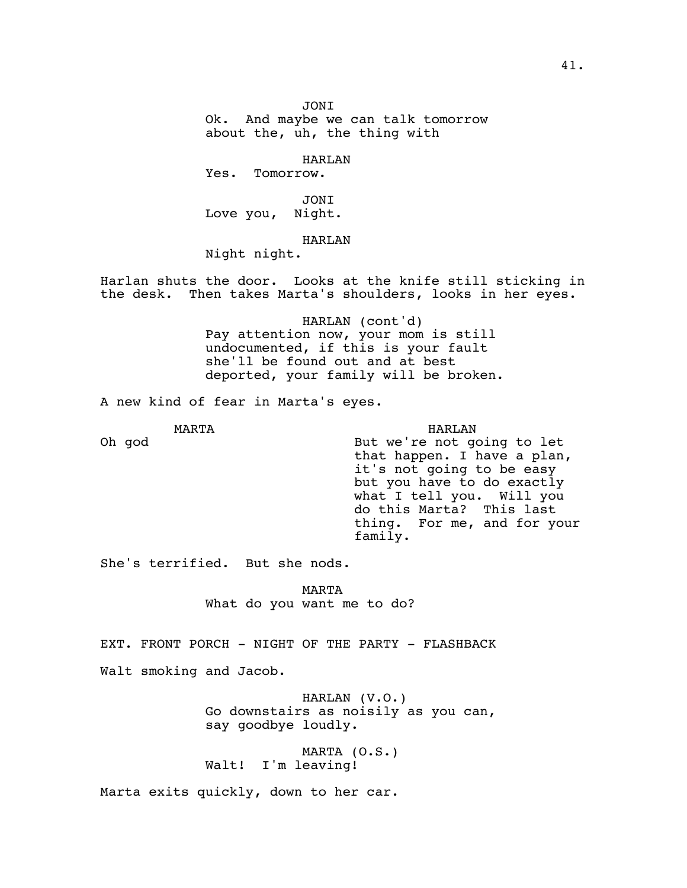JONI
Ok. And maybe we can talk tomorrow about the, uh, the thing with

HARLAN
Yes. Tomorrow.

JONI
Love you, Night.

HARLAN
Night night.

Harlan shuts the door. Looks at the knife still sticking in the desk. Then takes Marta's shoulders, looks in her eyes.

HARLAN (cont'd)
Pay attention now, your mom is still undocumented, if this is your fault she'll be found out and at best deported, your family will be broken.

A new kind of fear in Marta's eyes.

MARTA
Oh god

HARLAN
But we're not going to let that happen. I have a plan, it's not going to be easy but you have to do exactly what I tell you. Will you do this Marta? This last thing. For me, and for your family.

She's terrified. But she nods.

MARTA
What do you want me to do?

EXT. FRONT PORCH - NIGHT OF THE PARTY - FLASHBACK

Walt smoking and Jacob.

HARLAN (V.O.)
Go downstairs as noisily as you can, say goodbye loudly.

MARTA (O.S.)
Walt! I'm leaving!

Marta exits quickly, down to her car.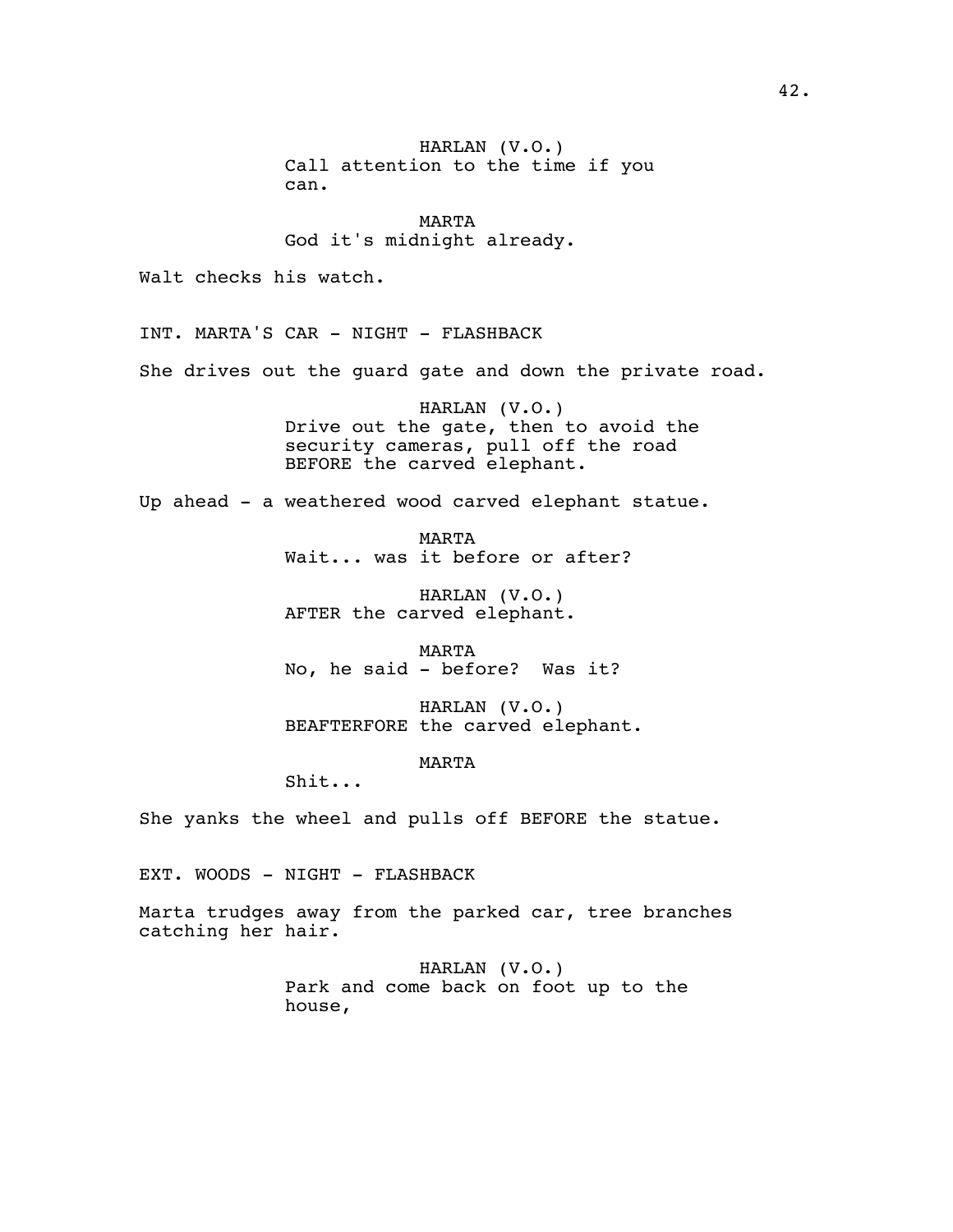HARLAN (V.O.)
Call attention to the time if you can.

MARTA
God it's midnight already.

Walt checks his watch.

INT. MARTA'S CAR - NIGHT - FLASHBACK

She drives out the guard gate and down the private road.

HARLAN (V.O.)
Drive out the gate, then to avoid the security cameras, pull off the road BEFORE the carved elephant.

Up ahead - a weathered wood carved elephant statue.

MARTA
Wait... was it before or after?

HARLAN (V.O.)
AFTER the carved elephant.

MARTA
No, he said - before? Was it?

HARLAN (V.O.)
BEAFTERFORE the carved elephant.

MARTA
Shit...

She yanks the wheel and pulls off BEFORE the statue.

EXT. WOODS - NIGHT - FLASHBACK

Marta trudges away from the parked car, tree branches catching her hair.

HARLAN (V.O.)
Park and come back on foot up to the house,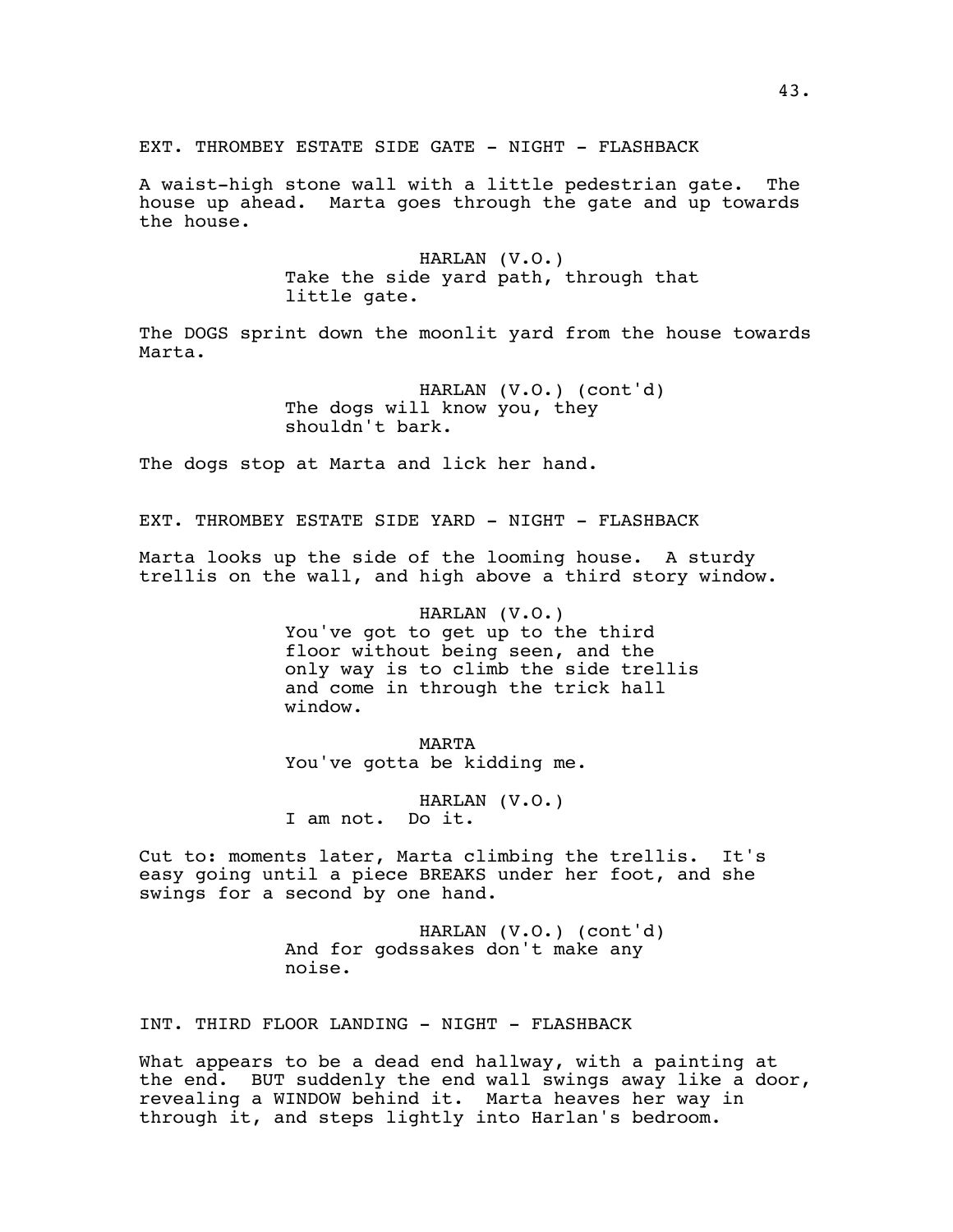EXT. THROMBEY ESTATE SIDE GATE - NIGHT - FLASHBACK

A waist-high stone wall with a little pedestrian gate. The house up ahead. Marta goes through the gate and up towards the house.

HARLAN (V.O.)
Take the side yard path, through that little gate.

The DOGS sprint down the moonlit yard from the house towards Marta.

HARLAN (V.O.) (cont'd)
The dogs will know you, they shouldn't bark.

The dogs stop at Marta and lick her hand.

EXT. THROMBEY ESTATE SIDE YARD - NIGHT - FLASHBACK

Marta looks up the side of the looming house. A sturdy trellis on the wall, and high above a third story window.

HARLAN (V.O.)
You've got to get up to the third floor without being seen, and the only way is to climb the side trellis and come in through the trick hall window.

MARTA
You've gotta be kidding me.

HARLAN (V.O.)
I am not. Do it.

Cut to: moments later, Marta climbing the trellis. It's easy going until a piece BREAKS under her foot, and she swings for a second by one hand.

HARLAN (V.O.) (cont'd)
And for godssakes don't make any noise.

INT. THIRD FLOOR LANDING - NIGHT - FLASHBACK

What appears to be a dead end hallway, with a painting at the end. BUT suddenly the end wall swings away like a door, revealing a WINDOW behind it. Marta heaves her way in through it, and steps lightly into Harlan's bedroom.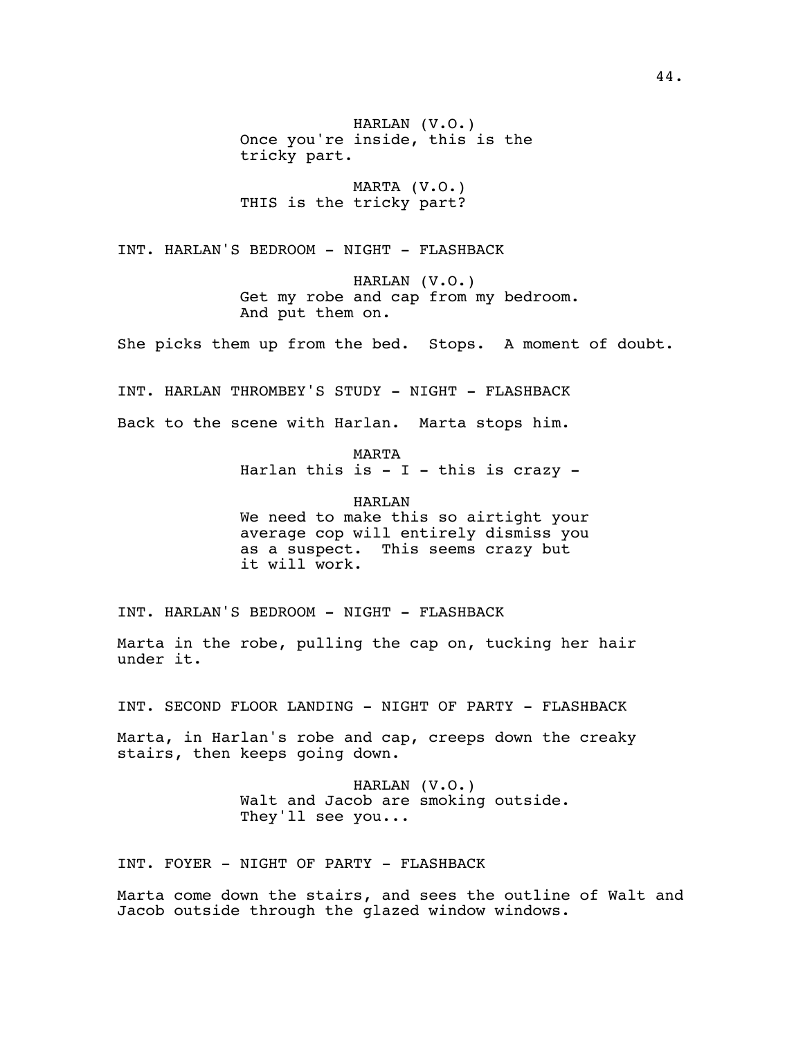HARLAN (V.O.)
Once you're inside, this is the tricky part.

MARTA (V.O.)
THIS is the tricky part?

INT. HARLAN'S BEDROOM - NIGHT - FLASHBACK

HARLAN (V.O.)
Get my robe and cap from my bedroom. And put them on.

She picks them up from the bed. Stops. A moment of doubt.

INT. HARLAN THROMBEY'S STUDY - NIGHT - FLASHBACK

Back to the scene with Harlan. Marta stops him.

MARTA
Harlan this is - I - this is crazy -

HARLAN
We need to make this so airtight your average cop will entirely dismiss you as a suspect. This seems crazy but it will work.

INT. HARLAN'S BEDROOM - NIGHT - FLASHBACK

Marta in the robe, pulling the cap on, tucking her hair under it.

INT. SECOND FLOOR LANDING - NIGHT OF PARTY - FLASHBACK

Marta, in Harlan's robe and cap, creeps down the creaky stairs, then keeps going down.

HARLAN (V.O.)
Walt and Jacob are smoking outside. They'll see you...

INT. FOYER - NIGHT OF PARTY - FLASHBACK

Marta come down the stairs, and sees the outline of Walt and Jacob outside through the glazed window windows.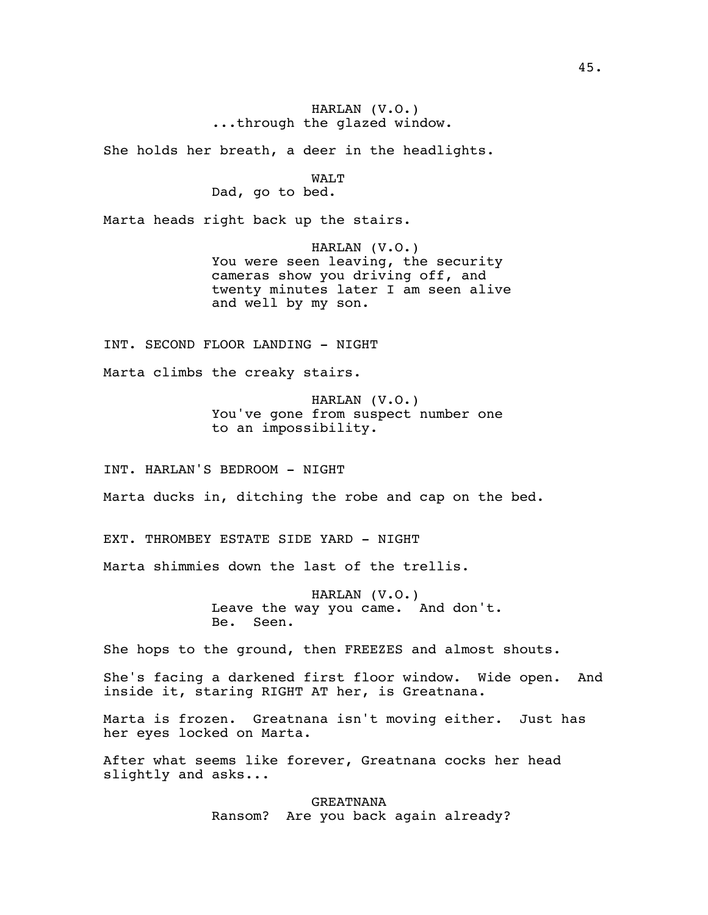HARLAN (V.O.)
...through the glazed window.

She holds her breath, a deer in the headlights.

WALT
Dad, go to bed.

Marta heads right back up the stairs.

HARLAN (V.O.)
You were seen leaving, the security cameras show you driving off, and twenty minutes later I am seen alive and well by my son.

INT. SECOND FLOOR LANDING - NIGHT

Marta climbs the creaky stairs.

HARLAN (V.O.)
You've gone from suspect number one to an impossibility.

INT. HARLAN'S BEDROOM - NIGHT

Marta ducks in, ditching the robe and cap on the bed.

EXT. THROMBEY ESTATE SIDE YARD - NIGHT

Marta shimmies down the last of the trellis.

HARLAN (V.O.)
Leave the way you came. And don't. Be. Seen.

She hops to the ground, then FREEZES and almost shouts.

She's facing a darkened first floor window. Wide open. And inside it, staring RIGHT AT her, is Greatnana.

Marta is frozen. Greatnana isn't moving either. Just has her eyes locked on Marta.

After what seems like forever, Greatnana cocks her head slightly and asks...

GREATNANA
Ransom? Are you back again already?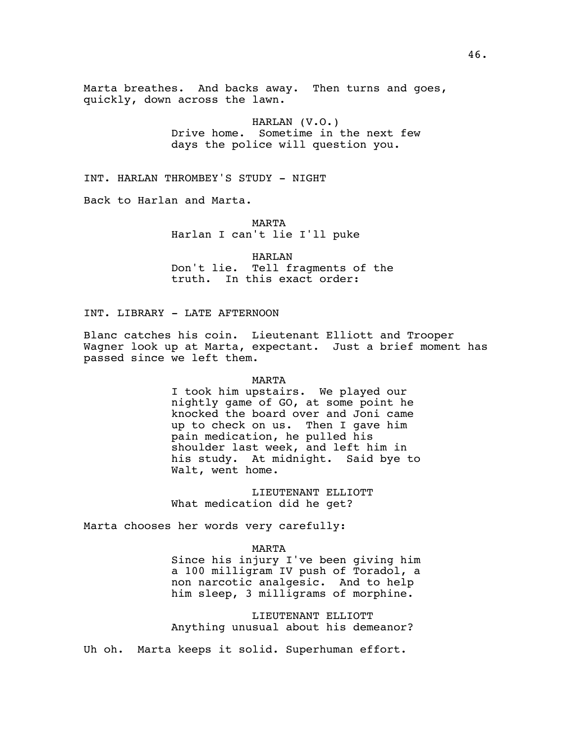Marta breathes. And backs away. Then turns and goes, quickly, down across the lawn.

HARLAN (V.O.)
Drive home. Sometime in the next few days the police will question you.

INT. HARLAN THROMBEY'S STUDY - NIGHT

Back to Harlan and Marta.

MARTA
Harlan I can't lie I'll puke

HARLAN
Don't lie. Tell fragments of the truth. In this exact order:

INT. LIBRARY - LATE AFTERNOON

Blanc catches his coin. Lieutenant Elliott and Trooper Wagner look up at Marta, expectant. Just a brief moment has passed since we left them.

MARTA
I took him upstairs. We played our nightly game of GO, at some point he knocked the board over and Joni came up to check on us. Then I gave him pain medication, he pulled his shoulder last week, and left him in his study. At midnight. Said bye to Walt, went home.

LIEUTENANT ELLIOTT
What medication did he get?

Marta chooses her words very carefully:

MARTA
Since his injury I've been giving him a 100 milligram IV push of Toradol, a non narcotic analgesic. And to help him sleep, 3 milligrams of morphine.

LIEUTENANT ELLIOTT
Anything unusual about his demeanor?

Uh oh. Marta keeps it solid. Superhuman effort.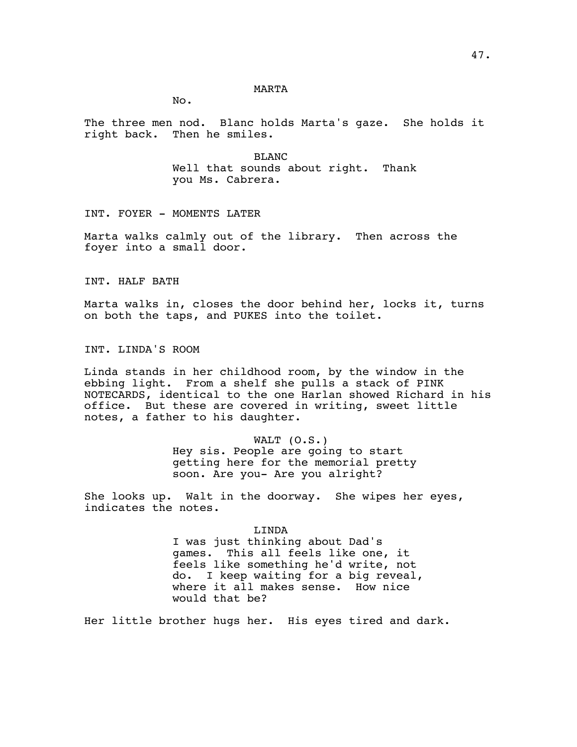MARTA

No.

The three men nod. Blanc holds Marta's gaze. She holds it right back. Then he smiles.

BLANC

Well that sounds about right. Thank you Ms. Cabrera.

INT. FOYER - MOMENTS LATER

Marta walks calmly out of the library. Then across the foyer into a small door.

INT. HALF BATH

Marta walks in, closes the door behind her, locks it, turns on both the taps, and PUKES into the toilet.

INT. LINDA'S ROOM

Linda stands in her childhood room, by the window in the ebbing light. From a shelf she pulls a stack of PINK NOTECARDS, identical to the one Harlan showed Richard in his office. But these are covered in writing, sweet little notes, a father to his daughter.

WALT (O.S.)

Hey sis. People are going to start getting here for the memorial pretty soon. Are you- Are you alright?

She looks up. Walt in the doorway. She wipes her eyes, indicates the notes.

LINDA

I was just thinking about Dad's games. This all feels like one, it feels like something he'd write, not do. I keep waiting for a big reveal, where it all makes sense. How nice would that be?

Her little brother hugs her. His eyes tired and dark.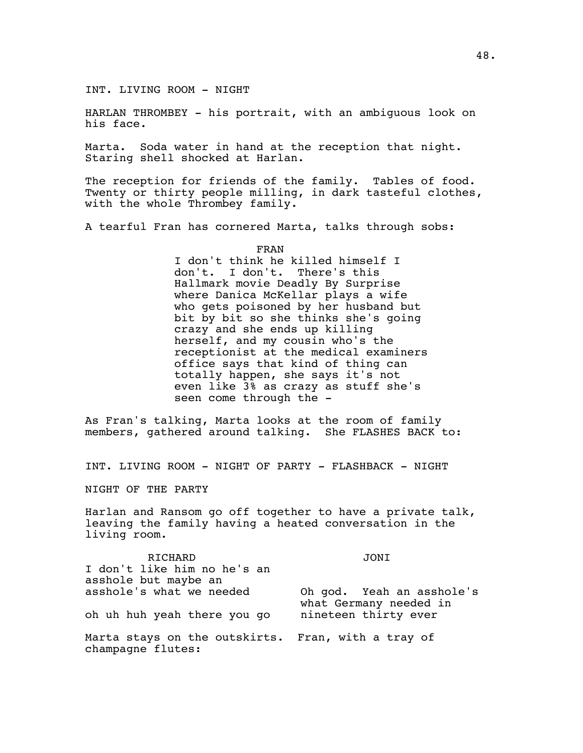INT. LIVING ROOM - NIGHT

HARLAN THROMBEY - his portrait, with an ambiguous look on his face.

Marta. Soda water in hand at the reception that night. Staring shell shocked at Harlan.

The reception for friends of the family. Tables of food. Twenty or thirty people milling, in dark tasteful clothes, with the whole Thrombey family.

A tearful Fran has cornered Marta, talks through sobs:

FRAN

I don't think he killed himself I don't. I don't. There's this Hallmark movie Deadly By Surprise where Danica McKellar plays a wife who gets poisoned by her husband but bit by bit so she thinks she's going crazy and she ends up killing herself, and my cousin who's the receptionist at the medical examiners office says that kind of thing can totally happen, she says it's not even like 3% as crazy as stuff she's seen come through the -

As Fran's talking, Marta looks at the room of family members, gathered around talking. She FLASHES BACK to:

INT. LIVING ROOM - NIGHT OF PARTY - FLASHBACK - NIGHT

NIGHT OF THE PARTY

Harlan and Ransom go off together to have a private talk, leaving the family having a heated conversation in the living room.

RICHARD

I don't like him no he's an asshole but maybe an asshole's what we needed

oh uh huh yeah there you go

JONI

Oh god. Yeah an asshole's what Germany needed in nineteen thirty ever

Marta stays on the outskirts. Fran, with a tray of champagne flutes: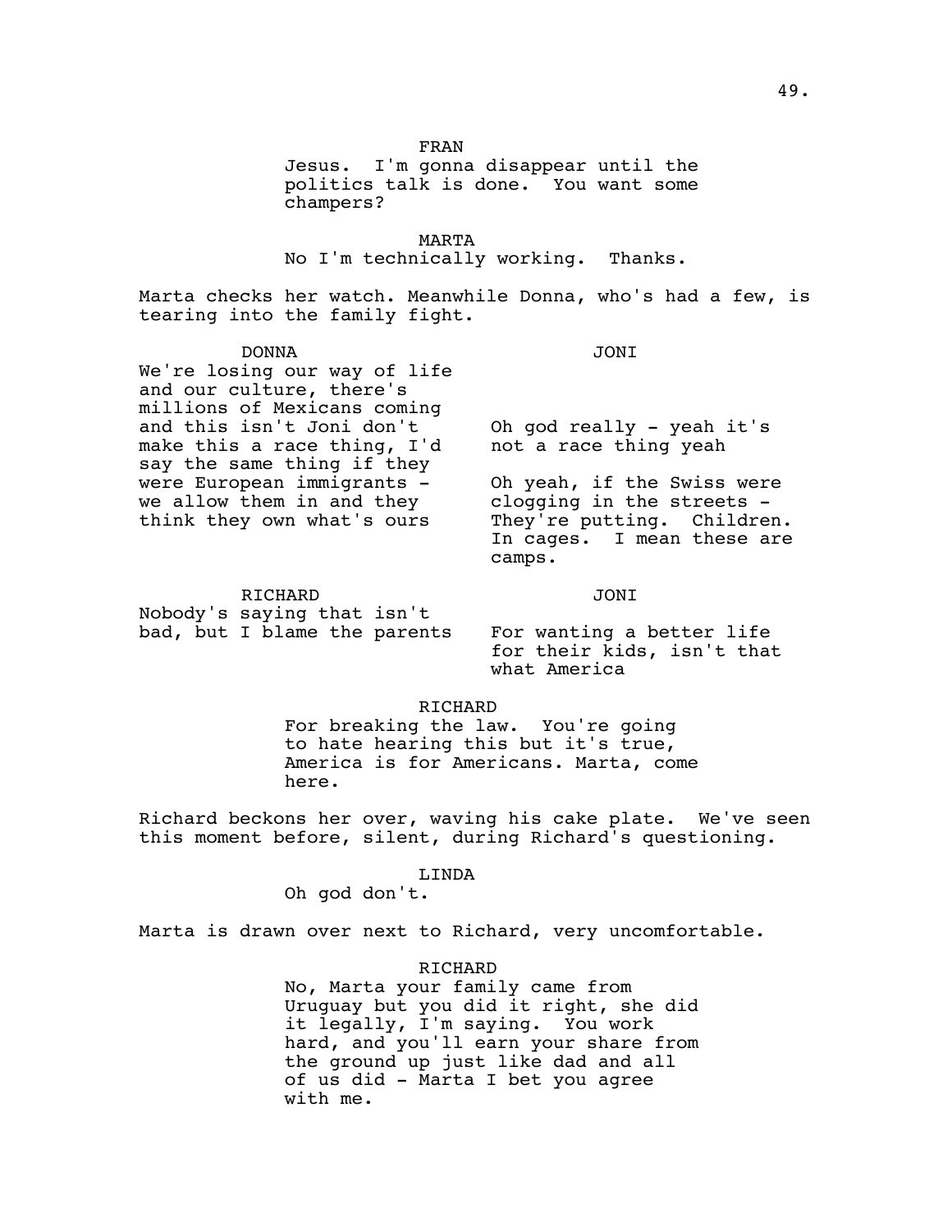FRAN

Jesus. I'm gonna disappear until the politics talk is done. You want some champers?

MARTA

No I'm technically working. Thanks.

Marta checks her watch. Meanwhile Donna, who's had a few, is tearing into the family fight.

| DONNA | JONI |
| --- | --- |
| We're losing our way of life and our culture, there's millions of Mexicans coming and this isn't Joni don't make this a race thing, I'd say the same thing if they were European immigrants - we allow them in and they think they own what's ours | Oh god really - yeah it's not a race thing yeah<br><br>Oh yeah, if the Swiss were clogging in the streets - They're putting. Children. In cages. I mean these are camps. |

| RICHARD | JONI |
| --- | --- |
| Nobody's saying that isn't bad, but I blame the parents | For wanting a better life for their kids, isn't that what America |

RICHARD

For breaking the law. You're going to hate hearing this but it's true, America is for Americans. Marta, come here.

Richard beckons her over, waving his cake plate. We've seen this moment before, silent, during Richard's questioning.

LINDA

Oh god don't.

Marta is drawn over next to Richard, very uncomfortable.

RICHARD

No, Marta your family came from Uruguay but you did it right, she did it legally, I'm saying. You work hard, and you'll earn your share from the ground up just like dad and all of us did - Marta I bet you agree with me.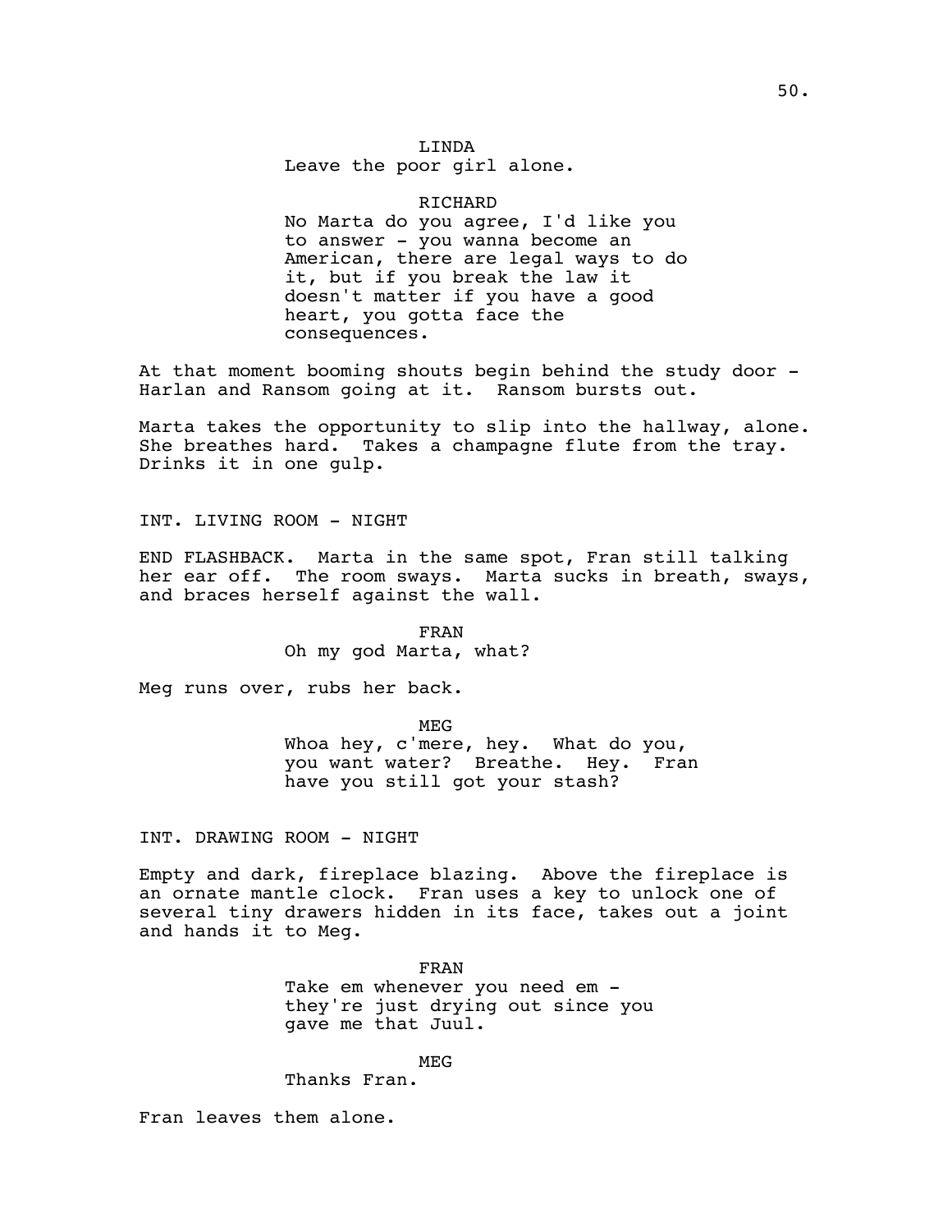LINDA

Leave the poor girl alone.

RICHARD

No Marta do you agree, I'd like you to answer - you wanna become an American, there are legal ways to do it, but if you break the law it doesn't matter if you have a good heart, you gotta face the consequences.

At that moment booming shouts begin behind the study door - Harlan and Ransom going at it. Ransom bursts out.

Marta takes the opportunity to slip into the hallway, alone. She breathes hard. Takes a champagne flute from the tray. Drinks it in one gulp.

INT. LIVING ROOM - NIGHT

END FLASHBACK. Marta in the same spot, Fran still talking her ear off. The room sways. Marta sucks in breath, sways, and braces herself against the wall.

FRAN

Oh my god Marta, what?

Meg runs over, rubs her back.

MEG

Whoa hey, c'mere, hey. What do you, you want water? Breathe. Hey. Fran have you still got your stash?

INT. DRAWING ROOM - NIGHT

Empty and dark, fireplace blazing. Above the fireplace is an ornate mantle clock. Fran uses a key to unlock one of several tiny drawers hidden in its face, takes out a joint and hands it to Meg.

FRAN

Take em whenever you need em - they're just drying out since you gave me that Juul.

MEG

Thanks Fran.

Fran leaves them alone.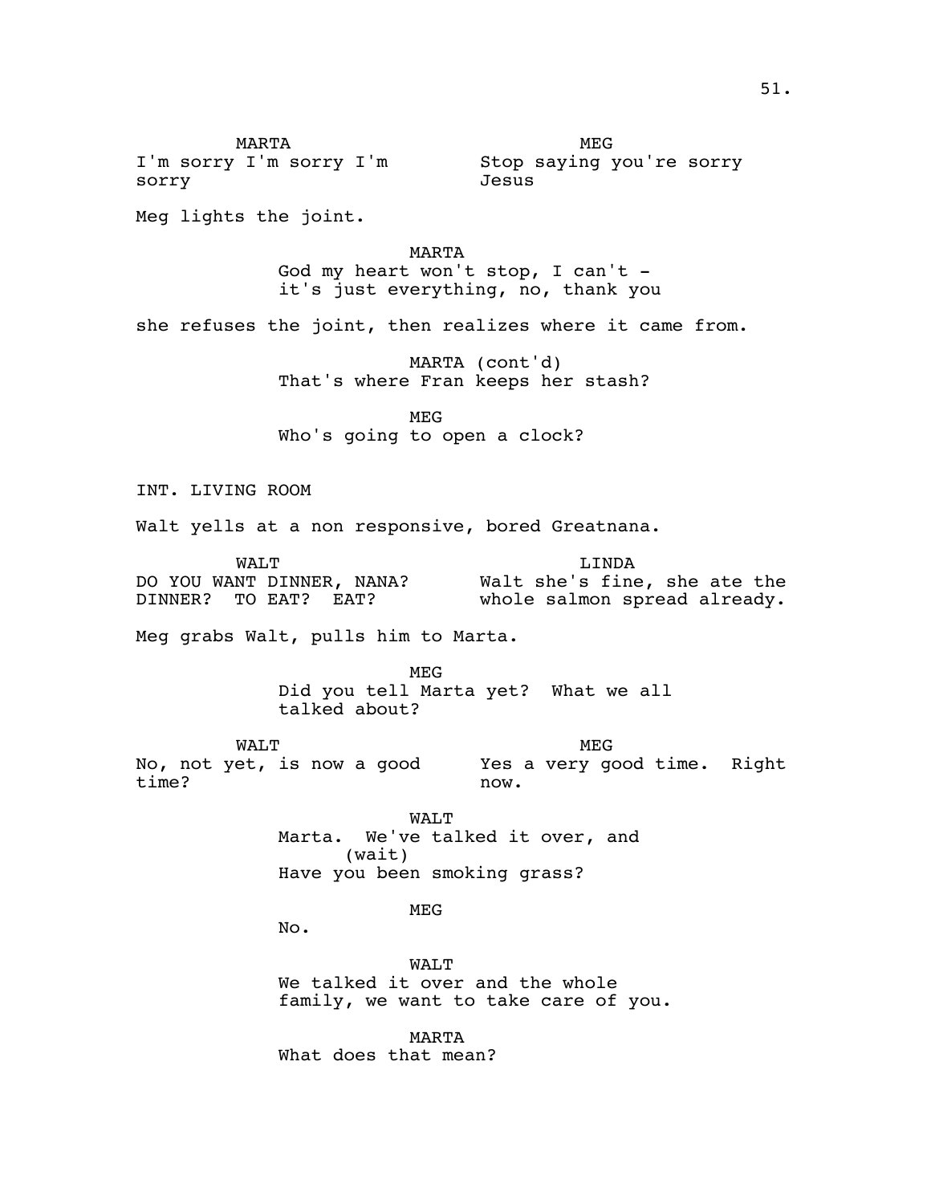MARTA
I'm sorry I'm sorry I'm sorry

MEG
Stop saying you're sorry Jesus

Meg lights the joint.

MARTA
God my heart won't stop, I can't - it's just everything, no, thank you

she refuses the joint, then realizes where it came from.

MARTA (cont'd)
That's where Fran keeps her stash?

MEG
Who's going to open a clock?

INT. LIVING ROOM

Walt yells at a non responsive, bored Greatnana.

WALT
DO YOU WANT DINNER, NANA? DINNER? TO EAT? EAT?

LINDA
Walt she's fine, she ate the whole salmon spread already.

Meg grabs Walt, pulls him to Marta.

MEG
Did you tell Marta yet? What we all talked about?

WALT
No, not yet, is now a good time?

MEG
Yes a very good time. Right now.

WALT
Marta. We've talked it over, and
(wait)
Have you been smoking grass?

MEG
No.

WALT
We talked it over and the whole family, we want to take care of you.

MARTA
What does that mean?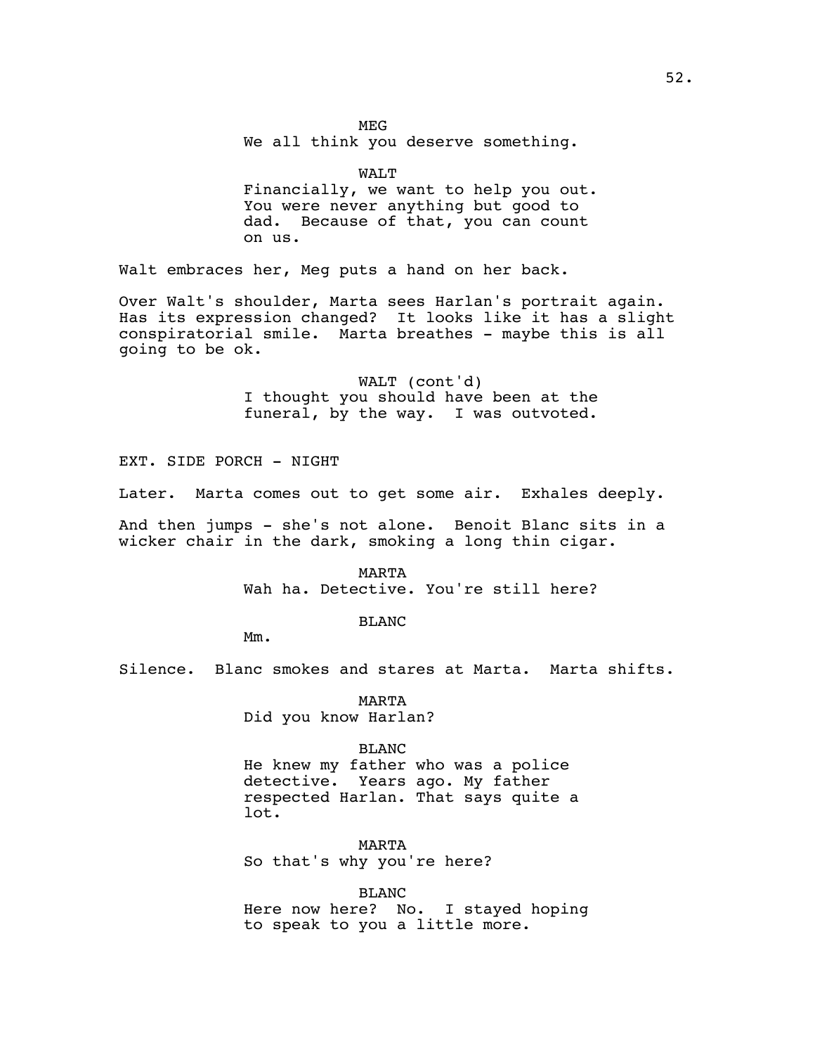MEG

We all think you deserve something.

WALT

Financially, we want to help you out. You were never anything but good to dad. Because of that, you can count on us.

Walt embraces her, Meg puts a hand on her back.

Over Walt's shoulder, Marta sees Harlan's portrait again. Has its expression changed? It looks like it has a slight conspiratorial smile. Marta breathes - maybe this is all going to be ok.

WALT (cont'd)

I thought you should have been at the funeral, by the way. I was outvoted.

EXT. SIDE PORCH - NIGHT

Later. Marta comes out to get some air. Exhales deeply.

And then jumps - she's not alone. Benoit Blanc sits in a wicker chair in the dark, smoking a long thin cigar.

MARTA

Wah ha. Detective. You're still here?

BLANC

Mm.

Silence. Blanc smokes and stares at Marta. Marta shifts.

MARTA

Did you know Harlan?

BLANC

He knew my father who was a police detective. Years ago. My father respected Harlan. That says quite a lot.

MARTA

So that's why you're here?

BLANC

Here now here? No. I stayed hoping to speak to you a little more.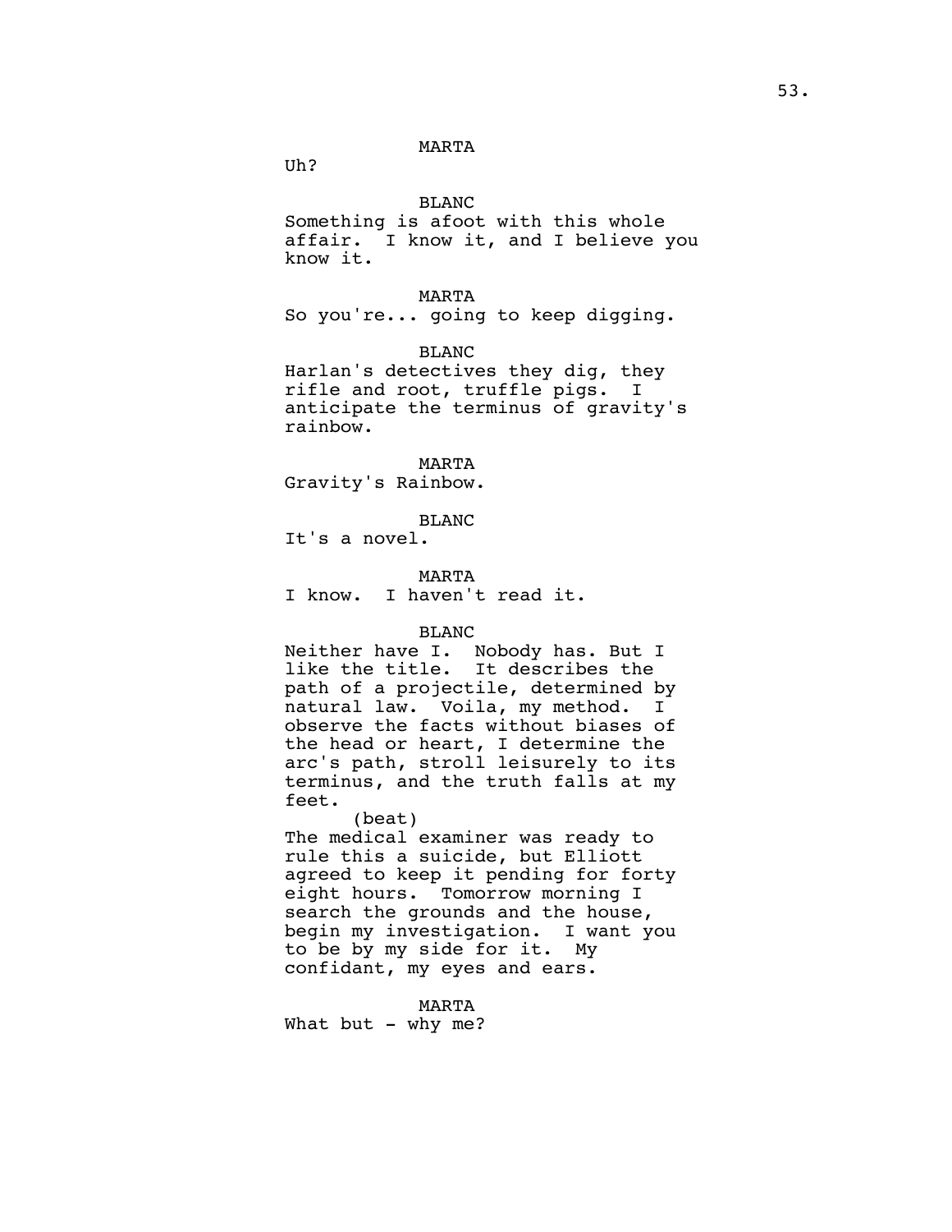MARTA

Uh?

BLANC

Something is afoot with this whole affair. I know it, and I believe you know it.

MARTA

So you're... going to keep digging.

BLANC

Harlan's detectives they dig, they rifle and root, truffle pigs. I anticipate the terminus of gravity's rainbow.

MARTA

Gravity's Rainbow.

BLANC

It's a novel.

MARTA

I know. I haven't read it.

BLANC

Neither have I. Nobody has. But I like the title. It describes the path of a projectile, determined by natural law. Voila, my method. I observe the facts without biases of the head or heart, I determine the arc's path, stroll leisurely to its terminus, and the truth falls at my feet.

(beat)

The medical examiner was ready to rule this a suicide, but Elliott agreed to keep it pending for forty eight hours. Tomorrow morning I search the grounds and the house, begin my investigation. I want you to be by my side for it. My confidant, my eyes and ears.

MARTA

What but - why me?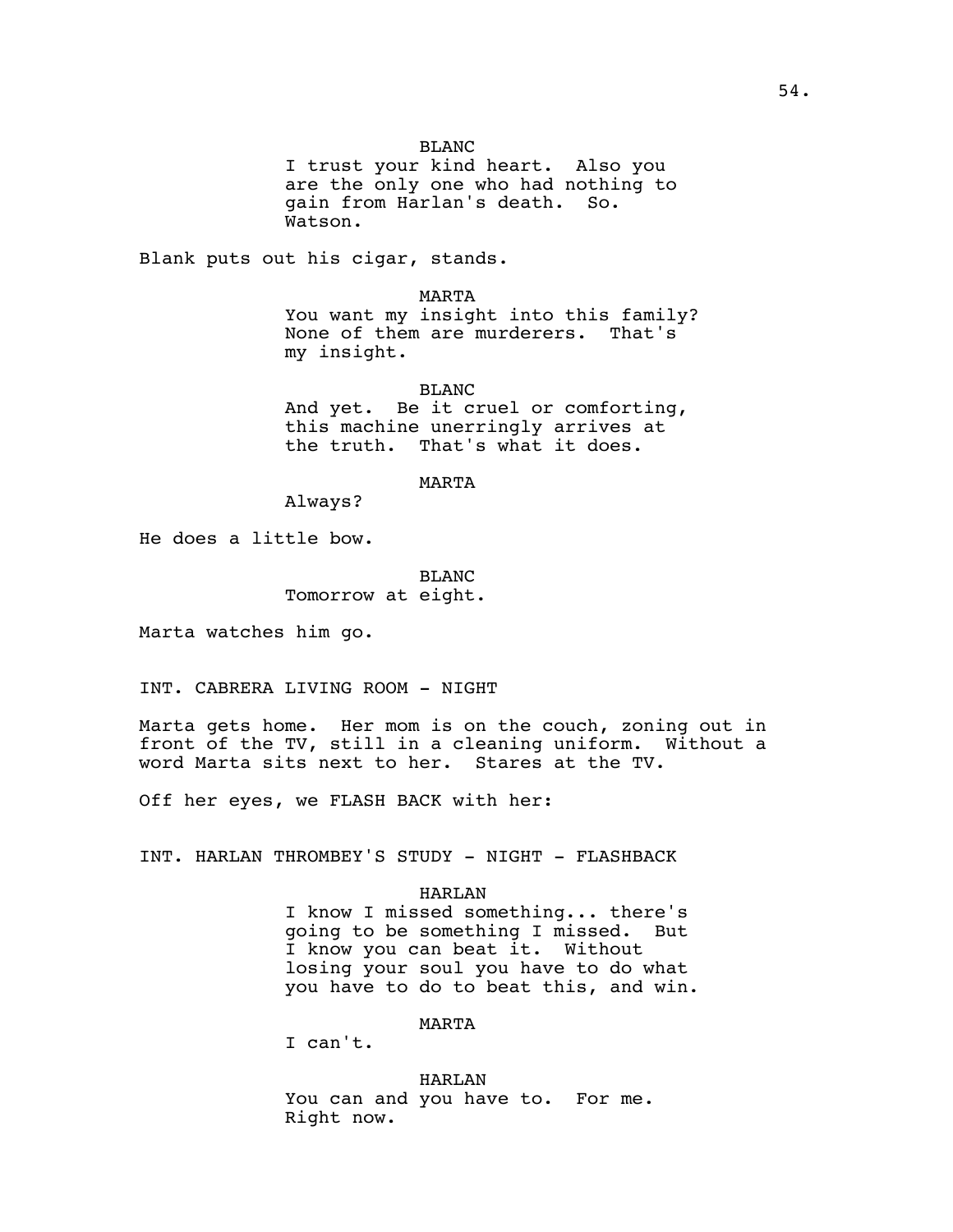BLANC

I trust your kind heart. Also you are the only one who had nothing to gain from Harlan's death. So. Watson.

Blank puts out his cigar, stands.

MARTA

You want my insight into this family? None of them are murderers. That's my insight.

BLANC

And yet. Be it cruel or comforting, this machine unerringly arrives at the truth. That's what it does.

MARTA

Always?

He does a little bow.

BLANC

Tomorrow at eight.

Marta watches him go.

INT. CABRERA LIVING ROOM - NIGHT

Marta gets home. Her mom is on the couch, zoning out in front of the TV, still in a cleaning uniform. Without a word Marta sits next to her. Stares at the TV.

Off her eyes, we FLASH BACK with her:

INT. HARLAN THROMBEY'S STUDY - NIGHT - FLASHBACK

HARLAN

I know I missed something... there's going to be something I missed. But I know you can beat it. Without losing your soul you have to do what you have to do to beat this, and win.

MARTA

I can't.

HARLAN

You can and you have to. For me. Right now.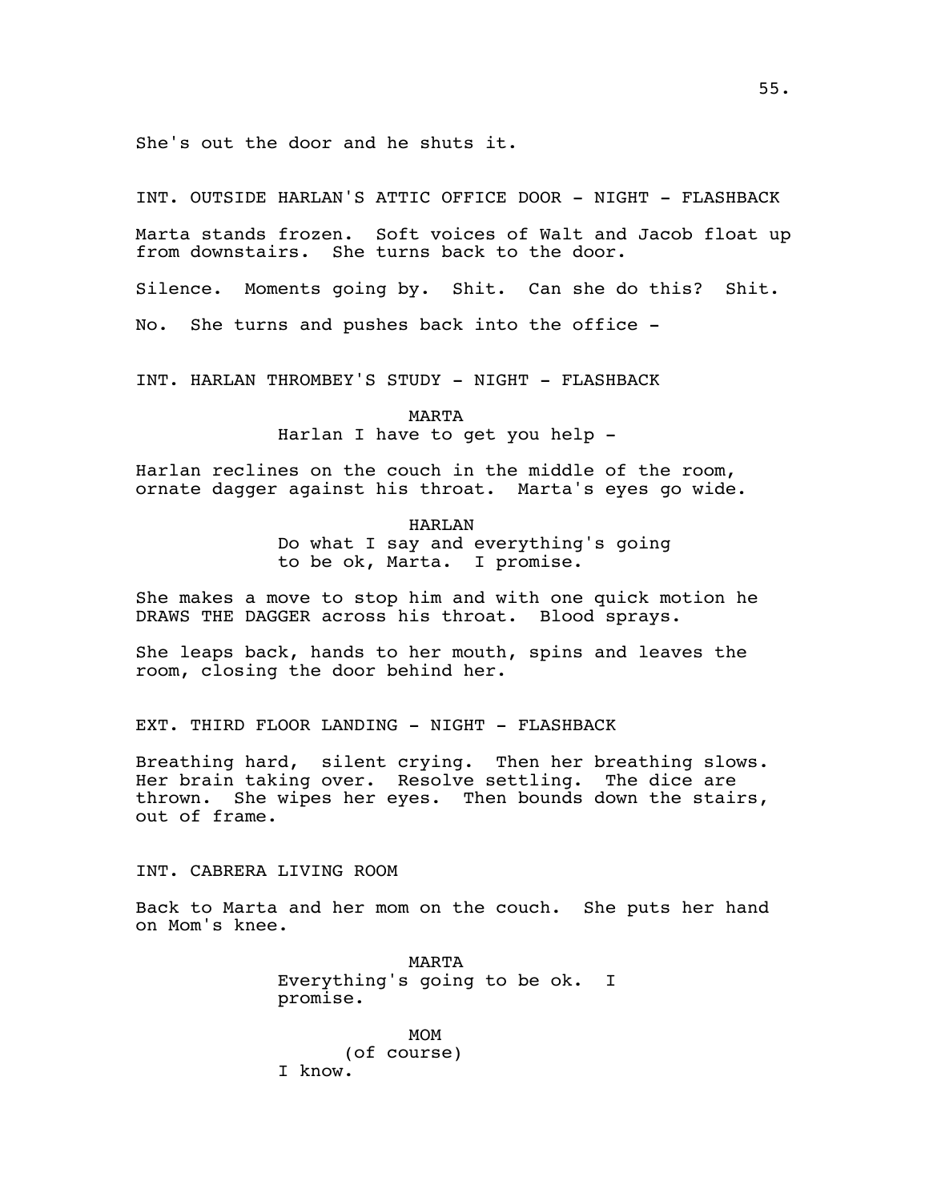She's out the door and he shuts it.

INT. OUTSIDE HARLAN'S ATTIC OFFICE DOOR - NIGHT - FLASHBACK

Marta stands frozen. Soft voices of Walt and Jacob float up from downstairs. She turns back to the door.

Silence. Moments going by. Shit. Can she do this? Shit.

No. She turns and pushes back into the office -

INT. HARLAN THROMBEY'S STUDY - NIGHT - FLASHBACK

MARTA
Harlan I have to get you help -

Harlan reclines on the couch in the middle of the room, ornate dagger against his throat. Marta's eyes go wide.

HARLAN
Do what I say and everything's going to be ok, Marta. I promise.

She makes a move to stop him and with one quick motion he DRAWS THE DAGGER across his throat. Blood sprays.

She leaps back, hands to her mouth, spins and leaves the room, closing the door behind her.

EXT. THIRD FLOOR LANDING - NIGHT - FLASHBACK

Breathing hard, silent crying. Then her breathing slows. Her brain taking over. Resolve settling. The dice are thrown. She wipes her eyes. Then bounds down the stairs, out of frame.

INT. CABRERA LIVING ROOM

Back to Marta and her mom on the couch. She puts her hand on Mom's knee.

MARTA
Everything's going to be ok. I promise.

MOM
(of course)
I know.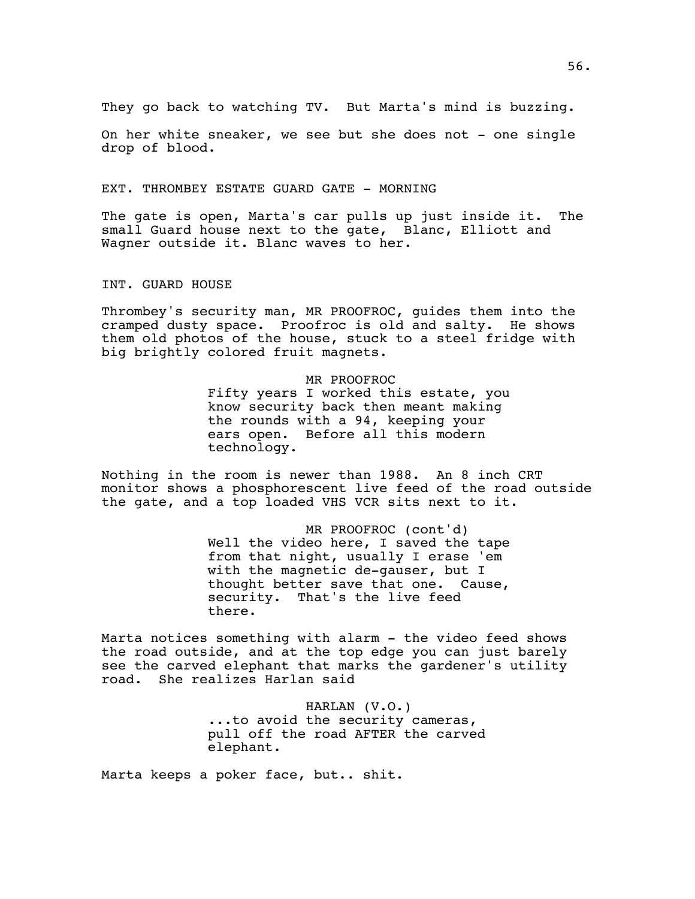They go back to watching TV. But Marta's mind is buzzing.

On her white sneaker, we see but she does not - one single drop of blood.

EXT. THROMBEY ESTATE GUARD GATE - MORNING

The gate is open, Marta's car pulls up just inside it. The small Guard house next to the gate, Blanc, Elliott and Wagner outside it. Blanc waves to her.

INT. GUARD HOUSE

Thrombey's security man, MR PROOFROC, guides them into the cramped dusty space. Proofroc is old and salty. He shows them old photos of the house, stuck to a steel fridge with big brightly colored fruit magnets.

MR PROOFROC
Fifty years I worked this estate, you know security back then meant making the rounds with a 94, keeping your ears open. Before all this modern technology.

Nothing in the room is newer than 1988. An 8 inch CRT monitor shows a phosphorescent live feed of the road outside the gate, and a top loaded VHS VCR sits next to it.

MR PROOFROC (cont'd)
Well the video here, I saved the tape from that night, usually I erase 'em with the magnetic de-gauser, but I thought better save that one. Cause, security. That's the live feed there.

Marta notices something with alarm - the video feed shows the road outside, and at the top edge you can just barely see the carved elephant that marks the gardener's utility road. She realizes Harlan said

HARLAN (V.O.)
...to avoid the security cameras, pull off the road AFTER the carved elephant.

Marta keeps a poker face, but.. shit.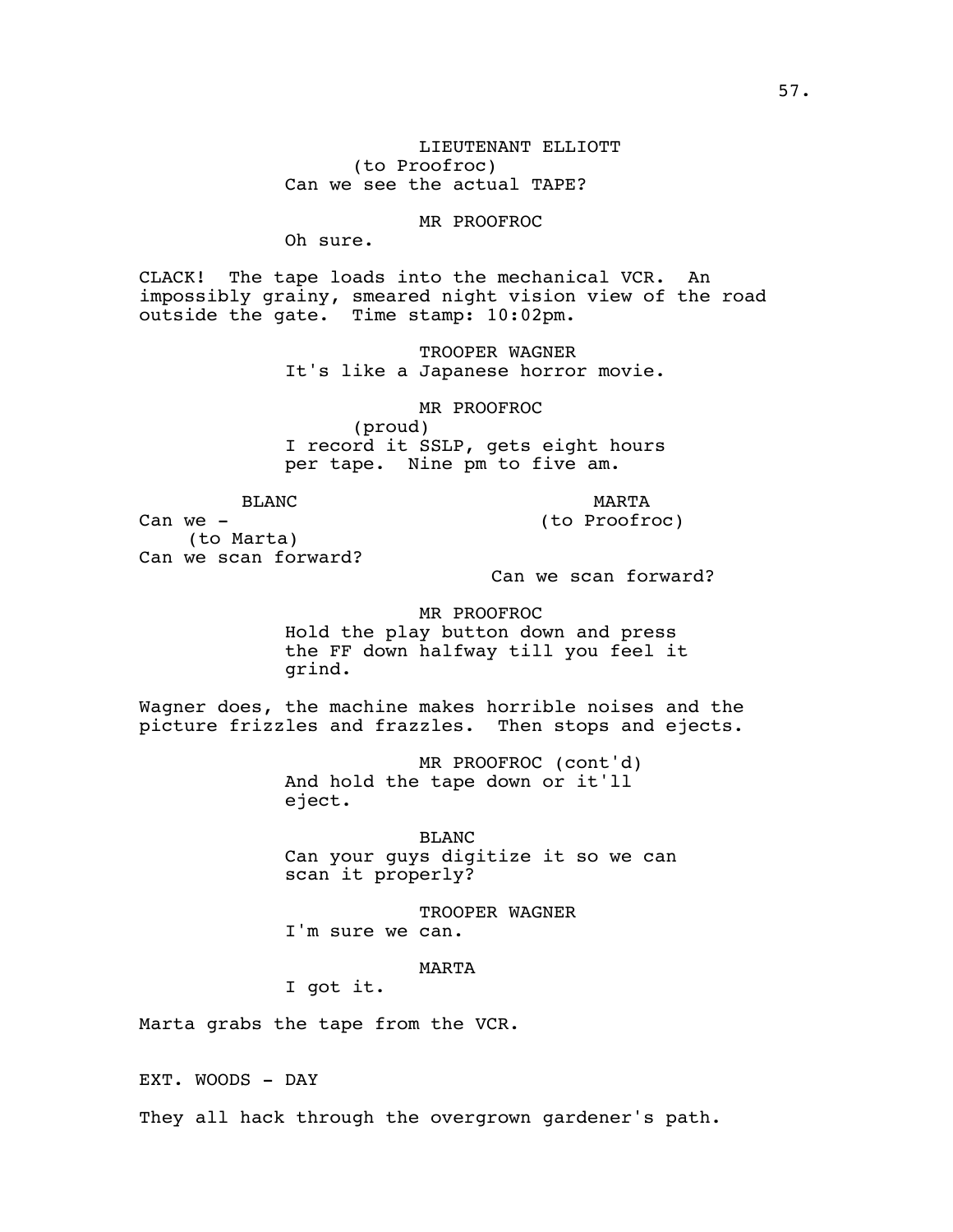LIEUTENANT ELLIOTT
(to Proofroc)
Can we see the actual TAPE?

MR PROOFROC
Oh sure.

CLACK! The tape loads into the mechanical VCR. An impossibly grainy, smeared night vision view of the road outside the gate. Time stamp: 10:02pm.

TROOPER WAGNER
It's like a Japanese horror movie.

MR PROOFROC
(proud)
I record it SSLP, gets eight hours per tape. Nine pm to five am.

BLANC
Can we -
(to Marta)
Can we scan forward?

MARTA
(to Proofroc)
Can we scan forward?

MR PROOFROC
Hold the play button down and press the FF down halfway till you feel it grind.

Wagner does, the machine makes horrible noises and the picture frizzles and frazzles. Then stops and ejects.

MR PROOFROC (cont'd)
And hold the tape down or it'll eject.

BLANC
Can your guys digitize it so we can scan it properly?

TROOPER WAGNER
I'm sure we can.

MARTA
I got it.

Marta grabs the tape from the VCR.

EXT. WOODS - DAY

They all hack through the overgrown gardener's path.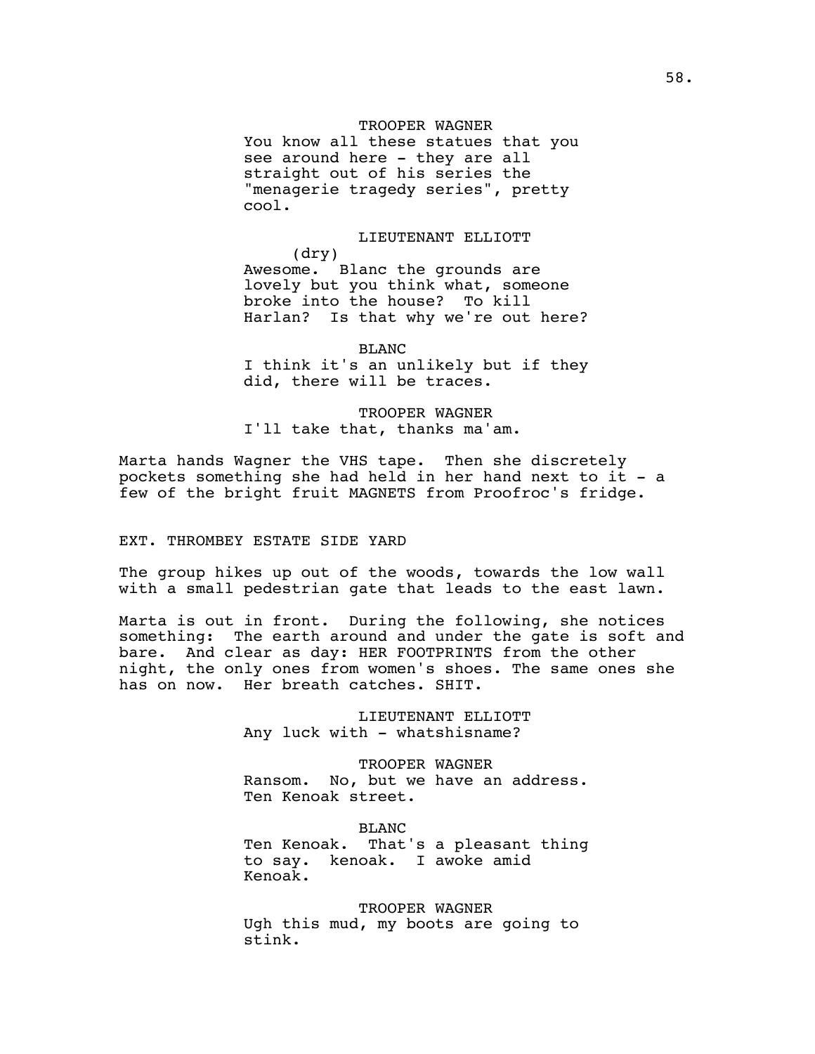TROOPER WAGNER
You know all these statues that you see around here - they are all straight out of his series the "menagerie tragedy series", pretty cool.

LIEUTENANT ELLIOTT
(dry)
Awesome. Blanc the grounds are lovely but you think what, someone broke into the house? To kill Harlan? Is that why we're out here?

BLANC
I think it's an unlikely but if they did, there will be traces.

TROOPER WAGNER
I'll take that, thanks ma'am.

Marta hands Wagner the VHS tape. Then she discretely pockets something she had held in her hand next to it - a few of the bright fruit MAGNETS from Proofroc's fridge.

EXT. THROMBEY ESTATE SIDE YARD

The group hikes up out of the woods, towards the low wall with a small pedestrian gate that leads to the east lawn.

Marta is out in front. During the following, she notices something: The earth around and under the gate is soft and bare. And clear as day: HER FOOTPRINTS from the other night, the only ones from women's shoes. The same ones she has on now. Her breath catches. SHIT.

LIEUTENANT ELLIOTT
Any luck with - whatshisname?

TROOPER WAGNER
Ransom. No, but we have an address. Ten Kenoak street.

BLANC
Ten Kenoak. That's a pleasant thing to say. kenoak. I awoke amid Kenoak.

TROOPER WAGNER
Ugh this mud, my boots are going to stink.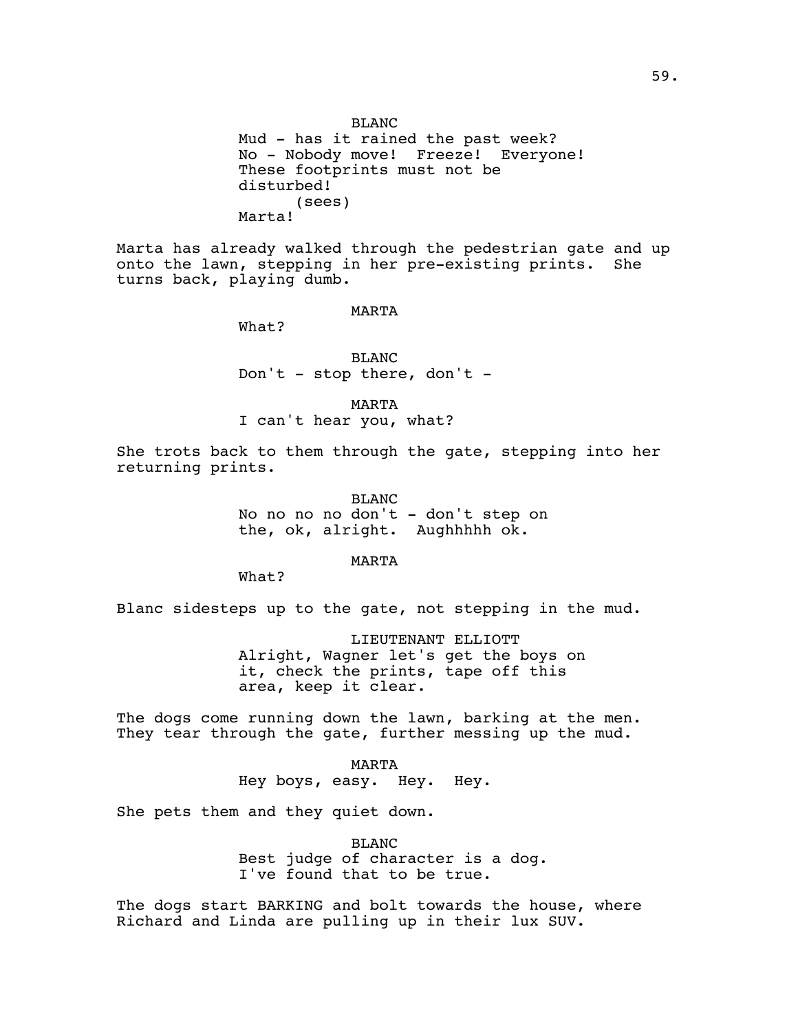BLANC
Mud - has it rained the past week?
No - Nobody move! Freeze! Everyone!
These footprints must not be
disturbed!
(sees)
Marta!

Marta has already walked through the pedestrian gate and up onto the lawn, stepping in her pre-existing prints. She turns back, playing dumb.

MARTA
What?

BLANC
Don't - stop there, don't -

MARTA
I can't hear you, what?

She trots back to them through the gate, stepping into her returning prints.

BLANC
No no no no don't - don't step on
the, ok, alright. Aughhhhh ok.

MARTA
What?

Blanc sidesteps up to the gate, not stepping in the mud.

LIEUTENANT ELLIOTT
Alright, Wagner let's get the boys on
it, check the prints, tape off this
area, keep it clear.

The dogs come running down the lawn, barking at the men. They tear through the gate, further messing up the mud.

MARTA
Hey boys, easy. Hey. Hey.

She pets them and they quiet down.

BLANC
Best judge of character is a dog.
I've found that to be true.

The dogs start BARKING and bolt towards the house, where Richard and Linda are pulling up in their lux SUV.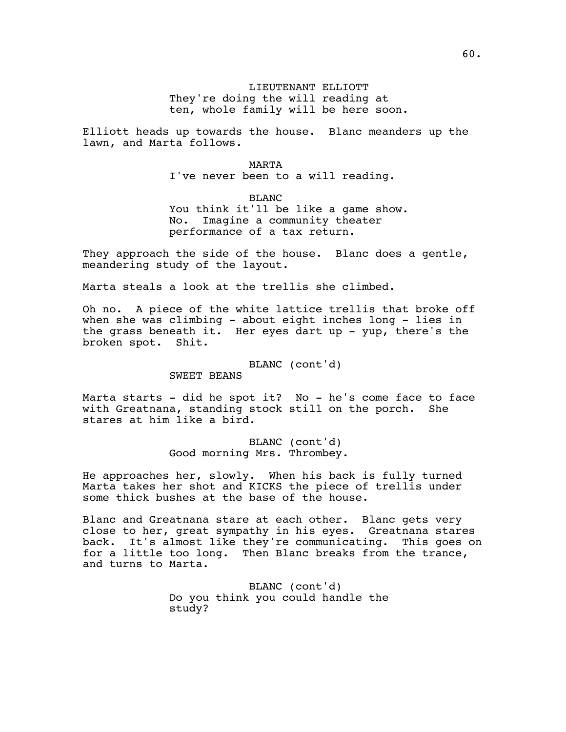LIEUTENANT ELLIOTT
They're doing the will reading at ten, whole family will be here soon.

Elliott heads up towards the house. Blanc meanders up the lawn, and Marta follows.

MARTA
I've never been to a will reading.

BLANC
You think it'll be like a game show. No. Imagine a community theater performance of a tax return.

They approach the side of the house. Blanc does a gentle, meandering study of the layout.

Marta steals a look at the trellis she climbed.

Oh no. A piece of the white lattice trellis that broke off when she was climbing - about eight inches long - lies in the grass beneath it. Her eyes dart up - yup, there's the broken spot. Shit.

BLANC (cont'd)
SWEET BEANS

Marta starts - did he spot it? No - he's come face to face with Greatnana, standing stock still on the porch. She stares at him like a bird.

BLANC (cont'd)
Good morning Mrs. Thrombey.

He approaches her, slowly. When his back is fully turned Marta takes her shot and KICKS the piece of trellis under some thick bushes at the base of the house.

Blanc and Greatnana stare at each other. Blanc gets very close to her, great sympathy in his eyes. Greatnana stares back. It's almost like they're communicating. This goes on for a little too long. Then Blanc breaks from the trance, and turns to Marta.

BLANC (cont'd)
Do you think you could handle the study?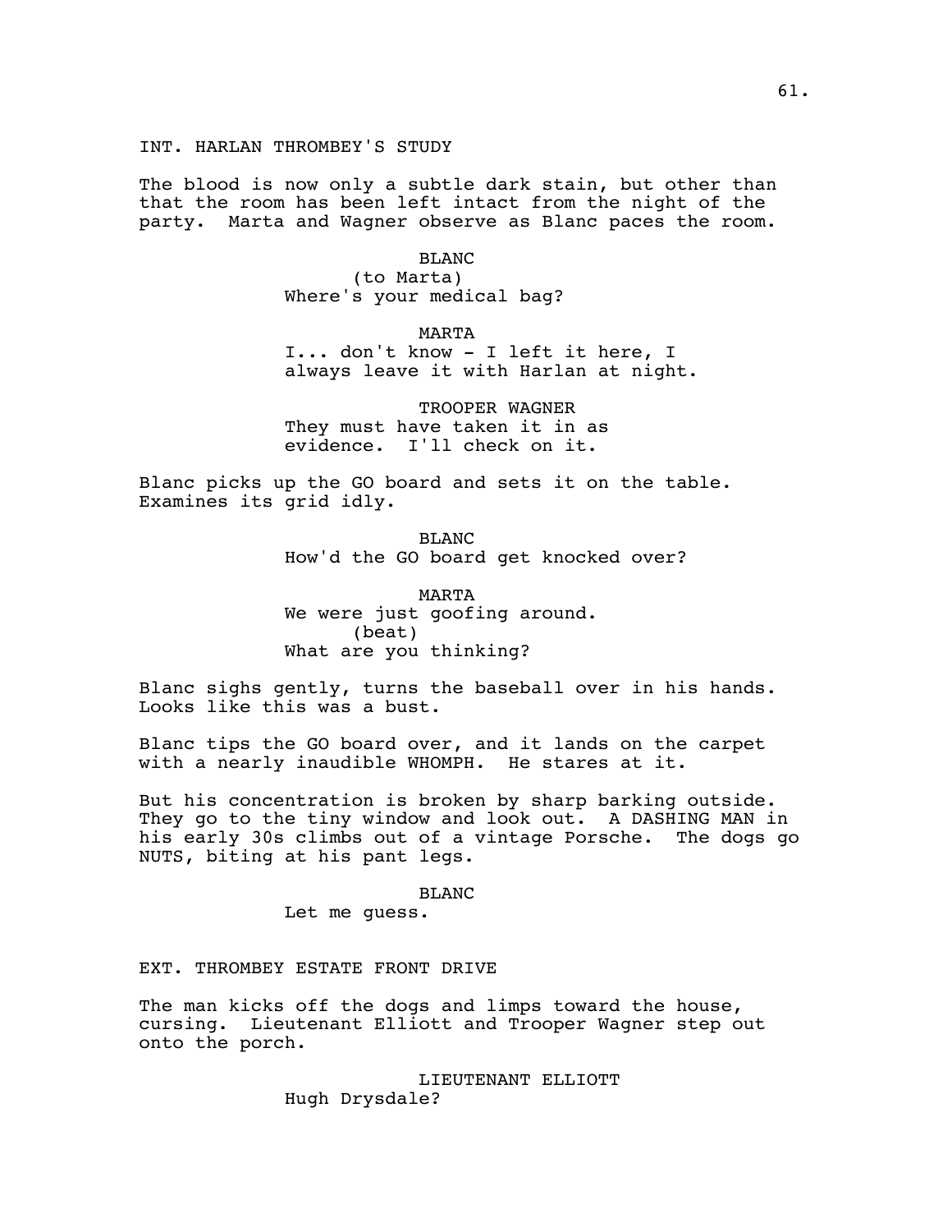INT. HARLAN THROMBEY'S STUDY

The blood is now only a subtle dark stain, but other than that the room has been left intact from the night of the party. Marta and Wagner observe as Blanc paces the room.

BLANC
(to Marta)
Where's your medical bag?

MARTA
I... don't know - I left it here, I always leave it with Harlan at night.

TROOPER WAGNER
They must have taken it in as evidence. I'll check on it.

Blanc picks up the GO board and sets it on the table. Examines its grid idly.

BLANC
How'd the GO board get knocked over?

MARTA
We were just goofing around.
(beat)
What are you thinking?

Blanc sighs gently, turns the baseball over in his hands. Looks like this was a bust.

Blanc tips the GO board over, and it lands on the carpet with a nearly inaudible WHOMPH. He stares at it.

But his concentration is broken by sharp barking outside. They go to the tiny window and look out. A DASHING MAN in his early 30s climbs out of a vintage Porsche. The dogs go NUTS, biting at his pant legs.

BLANC
Let me guess.

EXT. THROMBEY ESTATE FRONT DRIVE

The man kicks off the dogs and limps toward the house, cursing. Lieutenant Elliott and Trooper Wagner step out onto the porch.

LIEUTENANT ELLIOTT
Hugh Drysdale?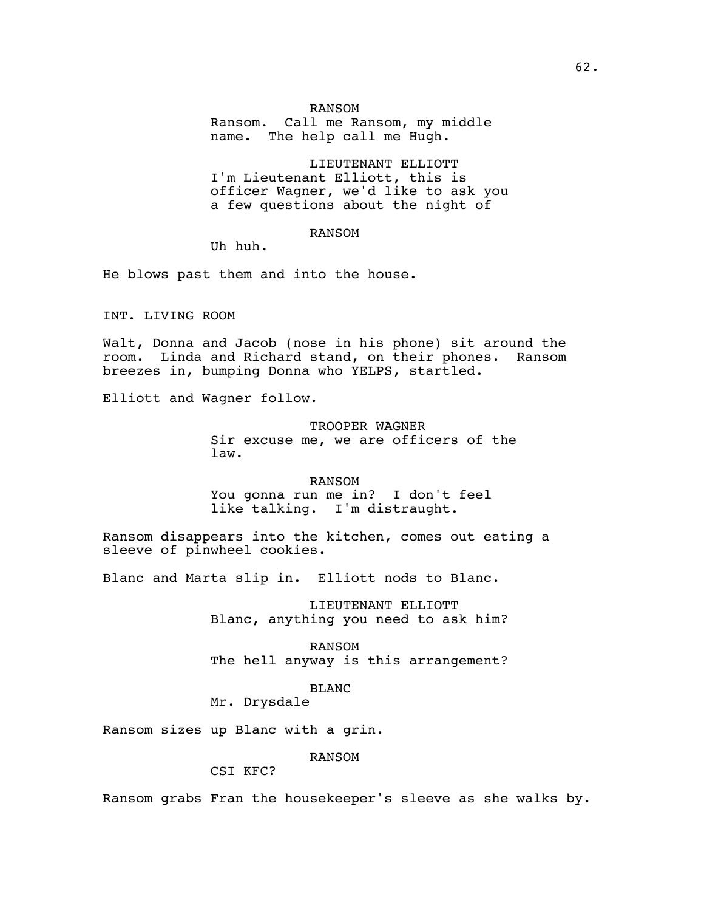RANSOM

Ransom. Call me Ransom, my middle name. The help call me Hugh.

LIEUTENANT ELLIOTT

I'm Lieutenant Elliott, this is officer Wagner, we'd like to ask you a few questions about the night of

RANSOM

Uh huh.

He blows past them and into the house.

INT. LIVING ROOM

Walt, Donna and Jacob (nose in his phone) sit around the room. Linda and Richard stand, on their phones. Ransom breezes in, bumping Donna who YELPS, startled.

Elliott and Wagner follow.

TROOPER WAGNER

Sir excuse me, we are officers of the law.

RANSOM

You gonna run me in? I don't feel like talking. I'm distraught.

Ransom disappears into the kitchen, comes out eating a sleeve of pinwheel cookies.

Blanc and Marta slip in. Elliott nods to Blanc.

LIEUTENANT ELLIOTT

Blanc, anything you need to ask him?

RANSOM

The hell anyway is this arrangement?

BLANC

Mr. Drysdale

Ransom sizes up Blanc with a grin.

RANSOM

CSI KFC?

Ransom grabs Fran the housekeeper's sleeve as she walks by.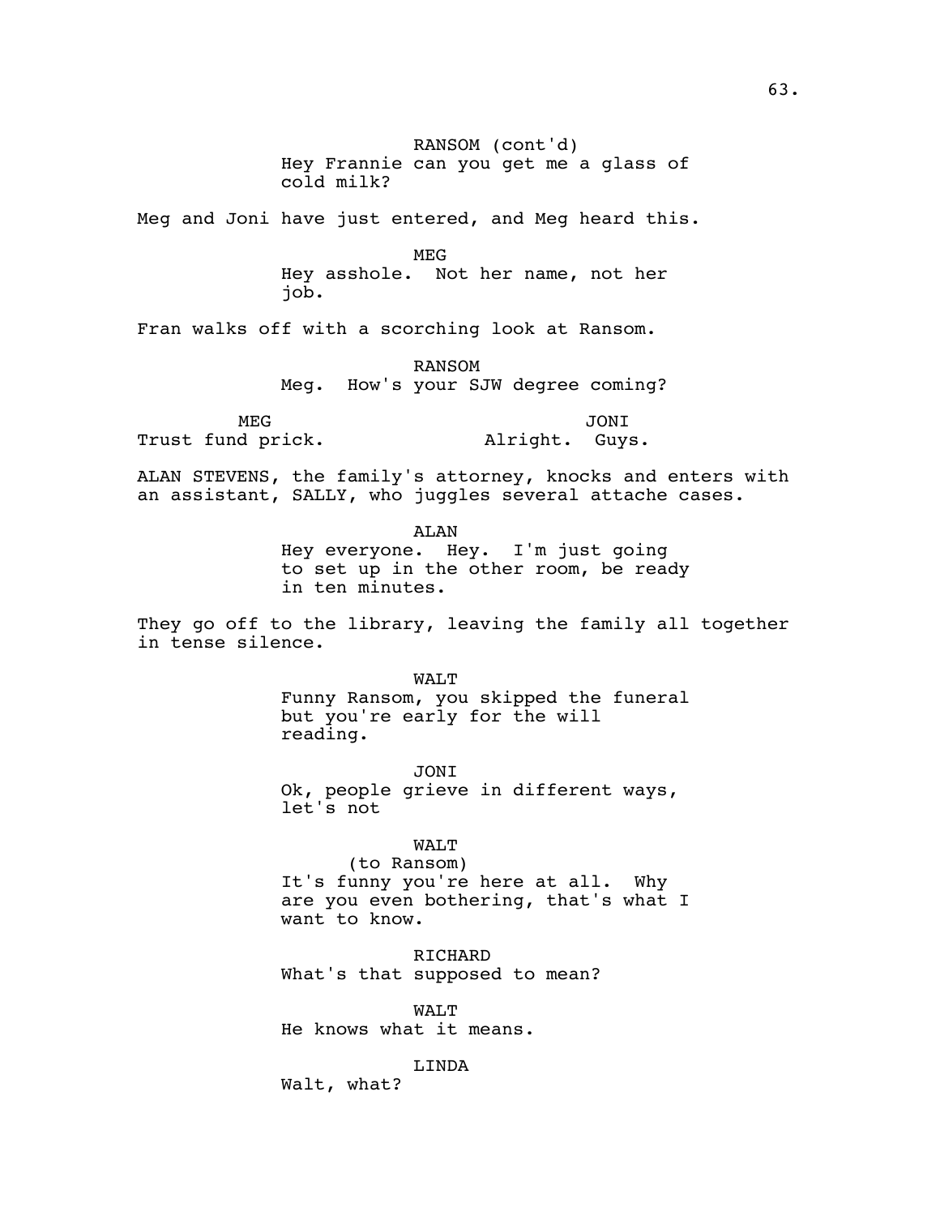RANSOM (cont'd)
Hey Frannie can you get me a glass of cold milk?

Meg and Joni have just entered, and Meg heard this.

MEG
Hey asshole. Not her name, not her job.

Fran walks off with a scorching look at Ransom.

RANSOM
Meg. How's your SJW degree coming?

MEG
Trust fund prick.

JONI
Alright. Guys.

ALAN STEVENS, the family's attorney, knocks and enters with an assistant, SALLY, who juggles several attache cases.

ALAN
Hey everyone. Hey. I'm just going to set up in the other room, be ready in ten minutes.

They go off to the library, leaving the family all together in tense silence.

WALT
Funny Ransom, you skipped the funeral but you're early for the will reading.

JONI
Ok, people grieve in different ways, let's not

WALT
(to Ransom)
It's funny you're here at all. Why are you even bothering, that's what I want to know.

RICHARD
What's that supposed to mean?

WALT
He knows what it means.

LINDA
Walt, what?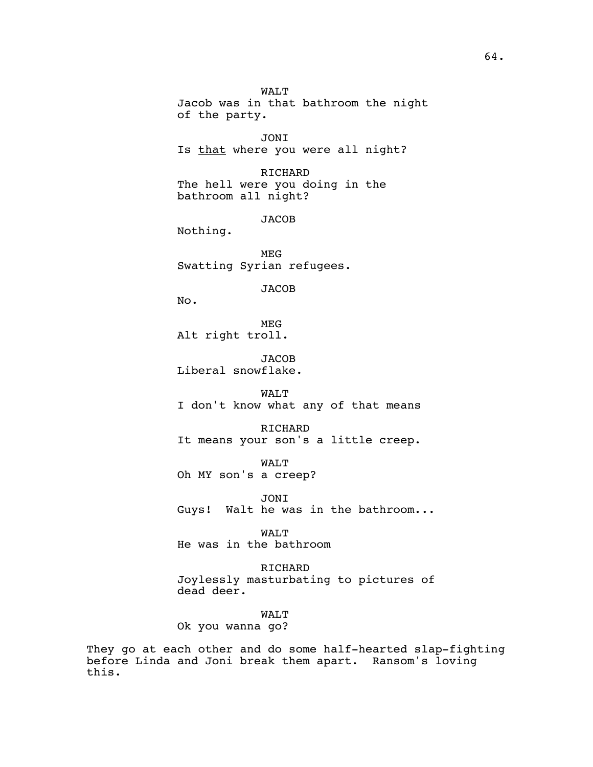WALT
Jacob was in that bathroom the night of the party.

JONI
Is <u>that</u> where you were all night?

RICHARD
The hell were you doing in the bathroom all night?

JACOB
Nothing.

MEG
Swatting Syrian refugees.

JACOB
No.

MEG
Alt right troll.

JACOB
Liberal snowflake.

WALT
I don't know what any of that means

RICHARD
It means your son's a little creep.

WALT
Oh MY son's a creep?

JONI
Guys! Walt he was in the bathroom...

WALT
He was in the bathroom

RICHARD
Joylessly masturbating to pictures of dead deer.

WALT
Ok you wanna go?

They go at each other and do some half-hearted slap-fighting before Linda and Joni break them apart. Ransom's loving this.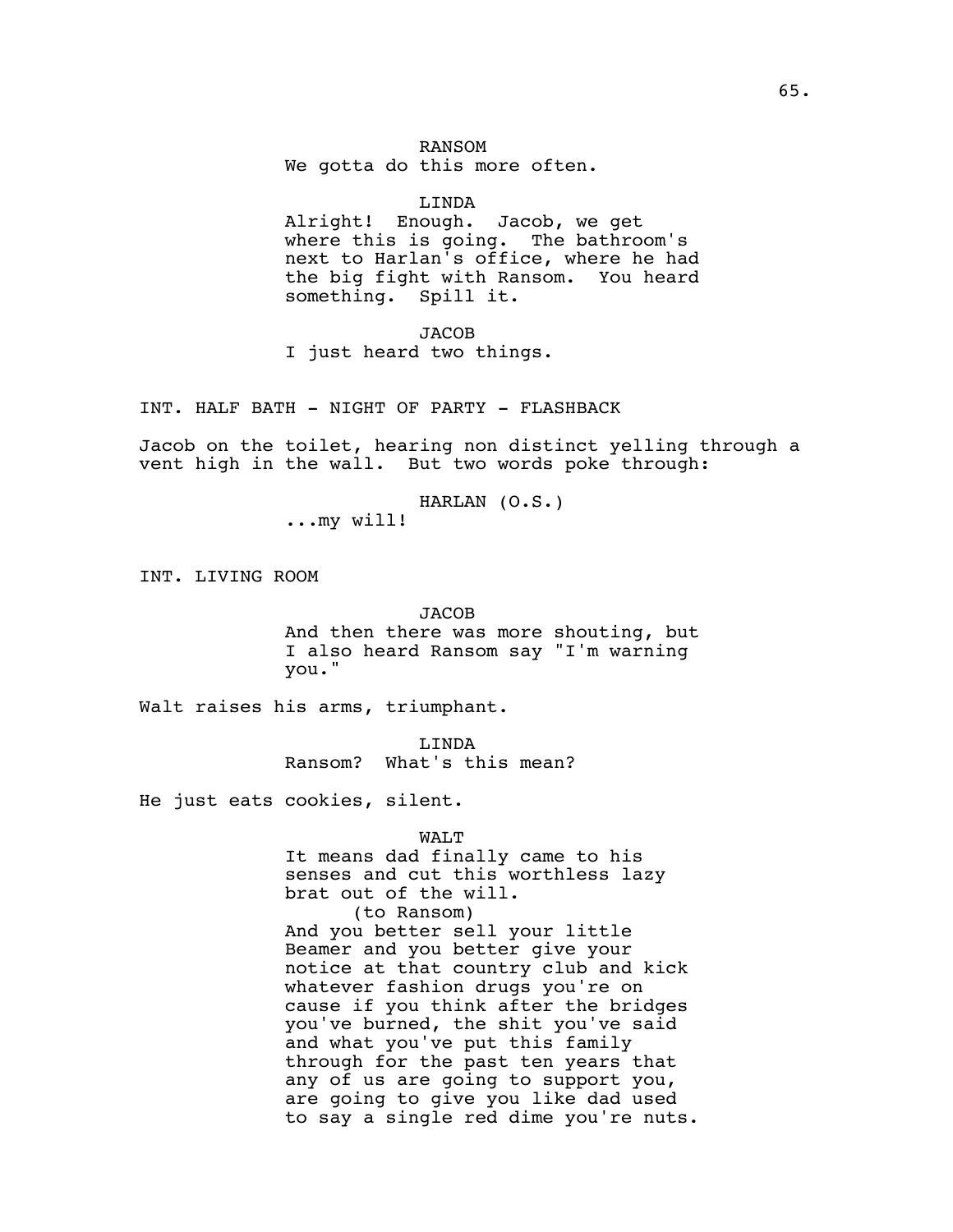RANSOM
We gotta do this more often.

LINDA
Alright! Enough. Jacob, we get where this is going. The bathroom's next to Harlan's office, where he had the big fight with Ransom. You heard something. Spill it.

JACOB
I just heard two things.

INT. HALF BATH - NIGHT OF PARTY - FLASHBACK

Jacob on the toilet, hearing non distinct yelling through a vent high in the wall. But two words poke through:

HARLAN (O.S.)
...my will!

INT. LIVING ROOM

JACOB
And then there was more shouting, but I also heard Ransom say "I'm warning you."

Walt raises his arms, triumphant.

LINDA
Ransom? What's this mean?

He just eats cookies, silent.

WALT
It means dad finally came to his senses and cut this worthless lazy brat out of the will.
(to Ransom)
And you better sell your little Beamer and you better give your notice at that country club and kick whatever fashion drugs you're on cause if you think after the bridges you've burned, the shit you've said and what you've put this family through for the past ten years that any of us are going to support you, are going to give you like dad used to say a single red dime you're nuts.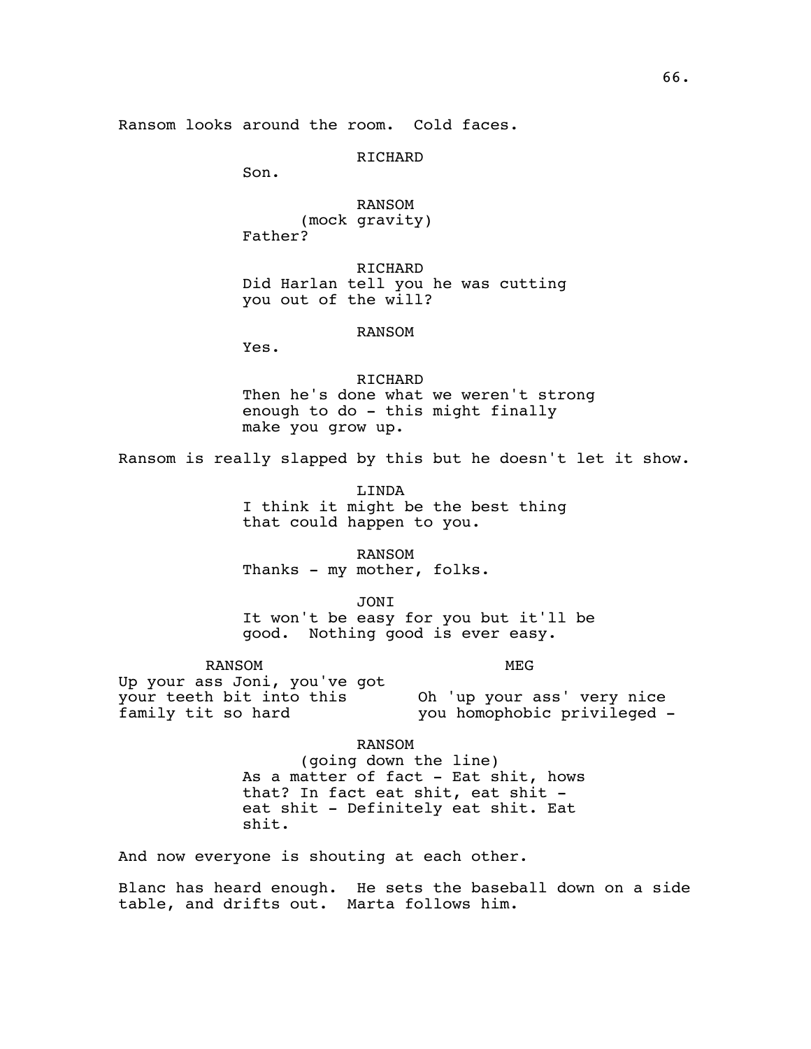Ransom looks around the room. Cold faces.

RICHARD
Son.

RANSOM
(mock gravity)
Father?

RICHARD
Did Harlan tell you he was cutting you out of the will?

RANSOM
Yes.

RICHARD
Then he's done what we weren't strong enough to do - this might finally make you grow up.

Ransom is really slapped by this but he doesn't let it show.

LINDA
I think it might be the best thing that could happen to you.

RANSOM
Thanks - my mother, folks.

JONI
It won't be easy for you but it'll be good. Nothing good is ever easy.

RANSOM
Up your ass Joni, you've got your teeth bit into this family tit so hard

MEG
Oh 'up your ass' very nice you homophobic privileged -

RANSOM
(going down the line)
As a matter of fact - Eat shit, hows that? In fact eat shit, eat shit - eat shit - Definitely eat shit. Eat shit.

And now everyone is shouting at each other.

Blanc has heard enough. He sets the baseball down on a side table, and drifts out. Marta follows him.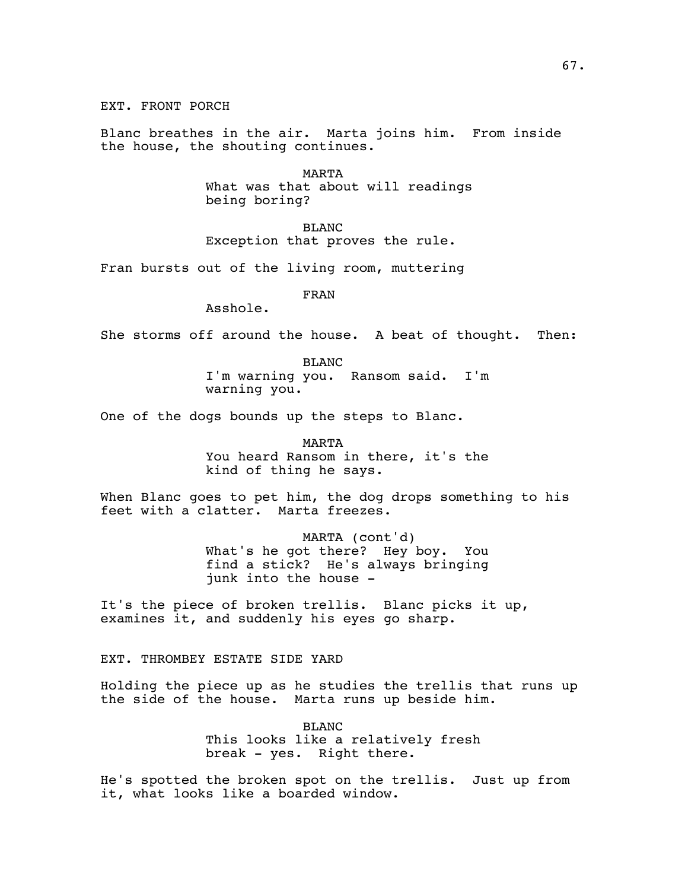EXT. FRONT PORCH

Blanc breathes in the air. Marta joins him. From inside the house, the shouting continues.

MARTA
What was that about will readings being boring?

BLANC
Exception that proves the rule.

Fran bursts out of the living room, muttering

FRAN
Asshole.

She storms off around the house. A beat of thought. Then:

BLANC
I'm warning you. Ransom said. I'm warning you.

One of the dogs bounds up the steps to Blanc.

MARTA
You heard Ransom in there, it's the kind of thing he says.

When Blanc goes to pet him, the dog drops something to his feet with a clatter. Marta freezes.

MARTA (cont'd)
What's he got there? Hey boy. You find a stick? He's always bringing junk into the house -

It's the piece of broken trellis. Blanc picks it up, examines it, and suddenly his eyes go sharp.

EXT. THROMBEY ESTATE SIDE YARD

Holding the piece up as he studies the trellis that runs up the side of the house. Marta runs up beside him.

BLANC
This looks like a relatively fresh break - yes. Right there.

He's spotted the broken spot on the trellis. Just up from it, what looks like a boarded window.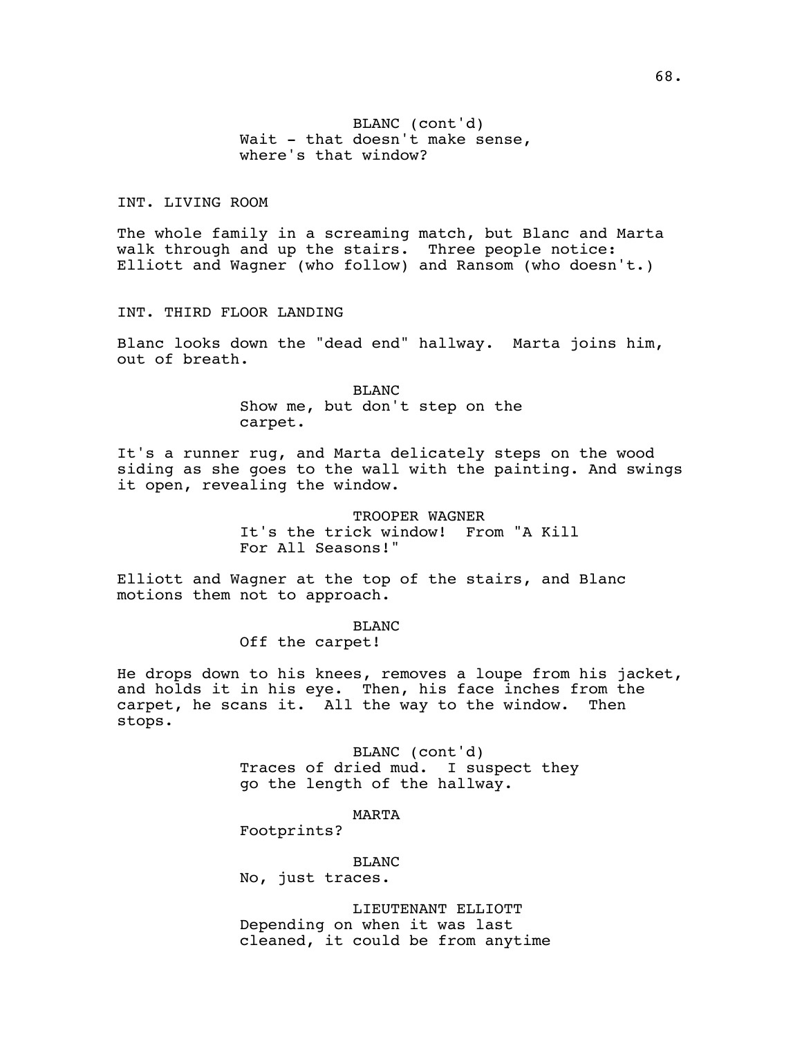BLANC (cont'd)
Wait - that doesn't make sense, where's that window?

INT. LIVING ROOM

The whole family in a screaming match, but Blanc and Marta walk through and up the stairs. Three people notice: Elliott and Wagner (who follow) and Ransom (who doesn't.)

INT. THIRD FLOOR LANDING

Blanc looks down the "dead end" hallway. Marta joins him, out of breath.

BLANC
Show me, but don't step on the carpet.

It's a runner rug, and Marta delicately steps on the wood siding as she goes to the wall with the painting. And swings it open, revealing the window.

TROOPER WAGNER
It's the trick window! From "A Kill For All Seasons!"

Elliott and Wagner at the top of the stairs, and Blanc motions them not to approach.

BLANC
Off the carpet!

He drops down to his knees, removes a loupe from his jacket, and holds it in his eye. Then, his face inches from the carpet, he scans it. All the way to the window. Then stops.

BLANC (cont'd)
Traces of dried mud. I suspect they go the length of the hallway.

MARTA
Footprints?

BLANC
No, just traces.

LIEUTENANT ELLIOTT
Depending on when it was last cleaned, it could be from anytime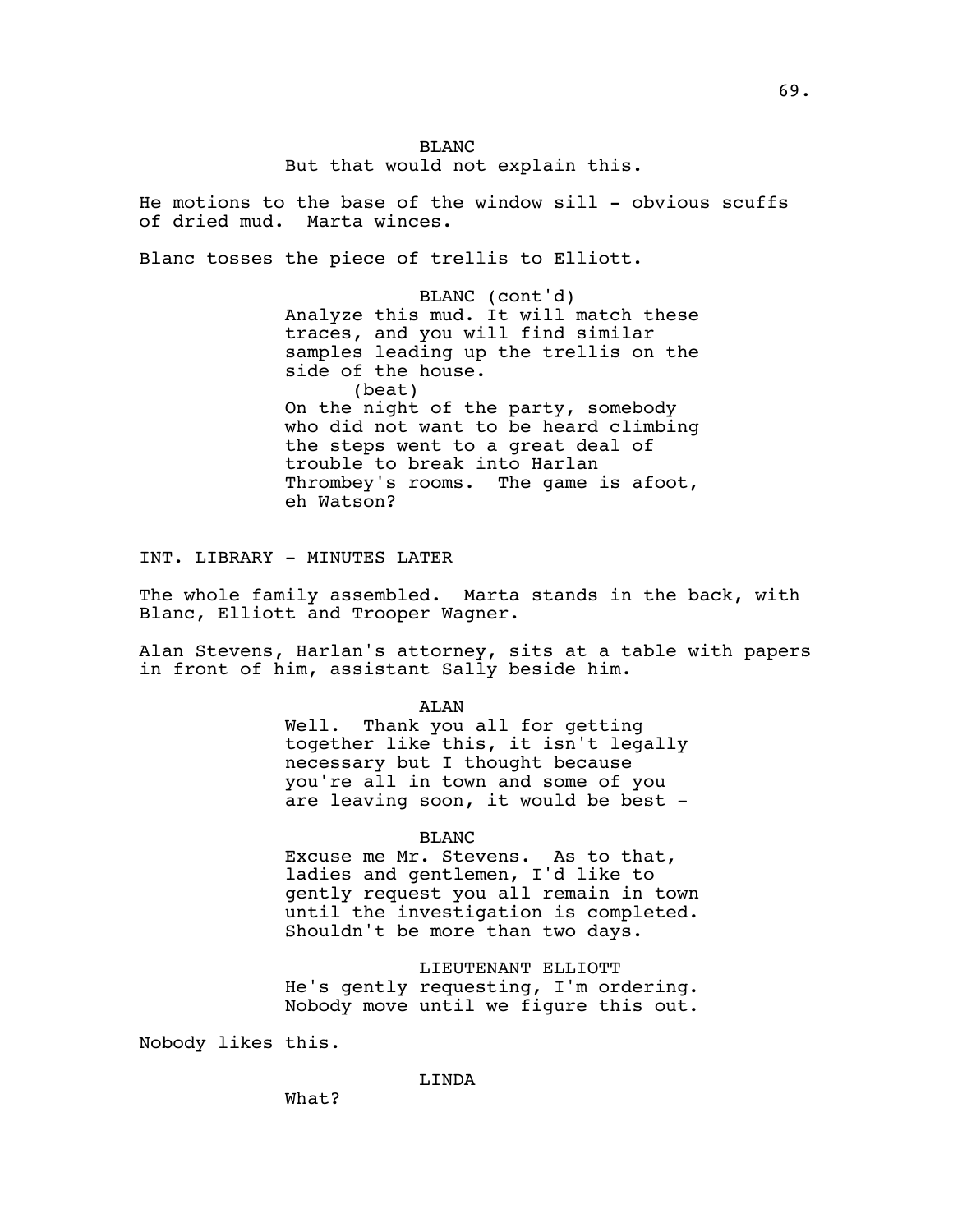BLANC

But that would not explain this.

He motions to the base of the window sill - obvious scuffs of dried mud. Marta winces.

Blanc tosses the piece of trellis to Elliott.

BLANC (cont'd)

Analyze this mud. It will match these traces, and you will find similar samples leading up the trellis on the side of the house.

(beat)

On the night of the party, somebody who did not want to be heard climbing the steps went to a great deal of trouble to break into Harlan Thrombey's rooms. The game is afoot, eh Watson?

INT. LIBRARY - MINUTES LATER

The whole family assembled. Marta stands in the back, with Blanc, Elliott and Trooper Wagner.

Alan Stevens, Harlan's attorney, sits at a table with papers in front of him, assistant Sally beside him.

ALAN

Well. Thank you all for getting together like this, it isn't legally necessary but I thought because you're all in town and some of you are leaving soon, it would be best -

BLANC

Excuse me Mr. Stevens. As to that, ladies and gentlemen, I'd like to gently request you all remain in town until the investigation is completed. Shouldn't be more than two days.

LIEUTENANT ELLIOTT

He's gently requesting, I'm ordering. Nobody move until we figure this out.

Nobody likes this.

LINDA

What?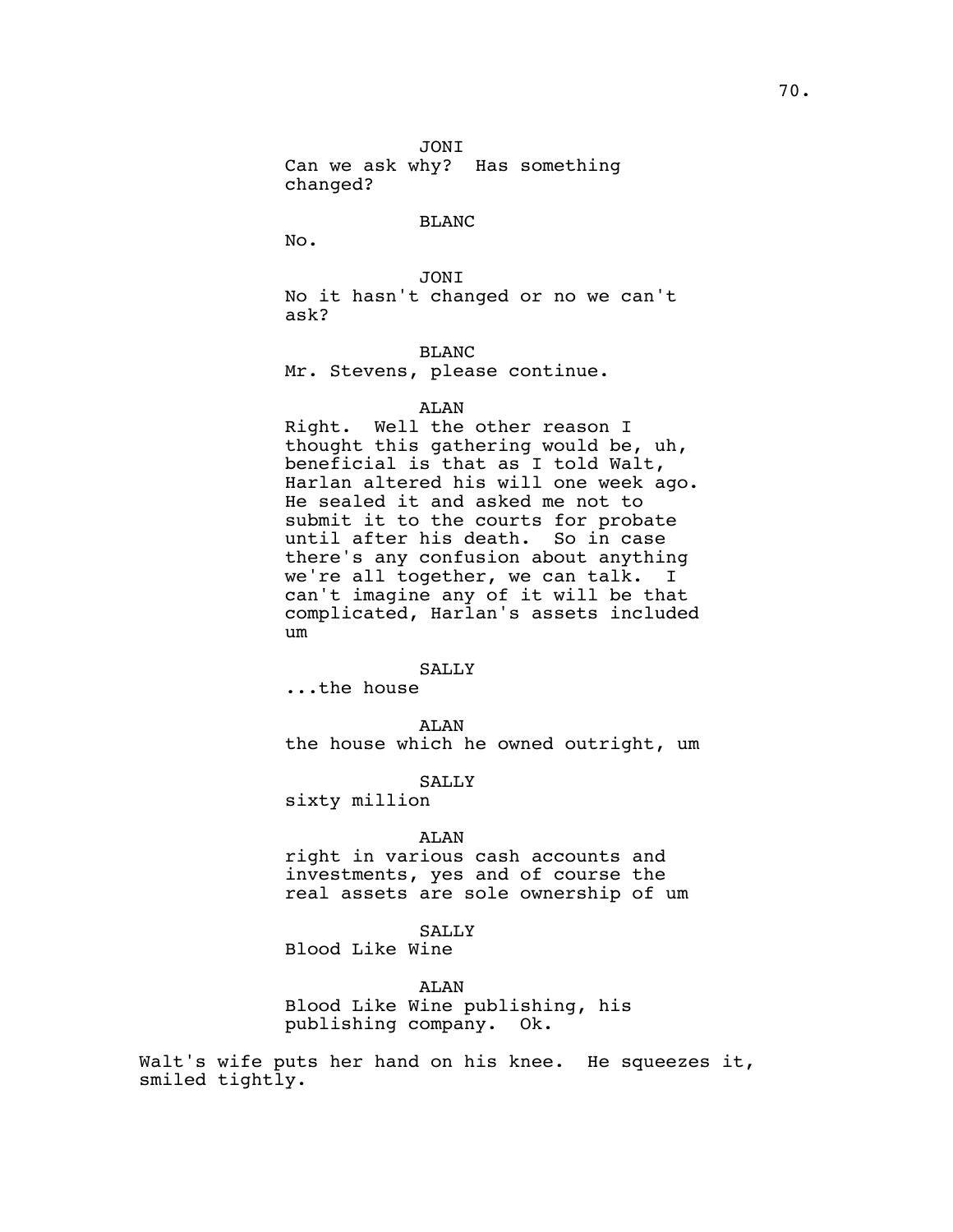JONI
Can we ask why? Has something changed?

BLANC
No.

JONI
No it hasn't changed or no we can't ask?

BLANC
Mr. Stevens, please continue.

ALAN
Right. Well the other reason I thought this gathering would be, uh, beneficial is that as I told Walt, Harlan altered his will one week ago. He sealed it and asked me not to submit it to the courts for probate until after his death. So in case there's any confusion about anything we're all together, we can talk. I can't imagine any of it will be that complicated, Harlan's assets included um

SALLY
...the house

ALAN
the house which he owned outright, um

SALLY
sixty million

ALAN
right in various cash accounts and investments, yes and of course the real assets are sole ownership of um

SALLY
Blood Like Wine

ALAN
Blood Like Wine publishing, his publishing company. Ok.

Walt's wife puts her hand on his knee. He squeezes it, smiled tightly.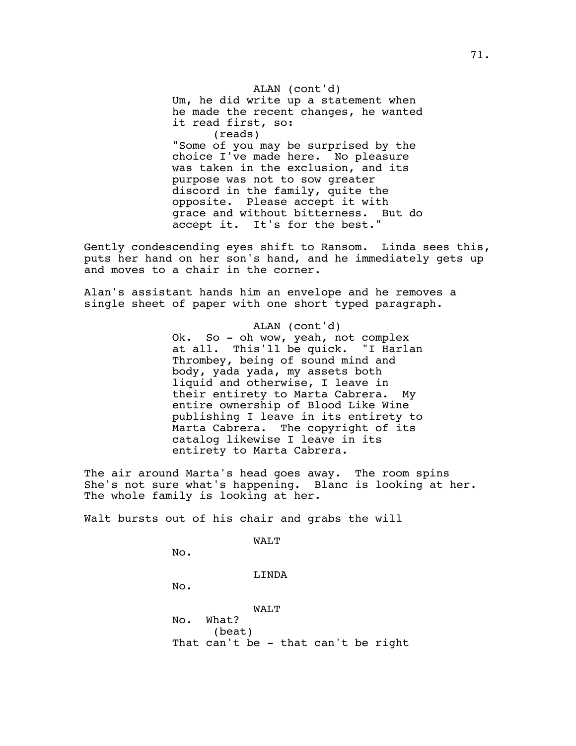ALAN (cont'd)

Um, he did write up a statement when he made the recent changes, he wanted it read first, so:

(reads)

"Some of you may be surprised by the choice I've made here. No pleasure was taken in the exclusion, and its purpose was not to sow greater discord in the family, quite the opposite. Please accept it with grace and without bitterness. But do accept it. It's for the best."

Gently condescending eyes shift to Ransom. Linda sees this, puts her hand on her son's hand, and he immediately gets up and moves to a chair in the corner.

Alan's assistant hands him an envelope and he removes a single sheet of paper with one short typed paragraph.

ALAN (cont'd)

Ok. So - oh wow, yeah, not complex at all. This'll be quick. "I Harlan Thrombey, being of sound mind and body, yada yada, my assets both liquid and otherwise, I leave in their entirety to Marta Cabrera. My entire ownership of Blood Like Wine publishing I leave in its entirety to Marta Cabrera. The copyright of its catalog likewise I leave in its entirety to Marta Cabrera.

The air around Marta's head goes away. The room spins She's not sure what's happening. Blanc is looking at her. The whole family is looking at her.

Walt bursts out of his chair and grabs the will

WALT

No.

LINDA

No.

WALT

No. What?

(beat)

That can't be - that can't be right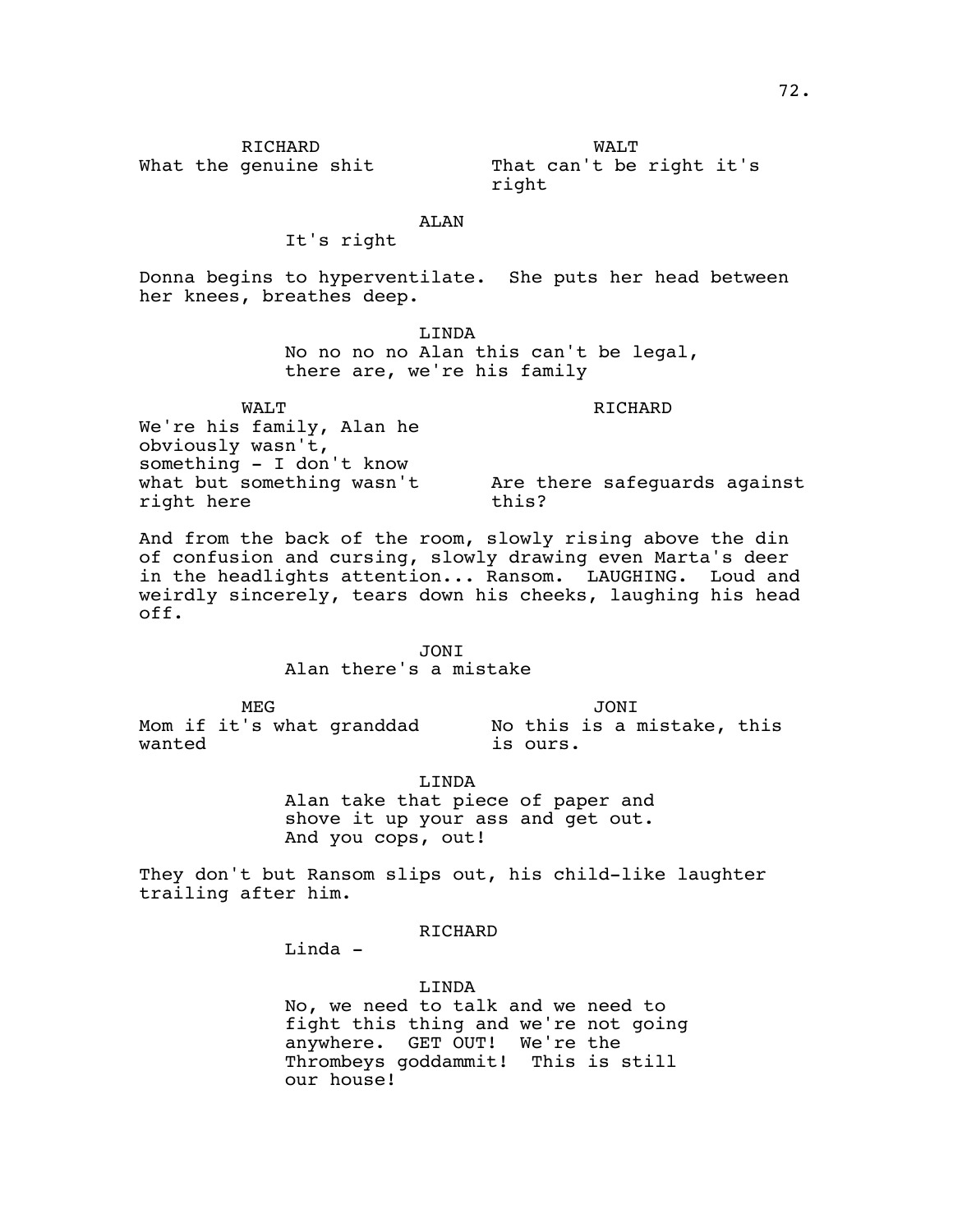RICHARD
What the genuine shit

WALT
That can't be right it's right

ALAN
It's right

Donna begins to hyperventilate. She puts her head between her knees, breathes deep.

LINDA
No no no no Alan this can't be legal, there are, we're his family

WALT
We're his family, Alan he obviously wasn't, something - I don't know what but something wasn't right here

RICHARD
Are there safeguards against this?

And from the back of the room, slowly rising above the din of confusion and cursing, slowly drawing even Marta's deer in the headlights attention... Ransom. LAUGHING. Loud and weirdly sincerely, tears down his cheeks, laughing his head off.

JONI
Alan there's a mistake

MEG
Mom if it's what granddad wanted

JONI
No this is a mistake, this is ours.

LINDA
Alan take that piece of paper and shove it up your ass and get out. And you cops, out!

They don't but Ransom slips out, his child-like laughter trailing after him.

RICHARD
Linda -

LINDA
No, we need to talk and we need to fight this thing and we're not going anywhere. GET OUT! We're the Thrombeys goddammit! This is still our house!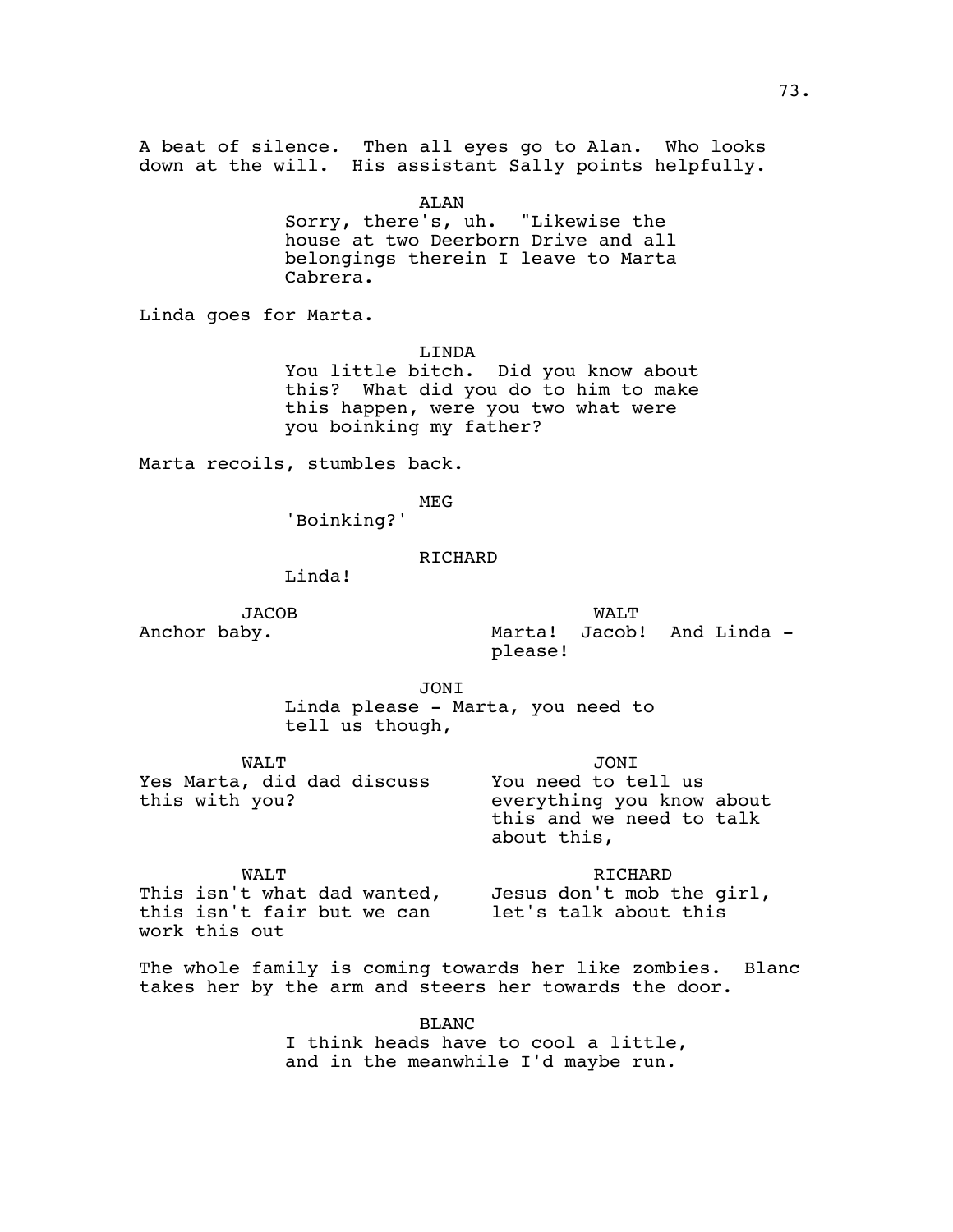A beat of silence. Then all eyes go to Alan. Who looks down at the will. His assistant Sally points helpfully.

ALAN

Sorry, there's, uh. "Likewise the house at two Deerborn Drive and all belongings therein I leave to Marta Cabrera.

Linda goes for Marta.

LINDA

You little bitch. Did you know about this? What did you do to him to make this happen, were you two what were you boinking my father?

Marta recoils, stumbles back.

MEG

'Boinking?'

RICHARD

Linda!

JACOB

Anchor baby.

WALT

Marta! Jacob! And Linda - please!

JONI

Linda please - Marta, you need to tell us though,

WALT

Yes Marta, did dad discuss this with you?

JONI

You need to tell us everything you know about this and we need to talk about this,

WALT

This isn't what dad wanted, this isn't fair but we can work this out

RICHARD

Jesus don't mob the girl, let's talk about this

The whole family is coming towards her like zombies. Blanc takes her by the arm and steers her towards the door.

BLANC

I think heads have to cool a little, and in the meanwhile I'd maybe run.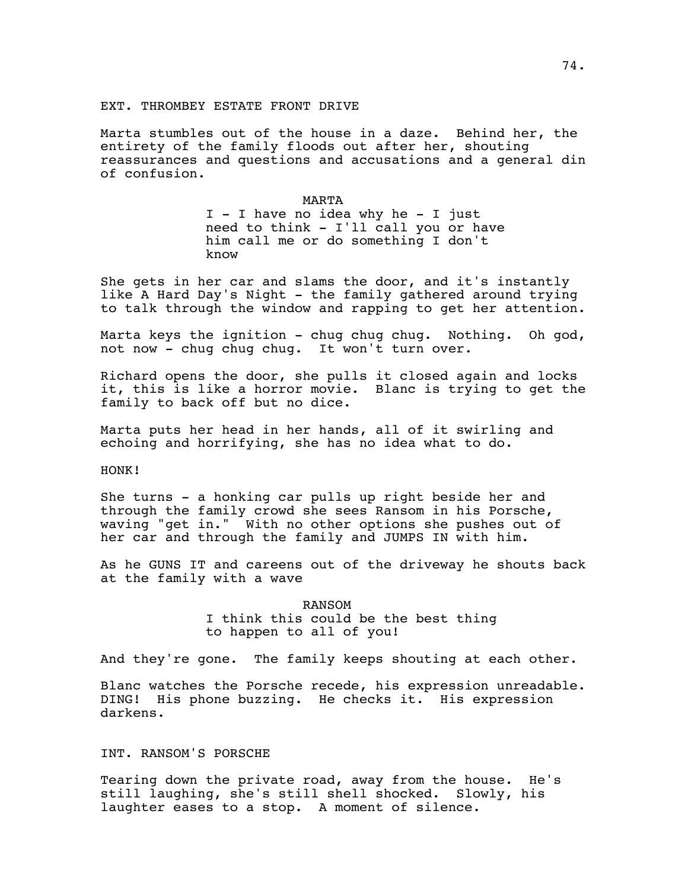EXT. THROMBEY ESTATE FRONT DRIVE

Marta stumbles out of the house in a daze. Behind her, the entirety of the family floods out after her, shouting reassurances and questions and accusations and a general din of confusion.

MARTA

I - I have no idea why he - I just need to think - I'll call you or have him call me or do something I don't know

She gets in her car and slams the door, and it's instantly like A Hard Day's Night - the family gathered around trying to talk through the window and rapping to get her attention.

Marta keys the ignition - chug chug chug. Nothing. Oh god, not now - chug chug chug. It won't turn over.

Richard opens the door, she pulls it closed again and locks it, this is like a horror movie. Blanc is trying to get the family to back off but no dice.

Marta puts her head in her hands, all of it swirling and echoing and horrifying, she has no idea what to do.

HONK!

She turns - a honking car pulls up right beside her and through the family crowd she sees Ransom in his Porsche, waving "get in." With no other options she pushes out of her car and through the family and JUMPS IN with him.

As he GUNS IT and careens out of the driveway he shouts back at the family with a wave

RANSOM

I think this could be the best thing to happen to all of you!

And they're gone. The family keeps shouting at each other.

Blanc watches the Porsche recede, his expression unreadable. DING! His phone buzzing. He checks it. His expression darkens.

INT. RANSOM'S PORSCHE

Tearing down the private road, away from the house. He's still laughing, she's still shell shocked. Slowly, his laughter eases to a stop. A moment of silence.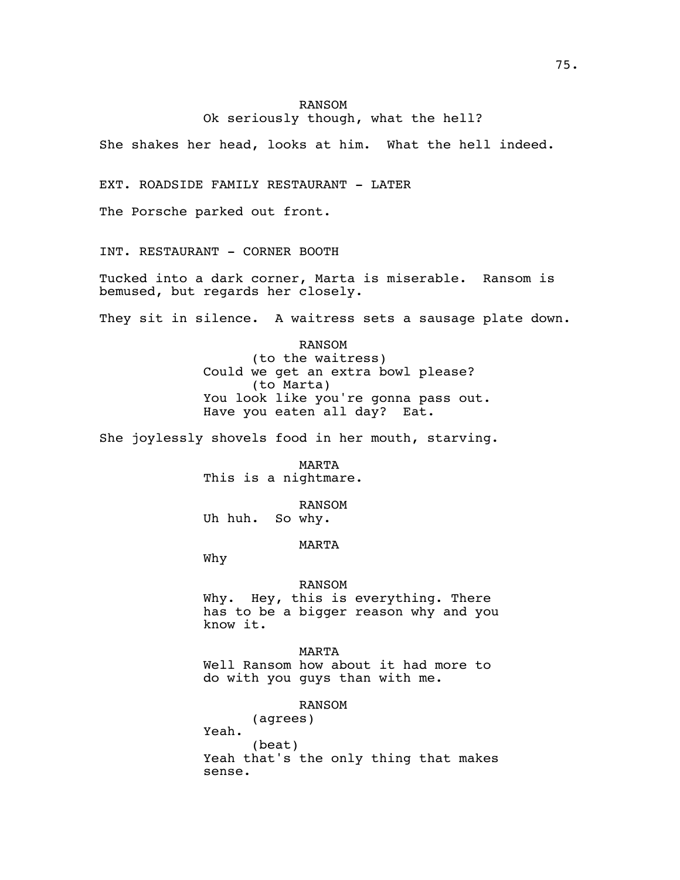RANSOM
Ok seriously though, what the hell?

She shakes her head, looks at him. What the hell indeed.

EXT. ROADSIDE FAMILY RESTAURANT - LATER

The Porsche parked out front.

INT. RESTAURANT - CORNER BOOTH

Tucked into a dark corner, Marta is miserable. Ransom is bemused, but regards her closely.

They sit in silence. A waitress sets a sausage plate down.

RANSOM
(to the waitress)
Could we get an extra bowl please?
(to Marta)
You look like you're gonna pass out. Have you eaten all day? Eat.

She joylessly shovels food in her mouth, starving.

MARTA
This is a nightmare.

RANSOM
Uh huh. So why.

MARTA
Why

RANSOM
Why. Hey, this is everything. There has to be a bigger reason why and you know it.

MARTA
Well Ransom how about it had more to do with you guys than with me.

RANSOM
(agrees)
Yeah.
(beat)
Yeah that's the only thing that makes sense.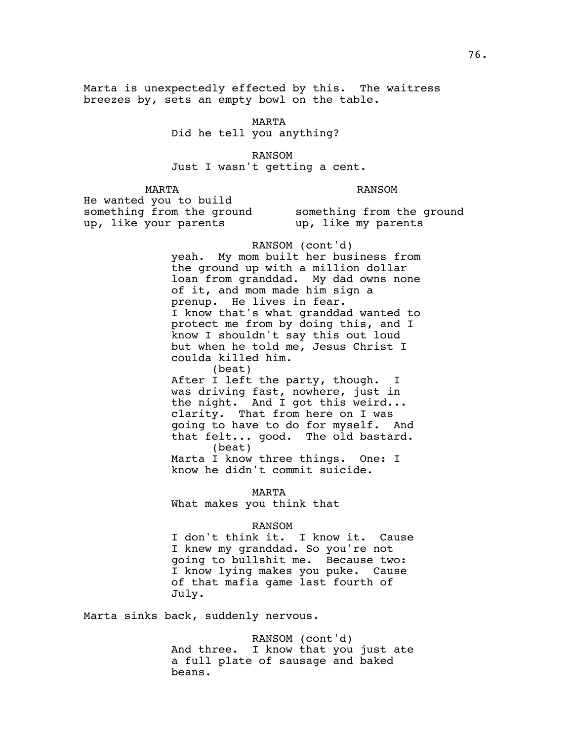Marta is unexpectedly effected by this. The waitress breezes by, sets an empty bowl on the table.

MARTA
Did he tell you anything?

RANSOM
Just I wasn't getting a cent.

| MARTA | RANSOM |
| --- | --- |
| He wanted you to build something from the ground up, like your parents | something from the ground up, like my parents |

RANSOM (cont'd)
yeah. My mom built her business from the ground up with a million dollar loan from granddad. My dad owns none of it, and mom made him sign a prenup. He lives in fear.
I know that's what granddad wanted to protect me from by doing this, and I know I shouldn't say this out loud but when he told me, Jesus Christ I coulda killed him.
(beat)
After I left the party, though. I was driving fast, nowhere, just in the night. And I got this weird... clarity. That from here on I was going to have to do for myself. And that felt... good. The old bastard.
(beat)
Marta I know three things. One: I know he didn't commit suicide.

MARTA
What makes you think that

RANSOM
I don't think it. I know it. Cause I knew my granddad. So you're not going to bullshit me. Because two: I know lying makes you puke. Cause of that mafia game last fourth of July.

Marta sinks back, suddenly nervous.

RANSOM (cont'd)
And three. I know that you just ate a full plate of sausage and baked beans.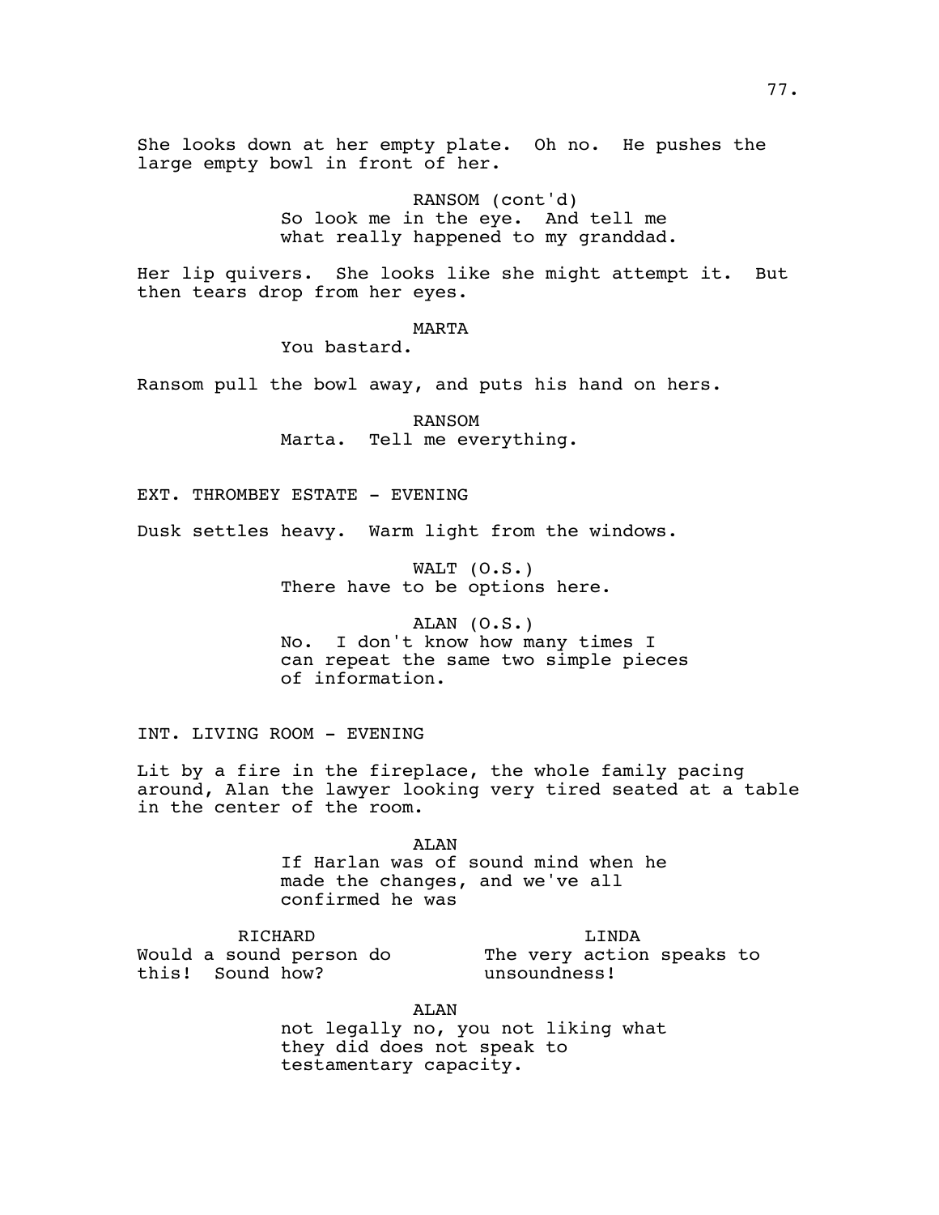She looks down at her empty plate. Oh no. He pushes the large empty bowl in front of her.

RANSOM (cont'd)
So look me in the eye. And tell me what really happened to my granddad.

Her lip quivers. She looks like she might attempt it. But then tears drop from her eyes.

MARTA
You bastard.

Ransom pull the bowl away, and puts his hand on hers.

RANSOM
Marta. Tell me everything.

EXT. THROMBEY ESTATE - EVENING

Dusk settles heavy. Warm light from the windows.

WALT (O.S.)
There have to be options here.

ALAN (O.S.)
No. I don't know how many times I can repeat the same two simple pieces of information.

INT. LIVING ROOM - EVENING

Lit by a fire in the fireplace, the whole family pacing around, Alan the lawyer looking very tired seated at a table in the center of the room.

ALAN
If Harlan was of sound mind when he made the changes, and we've all confirmed he was

RICHARD
Would a sound person do this! Sound how?

LINDA
The very action speaks to unsoundness!

ALAN
not legally no, you not liking what they did does not speak to testamentary capacity.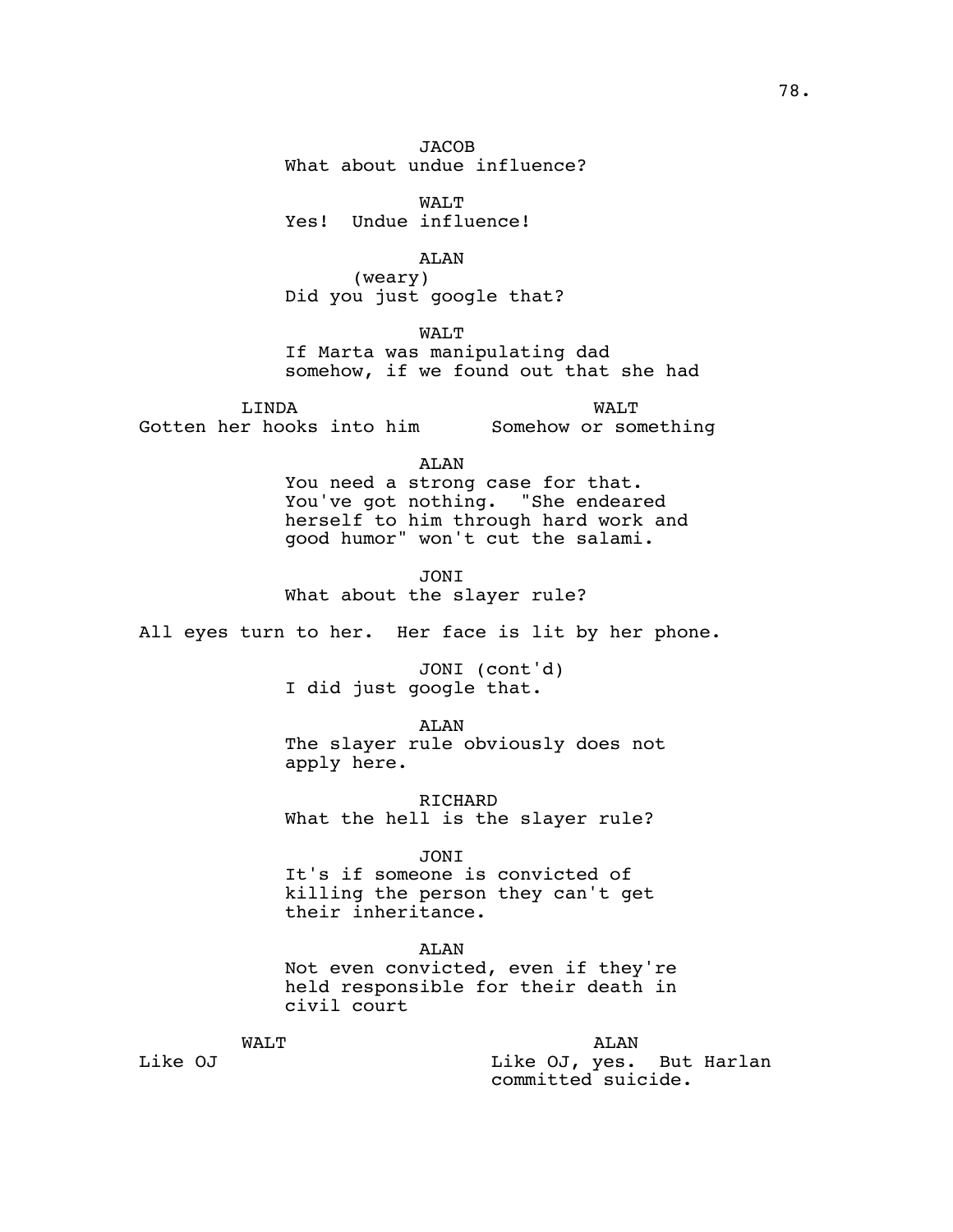JACOB
What about undue influence?

WALT
Yes!  Undue influence!

ALAN
(weary)
Did you just google that?

WALT
If Marta was manipulating dad somehow, if we found out that she had

| LINDA | WALT |
| --- | --- |
| Gotten her hooks into him | Somehow or something |

ALAN
You need a strong case for that. You've got nothing.  "She endeared herself to him through hard work and good humor" won't cut the salami.

JONI
What about the slayer rule?

All eyes turn to her.  Her face is lit by her phone.

JONI (cont'd)
I did just google that.

ALAN
The slayer rule obviously does not apply here.

RICHARD
What the hell is the slayer rule?

JONI
It's if someone is convicted of killing the person they can't get their inheritance.

ALAN
Not even convicted, even if they're held responsible for their death in civil court

| WALT | ALAN |
| --- | --- |
| Like OJ | Like OJ, yes.  But Harlan committed suicide. |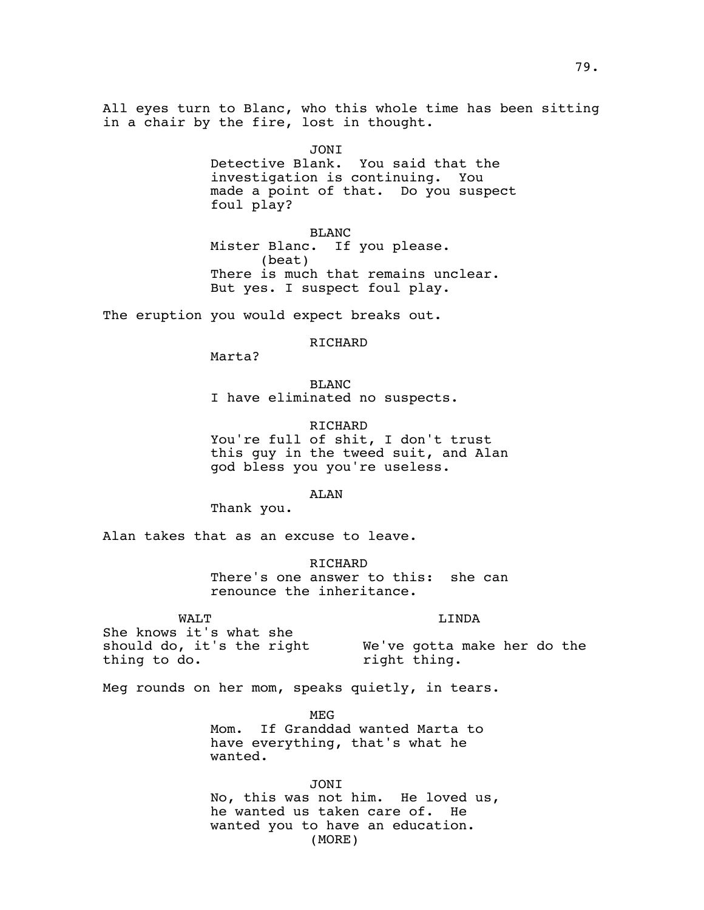All eyes turn to Blanc, who this whole time has been sitting in a chair by the fire, lost in thought.

JONI
Detective Blank. You said that the investigation is continuing. You made a point of that. Do you suspect foul play?

BLANC
Mister Blanc. If you please.
(beat)
There is much that remains unclear. But yes. I suspect foul play.

The eruption you would expect breaks out.

RICHARD
Marta?

BLANC
I have eliminated no suspects.

RICHARD
You're full of shit, I don't trust this guy in the tweed suit, and Alan god bless you you're useless.

ALAN
Thank you.

Alan takes that as an excuse to leave.

RICHARD
There's one answer to this: she can renounce the inheritance.

WALT
She knows it's what she should do, it's the right thing to do.

LINDA
We've gotta make her do the right thing.

Meg rounds on her mom, speaks quietly, in tears.

MEG
Mom. If Granddad wanted Marta to have everything, that's what he wanted.

JONI
No, this was not him. He loved us, he wanted us taken care of. He wanted you to have an education.
(MORE)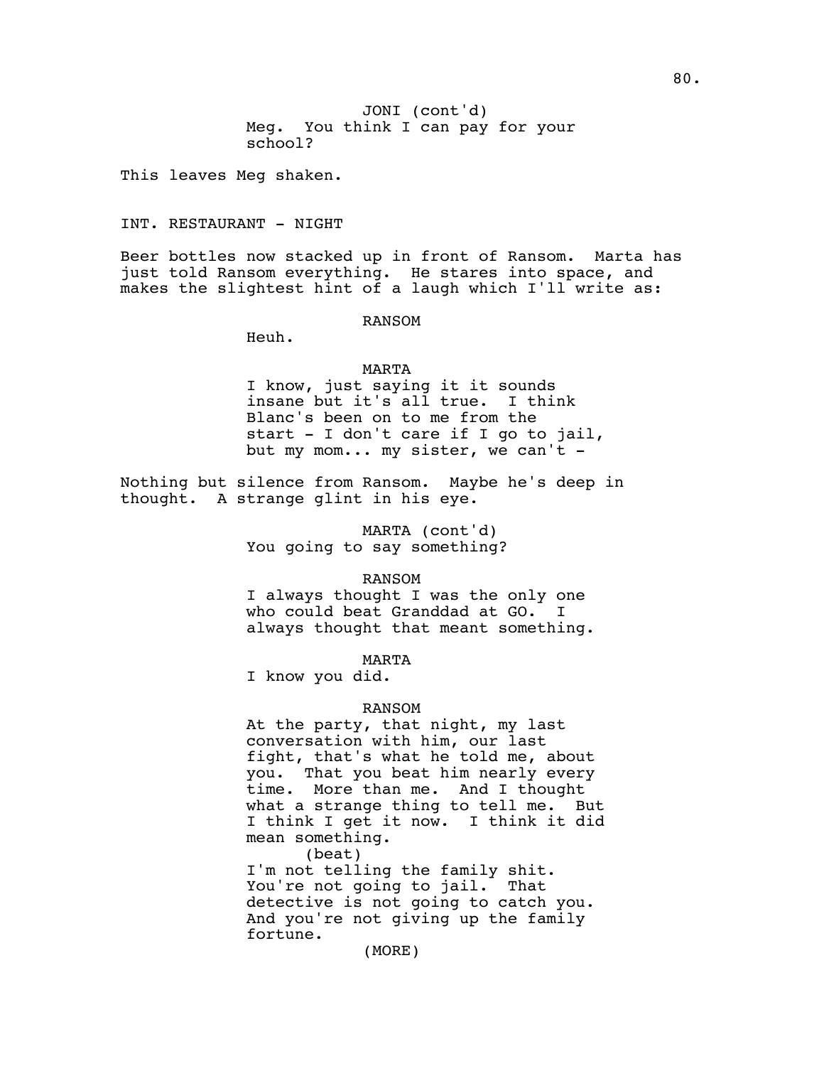JONI (cont'd)
Meg. You think I can pay for your school?

This leaves Meg shaken.

INT. RESTAURANT - NIGHT

Beer bottles now stacked up in front of Ransom. Marta has just told Ransom everything. He stares into space, and makes the slightest hint of a laugh which I'll write as:

RANSOM
Heuh.

MARTA
I know, just saying it it sounds insane but it's all true. I think Blanc's been on to me from the start - I don't care if I go to jail, but my mom... my sister, we can't -

Nothing but silence from Ransom. Maybe he's deep in thought. A strange glint in his eye.

MARTA (cont'd)
You going to say something?

RANSOM
I always thought I was the only one who could beat Granddad at GO. I always thought that meant something.

MARTA
I know you did.

RANSOM
At the party, that night, my last conversation with him, our last fight, that's what he told me, about you. That you beat him nearly every time. More than me. And I thought what a strange thing to tell me. But I think I get it now. I think it did mean something.
(beat)
I'm not telling the family shit. You're not going to jail. That detective is not going to catch you. And you're not giving up the family fortune.
(MORE)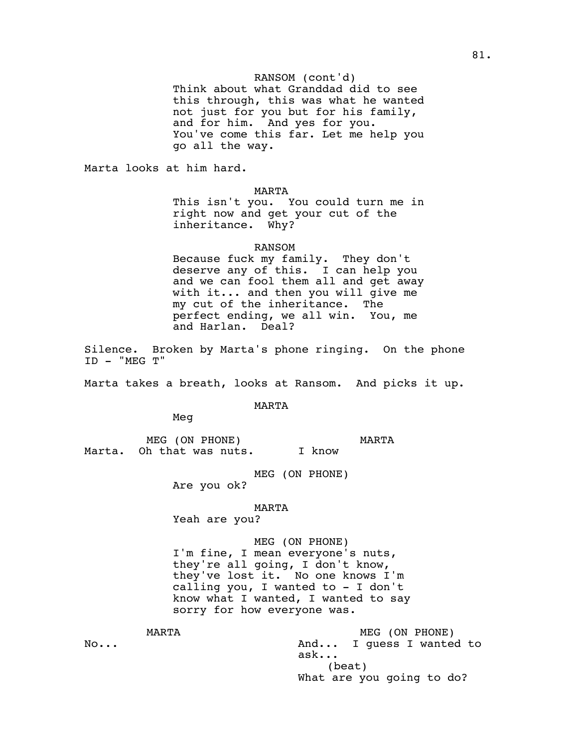RANSOM (cont'd)
Think about what Granddad did to see this through, this was what he wanted not just for you but for his family, and for him. And yes for you. You've come this far. Let me help you go all the way.

Marta looks at him hard.

MARTA
This isn't you. You could turn me in right now and get your cut of the inheritance. Why?

RANSOM
Because fuck my family. They don't deserve any of this. I can help you and we can fool them all and get away with it... and then you will give me my cut of the inheritance. The perfect ending, we all win. You, me and Harlan. Deal?

Silence. Broken by Marta's phone ringing. On the phone ID - "MEG T"

Marta takes a breath, looks at Ransom. And picks it up.

MARTA
Meg

MEG (ON PHONE)
Marta. Oh that was nuts.

MARTA
I know

MEG (ON PHONE)
Are you ok?

MARTA
Yeah are you?

MEG (ON PHONE)
I'm fine, I mean everyone's nuts, they're all going, I don't know, they've lost it. No one knows I'm calling you, I wanted to - I don't know what I wanted, I wanted to say sorry for how everyone was.

MARTA
No...

MEG (ON PHONE)
And... I guess I wanted to ask...
(beat)
What are you going to do?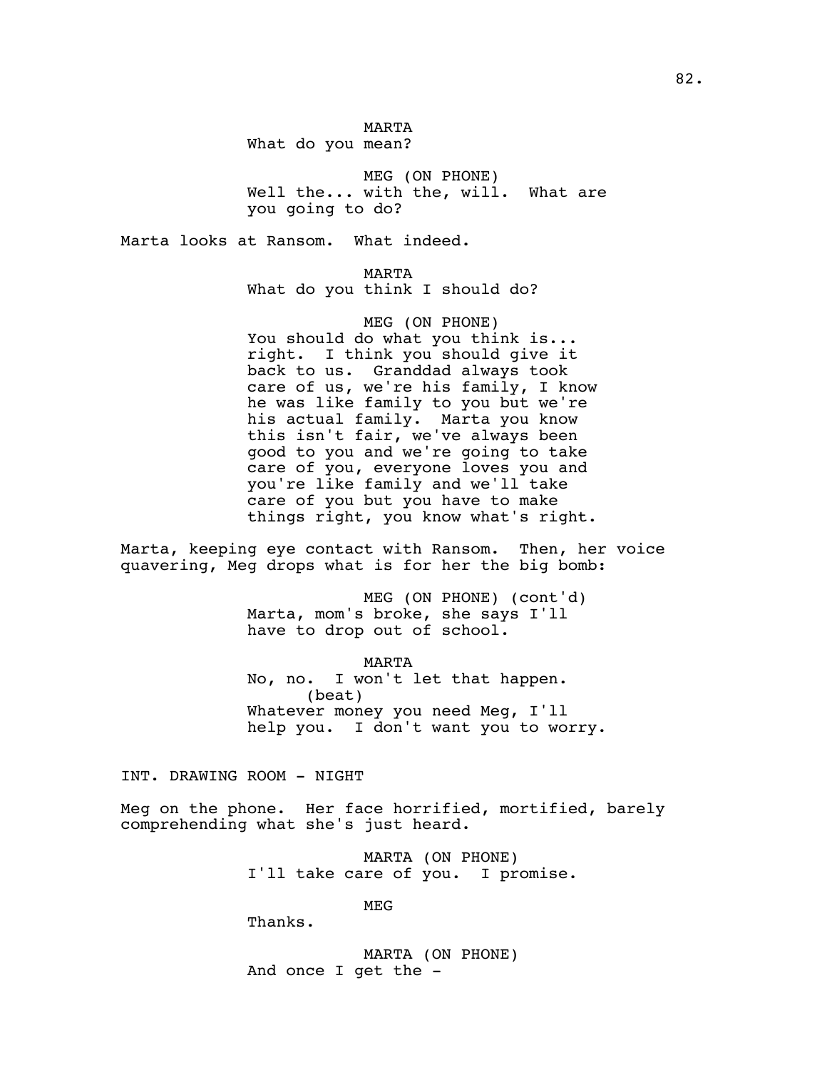MARTA
What do you mean?

MEG (ON PHONE)
Well the... with the, will. What are you going to do?

Marta looks at Ransom. What indeed.

MARTA
What do you think I should do?

MEG (ON PHONE)
You should do what you think is... right. I think you should give it back to us. Granddad always took care of us, we're his family, I know he was like family to you but we're his actual family. Marta you know this isn't fair, we've always been good to you and we're going to take care of you, everyone loves you and you're like family and we'll take care of you but you have to make things right, you know what's right.

Marta, keeping eye contact with Ransom. Then, her voice quavering, Meg drops what is for her the big bomb:

MEG (ON PHONE) (cont'd)
Marta, mom's broke, she says I'll have to drop out of school.

MARTA
No, no. I won't let that happen.
(beat)
Whatever money you need Meg, I'll help you. I don't want you to worry.

INT. DRAWING ROOM - NIGHT

Meg on the phone. Her face horrified, mortified, barely comprehending what she's just heard.

MARTA (ON PHONE)
I'll take care of you. I promise.

MEG
Thanks.

MARTA (ON PHONE)
And once I get the -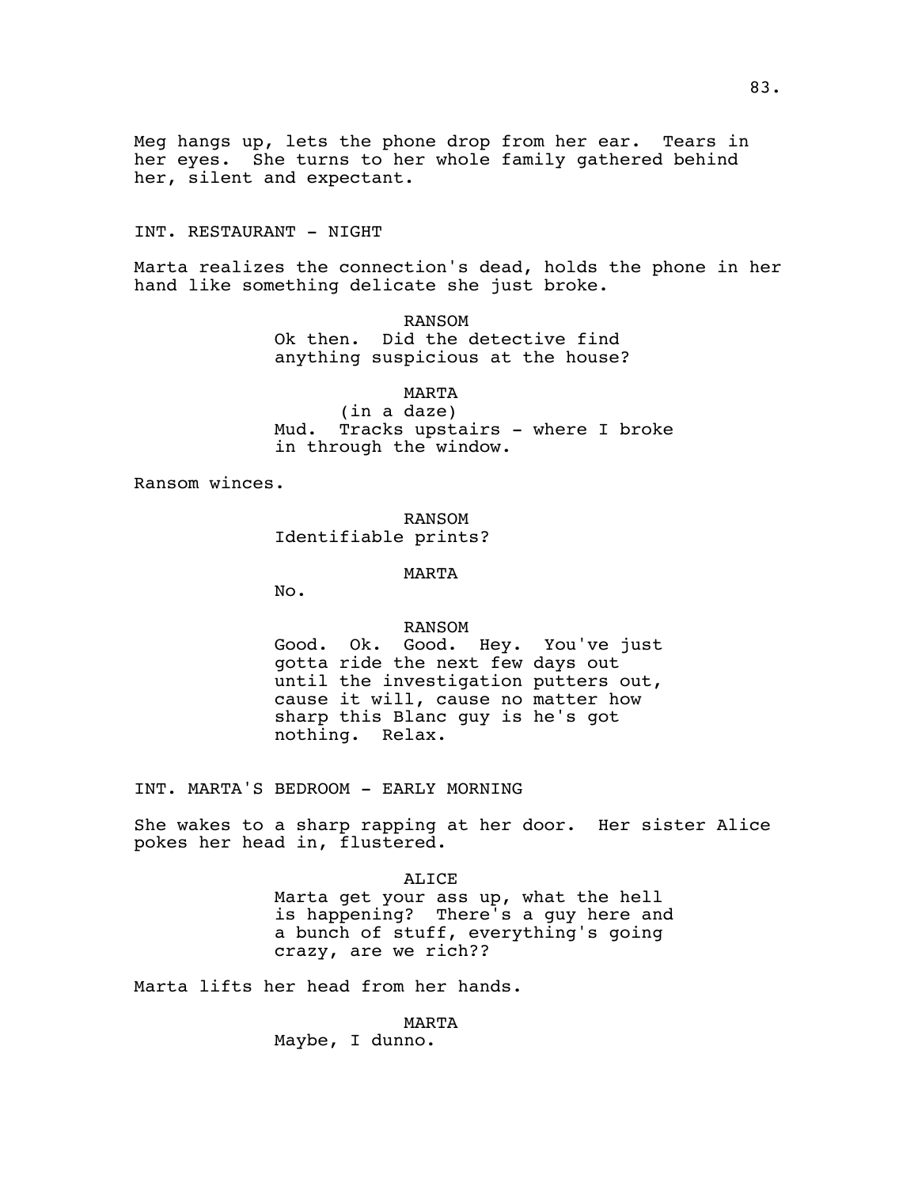Meg hangs up, lets the phone drop from her ear. Tears in her eyes. She turns to her whole family gathered behind her, silent and expectant.

INT. RESTAURANT - NIGHT

Marta realizes the connection's dead, holds the phone in her hand like something delicate she just broke.

RANSOM
Ok then. Did the detective find anything suspicious at the house?

MARTA
(in a daze)
Mud. Tracks upstairs - where I broke in through the window.

Ransom winces.

RANSOM
Identifiable prints?

MARTA
No.

RANSOM
Good. Ok. Good. Hey. You've just gotta ride the next few days out until the investigation putters out, cause it will, cause no matter how sharp this Blanc guy is he's got nothing. Relax.

INT. MARTA'S BEDROOM - EARLY MORNING

She wakes to a sharp rapping at her door. Her sister Alice pokes her head in, flustered.

ALICE
Marta get your ass up, what the hell is happening? There's a guy here and a bunch of stuff, everything's going crazy, are we rich??

Marta lifts her head from her hands.

MARTA
Maybe, I dunno.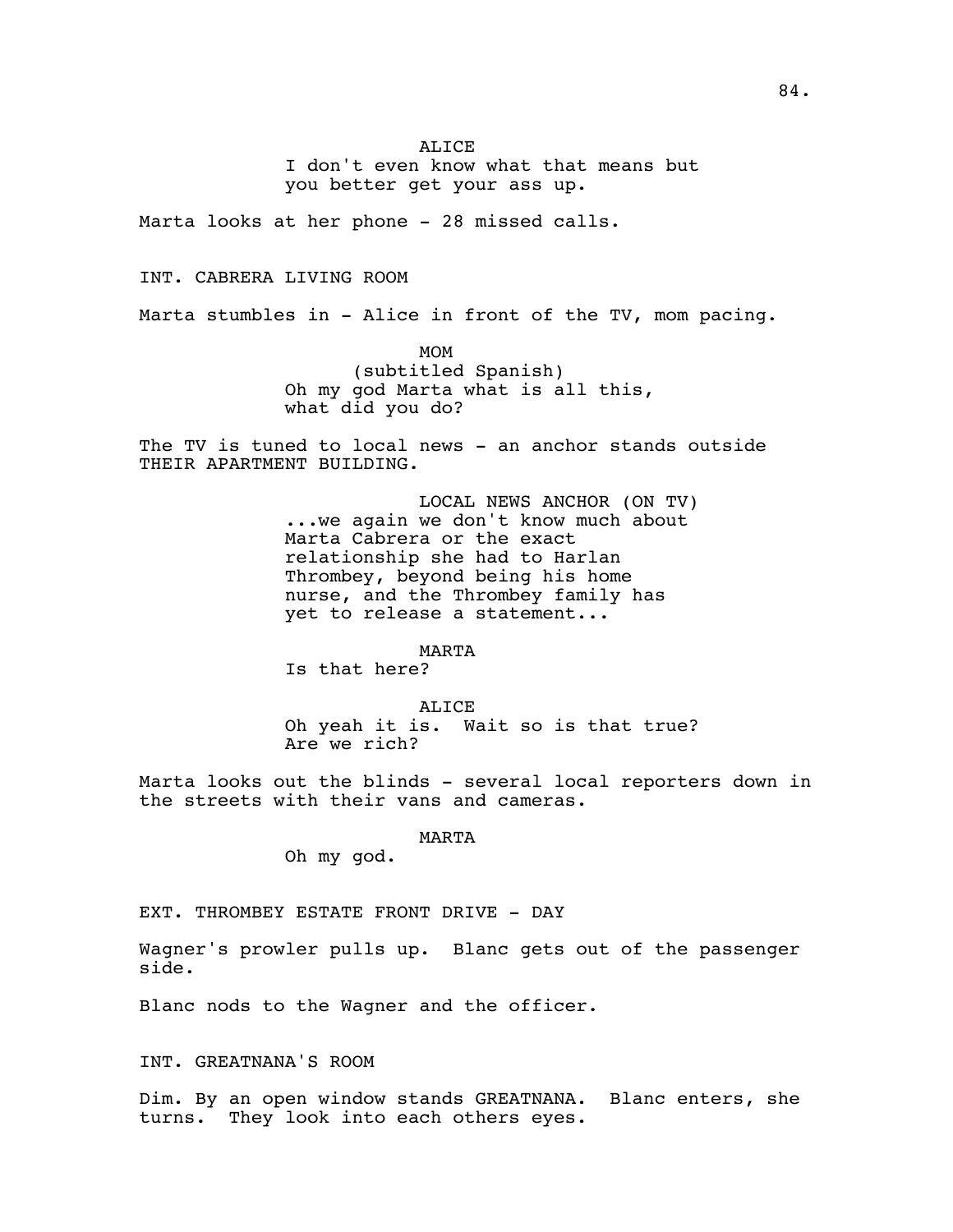ALICE

I don't even know what that means but you better get your ass up.

Marta looks at her phone - 28 missed calls.

INT. CABRERA LIVING ROOM

Marta stumbles in - Alice in front of the TV, mom pacing.

MOM

(subtitled Spanish)

Oh my god Marta what is all this, what did you do?

The TV is tuned to local news - an anchor stands outside THEIR APARTMENT BUILDING.

LOCAL NEWS ANCHOR (ON TV)

...we again we don't know much about Marta Cabrera or the exact relationship she had to Harlan Thrombey, beyond being his home nurse, and the Thrombey family has yet to release a statement...

MARTA

Is that here?

ALICE

Oh yeah it is. Wait so is that true? Are we rich?

Marta looks out the blinds - several local reporters down in the streets with their vans and cameras.

MARTA

Oh my god.

EXT. THROMBEY ESTATE FRONT DRIVE - DAY

Wagner's prowler pulls up. Blanc gets out of the passenger side.

Blanc nods to the Wagner and the officer.

INT. GREATNANA'S ROOM

Dim. By an open window stands GREATNANA. Blanc enters, she turns. They look into each others eyes.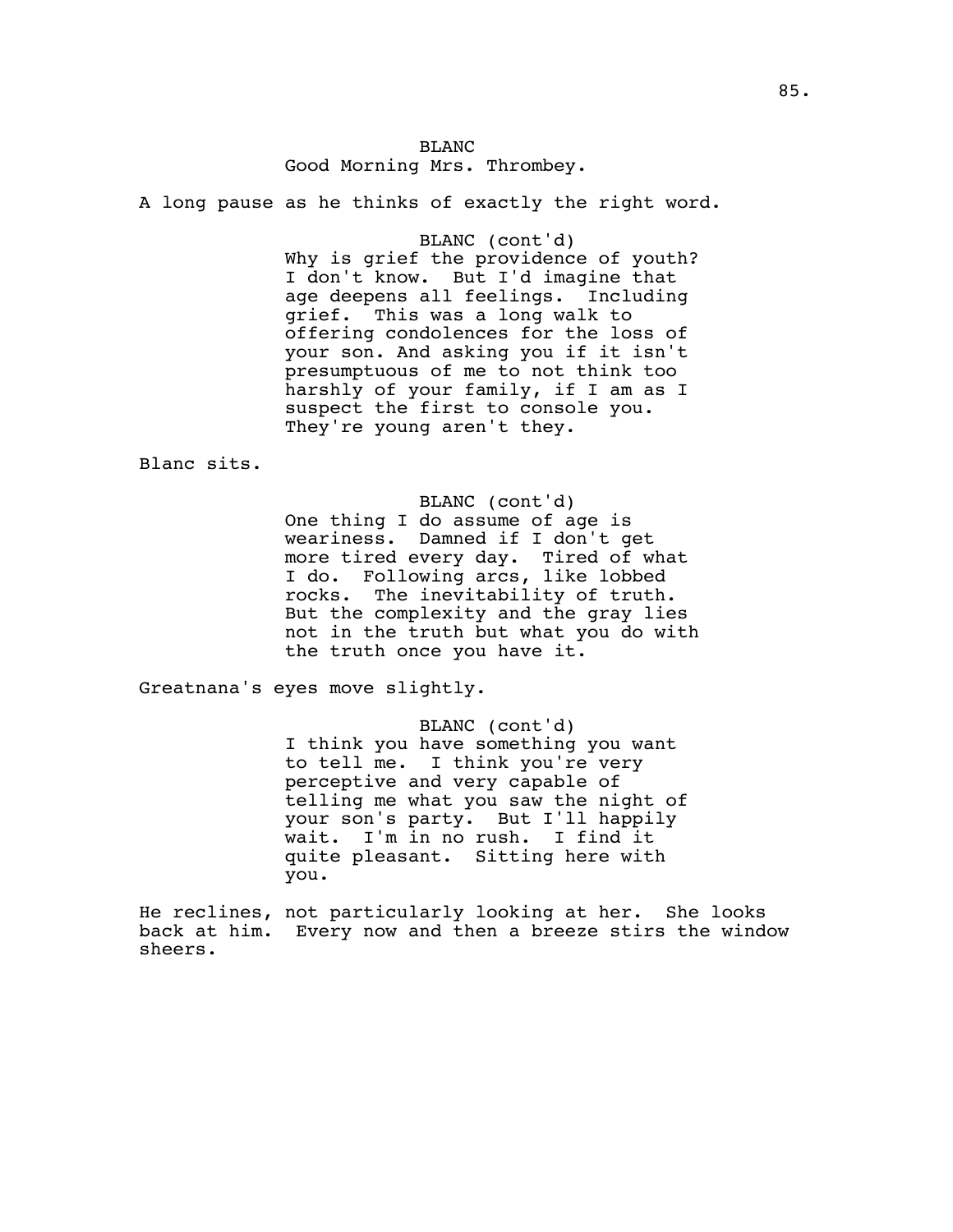BLANC

Good Morning Mrs. Thrombey.

A long pause as he thinks of exactly the right word.

BLANC (cont'd)

Why is grief the providence of youth? I don't know. But I'd imagine that age deepens all feelings. Including grief. This was a long walk to offering condolences for the loss of your son. And asking you if it isn't presumptuous of me to not think too harshly of your family, if I am as I suspect the first to console you. They're young aren't they.

Blanc sits.

BLANC (cont'd)

One thing I do assume of age is weariness. Damned if I don't get more tired every day. Tired of what I do. Following arcs, like lobbed rocks. The inevitability of truth. But the complexity and the gray lies not in the truth but what you do with the truth once you have it.

Greatnana's eyes move slightly.

BLANC (cont'd)

I think you have something you want to tell me. I think you're very perceptive and very capable of telling me what you saw the night of your son's party. But I'll happily wait. I'm in no rush. I find it quite pleasant. Sitting here with you.

He reclines, not particularly looking at her. She looks back at him. Every now and then a breeze stirs the window sheers.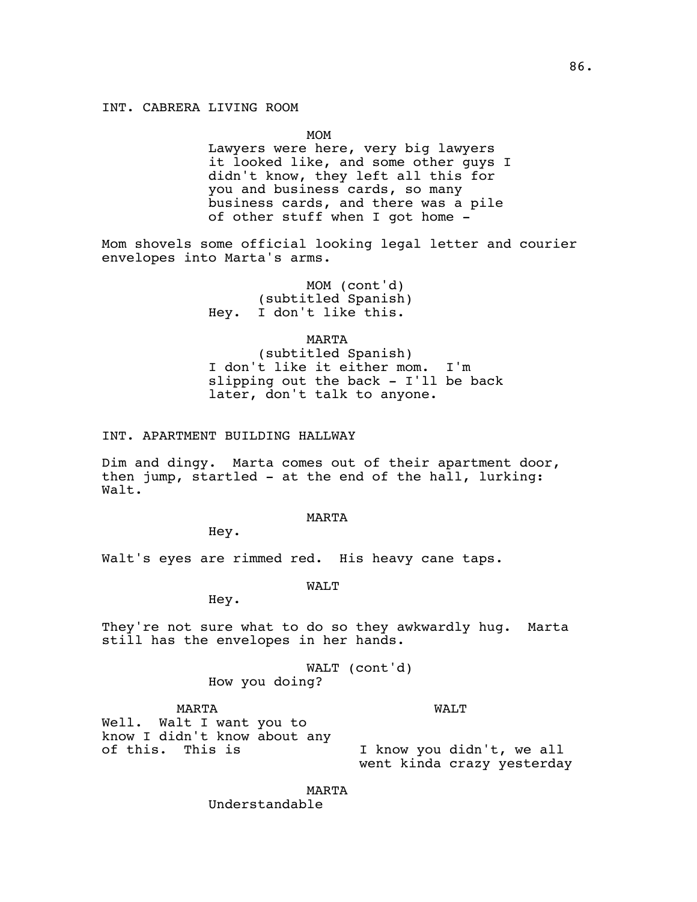INT. CABRERA LIVING ROOM

MOM
Lawyers were here, very big lawyers it looked like, and some other guys I didn't know, they left all this for you and business cards, so many business cards, and there was a pile of other stuff when I got home -

Mom shovels some official looking legal letter and courier envelopes into Marta's arms.

MOM (cont'd)
(subtitled Spanish)
Hey. I don't like this.

MARTA
(subtitled Spanish)
I don't like it either mom. I'm slipping out the back - I'll be back later, don't talk to anyone.

INT. APARTMENT BUILDING HALLWAY

Dim and dingy. Marta comes out of their apartment door, then jump, startled - at the end of the hall, lurking: Walt.

MARTA
Hey.

Walt's eyes are rimmed red. His heavy cane taps.

WALT
Hey.

They're not sure what to do so they awkwardly hug. Marta still has the envelopes in her hands.

WALT (cont'd)
How you doing?

MARTA
Well. Walt I want you to know I didn't know about any of this. This is

WALT
I know you didn't, we all went kinda crazy yesterday

MARTA
Understandable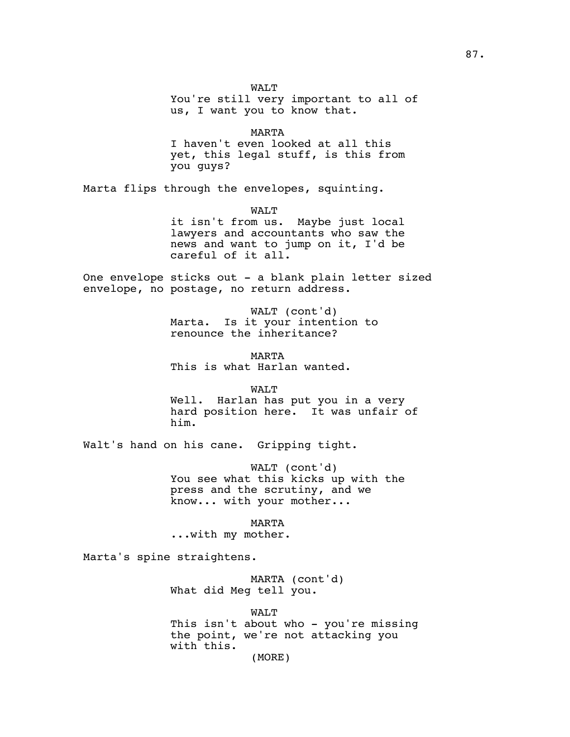WALT
You're still very important to all of us, I want you to know that.

MARTA
I haven't even looked at all this yet, this legal stuff, is this from you guys?

Marta flips through the envelopes, squinting.

WALT
it isn't from us. Maybe just local lawyers and accountants who saw the news and want to jump on it, I'd be careful of it all.

One envelope sticks out - a blank plain letter sized envelope, no postage, no return address.

WALT (cont'd)
Marta. Is it your intention to renounce the inheritance?

MARTA
This is what Harlan wanted.

WALT
Well. Harlan has put you in a very hard position here. It was unfair of him.

Walt's hand on his cane. Gripping tight.

WALT (cont'd)
You see what this kicks up with the press and the scrutiny, and we know... with your mother...

MARTA
...with my mother.

Marta's spine straightens.

MARTA (cont'd)
What did Meg tell you.

WALT
This isn't about who - you're missing the point, we're not attacking you with this.
(MORE)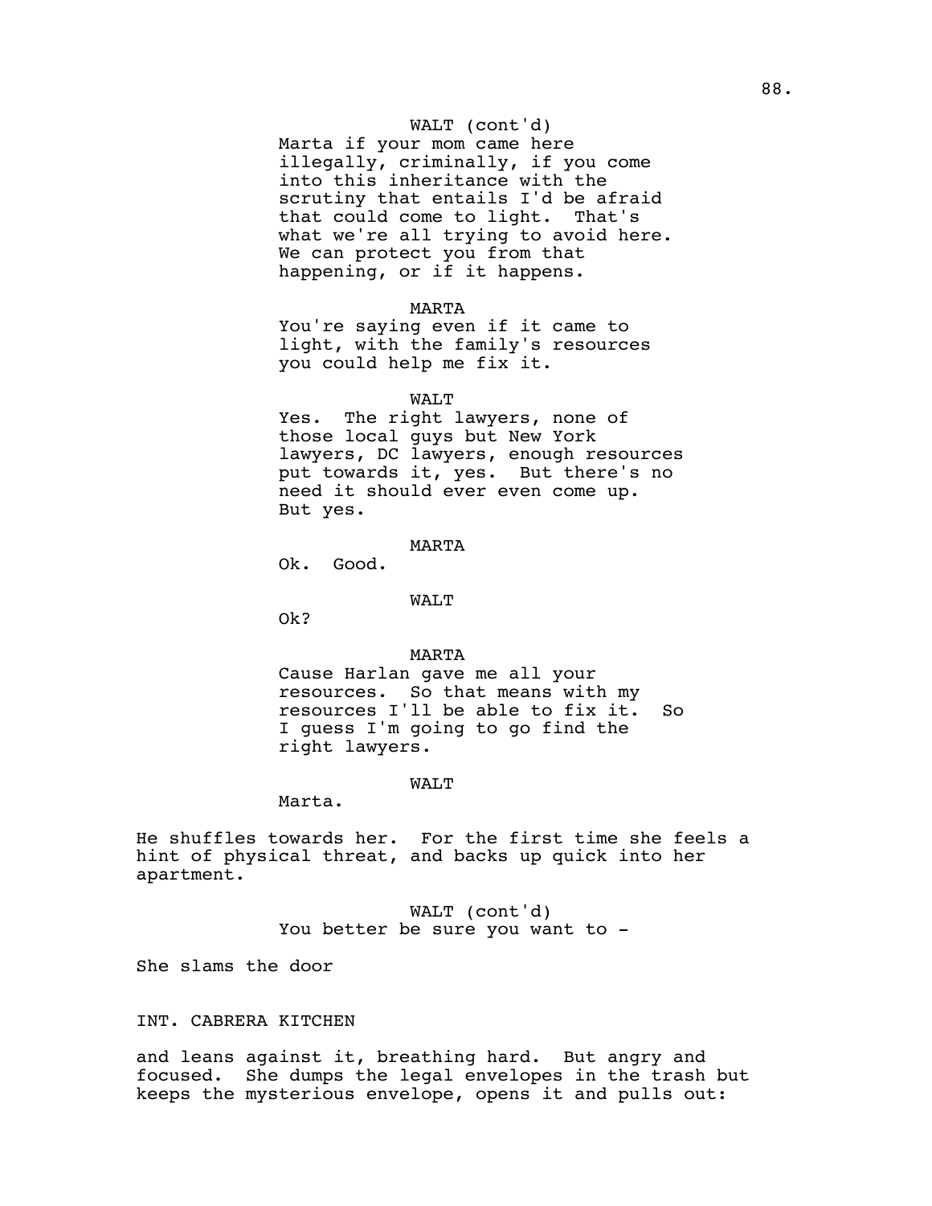WALT (cont'd)
Marta if your mom came here illegally, criminally, if you come into this inheritance with the scrutiny that entails I'd be afraid that could come to light. That's what we're all trying to avoid here. We can protect you from that happening, or if it happens.

MARTA
You're saying even if it came to light, with the family's resources you could help me fix it.

WALT
Yes. The right lawyers, none of those local guys but New York lawyers, DC lawyers, enough resources put towards it, yes. But there's no need it should ever even come up. But yes.

MARTA
Ok. Good.

WALT
Ok?

MARTA
Cause Harlan gave me all your resources. So that means with my resources I'll be able to fix it. So I guess I'm going to go find the right lawyers.

WALT
Marta.

He shuffles towards her. For the first time she feels a hint of physical threat, and backs up quick into her apartment.

WALT (cont'd)
You better be sure you want to -

She slams the door

INT. CABRERA KITCHEN

and leans against it, breathing hard. But angry and focused. She dumps the legal envelopes in the trash but keeps the mysterious envelope, opens it and pulls out: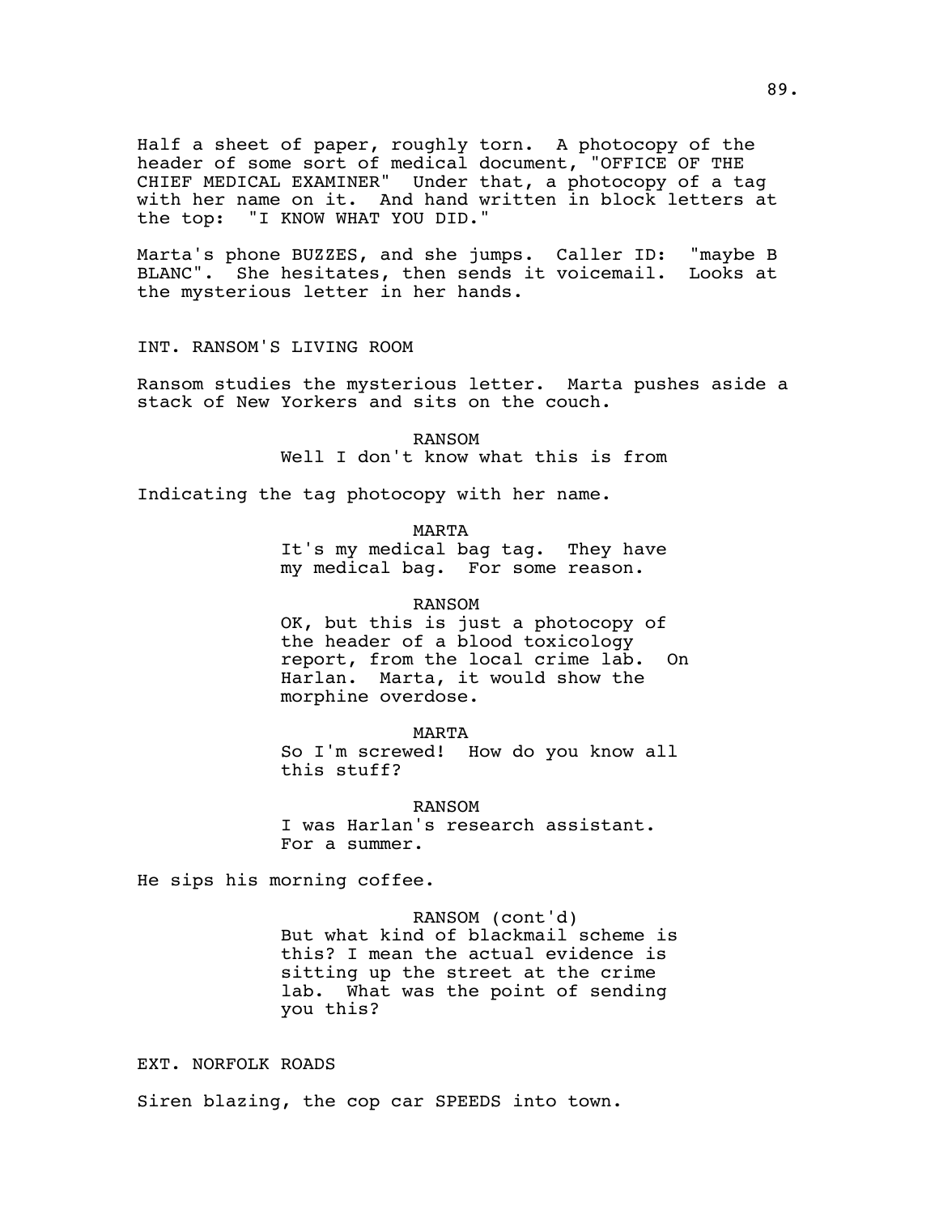Half a sheet of paper, roughly torn. A photocopy of the header of some sort of medical document, "OFFICE OF THE CHIEF MEDICAL EXAMINER" Under that, a photocopy of a tag with her name on it. And hand written in block letters at the top: "I KNOW WHAT YOU DID."

Marta's phone BUZZES, and she jumps. Caller ID: "maybe B BLANC". She hesitates, then sends it voicemail. Looks at the mysterious letter in her hands.

INT. RANSOM'S LIVING ROOM

Ransom studies the mysterious letter. Marta pushes aside a stack of New Yorkers and sits on the couch.

RANSOM
Well I don't know what this is from

Indicating the tag photocopy with her name.

MARTA
It's my medical bag tag. They have my medical bag. For some reason.

RANSOM
OK, but this is just a photocopy of the header of a blood toxicology report, from the local crime lab. On Harlan. Marta, it would show the morphine overdose.

MARTA
So I'm screwed! How do you know all this stuff?

RANSOM
I was Harlan's research assistant. For a summer.

He sips his morning coffee.

RANSOM (cont'd)
But what kind of blackmail scheme is this? I mean the actual evidence is sitting up the street at the crime lab. What was the point of sending you this?

EXT. NORFOLK ROADS

Siren blazing, the cop car SPEEDS into town.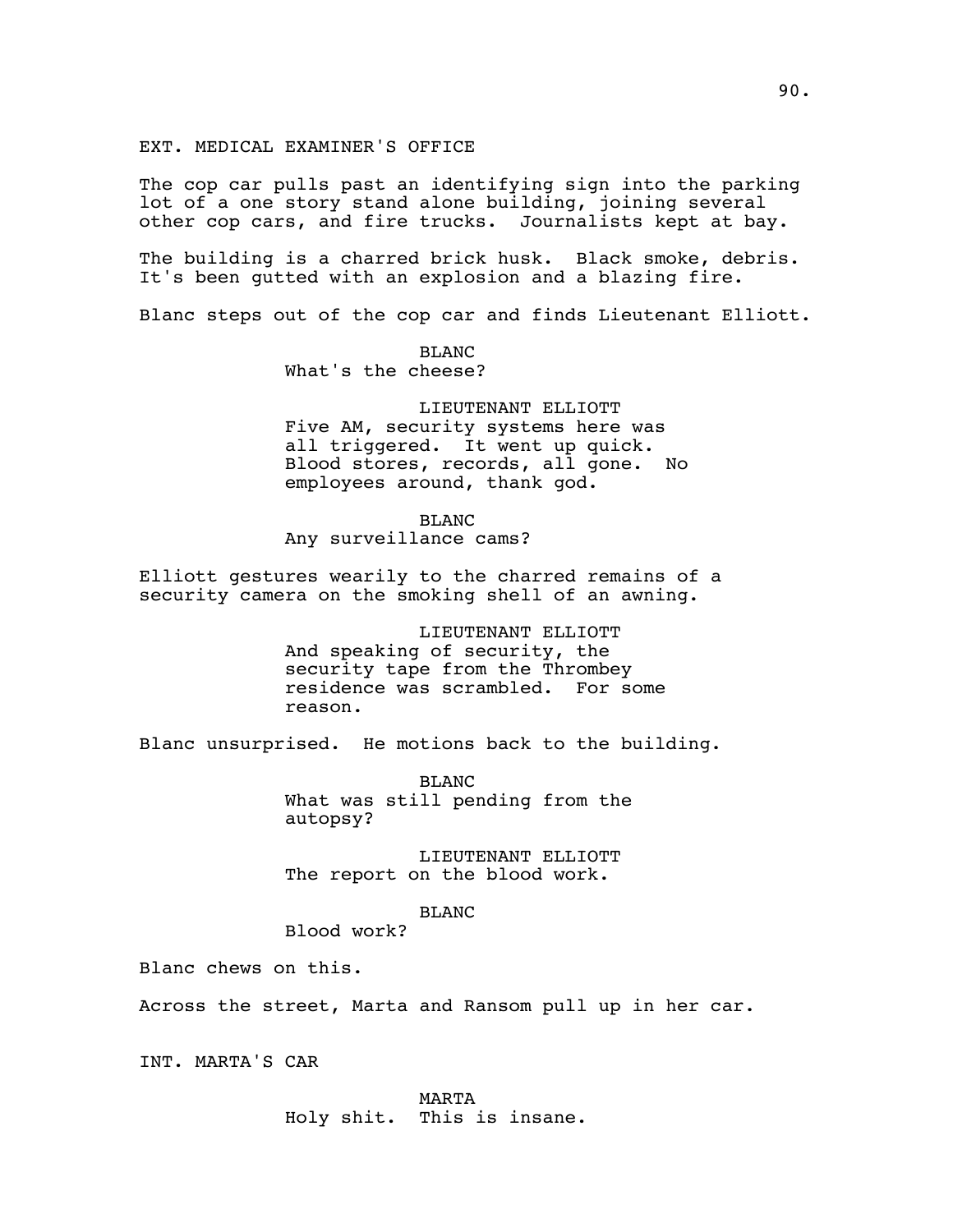EXT. MEDICAL EXAMINER'S OFFICE

The cop car pulls past an identifying sign into the parking lot of a one story stand alone building, joining several other cop cars, and fire trucks. Journalists kept at bay.

The building is a charred brick husk. Black smoke, debris. It's been gutted with an explosion and a blazing fire.

Blanc steps out of the cop car and finds Lieutenant Elliott.

BLANC
What's the cheese?

LIEUTENANT ELLIOTT
Five AM, security systems here was all triggered. It went up quick. Blood stores, records, all gone. No employees around, thank god.

BLANC
Any surveillance cams?

Elliott gestures wearily to the charred remains of a security camera on the smoking shell of an awning.

LIEUTENANT ELLIOTT
And speaking of security, the security tape from the Thrombey residence was scrambled. For some reason.

Blanc unsurprised. He motions back to the building.

BLANC
What was still pending from the autopsy?

LIEUTENANT ELLIOTT
The report on the blood work.

BLANC
Blood work?

Blanc chews on this.

Across the street, Marta and Ransom pull up in her car.

INT. MARTA'S CAR

MARTA
Holy shit. This is insane.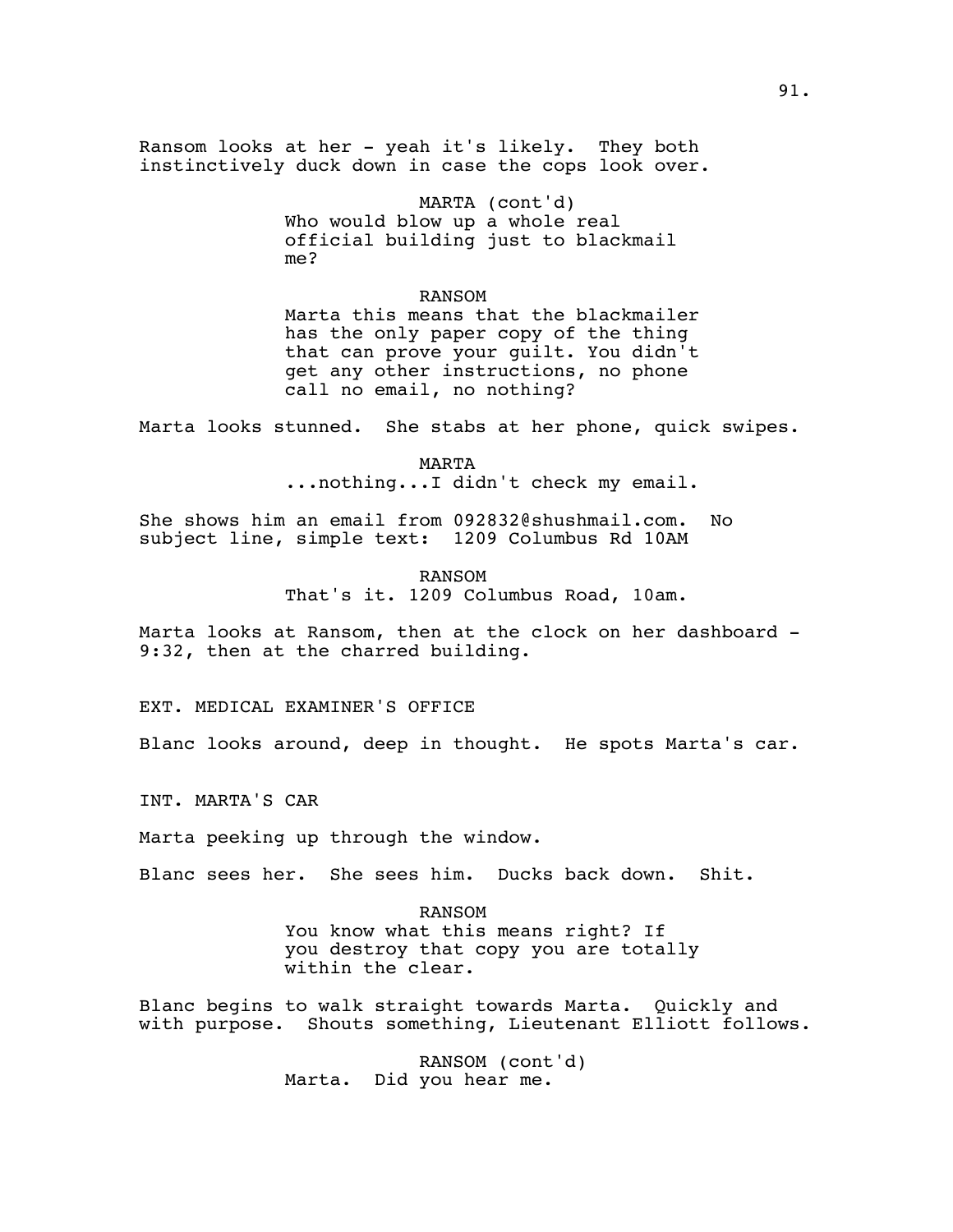Ransom looks at her - yeah it's likely. They both instinctively duck down in case the cops look over.

MARTA (cont'd)
Who would blow up a whole real official building just to blackmail me?

RANSOM
Marta this means that the blackmailer has the only paper copy of the thing that can prove your guilt. You didn't get any other instructions, no phone call no email, no nothing?

Marta looks stunned. She stabs at her phone, quick swipes.

MARTA
...nothing...I didn't check my email.

She shows him an email from 092832@shushmail.com. No subject line, simple text: 1209 Columbus Rd 10AM

RANSOM
That's it. 1209 Columbus Road, 10am.

Marta looks at Ransom, then at the clock on her dashboard - 9:32, then at the charred building.

EXT. MEDICAL EXAMINER'S OFFICE

Blanc looks around, deep in thought. He spots Marta's car.

INT. MARTA'S CAR

Marta peeking up through the window.

Blanc sees her. She sees him. Ducks back down. Shit.

RANSOM
You know what this means right? If you destroy that copy you are totally within the clear.

Blanc begins to walk straight towards Marta. Quickly and with purpose. Shouts something, Lieutenant Elliott follows.

RANSOM (cont'd)
Marta. Did you hear me.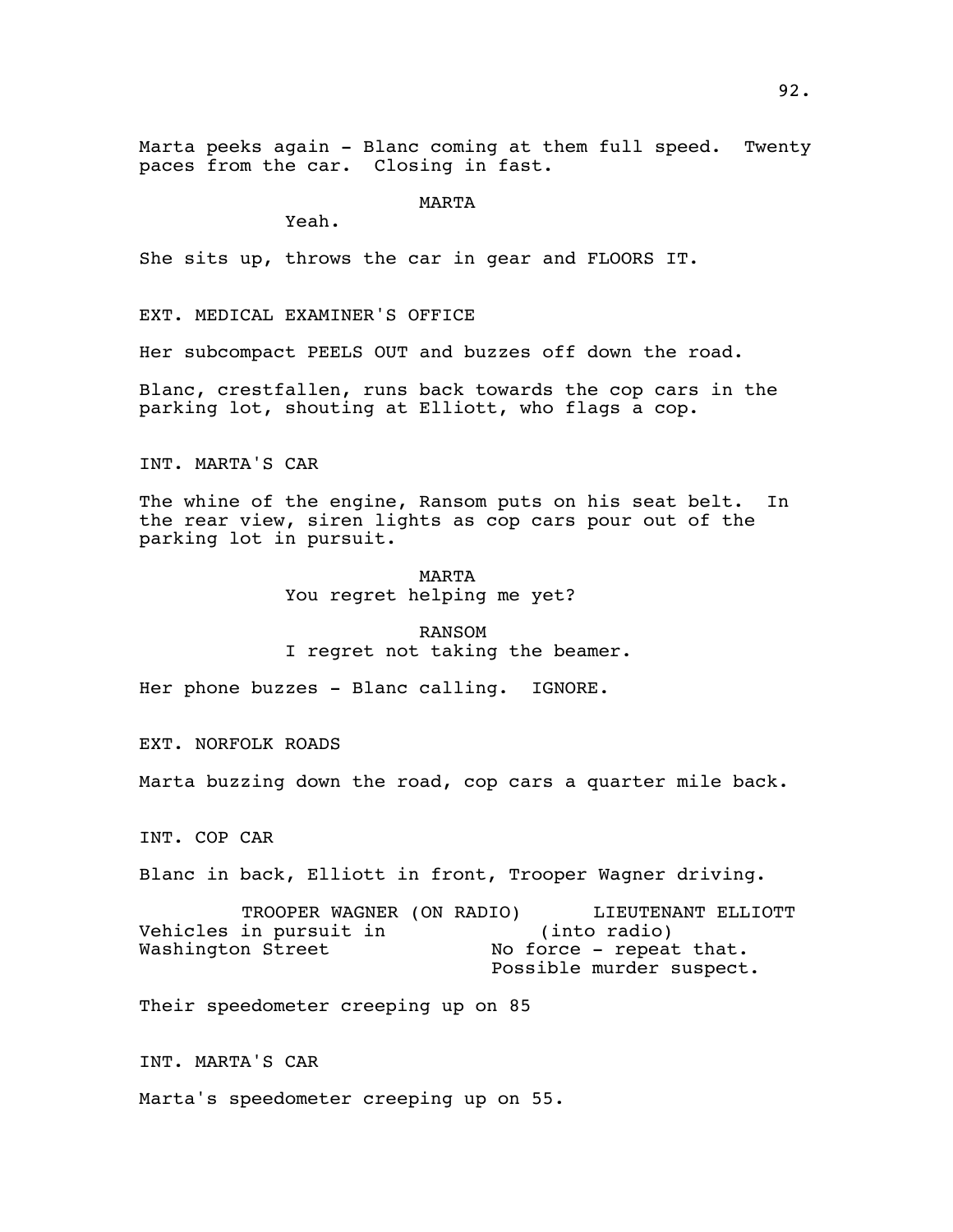Marta peeks again - Blanc coming at them full speed. Twenty paces from the car. Closing in fast.

MARTA

Yeah.

She sits up, throws the car in gear and FLOORS IT.

EXT. MEDICAL EXAMINER'S OFFICE

Her subcompact PEELS OUT and buzzes off down the road.

Blanc, crestfallen, runs back towards the cop cars in the parking lot, shouting at Elliott, who flags a cop.

INT. MARTA'S CAR

The whine of the engine, Ransom puts on his seat belt. In the rear view, siren lights as cop cars pour out of the parking lot in pursuit.

MARTA

You regret helping me yet?

RANSOM

I regret not taking the beamer.

Her phone buzzes - Blanc calling. IGNORE.

EXT. NORFOLK ROADS

Marta buzzing down the road, cop cars a quarter mile back.

INT. COP CAR

Blanc in back, Elliott in front, Trooper Wagner driving.

TROOPER WAGNER (ON RADIO)

Vehicles in pursuit in Washington Street

LIEUTENANT ELLIOTT

(into radio)

No force - repeat that. Possible murder suspect.

Their speedometer creeping up on 85

INT. MARTA'S CAR

Marta's speedometer creeping up on 55.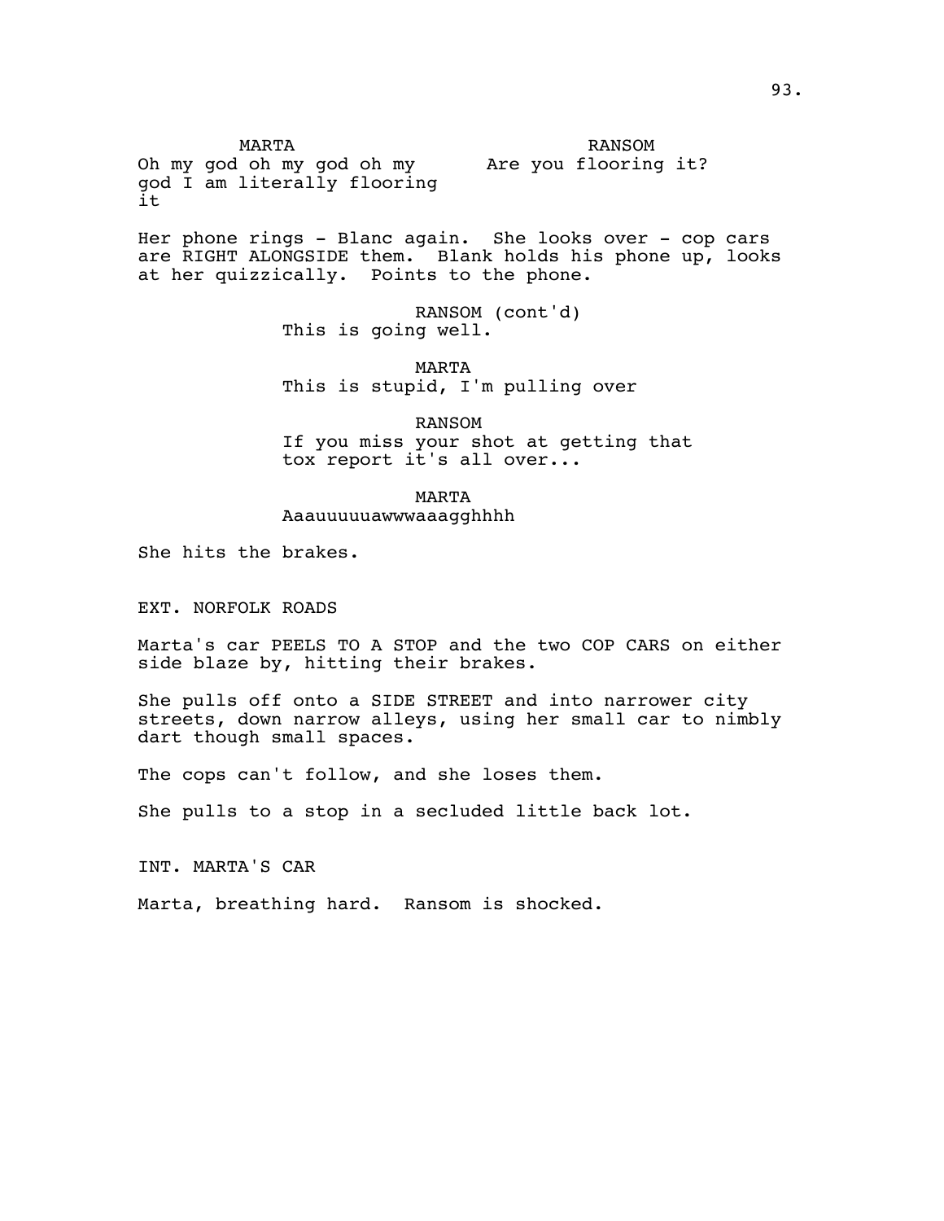MARTA
Oh my god oh my god oh my god I am literally flooring it

RANSOM
Are you flooring it?

Her phone rings - Blanc again. She looks over - cop cars are RIGHT ALONGSIDE them. Blank holds his phone up, looks at her quizzically. Points to the phone.

RANSOM (cont'd)
This is going well.

MARTA
This is stupid, I'm pulling over

RANSOM
If you miss your shot at getting that tox report it's all over...

MARTA
Aaauuuuuawwwaaagghhhh

She hits the brakes.

EXT. NORFOLK ROADS

Marta's car PEELS TO A STOP and the two COP CARS on either side blaze by, hitting their brakes.

She pulls off onto a SIDE STREET and into narrower city streets, down narrow alleys, using her small car to nimbly dart though small spaces.

The cops can't follow, and she loses them.

She pulls to a stop in a secluded little back lot.

INT. MARTA'S CAR

Marta, breathing hard. Ransom is shocked.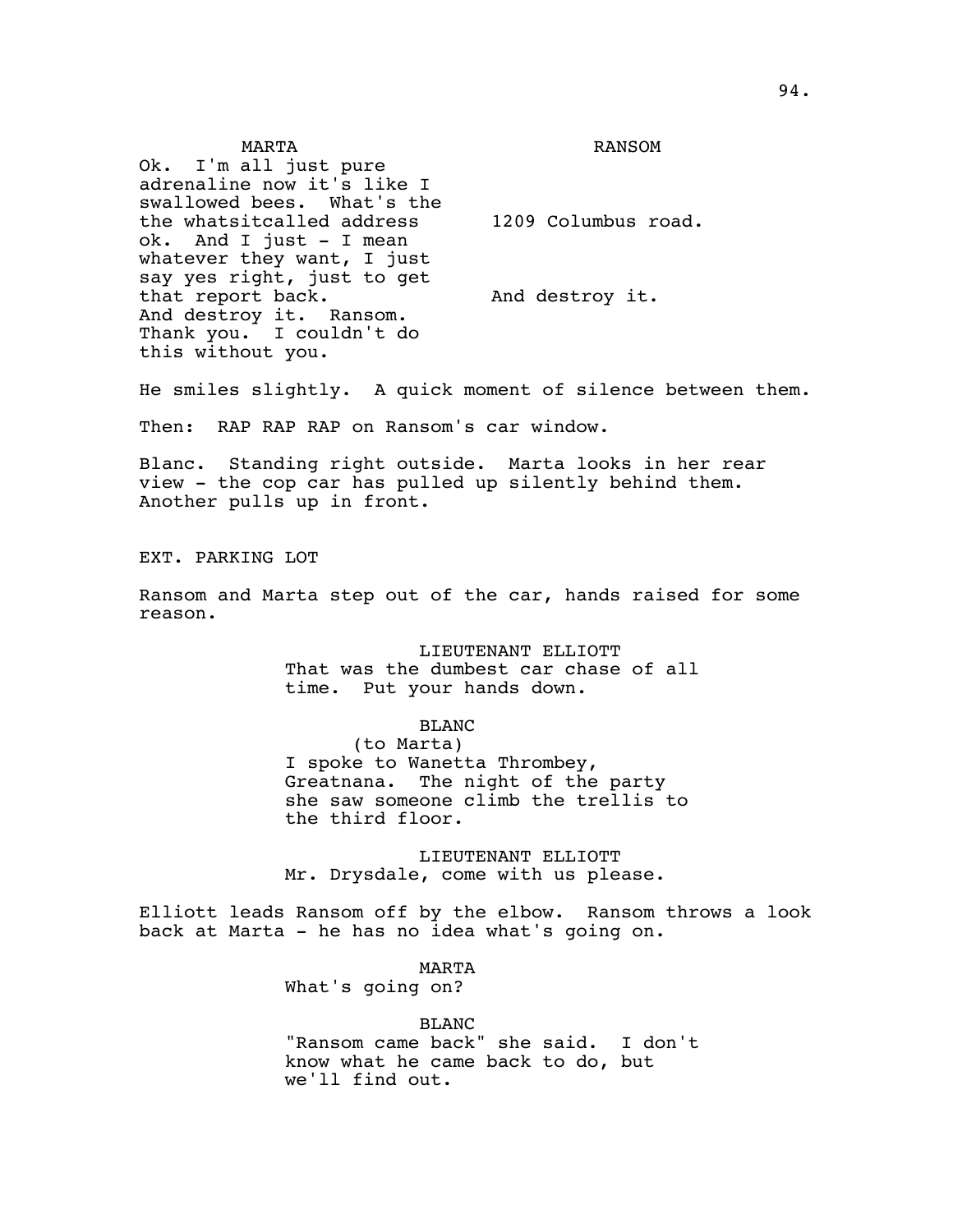MARTA

Ok. I'm all just pure adrenaline now it's like I swallowed bees. What's the the whatsitcalled address ok. And I just - I mean whatever they want, I just say yes right, just to get that report back. And destroy it. Ransom. Thank you. I couldn't do this without you.

RANSOM

1209 Columbus road.

And destroy it.

He smiles slightly. A quick moment of silence between them.

Then: RAP RAP RAP on Ransom's car window.

Blanc. Standing right outside. Marta looks in her rear view - the cop car has pulled up silently behind them. Another pulls up in front.

EXT. PARKING LOT

Ransom and Marta step out of the car, hands raised for some reason.

LIEUTENANT ELLIOTT

That was the dumbest car chase of all time. Put your hands down.

BLANC

(to Marta)

I spoke to Wanetta Thrombey, Greatnana. The night of the party she saw someone climb the trellis to the third floor.

LIEUTENANT ELLIOTT

Mr. Drysdale, come with us please.

Elliott leads Ransom off by the elbow. Ransom throws a look back at Marta - he has no idea what's going on.

MARTA

What's going on?

BLANC

"Ransom came back" she said. I don't know what he came back to do, but we'll find out.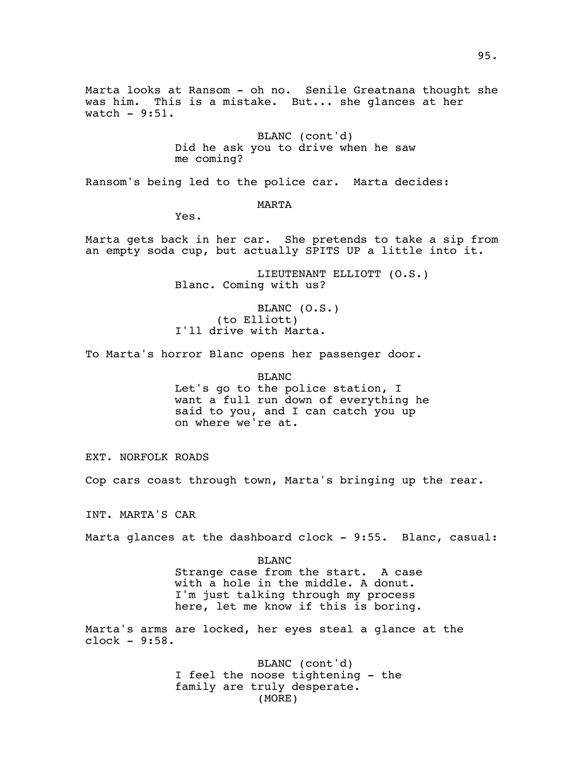Marta looks at Ransom - oh no. Senile Greatnana thought she was him. This is a mistake. But... she glances at her watch - 9:51.

BLANC (cont'd)
Did he ask you to drive when he saw me coming?

Ransom's being led to the police car. Marta decides:

MARTA
Yes.

Marta gets back in her car. She pretends to take a sip from an empty soda cup, but actually SPITS UP a little into it.

LIEUTENANT ELLIOTT (O.S.)
Blanc. Coming with us?

BLANC (O.S.)
(to Elliott)
I'll drive with Marta.

To Marta's horror Blanc opens her passenger door.

BLANC
Let's go to the police station, I want a full run down of everything he said to you, and I can catch you up on where we're at.

EXT. NORFOLK ROADS

Cop cars coast through town, Marta's bringing up the rear.

INT. MARTA'S CAR

Marta glances at the dashboard clock - 9:55. Blanc, casual:

BLANC
Strange case from the start. A case with a hole in the middle. A donut. I'm just talking through my process here, let me know if this is boring.

Marta's arms are locked, her eyes steal a glance at the clock - 9:58.

BLANC (cont'd)
I feel the noose tightening - the family are truly desperate.
(MORE)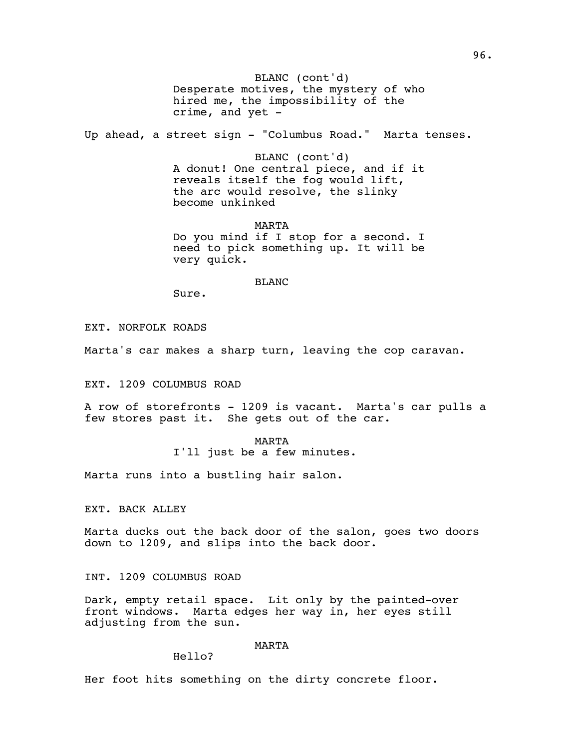BLANC (cont'd)
Desperate motives, the mystery of who hired me, the impossibility of the crime, and yet -

Up ahead, a street sign - "Columbus Road." Marta tenses.

BLANC (cont'd)
A donut! One central piece, and if it reveals itself the fog would lift, the arc would resolve, the slinky become unkinked

MARTA
Do you mind if I stop for a second. I need to pick something up. It will be very quick.

BLANC
Sure.

EXT. NORFOLK ROADS

Marta's car makes a sharp turn, leaving the cop caravan.

EXT. 1209 COLUMBUS ROAD

A row of storefronts - 1209 is vacant. Marta's car pulls a few stores past it. She gets out of the car.

MARTA
I'll just be a few minutes.

Marta runs into a bustling hair salon.

EXT. BACK ALLEY

Marta ducks out the back door of the salon, goes two doors down to 1209, and slips into the back door.

INT. 1209 COLUMBUS ROAD

Dark, empty retail space. Lit only by the painted-over front windows. Marta edges her way in, her eyes still adjusting from the sun.

MARTA
Hello?

Her foot hits something on the dirty concrete floor.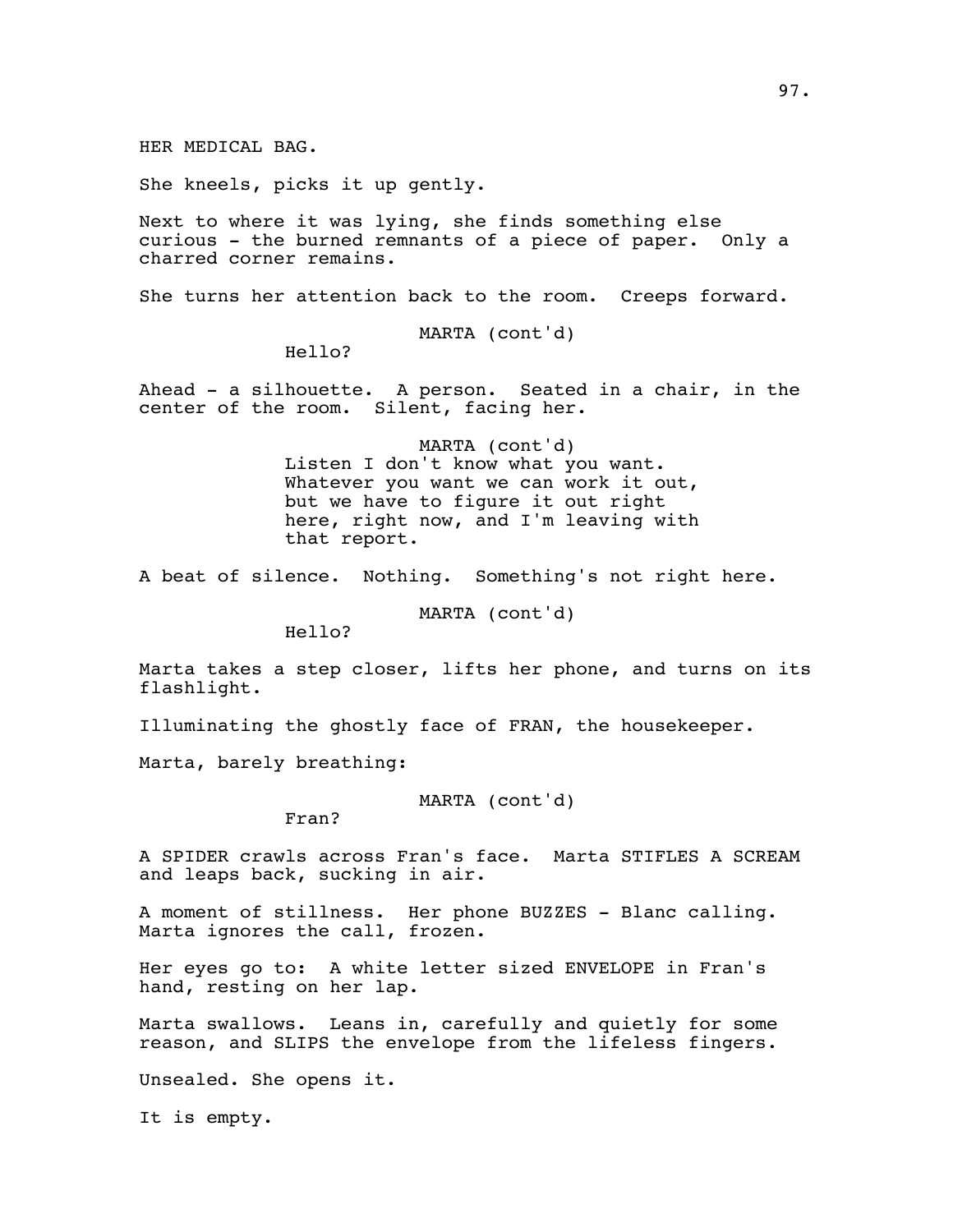HER MEDICAL BAG.

She kneels, picks it up gently.

Next to where it was lying, she finds something else curious - the burned remnants of a piece of paper. Only a charred corner remains.

She turns her attention back to the room. Creeps forward.

MARTA (cont'd)
Hello?

Ahead - a silhouette. A person. Seated in a chair, in the center of the room. Silent, facing her.

MARTA (cont'd)
Listen I don't know what you want. Whatever you want we can work it out, but we have to figure it out right here, right now, and I'm leaving with that report.

A beat of silence. Nothing. Something's not right here.

MARTA (cont'd)
Hello?

Marta takes a step closer, lifts her phone, and turns on its flashlight.

Illuminating the ghostly face of FRAN, the housekeeper.

Marta, barely breathing:

MARTA (cont'd)
Fran?

A SPIDER crawls across Fran's face. Marta STIFLES A SCREAM and leaps back, sucking in air.

A moment of stillness. Her phone BUZZES - Blanc calling. Marta ignores the call, frozen.

Her eyes go to: A white letter sized ENVELOPE in Fran's hand, resting on her lap.

Marta swallows. Leans in, carefully and quietly for some reason, and SLIPS the envelope from the lifeless fingers.

Unsealed. She opens it.

It is empty.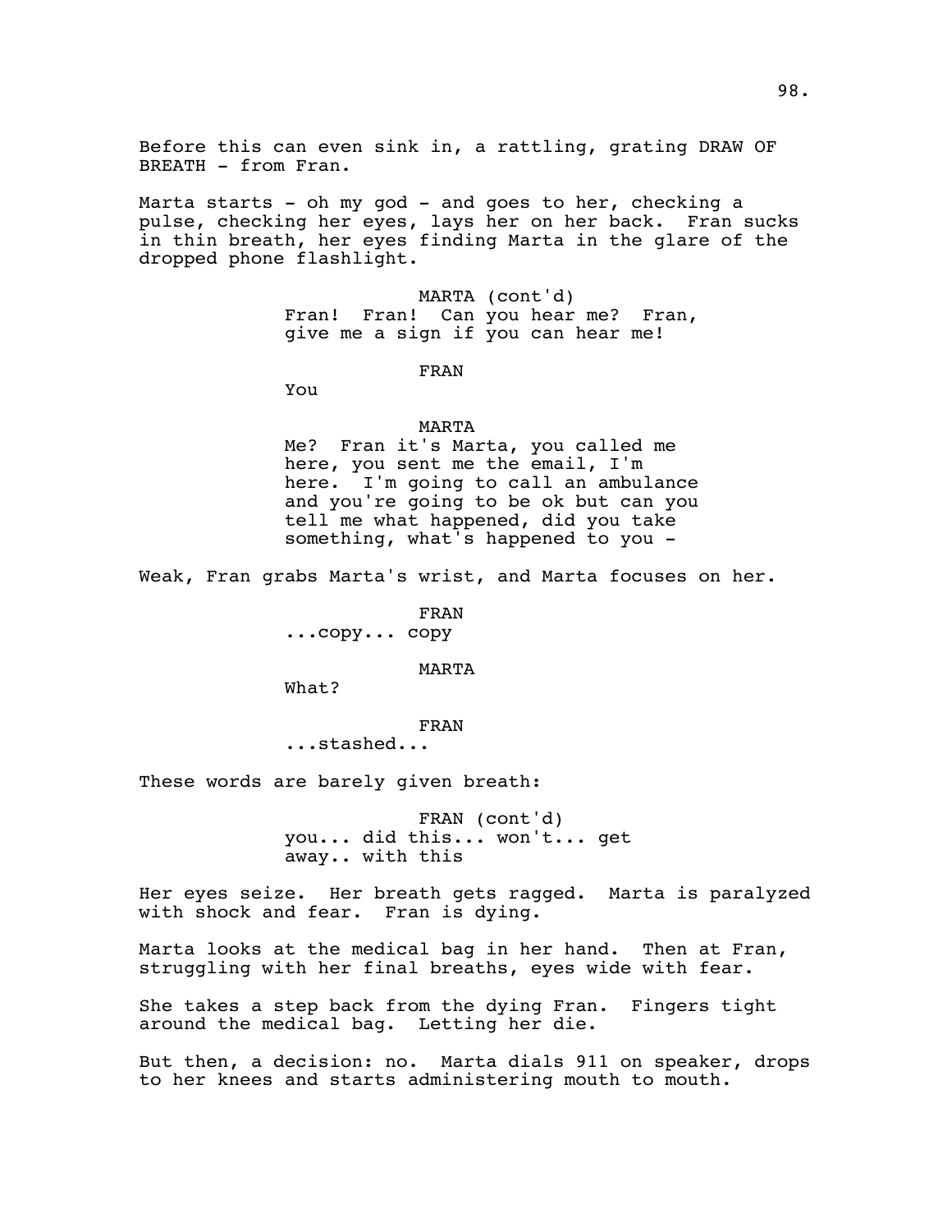Before this can even sink in, a rattling, grating DRAW OF BREATH - from Fran.

Marta starts - oh my god - and goes to her, checking a pulse, checking her eyes, lays her on her back. Fran sucks in thin breath, her eyes finding Marta in the glare of the dropped phone flashlight.

MARTA (cont'd)
Fran! Fran! Can you hear me? Fran, give me a sign if you can hear me!

FRAN
You

MARTA
Me? Fran it's Marta, you called me here, you sent me the email, I'm here. I'm going to call an ambulance and you're going to be ok but can you tell me what happened, did you take something, what's happened to you -

Weak, Fran grabs Marta's wrist, and Marta focuses on her.

FRAN
...copy... copy

MARTA
What?

FRAN
...stashed...

These words are barely given breath:

FRAN (cont'd)
you... did this... won't... get away.. with this

Her eyes seize. Her breath gets ragged. Marta is paralyzed with shock and fear. Fran is dying.

Marta looks at the medical bag in her hand. Then at Fran, struggling with her final breaths, eyes wide with fear.

She takes a step back from the dying Fran. Fingers tight around the medical bag. Letting her die.

But then, a decision: no. Marta dials 911 on speaker, drops to her knees and starts administering mouth to mouth.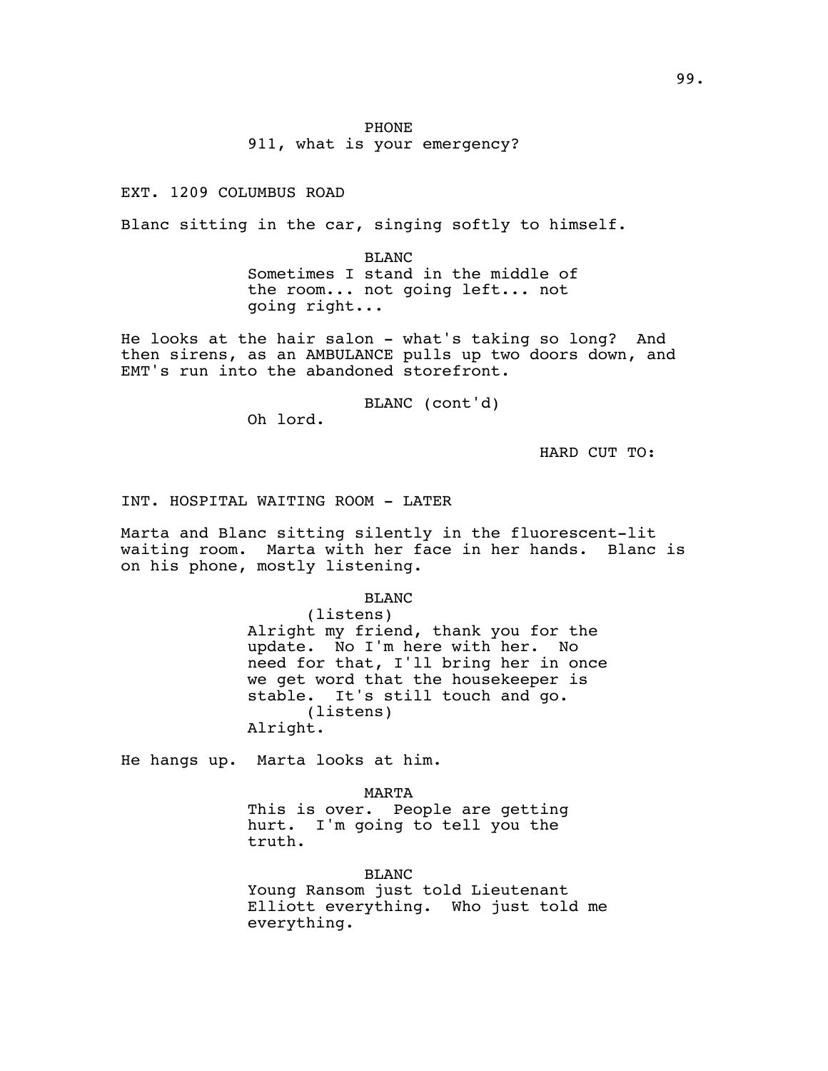PHONE
911, what is your emergency?

EXT. 1209 COLUMBUS ROAD

Blanc sitting in the car, singing softly to himself.

BLANC
Sometimes I stand in the middle of the room... not going left... not going right...

He looks at the hair salon - what's taking so long? And then sirens, as an AMBULANCE pulls up two doors down, and EMT's run into the abandoned storefront.

BLANC (cont'd)
Oh lord.

HARD CUT TO:

INT. HOSPITAL WAITING ROOM - LATER

Marta and Blanc sitting silently in the fluorescent-lit waiting room. Marta with her face in her hands. Blanc is on his phone, mostly listening.

BLANC
(listens)
Alright my friend, thank you for the update. No I'm here with her. No need for that, I'll bring her in once we get word that the housekeeper is stable. It's still touch and go.
(listens)
Alright.

He hangs up. Marta looks at him.

MARTA
This is over. People are getting hurt. I'm going to tell you the truth.

BLANC
Young Ransom just told Lieutenant Elliott everything. Who just told me everything.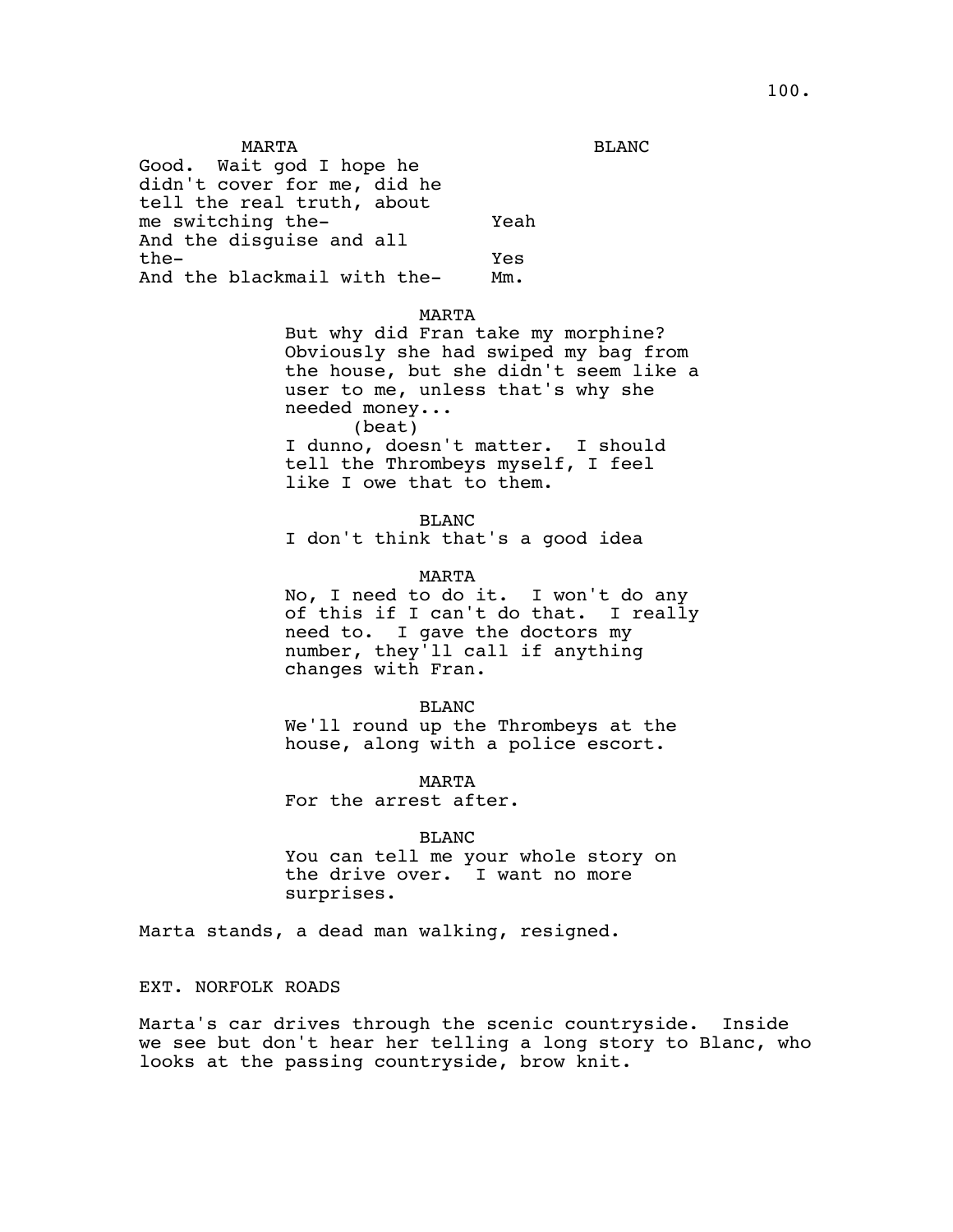MARTA | BLANC
--- | ---
Good. Wait god I hope he didn't cover for me, did he tell the real truth, about me switching the- | Yeah
And the disguise and all the- | Yes
And the blackmail with the- | Mm.

MARTA
But why did Fran take my morphine? Obviously she had swiped my bag from the house, but she didn't seem like a user to me, unless that's why she needed money...
(beat)
I dunno, doesn't matter. I should tell the Thrombeys myself, I feel like I owe that to them.

BLANC
I don't think that's a good idea

MARTA
No, I need to do it. I won't do any of this if I can't do that. I really need to. I gave the doctors my number, they'll call if anything changes with Fran.

BLANC
We'll round up the Thrombeys at the house, along with a police escort.

MARTA
For the arrest after.

BLANC
You can tell me your whole story on the drive over. I want no more surprises.

Marta stands, a dead man walking, resigned.

EXT. NORFOLK ROADS

Marta's car drives through the scenic countryside. Inside we see but don't hear her telling a long story to Blanc, who looks at the passing countryside, brow knit.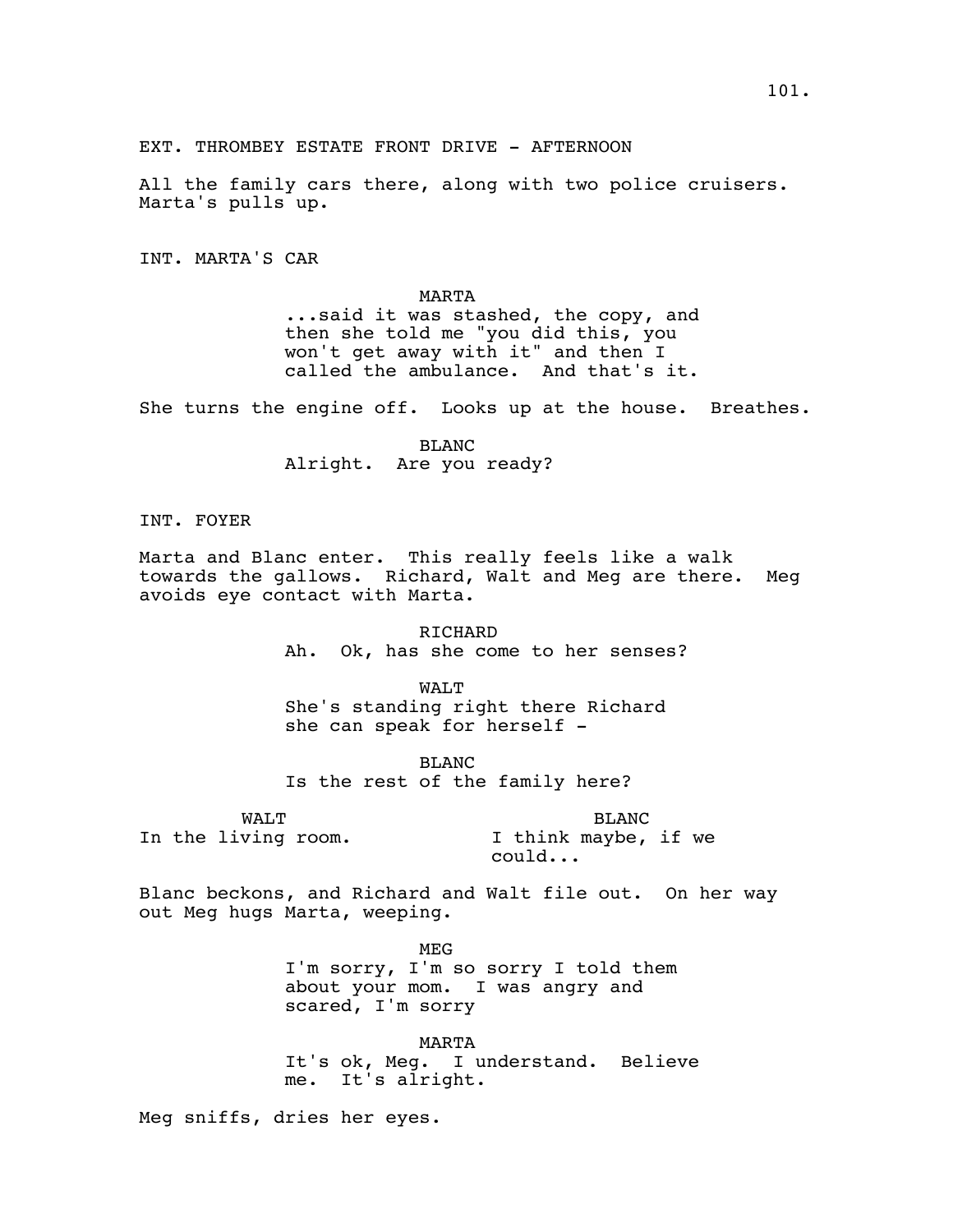EXT. THROMBEY ESTATE FRONT DRIVE - AFTERNOON

All the family cars there, along with two police cruisers. Marta's pulls up.

INT. MARTA'S CAR

MARTA
...said it was stashed, the copy, and then she told me "you did this, you won't get away with it" and then I called the ambulance. And that's it.

She turns the engine off. Looks up at the house. Breathes.

BLANC
Alright. Are you ready?

INT. FOYER

Marta and Blanc enter. This really feels like a walk towards the gallows. Richard, Walt and Meg are there. Meg avoids eye contact with Marta.

RICHARD
Ah. Ok, has she come to her senses?

WALT
She's standing right there Richard she can speak for herself -

BLANC
Is the rest of the family here?

WALT
In the living room.

BLANC
I think maybe, if we could...

Blanc beckons, and Richard and Walt file out. On her way out Meg hugs Marta, weeping.

MEG
I'm sorry, I'm so sorry I told them about your mom. I was angry and scared, I'm sorry

MARTA
It's ok, Meg. I understand. Believe me. It's alright.

Meg sniffs, dries her eyes.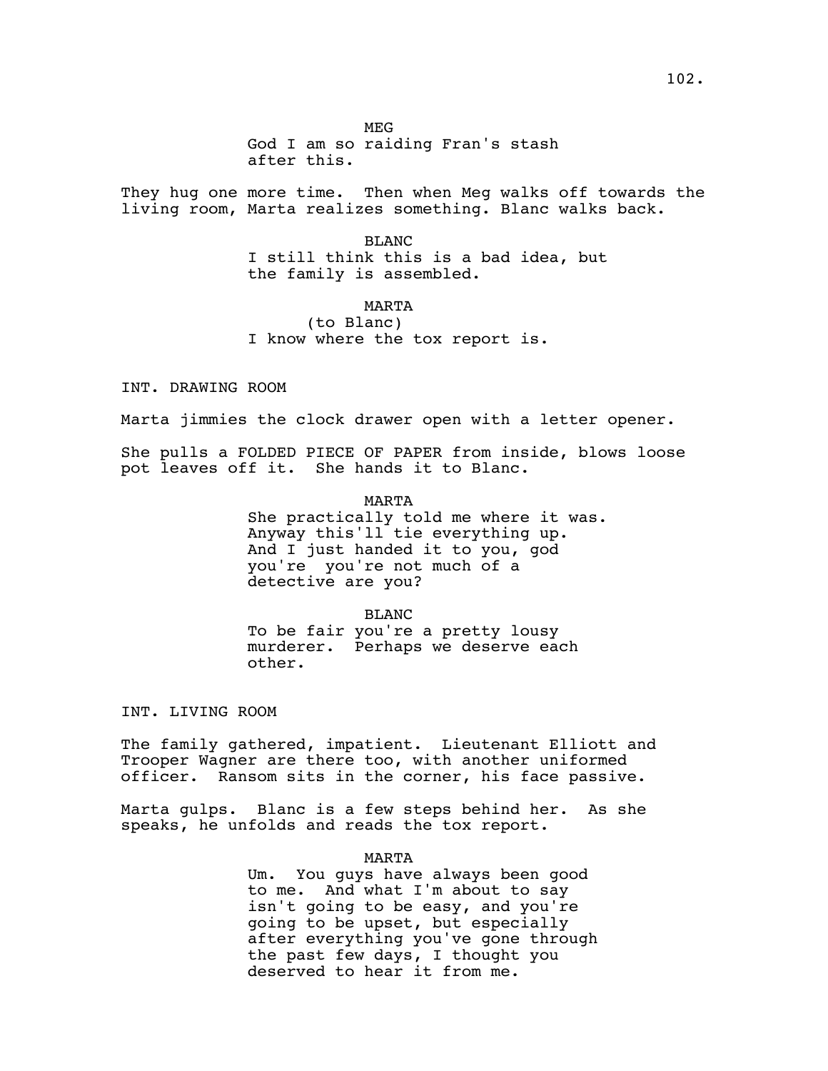MEG
God I am so raiding Fran's stash after this.

They hug one more time. Then when Meg walks off towards the living room, Marta realizes something. Blanc walks back.

BLANC
I still think this is a bad idea, but the family is assembled.

MARTA
(to Blanc)
I know where the tox report is.

INT. DRAWING ROOM

Marta jimmies the clock drawer open with a letter opener.

She pulls a FOLDED PIECE OF PAPER from inside, blows loose pot leaves off it. She hands it to Blanc.

MARTA
She practically told me where it was. Anyway this'll tie everything up. And I just handed it to you, god you're you're not much of a detective are you?

BLANC
To be fair you're a pretty lousy murderer. Perhaps we deserve each other.

INT. LIVING ROOM

The family gathered, impatient. Lieutenant Elliott and Trooper Wagner are there too, with another uniformed officer. Ransom sits in the corner, his face passive.

Marta gulps. Blanc is a few steps behind her. As she speaks, he unfolds and reads the tox report.

MARTA
Um. You guys have always been good to me. And what I'm about to say isn't going to be easy, and you're going to be upset, but especially after everything you've gone through the past few days, I thought you deserved to hear it from me.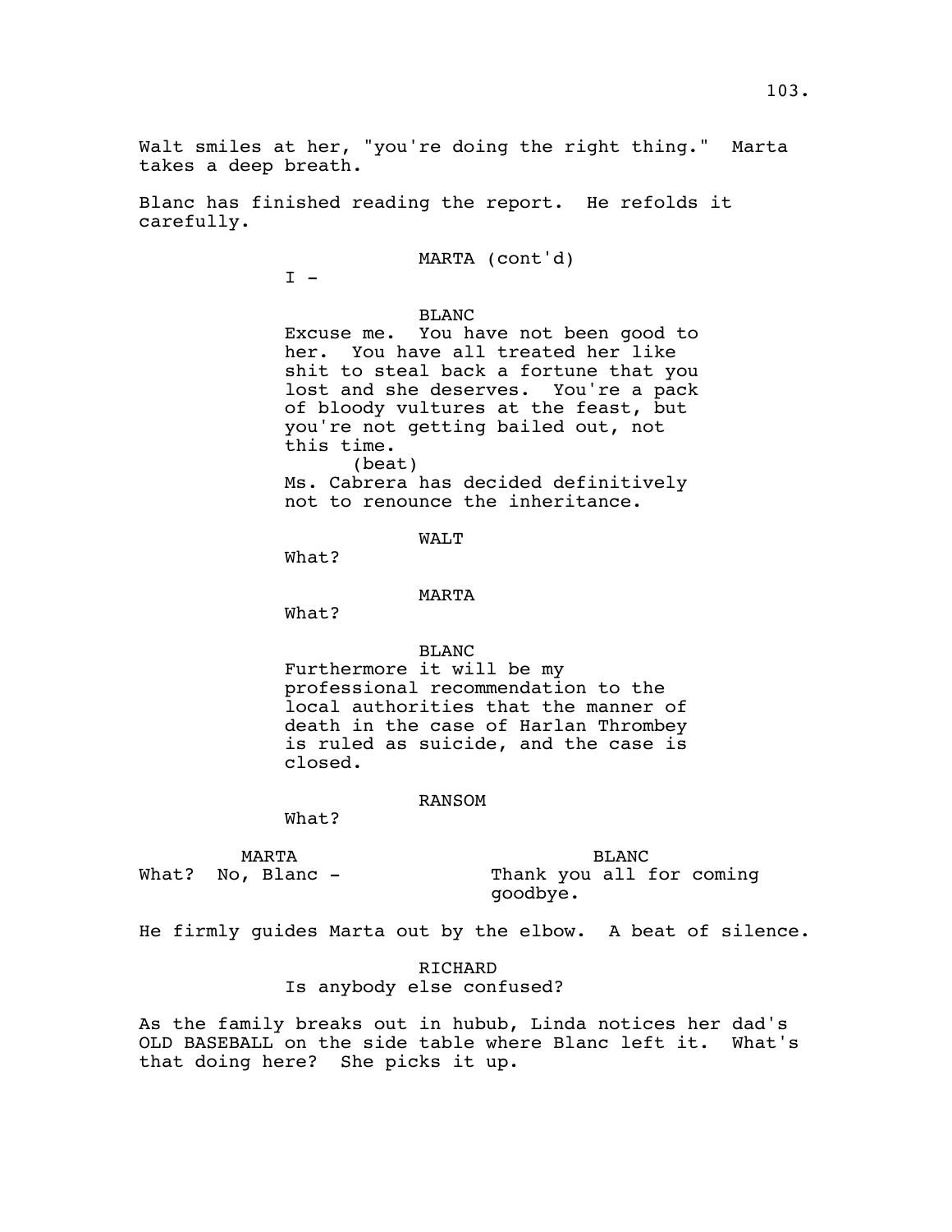Walt smiles at her, "you're doing the right thing." Marta takes a deep breath.

Blanc has finished reading the report. He refolds it carefully.

MARTA (cont'd)
I -

BLANC
Excuse me. You have not been good to her. You have all treated her like shit to steal back a fortune that you lost and she deserves. You're a pack of bloody vultures at the feast, but you're not getting bailed out, not this time.
(beat)
Ms. Cabrera has decided definitively not to renounce the inheritance.

WALT
What?

MARTA
What?

BLANC
Furthermore it will be my professional recommendation to the local authorities that the manner of death in the case of Harlan Thrombey is ruled as suicide, and the case is closed.

RANSOM
What?

MARTA
What? No, Blanc -

BLANC
Thank you all for coming goodbye.

He firmly guides Marta out by the elbow. A beat of silence.

RICHARD
Is anybody else confused?

As the family breaks out in hubub, Linda notices her dad's OLD BASEBALL on the side table where Blanc left it. What's that doing here? She picks it up.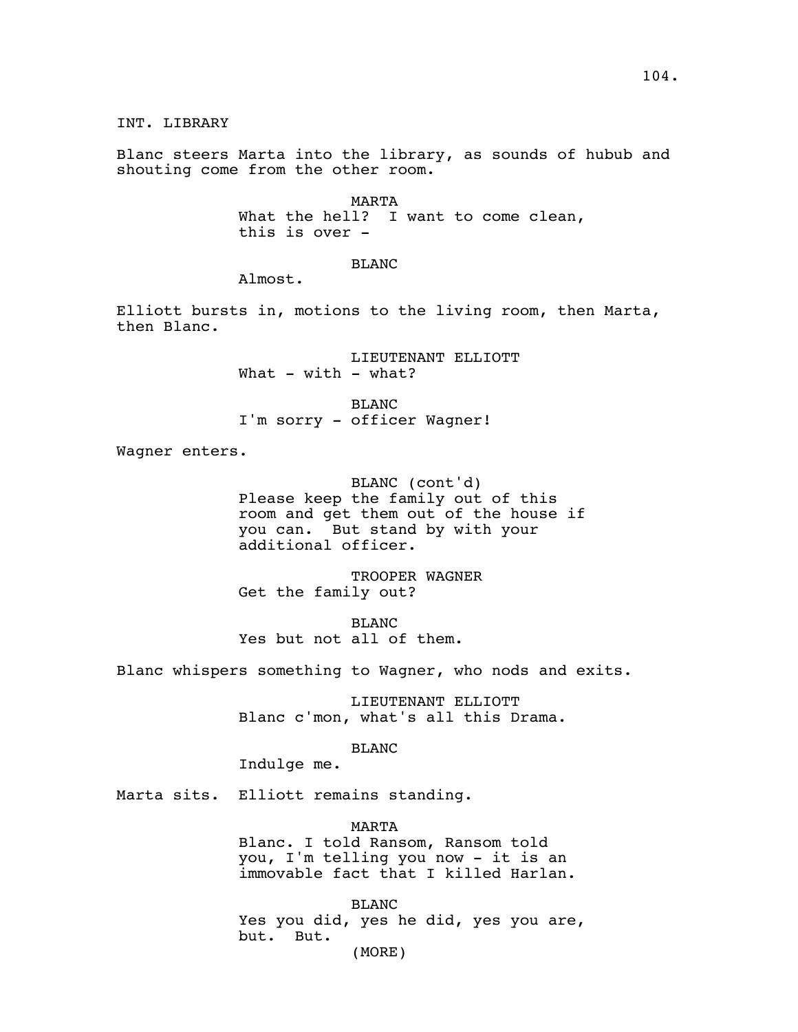INT. LIBRARY

Blanc steers Marta into the library, as sounds of hubub and shouting come from the other room.

MARTA
What the hell? I want to come clean, this is over -

BLANC
Almost.

Elliott bursts in, motions to the living room, then Marta, then Blanc.

LIEUTENANT ELLIOTT
What - with - what?

BLANC
I'm sorry - officer Wagner!

Wagner enters.

BLANC (cont'd)
Please keep the family out of this room and get them out of the house if you can. But stand by with your additional officer.

TROOPER WAGNER
Get the family out?

BLANC
Yes but not all of them.

Blanc whispers something to Wagner, who nods and exits.

LIEUTENANT ELLIOTT
Blanc c'mon, what's all this Drama.

BLANC
Indulge me.

Marta sits. Elliott remains standing.

MARTA
Blanc. I told Ransom, Ransom told you, I'm telling you now - it is an immovable fact that I killed Harlan.

BLANC
Yes you did, yes he did, yes you are, but. But.
(MORE)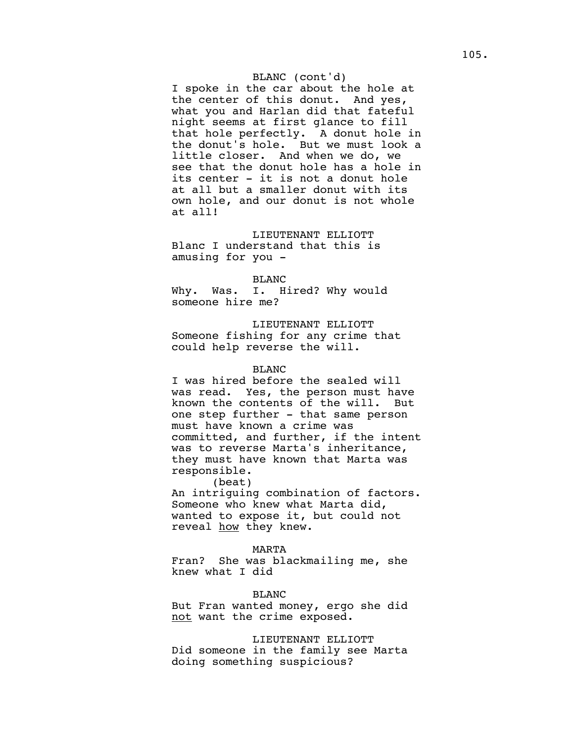BLANC (cont'd)

I spoke in the car about the hole at the center of this donut. And yes, what you and Harlan did that fateful night seems at first glance to fill that hole perfectly. A donut hole in the donut's hole. But we must look a little closer. And when we do, we see that the donut hole has a hole in its center - it is not a donut hole at all but a smaller donut with its own hole, and our donut is not whole at all!

LIEUTENANT ELLIOTT

Blanc I understand that this is amusing for you -

BLANC

Why. Was. I. Hired? Why would someone hire me?

LIEUTENANT ELLIOTT

Someone fishing for any crime that could help reverse the will.

BLANC

I was hired before the sealed will was read. Yes, the person must have known the contents of the will. But one step further - that same person must have known a crime was committed, and further, if the intent was to reverse Marta's inheritance, they must have known that Marta was responsible.

(beat)

An intriguing combination of factors. Someone who knew what Marta did, wanted to expose it, but could not reveal <u>how</u> they knew.

MARTA

Fran? She was blackmailing me, she knew what I did

BLANC

But Fran wanted money, ergo she did <u>not</u> want the crime exposed.

LIEUTENANT ELLIOTT

Did someone in the family see Marta doing something suspicious?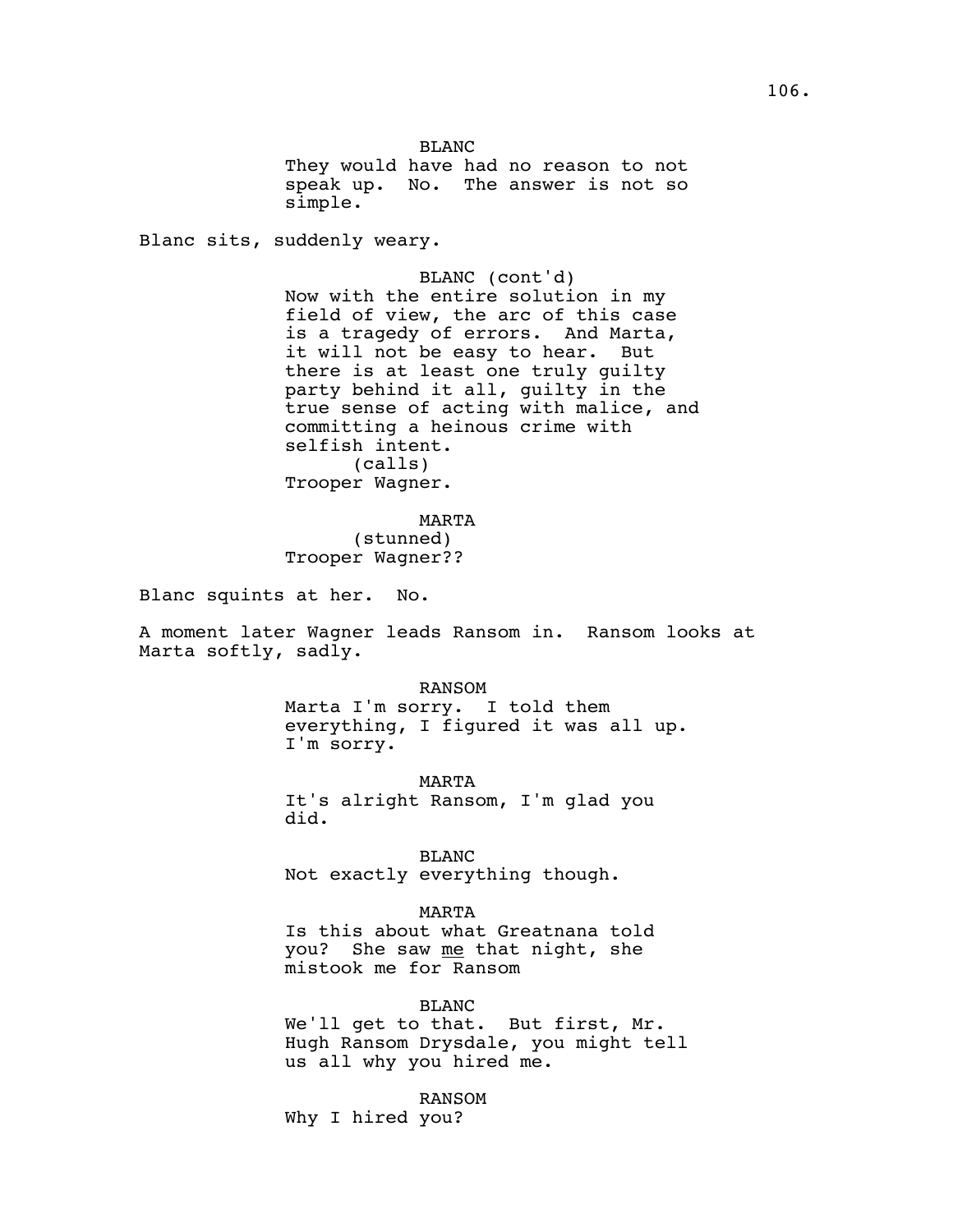BLANC
They would have had no reason to not speak up. No. The answer is not so simple.

Blanc sits, suddenly weary.

BLANC (cont'd)
Now with the entire solution in my field of view, the arc of this case is a tragedy of errors. And Marta, it will not be easy to hear. But there is at least one truly guilty party behind it all, guilty in the true sense of acting with malice, and committing a heinous crime with selfish intent.
(calls)
Trooper Wagner.

MARTA
(stunned)
Trooper Wagner??

Blanc squints at her. No.

A moment later Wagner leads Ransom in. Ransom looks at Marta softly, sadly.

RANSOM
Marta I'm sorry. I told them everything, I figured it was all up. I'm sorry.

MARTA
It's alright Ransom, I'm glad you did.

BLANC
Not exactly everything though.

MARTA
Is this about what Greatnana told you? She saw _me_ that night, she mistook me for Ransom

BLANC
We'll get to that. But first, Mr. Hugh Ransom Drysdale, you might tell us all why you hired me.

RANSOM
Why I hired you?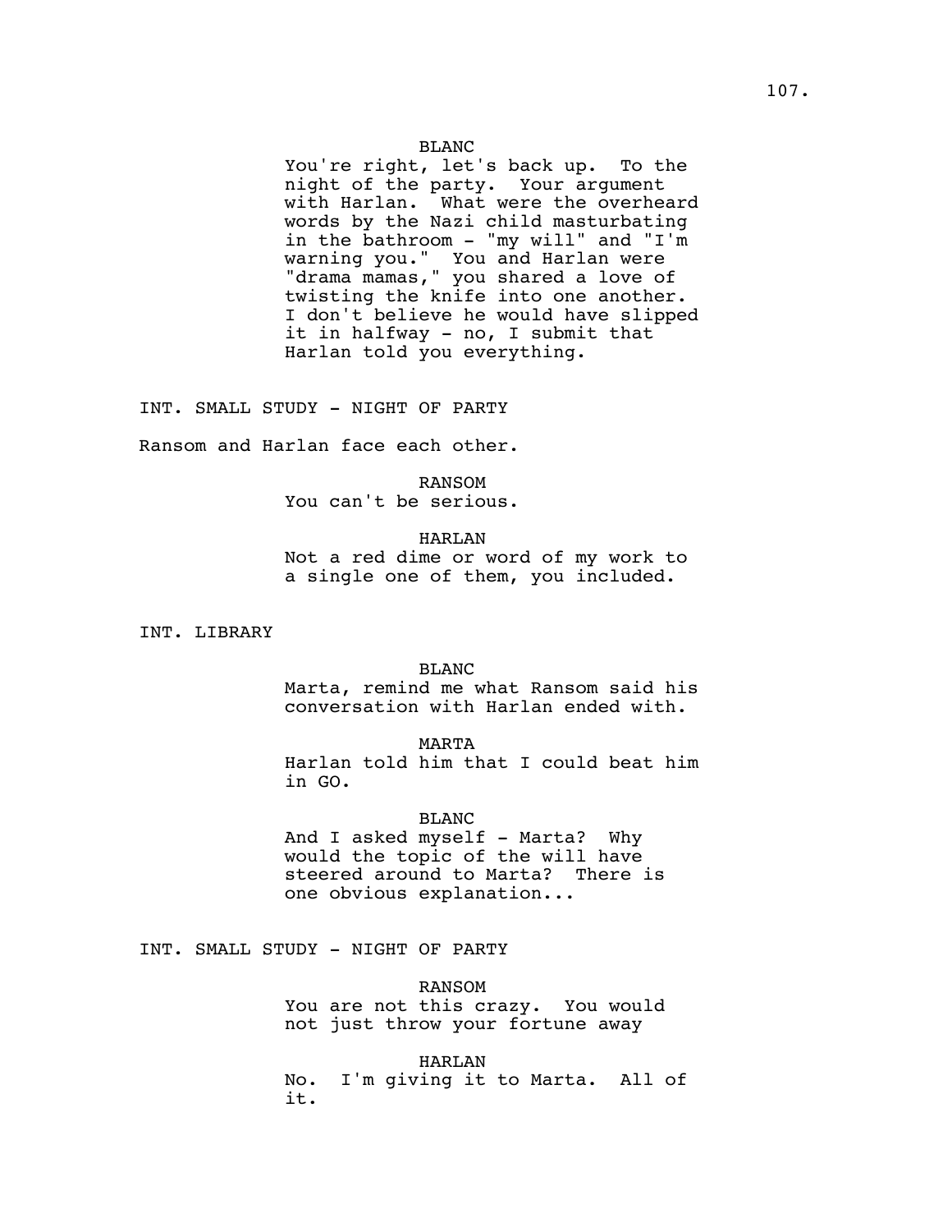BLANC

You're right, let's back up. To the night of the party. Your argument with Harlan. What were the overheard words by the Nazi child masturbating in the bathroom - "my will" and "I'm warning you." You and Harlan were "drama mamas," you shared a love of twisting the knife into one another. I don't believe he would have slipped it in halfway - no, I submit that Harlan told you everything.

INT. SMALL STUDY - NIGHT OF PARTY

Ransom and Harlan face each other.

RANSOM

You can't be serious.

HARLAN

Not a red dime or word of my work to a single one of them, you included.

INT. LIBRARY

BLANC

Marta, remind me what Ransom said his conversation with Harlan ended with.

MARTA

Harlan told him that I could beat him in GO.

BLANC

And I asked myself - Marta? Why would the topic of the will have steered around to Marta? There is one obvious explanation...

INT. SMALL STUDY - NIGHT OF PARTY

RANSOM

You are not this crazy. You would not just throw your fortune away

HARLAN

No. I'm giving it to Marta. All of it.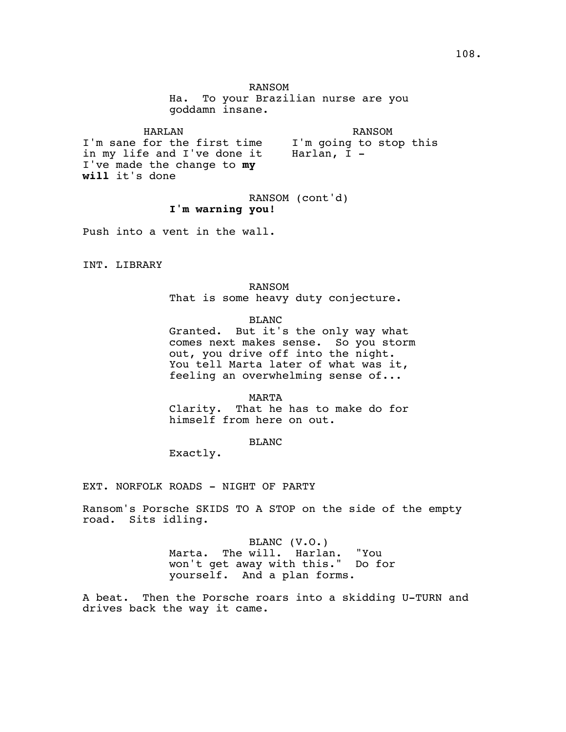RANSOM

Ha. To your Brazilian nurse are you goddamn insane.

HARLAN

I'm sane for the first time in my life and I've done it I've made the change to **my will** it's done

RANSOM

I'm going to stop this Harlan, I -

RANSOM (cont'd)

**I'm warning you!**

Push into a vent in the wall.

INT. LIBRARY

RANSOM

That is some heavy duty conjecture.

BLANC

Granted. But it's the only way what comes next makes sense. So you storm out, you drive off into the night. You tell Marta later of what was it, feeling an overwhelming sense of...

MARTA

Clarity. That he has to make do for himself from here on out.

BLANC

Exactly.

EXT. NORFOLK ROADS - NIGHT OF PARTY

Ransom's Porsche SKIDS TO A STOP on the side of the empty road. Sits idling.

BLANC (V.O.)

Marta. The will. Harlan. "You won't get away with this." Do for yourself. And a plan forms.

A beat. Then the Porsche roars into a skidding U-TURN and drives back the way it came.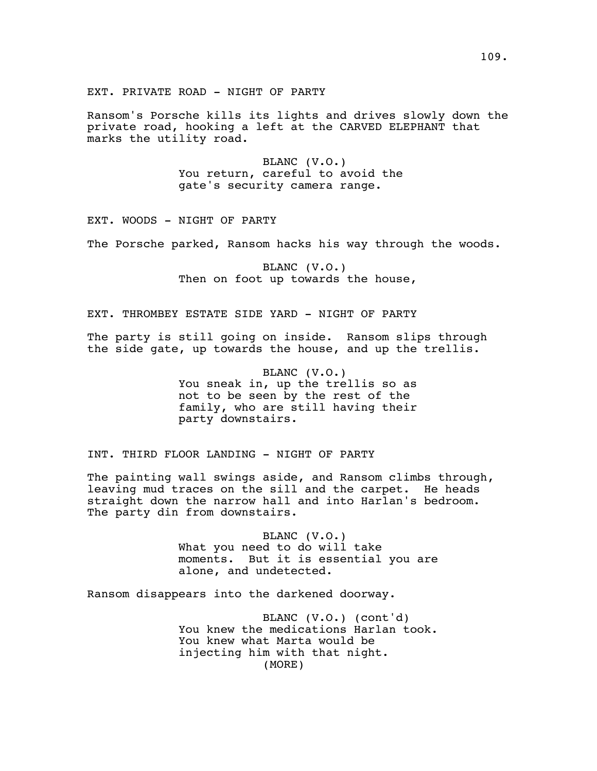EXT. PRIVATE ROAD - NIGHT OF PARTY

Ransom's Porsche kills its lights and drives slowly down the private road, hooking a left at the CARVED ELEPHANT that marks the utility road.

BLANC (V.O.)
You return, careful to avoid the gate's security camera range.

EXT. WOODS - NIGHT OF PARTY

The Porsche parked, Ransom hacks his way through the woods.

BLANC (V.O.)
Then on foot up towards the house,

EXT. THROMBEY ESTATE SIDE YARD - NIGHT OF PARTY

The party is still going on inside. Ransom slips through the side gate, up towards the house, and up the trellis.

BLANC (V.O.)
You sneak in, up the trellis so as not to be seen by the rest of the family, who are still having their party downstairs.

INT. THIRD FLOOR LANDING - NIGHT OF PARTY

The painting wall swings aside, and Ransom climbs through, leaving mud traces on the sill and the carpet. He heads straight down the narrow hall and into Harlan's bedroom. The party din from downstairs.

BLANC (V.O.)
What you need to do will take moments. But it is essential you are alone, and undetected.

Ransom disappears into the darkened doorway.

BLANC (V.O.) (cont'd)
You knew the medications Harlan took. You knew what Marta would be injecting him with that night.
(MORE)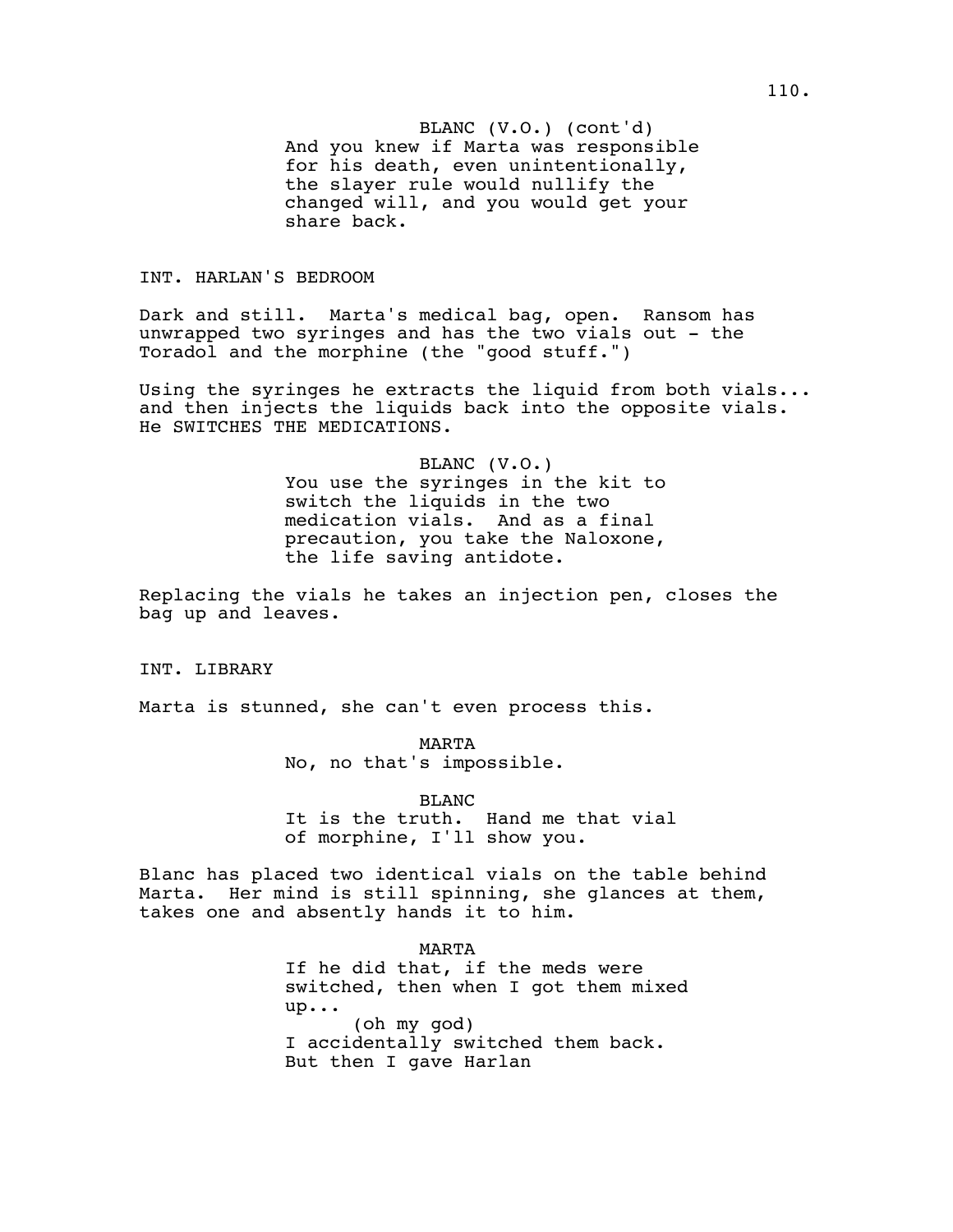BLANC (V.O.) (cont'd)
And you knew if Marta was responsible for his death, even unintentionally, the slayer rule would nullify the changed will, and you would get your share back.

INT. HARLAN'S BEDROOM

Dark and still. Marta's medical bag, open. Ransom has unwrapped two syringes and has the two vials out - the Toradol and the morphine (the "good stuff.")

Using the syringes he extracts the liquid from both vials... and then injects the liquids back into the opposite vials. He SWITCHES THE MEDICATIONS.

BLANC (V.O.)
You use the syringes in the kit to switch the liquids in the two medication vials. And as a final precaution, you take the Naloxone, the life saving antidote.

Replacing the vials he takes an injection pen, closes the bag up and leaves.

INT. LIBRARY

Marta is stunned, she can't even process this.

MARTA
No, no that's impossible.

BLANC
It is the truth. Hand me that vial of morphine, I'll show you.

Blanc has placed two identical vials on the table behind Marta. Her mind is still spinning, she glances at them, takes one and absently hands it to him.

MARTA
If he did that, if the meds were switched, then when I got them mixed up...
(oh my god)
I accidentally switched them back. But then I gave Harlan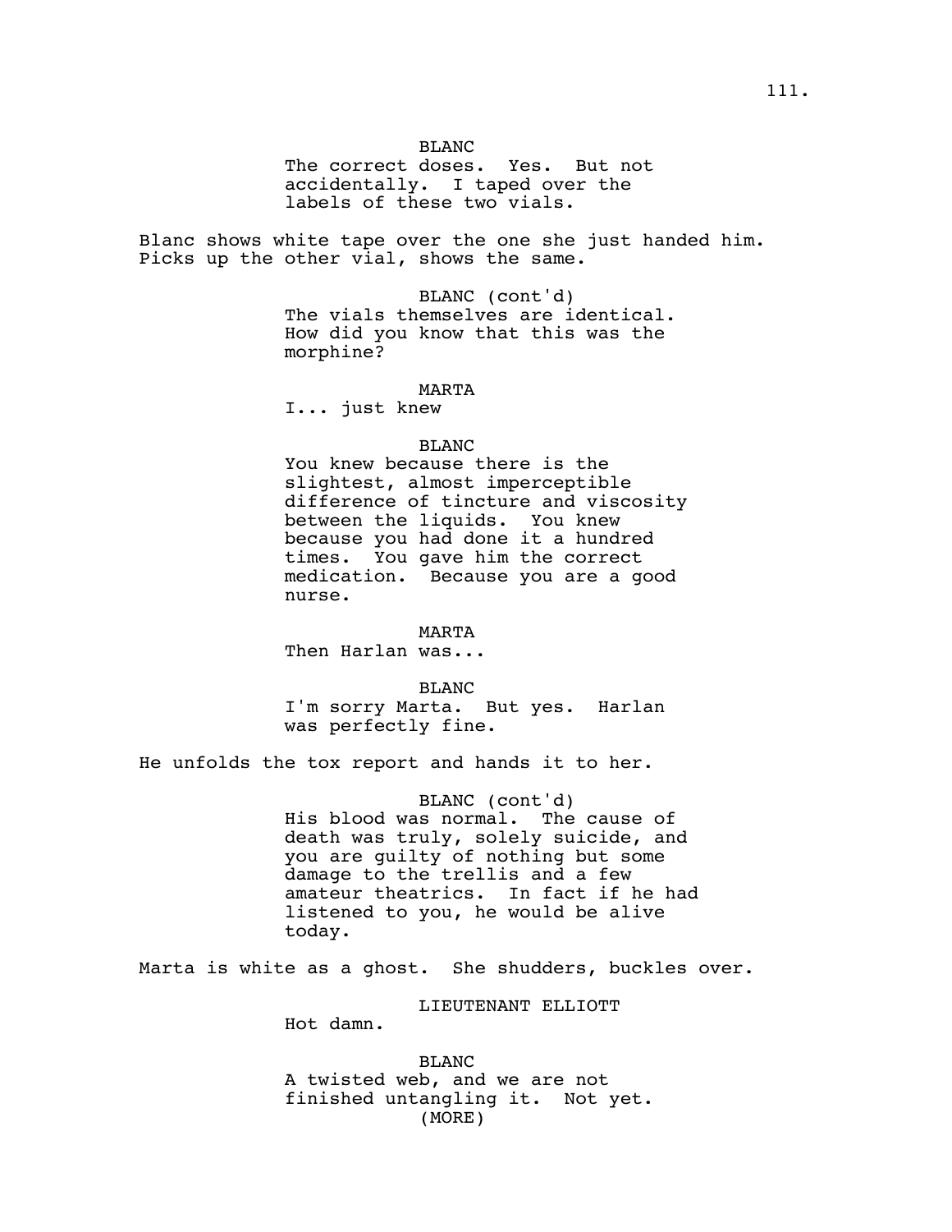BLANC
The correct doses. Yes. But not accidentally. I taped over the labels of these two vials.

Blanc shows white tape over the one she just handed him. Picks up the other vial, shows the same.

BLANC (cont'd)
The vials themselves are identical. How did you know that this was the morphine?

MARTA
I... just knew

BLANC
You knew because there is the slightest, almost imperceptible difference of tincture and viscosity between the liquids. You knew because you had done it a hundred times. You gave him the correct medication. Because you are a good nurse.

MARTA
Then Harlan was...

BLANC
I'm sorry Marta. But yes. Harlan was perfectly fine.

He unfolds the tox report and hands it to her.

BLANC (cont'd)
His blood was normal. The cause of death was truly, solely suicide, and you are guilty of nothing but some damage to the trellis and a few amateur theatrics. In fact if he had listened to you, he would be alive today.

Marta is white as a ghost. She shudders, buckles over.

LIEUTENANT ELLIOTT
Hot damn.

BLANC
A twisted web, and we are not finished untangling it. Not yet.
(MORE)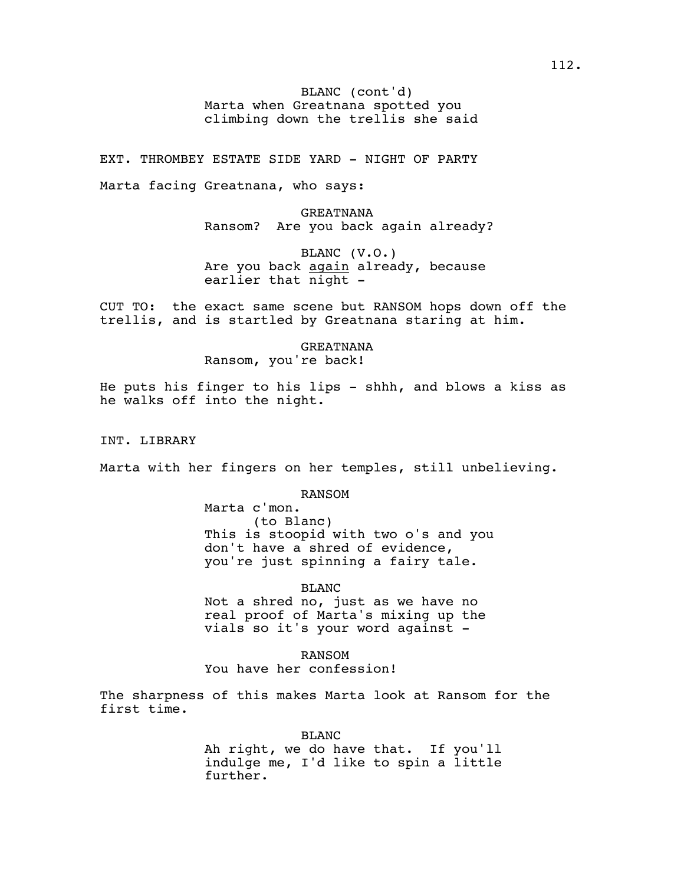BLANC (cont'd)
Marta when Greatnana spotted you climbing down the trellis she said

EXT. THROMBEY ESTATE SIDE YARD - NIGHT OF PARTY

Marta facing Greatnana, who says:

GREATNANA
Ransom? Are you back again already?

BLANC (V.O.)
Are you back _again_ already, because earlier that night -

CUT TO: the exact same scene but RANSOM hops down off the trellis, and is startled by Greatnana staring at him.

GREATNANA
Ransom, you're back!

He puts his finger to his lips - shhh, and blows a kiss as he walks off into the night.

INT. LIBRARY

Marta with her fingers on her temples, still unbelieving.

RANSOM
Marta c'mon.
(to Blanc)
This is stoopid with two o's and you don't have a shred of evidence, you're just spinning a fairy tale.

BLANC
Not a shred no, just as we have no real proof of Marta's mixing up the vials so it's your word against -

RANSOM
You have her confession!

The sharpness of this makes Marta look at Ransom for the first time.

BLANC
Ah right, we do have that. If you'll indulge me, I'd like to spin a little further.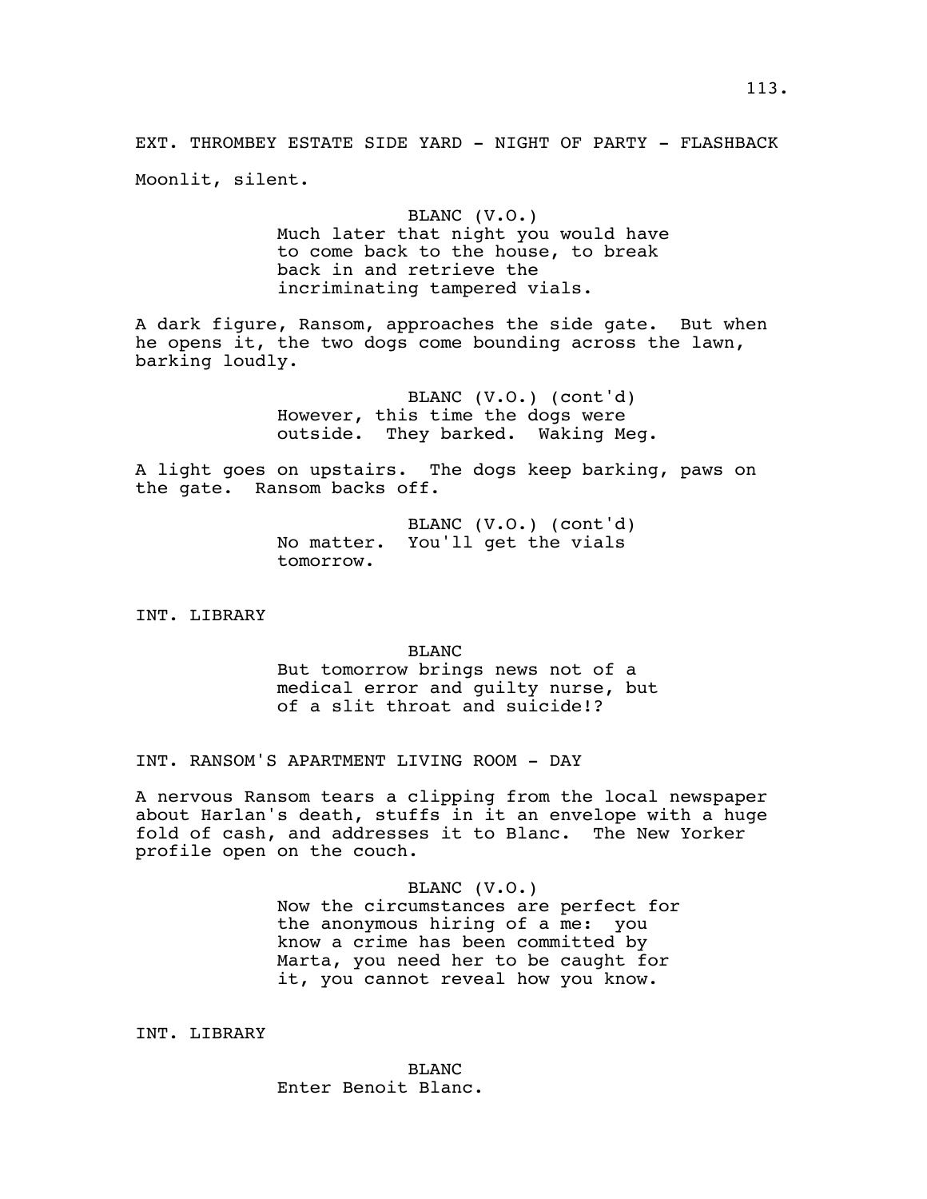EXT. THROMBEY ESTATE SIDE YARD - NIGHT OF PARTY - FLASHBACK

Moonlit, silent.

BLANC (V.O.)
Much later that night you would have to come back to the house, to break back in and retrieve the incriminating tampered vials.

A dark figure, Ransom, approaches the side gate. But when he opens it, the two dogs come bounding across the lawn, barking loudly.

BLANC (V.O.) (cont'd)
However, this time the dogs were outside. They barked. Waking Meg.

A light goes on upstairs. The dogs keep barking, paws on the gate. Ransom backs off.

BLANC (V.O.) (cont'd)
No matter. You'll get the vials tomorrow.

INT. LIBRARY

BLANC
But tomorrow brings news not of a medical error and guilty nurse, but of a slit throat and suicide!?

INT. RANSOM'S APARTMENT LIVING ROOM - DAY

A nervous Ransom tears a clipping from the local newspaper about Harlan's death, stuffs in it an envelope with a huge fold of cash, and addresses it to Blanc. The New Yorker profile open on the couch.

BLANC (V.O.)
Now the circumstances are perfect for the anonymous hiring of a me: you know a crime has been committed by Marta, you need her to be caught for it, you cannot reveal how you know.

INT. LIBRARY

BLANC
Enter Benoit Blanc.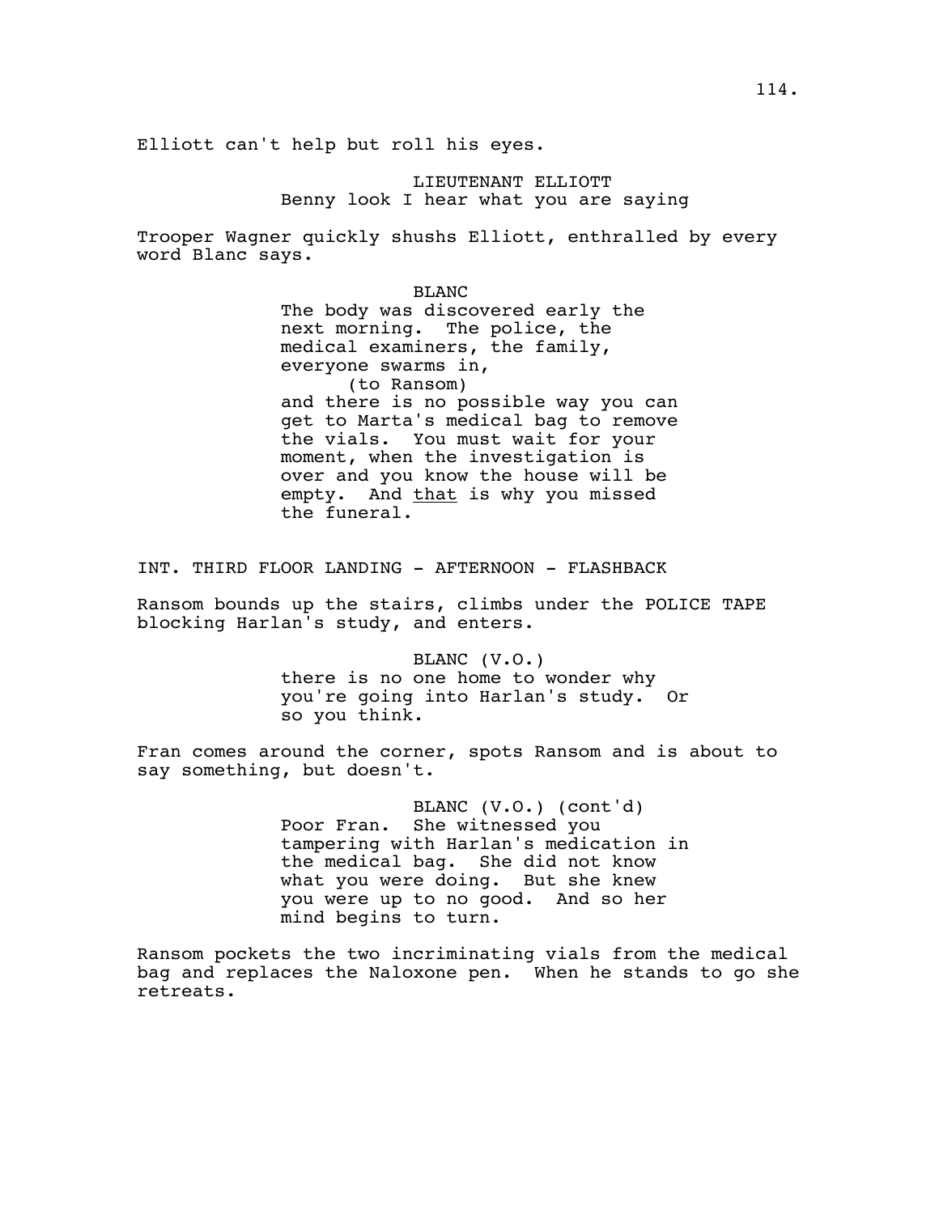Elliott can't help but roll his eyes.

LIEUTENANT ELLIOTT
Benny look I hear what you are saying

Trooper Wagner quickly shushs Elliott, enthralled by every word Blanc says.

BLANC
The body was discovered early the next morning. The police, the medical examiners, the family, everyone swarms in,
(to Ransom)
and there is no possible way you can get to Marta's medical bag to remove the vials. You must wait for your moment, when the investigation is over and you know the house will be empty. And <u>that</u> is why you missed the funeral.

INT. THIRD FLOOR LANDING - AFTERNOON - FLASHBACK

Ransom bounds up the stairs, climbs under the POLICE TAPE blocking Harlan's study, and enters.

BLANC (V.O.)
there is no one home to wonder why you're going into Harlan's study. Or so you think.

Fran comes around the corner, spots Ransom and is about to say something, but doesn't.

BLANC (V.O.) (cont'd)
Poor Fran. She witnessed you tampering with Harlan's medication in the medical bag. She did not know what you were doing. But she knew you were up to no good. And so her mind begins to turn.

Ransom pockets the two incriminating vials from the medical bag and replaces the Naloxone pen. When he stands to go she retreats.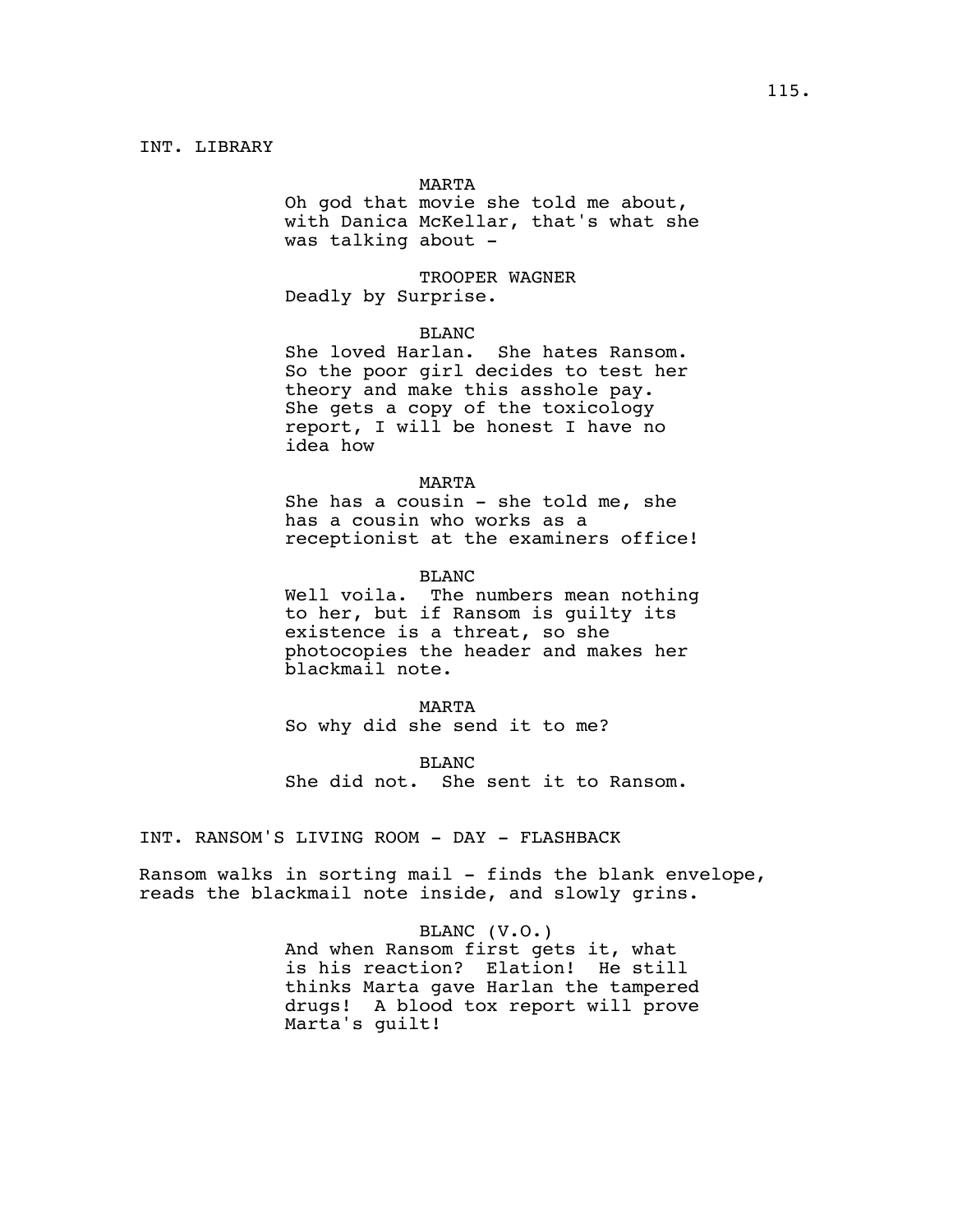INT. LIBRARY

MARTA
Oh god that movie she told me about, with Danica McKellar, that's what she was talking about -

TROOPER WAGNER
Deadly by Surprise.

BLANC
She loved Harlan. She hates Ransom. So the poor girl decides to test her theory and make this asshole pay. She gets a copy of the toxicology report, I will be honest I have no idea how

MARTA
She has a cousin - she told me, she has a cousin who works as a receptionist at the examiners office!

BLANC
Well voila. The numbers mean nothing to her, but if Ransom is guilty its existence is a threat, so she photocopies the header and makes her blackmail note.

MARTA
So why did she send it to me?

BLANC
She did not. She sent it to Ransom.

INT. RANSOM'S LIVING ROOM - DAY - FLASHBACK

Ransom walks in sorting mail - finds the blank envelope, reads the blackmail note inside, and slowly grins.

BLANC (V.O.)
And when Ransom first gets it, what is his reaction? Elation! He still thinks Marta gave Harlan the tampered drugs! A blood tox report will prove Marta's guilt!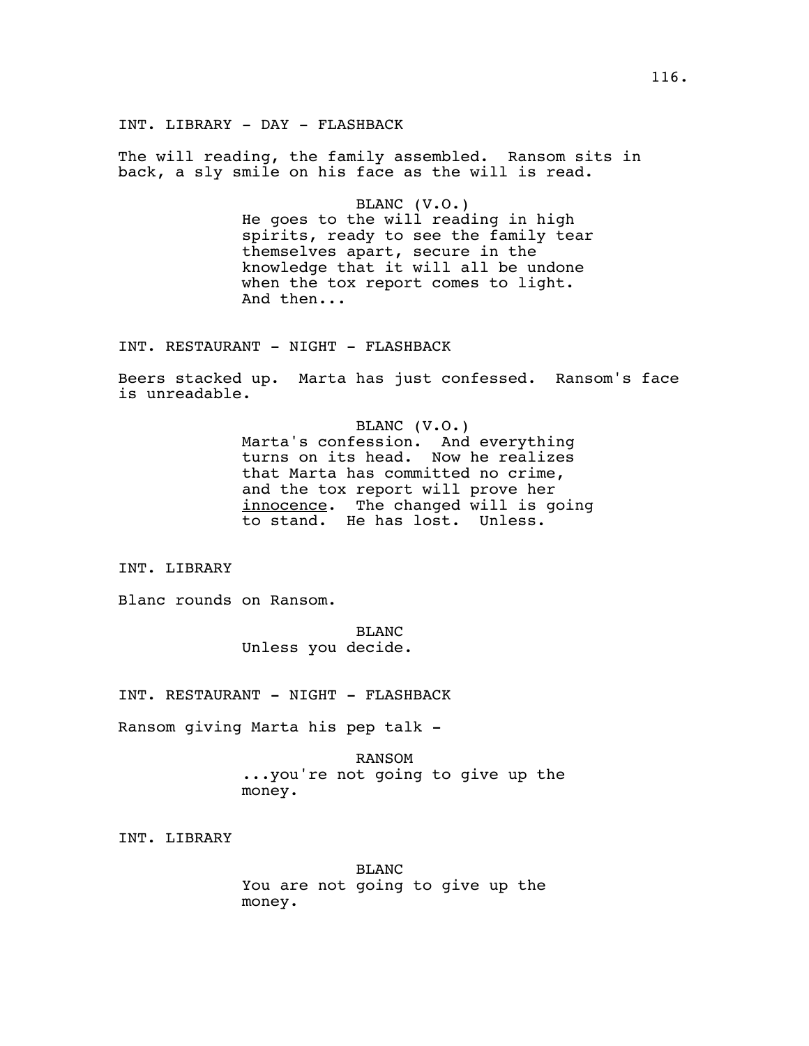INT. LIBRARY - DAY - FLASHBACK

The will reading, the family assembled. Ransom sits in back, a sly smile on his face as the will is read.

BLANC (V.O.)
He goes to the will reading in high spirits, ready to see the family tear themselves apart, secure in the knowledge that it will all be undone when the tox report comes to light. And then...

INT. RESTAURANT - NIGHT - FLASHBACK

Beers stacked up. Marta has just confessed. Ransom's face is unreadable.

BLANC (V.O.)
Marta's confession. And everything turns on its head. Now he realizes that Marta has committed no crime, and the tox report will prove her <u>innocence</u>. The changed will is going to stand. He has lost. Unless.

INT. LIBRARY

Blanc rounds on Ransom.

BLANC
Unless you decide.

INT. RESTAURANT - NIGHT - FLASHBACK

Ransom giving Marta his pep talk -

RANSOM
...you're not going to give up the money.

INT. LIBRARY

BLANC
You are not going to give up the money.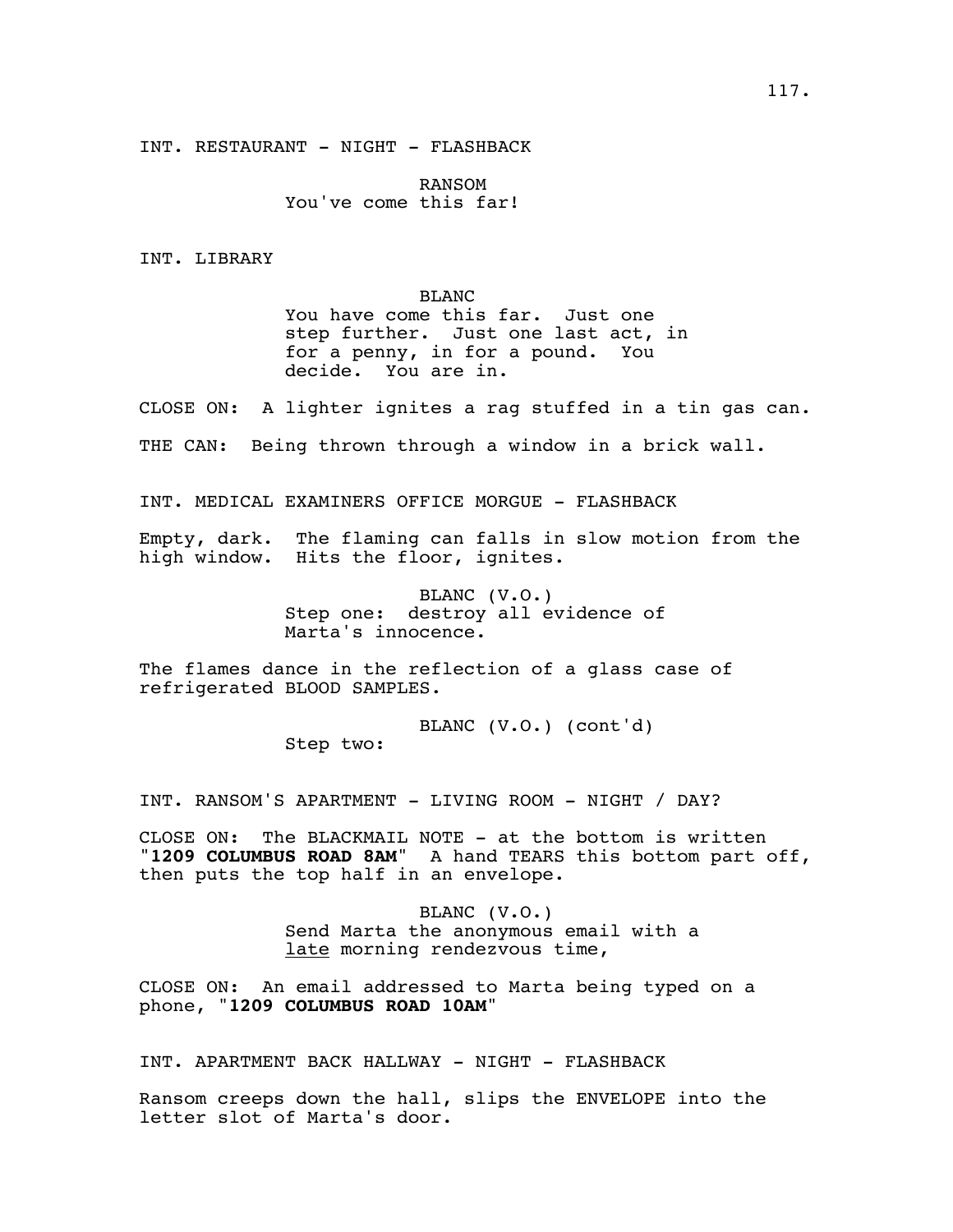INT. RESTAURANT - NIGHT - FLASHBACK

RANSOM
You've come this far!

INT. LIBRARY

BLANC
You have come this far. Just one step further. Just one last act, in for a penny, in for a pound. You decide. You are in.

CLOSE ON: A lighter ignites a rag stuffed in a tin gas can.

THE CAN: Being thrown through a window in a brick wall.

INT. MEDICAL EXAMINERS OFFICE MORGUE - FLASHBACK

Empty, dark. The flaming can falls in slow motion from the high window. Hits the floor, ignites.

BLANC (V.O.)
Step one: destroy all evidence of Marta's innocence.

The flames dance in the reflection of a glass case of refrigerated BLOOD SAMPLES.

BLANC (V.O.) (cont'd)
Step two:

INT. RANSOM'S APARTMENT - LIVING ROOM - NIGHT / DAY?

CLOSE ON: The BLACKMAIL NOTE - at the bottom is written "**1209 COLUMBUS ROAD 8AM**" A hand TEARS this bottom part off, then puts the top half in an envelope.

BLANC (V.O.)
Send Marta the anonymous email with a late morning rendezvous time,

CLOSE ON: An email addressed to Marta being typed on a phone, "**1209 COLUMBUS ROAD 10AM**"

INT. APARTMENT BACK HALLWAY - NIGHT - FLASHBACK

Ransom creeps down the hall, slips the ENVELOPE into the letter slot of Marta's door.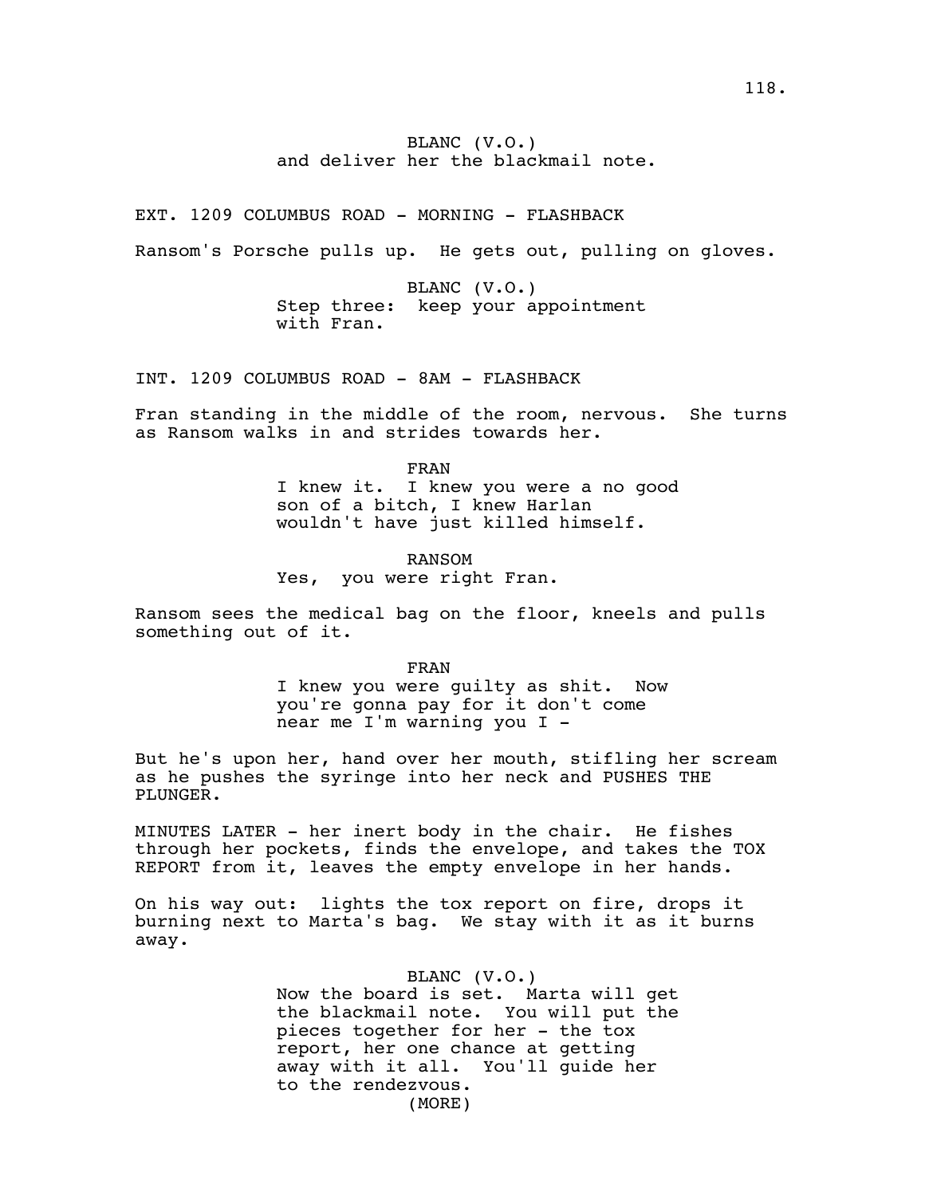BLANC (V.O.)
and deliver her the blackmail note.

EXT. 1209 COLUMBUS ROAD - MORNING - FLASHBACK

Ransom's Porsche pulls up. He gets out, pulling on gloves.

BLANC (V.O.)
Step three: keep your appointment with Fran.

INT. 1209 COLUMBUS ROAD - 8AM - FLASHBACK

Fran standing in the middle of the room, nervous. She turns as Ransom walks in and strides towards her.

FRAN
I knew it. I knew you were a no good son of a bitch, I knew Harlan wouldn't have just killed himself.

RANSOM
Yes, you were right Fran.

Ransom sees the medical bag on the floor, kneels and pulls something out of it.

FRAN
I knew you were guilty as shit. Now you're gonna pay for it don't come near me I'm warning you I -

But he's upon her, hand over her mouth, stifling her scream as he pushes the syringe into her neck and PUSHES THE PLUNGER.

MINUTES LATER - her inert body in the chair. He fishes through her pockets, finds the envelope, and takes the TOX REPORT from it, leaves the empty envelope in her hands.

On his way out: lights the tox report on fire, drops it burning next to Marta's bag. We stay with it as it burns away.

BLANC (V.O.)
Now the board is set. Marta will get the blackmail note. You will put the pieces together for her - the tox report, her one chance at getting away with it all. You'll guide her to the rendezvous.
(MORE)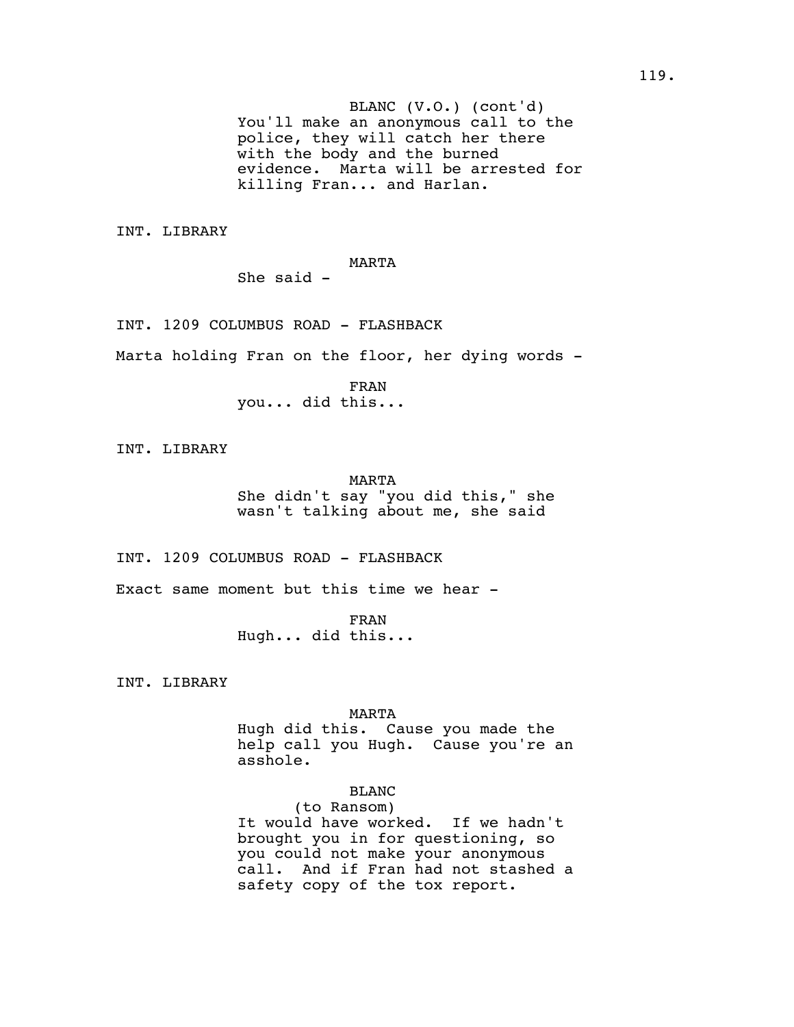BLANC (V.O.) (cont'd)
You'll make an anonymous call to the police, they will catch her there with the body and the burned evidence. Marta will be arrested for killing Fran... and Harlan.

INT. LIBRARY

MARTA
She said -

INT. 1209 COLUMBUS ROAD - FLASHBACK

Marta holding Fran on the floor, her dying words -

FRAN
you... did this...

INT. LIBRARY

MARTA
She didn't say "you did this," she wasn't talking about me, she said

INT. 1209 COLUMBUS ROAD - FLASHBACK

Exact same moment but this time we hear -

FRAN
Hugh... did this...

INT. LIBRARY

MARTA
Hugh did this. Cause you made the help call you Hugh. Cause you're an asshole.

BLANC
(to Ransom)
It would have worked. If we hadn't brought you in for questioning, so you could not make your anonymous call. And if Fran had not stashed a safety copy of the tox report.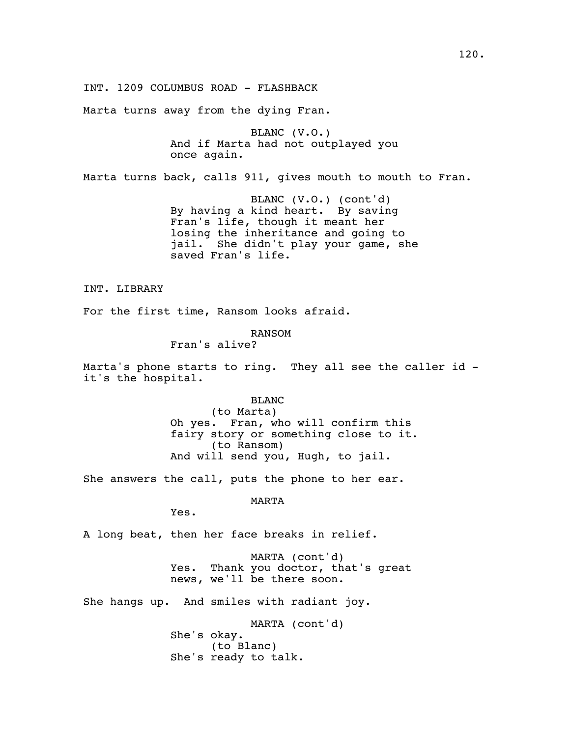INT. 1209 COLUMBUS ROAD - FLASHBACK

Marta turns away from the dying Fran.

BLANC (V.O.)
And if Marta had not outplayed you once again.

Marta turns back, calls 911, gives mouth to mouth to Fran.

BLANC (V.O.) (cont'd)
By having a kind heart. By saving Fran's life, though it meant her losing the inheritance and going to jail. She didn't play your game, she saved Fran's life.

INT. LIBRARY

For the first time, Ransom looks afraid.

RANSOM
Fran's alive?

Marta's phone starts to ring. They all see the caller id - it's the hospital.

BLANC
(to Marta)
Oh yes. Fran, who will confirm this fairy story or something close to it.
(to Ransom)
And will send you, Hugh, to jail.

She answers the call, puts the phone to her ear.

MARTA
Yes.

A long beat, then her face breaks in relief.

MARTA (cont'd)
Yes. Thank you doctor, that's great news, we'll be there soon.

She hangs up. And smiles with radiant joy.

MARTA (cont'd)
She's okay.
(to Blanc)
She's ready to talk.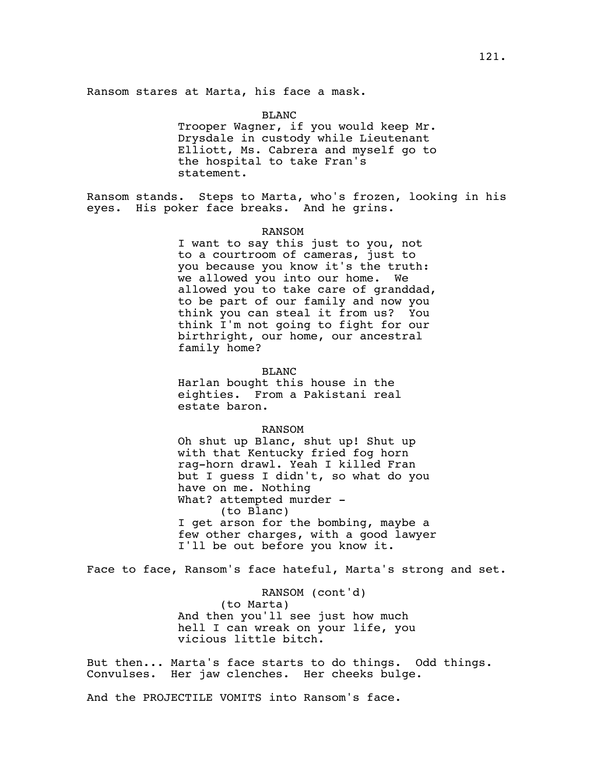Ransom stares at Marta, his face a mask.

BLANC
Trooper Wagner, if you would keep Mr. Drysdale in custody while Lieutenant Elliott, Ms. Cabrera and myself go to the hospital to take Fran's statement.

Ransom stands. Steps to Marta, who's frozen, looking in his eyes. His poker face breaks. And he grins.

RANSOM
I want to say this just to you, not to a courtroom of cameras, just to you because you know it's the truth: we allowed you into our home. We allowed you to take care of granddad, to be part of our family and now you think you can steal it from us? You think I'm not going to fight for our birthright, our home, our ancestral family home?

BLANC
Harlan bought this house in the eighties. From a Pakistani real estate baron.

RANSOM
Oh shut up Blanc, shut up! Shut up with that Kentucky fried fog horn rag-horn drawl. Yeah I killed Fran but I guess I didn't, so what do you have on me. Nothing
What? attempted murder -
(to Blanc)
I get arson for the bombing, maybe a few other charges, with a good lawyer I'll be out before you know it.

Face to face, Ransom's face hateful, Marta's strong and set.

RANSOM (cont'd)
(to Marta)
And then you'll see just how much hell I can wreak on your life, you vicious little bitch.

But then... Marta's face starts to do things. Odd things. Convulses. Her jaw clenches. Her cheeks bulge.

And the PROJECTILE VOMITS into Ransom's face.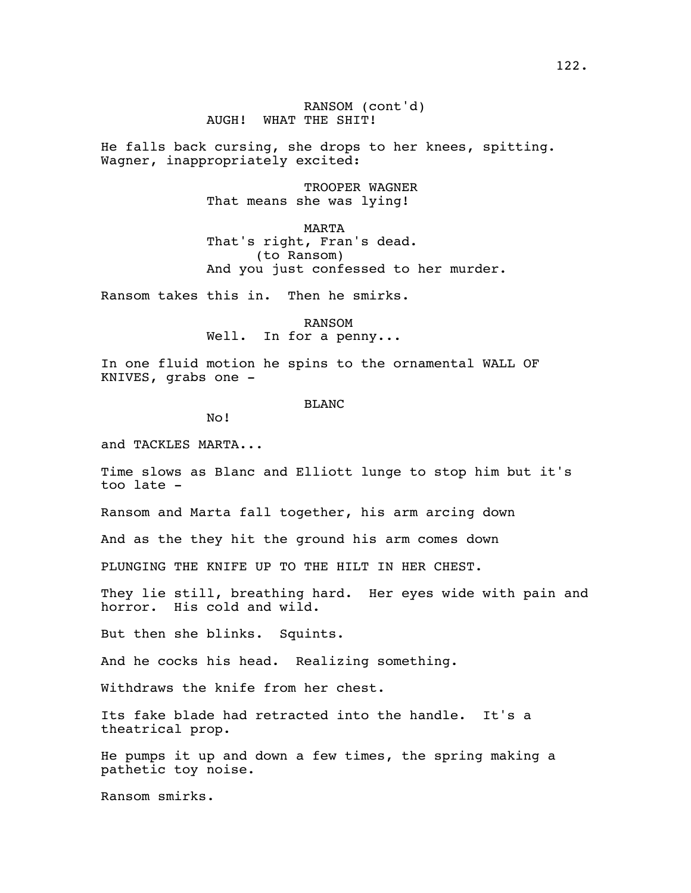RANSOM (cont'd)
AUGH! WHAT THE SHIT!

He falls back cursing, she drops to her knees, spitting. Wagner, inappropriately excited:

TROOPER WAGNER
That means she was lying!

MARTA
That's right, Fran's dead.
(to Ransom)
And you just confessed to her murder.

Ransom takes this in. Then he smirks.

RANSOM
Well. In for a penny...

In one fluid motion he spins to the ornamental WALL OF KNIVES, grabs one -

BLANC
No!

and TACKLES MARTA...

Time slows as Blanc and Elliott lunge to stop him but it's too late -

Ransom and Marta fall together, his arm arcing down

And as the they hit the ground his arm comes down

PLUNGING THE KNIFE UP TO THE HILT IN HER CHEST.

They lie still, breathing hard. Her eyes wide with pain and horror. His cold and wild.

But then she blinks. Squints.

And he cocks his head. Realizing something.

Withdraws the knife from her chest.

Its fake blade had retracted into the handle. It's a theatrical prop.

He pumps it up and down a few times, the spring making a pathetic toy noise.

Ransom smirks.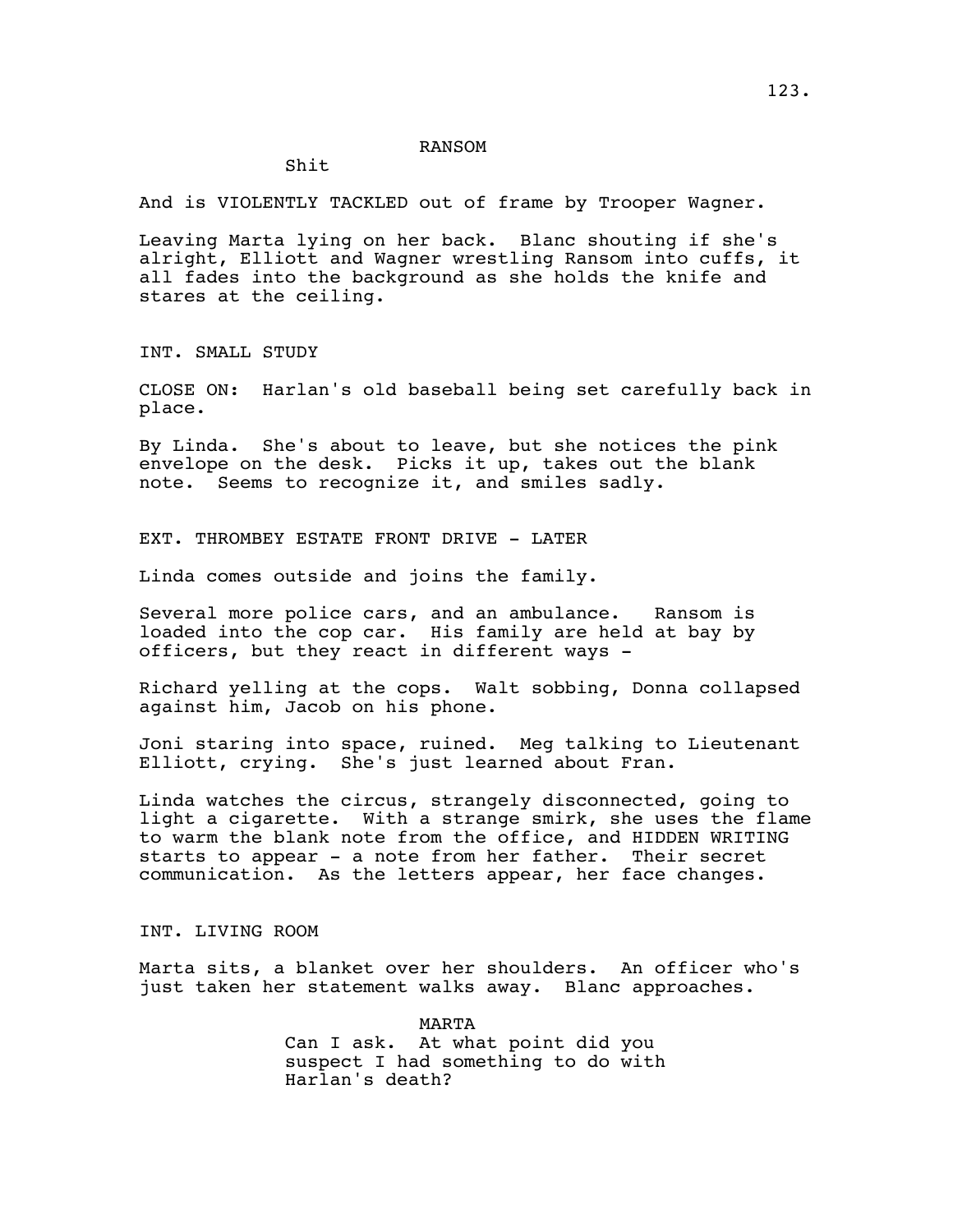RANSOM

Shit

And is VIOLENTLY TACKLED out of frame by Trooper Wagner.

Leaving Marta lying on her back. Blanc shouting if she's alright, Elliott and Wagner wrestling Ransom into cuffs, it all fades into the background as she holds the knife and stares at the ceiling.

INT. SMALL STUDY

CLOSE ON: Harlan's old baseball being set carefully back in place.

By Linda. She's about to leave, but she notices the pink envelope on the desk. Picks it up, takes out the blank note. Seems to recognize it, and smiles sadly.

EXT. THROMBEY ESTATE FRONT DRIVE - LATER

Linda comes outside and joins the family.

Several more police cars, and an ambulance. Ransom is loaded into the cop car. His family are held at bay by officers, but they react in different ways -

Richard yelling at the cops. Walt sobbing, Donna collapsed against him, Jacob on his phone.

Joni staring into space, ruined. Meg talking to Lieutenant Elliott, crying. She's just learned about Fran.

Linda watches the circus, strangely disconnected, going to light a cigarette. With a strange smirk, she uses the flame to warm the blank note from the office, and HIDDEN WRITING starts to appear - a note from her father. Their secret communication. As the letters appear, her face changes.

INT. LIVING ROOM

Marta sits, a blanket over her shoulders. An officer who's just taken her statement walks away. Blanc approaches.

MARTA

Can I ask. At what point did you suspect I had something to do with Harlan's death?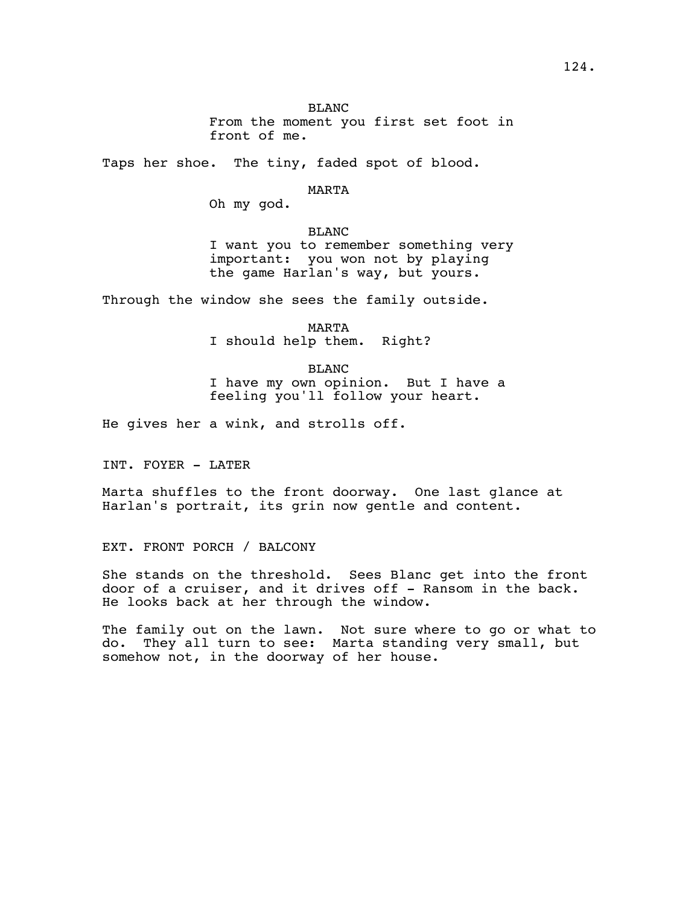BLANC

From the moment you first set foot in front of me.

Taps her shoe. The tiny, faded spot of blood.

MARTA

Oh my god.

BLANC

I want you to remember something very important: you won not by playing the game Harlan's way, but yours.

Through the window she sees the family outside.

MARTA

I should help them. Right?

BLANC

I have my own opinion. But I have a feeling you'll follow your heart.

He gives her a wink, and strolls off.

INT. FOYER - LATER

Marta shuffles to the front doorway. One last glance at Harlan's portrait, its grin now gentle and content.

EXT. FRONT PORCH / BALCONY

She stands on the threshold. Sees Blanc get into the front door of a cruiser, and it drives off - Ransom in the back. He looks back at her through the window.

The family out on the lawn. Not sure where to go or what to do. They all turn to see: Marta standing very small, but somehow not, in the doorway of her house.